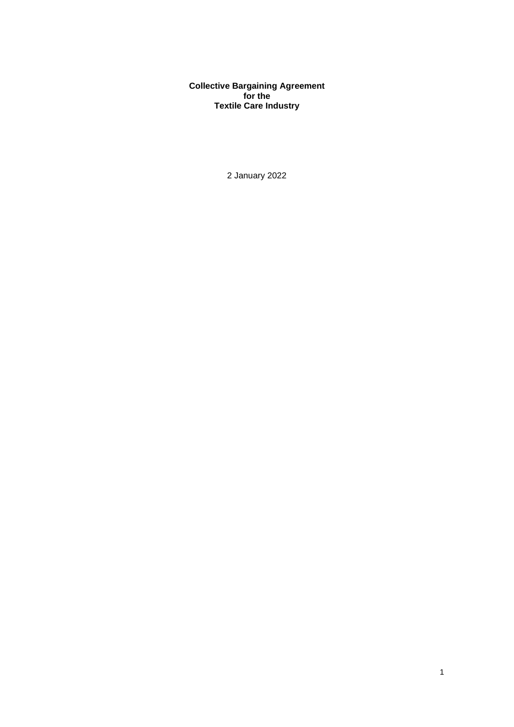# Collective Bargaining Agreement
# for the
# Textile Care Industry

2 January 2022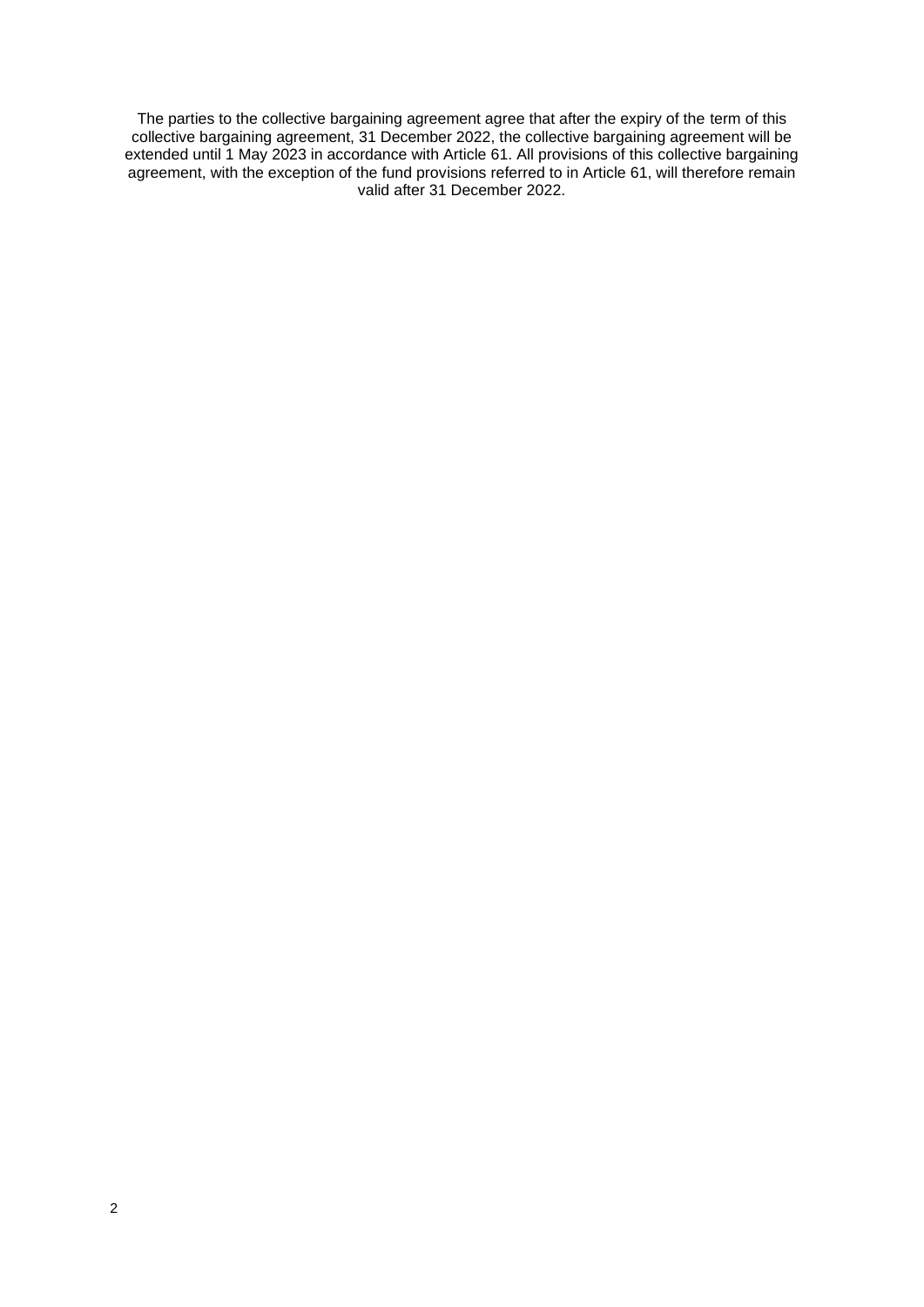The parties to the collective bargaining agreement agree that after the expiry of the term of this collective bargaining agreement, 31 December 2022, the collective bargaining agreement will be extended until 1 May 2023 in accordance with Article 61. All provisions of this collective bargaining agreement, with the exception of the fund provisions referred to in Article 61, will therefore remain valid after 31 December 2022.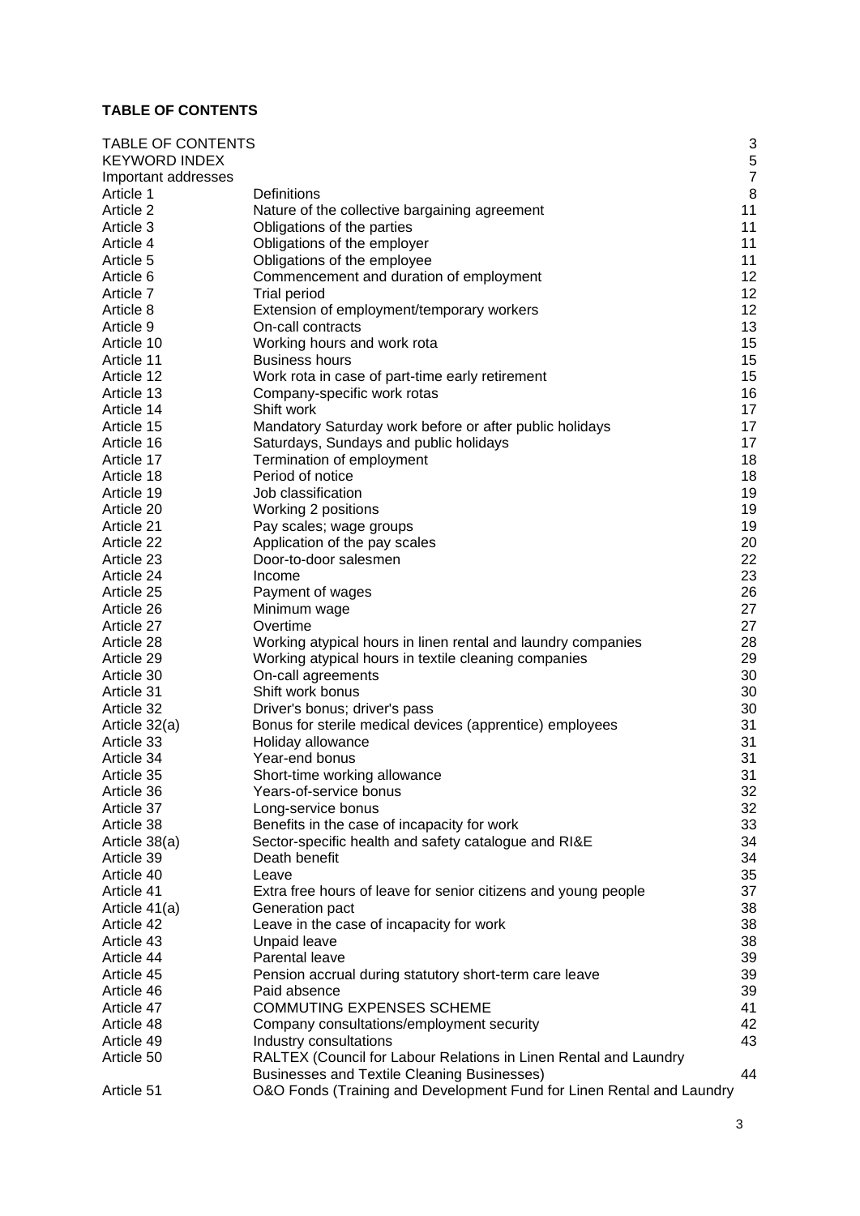**TABLE OF CONTENTS**

| | | |
|---|---|---|
| TABLE OF CONTENTS | | 3 |
| KEYWORD INDEX | | 5 |
| Important addresses | | 7 |
| Article 1 | Definitions | 8 |
| Article 2 | Nature of the collective bargaining agreement | 11 |
| Article 3 | Obligations of the parties | 11 |
| Article 4 | Obligations of the employer | 11 |
| Article 5 | Obligations of the employee | 11 |
| Article 6 | Commencement and duration of employment | 12 |
| Article 7 | Trial period | 12 |
| Article 8 | Extension of employment/temporary workers | 12 |
| Article 9 | On-call contracts | 13 |
| Article 10 | Working hours and work rota | 15 |
| Article 11 | Business hours | 15 |
| Article 12 | Work rota in case of part-time early retirement | 15 |
| Article 13 | Company-specific work rotas | 16 |
| Article 14 | Shift work | 17 |
| Article 15 | Mandatory Saturday work before or after public holidays | 17 |
| Article 16 | Saturdays, Sundays and public holidays | 17 |
| Article 17 | Termination of employment | 18 |
| Article 18 | Period of notice | 18 |
| Article 19 | Job classification | 19 |
| Article 20 | Working 2 positions | 19 |
| Article 21 | Pay scales; wage groups | 19 |
| Article 22 | Application of the pay scales | 20 |
| Article 23 | Door-to-door salesmen | 22 |
| Article 24 | Income | 23 |
| Article 25 | Payment of wages | 26 |
| Article 26 | Minimum wage | 27 |
| Article 27 | Overtime | 27 |
| Article 28 | Working atypical hours in linen rental and laundry companies | 28 |
| Article 29 | Working atypical hours in textile cleaning companies | 29 |
| Article 30 | On-call agreements | 30 |
| Article 31 | Shift work bonus | 30 |
| Article 32 | Driver's bonus; driver's pass | 30 |
| Article 32(a) | Bonus for sterile medical devices (apprentice) employees | 31 |
| Article 33 | Holiday allowance | 31 |
| Article 34 | Year-end bonus | 31 |
| Article 35 | Short-time working allowance | 31 |
| Article 36 | Years-of-service bonus | 32 |
| Article 37 | Long-service bonus | 32 |
| Article 38 | Benefits in the case of incapacity for work | 33 |
| Article 38(a) | Sector-specific health and safety catalogue and RI&E | 34 |
| Article 39 | Death benefit | 34 |
| Article 40 | Leave | 35 |
| Article 41 | Extra free hours of leave for senior citizens and young people | 37 |
| Article 41(a) | Generation pact | 38 |
| Article 42 | Leave in the case of incapacity for work | 38 |
| Article 43 | Unpaid leave | 38 |
| Article 44 | Parental leave | 39 |
| Article 45 | Pension accrual during statutory short-term care leave | 39 |
| Article 46 | Paid absence | 39 |
| Article 47 | COMMUTING EXPENSES SCHEME | 41 |
| Article 48 | Company consultations/employment security | 42 |
| Article 49 | Industry consultations | 43 |
| Article 50 | RALTEX (Council for Labour Relations in Linen Rental and Laundry Businesses and Textile Cleaning Businesses) | 44 |
| Article 51 | O&O Fonds (Training and Development Fund for Linen Rental and Laundry | |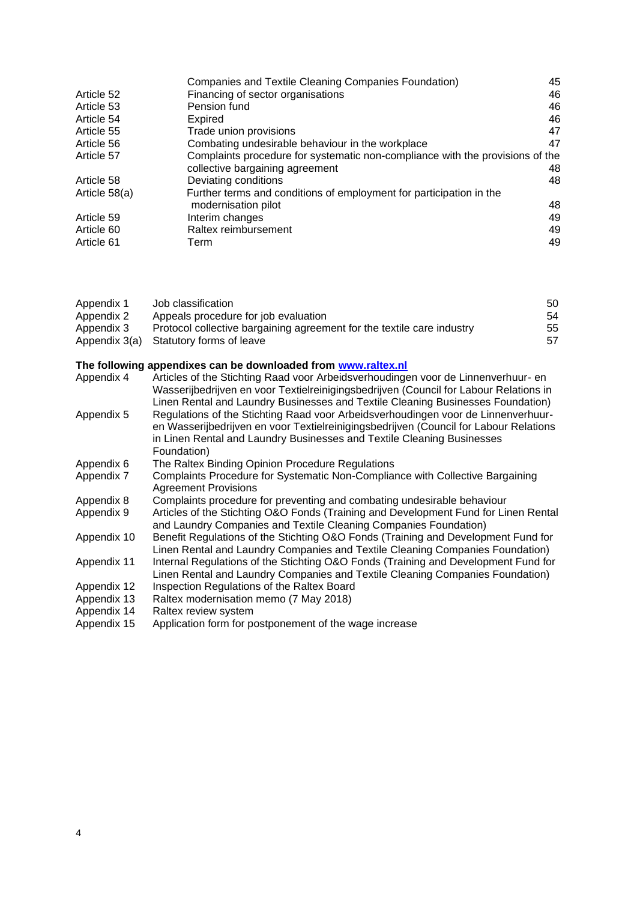| | | |
|---|---|---|
| | Companies and Textile Cleaning Companies Foundation) | 45 |
| Article 52 | Financing of sector organisations | 46 |
| Article 53 | Pension fund | 46 |
| Article 54 | Expired | 46 |
| Article 55 | Trade union provisions | 47 |
| Article 56 | Combating undesirable behaviour in the workplace | 47 |
| Article 57 | Complaints procedure for systematic non-compliance with the provisions of the collective bargaining agreement | 48 |
| Article 58 | Deviating conditions | 48 |
| Article 58(a) | Further terms and conditions of employment for participation in the modernisation pilot | 48 |
| Article 59 | Interim changes | 49 |
| Article 60 | Raltex reimbursement | 49 |
| Article 61 | Term | 49 |

| | | |
|---|---|---|
| Appendix 1 | Job classification | 50 |
| Appendix 2 | Appeals procedure for job evaluation | 54 |
| Appendix 3 | Protocol collective bargaining agreement for the textile care industry | 55 |
| Appendix 3(a) | Statutory forms of leave | 57 |

**The following appendixes can be downloaded from www.raltex.nl**

| | |
|---|---|
| Appendix 4 | Articles of the Stichting Raad voor Arbeidsverhoudingen voor de Linnenverhuur- en Wasserijbedrijven en voor Textielreinigingsbedrijven (Council for Labour Relations in Linen Rental and Laundry Businesses and Textile Cleaning Businesses Foundation) |
| Appendix 5 | Regulations of the Stichting Raad voor Arbeidsverhoudingen voor de Linnenverhuur- en Wasserijbedrijven en voor Textielreinigingsbedrijven (Council for Labour Relations in Linen Rental and Laundry Businesses and Textile Cleaning Businesses Foundation) |
| Appendix 6 | The Raltex Binding Opinion Procedure Regulations |
| Appendix 7 | Complaints Procedure for Systematic Non-Compliance with Collective Bargaining Agreement Provisions |
| Appendix 8 | Complaints procedure for preventing and combating undesirable behaviour |
| Appendix 9 | Articles of the Stichting O&O Fonds (Training and Development Fund for Linen Rental and Laundry Companies and Textile Cleaning Companies Foundation) |
| Appendix 10 | Benefit Regulations of the Stichting O&O Fonds (Training and Development Fund for Linen Rental and Laundry Companies and Textile Cleaning Companies Foundation) |
| Appendix 11 | Internal Regulations of the Stichting O&O Fonds (Training and Development Fund for Linen Rental and Laundry Companies and Textile Cleaning Companies Foundation) |
| Appendix 12 | Inspection Regulations of the Raltex Board |
| Appendix 13 | Raltex modernisation memo (7 May 2018) |
| Appendix 14 | Raltex review system |
| Appendix 15 | Application form for postponement of the wage increase |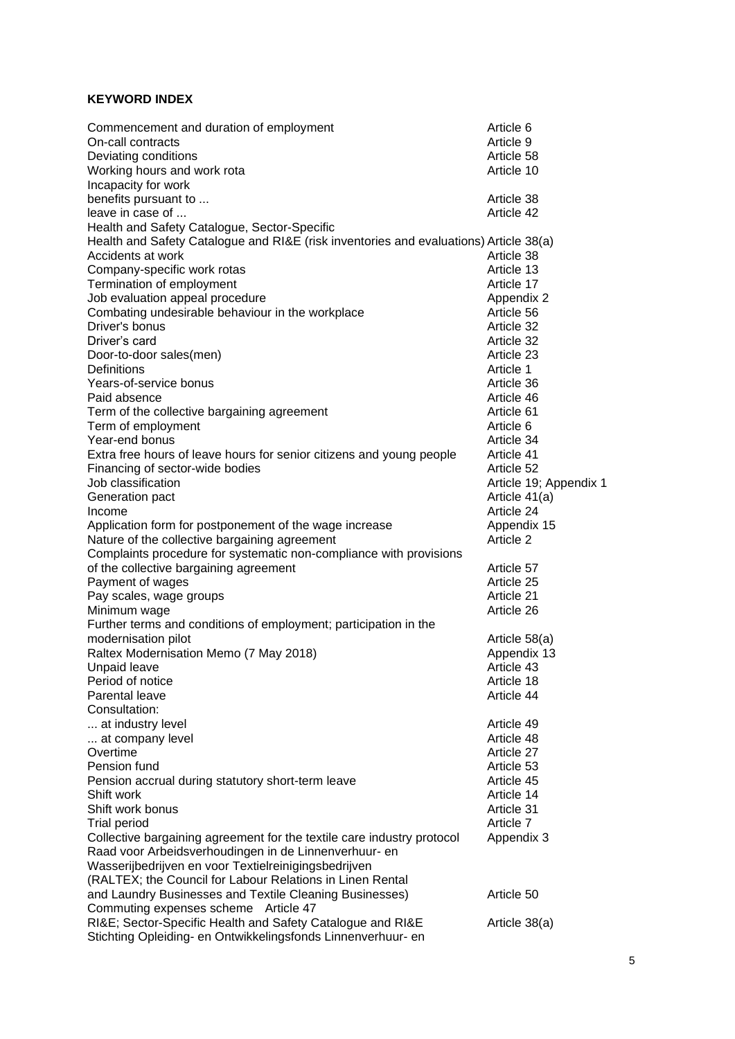**KEYWORD INDEX**

| | |
|---|---|
| Commencement and duration of employment | Article 6 |
| On-call contracts | Article 9 |
| Deviating conditions | Article 58 |
| Working hours and work rota | Article 10 |
| Incapacity for work | |
| benefits pursuant to ... | Article 38 |
| leave in case of ... | Article 42 |
| Health and Safety Catalogue, Sector-Specific | |
| Health and Safety Catalogue and RI&E (risk inventories and evaluations) | Article 38(a) |
| Accidents at work | Article 38 |
| Company-specific work rotas | Article 13 |
| Termination of employment | Article 17 |
| Job evaluation appeal procedure | Appendix 2 |
| Combating undesirable behaviour in the workplace | Article 56 |
| Driver's bonus | Article 32 |
| Driver's card | Article 32 |
| Door-to-door sales(men) | Article 23 |
| Definitions | Article 1 |
| Years-of-service bonus | Article 36 |
| Paid absence | Article 46 |
| Term of the collective bargaining agreement | Article 61 |
| Term of employment | Article 6 |
| Year-end bonus | Article 34 |
| Extra free hours of leave hours for senior citizens and young people | Article 41 |
| Financing of sector-wide bodies | Article 52 |
| Job classification | Article 19; Appendix 1 |
| Generation pact | Article 41(a) |
| Income | Article 24 |
| Application form for postponement of the wage increase | Appendix 15 |
| Nature of the collective bargaining agreement | Article 2 |
| Complaints procedure for systematic non-compliance with provisions of the collective bargaining agreement | Article 57 |
| Payment of wages | Article 25 |
| Pay scales, wage groups | Article 21 |
| Minimum wage | Article 26 |
| Further terms and conditions of employment; participation in the modernisation pilot | Article 58(a) |
| Raltex Modernisation Memo (7 May 2018) | Appendix 13 |
| Unpaid leave | Article 43 |
| Period of notice | Article 18 |
| Parental leave | Article 44 |
| Consultation: | |
| ... at industry level | Article 49 |
| ... at company level | Article 48 |
| Overtime | Article 27 |
| Pension fund | Article 53 |
| Pension accrual during statutory short-term leave | Article 45 |
| Shift work | Article 14 |
| Shift work bonus | Article 31 |
| Trial period | Article 7 |
| Collective bargaining agreement for the textile care industry protocol | Appendix 3 |
| Raad voor Arbeidsverhoudingen in de Linnenverhuur- en Wasserijbedrijven en voor Textielreinigingsbedrijven (RALTEX; the Council for Labour Relations in Linen Rental and Laundry Businesses and Textile Cleaning Businesses) | Article 50 |
| Commuting expenses scheme | Article 47 |
| RI&E; Sector-Specific Health and Safety Catalogue and RI&E | Article 38(a) |
| Stichting Opleiding- en Ontwikkelingsfonds Linnenverhuur- en | |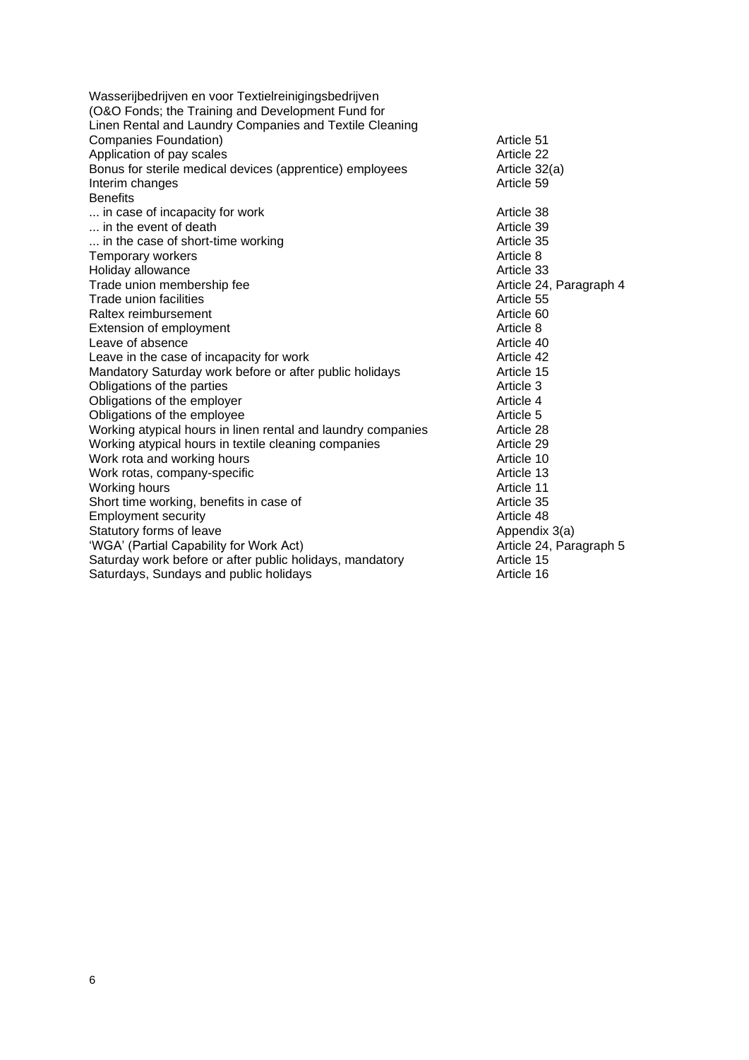| | |
|---|---|
| Wasserijbedrijven en voor Textielreinigingsbedrijven (O&O Fonds; the Training and Development Fund for Linen Rental and Laundry Companies and Textile Cleaning Companies Foundation) | Article 51 |
| Application of pay scales | Article 22 |
| Bonus for sterile medical devices (apprentice) employees | Article 32(a) |
| Interim changes | Article 59 |
| Benefits | |
| ... in case of incapacity for work | Article 38 |
| ... in the event of death | Article 39 |
| ... in the case of short-time working | Article 35 |
| Temporary workers | Article 8 |
| Holiday allowance | Article 33 |
| Trade union membership fee | Article 24, Paragraph 4 |
| Trade union facilities | Article 55 |
| Raltex reimbursement | Article 60 |
| Extension of employment | Article 8 |
| Leave of absence | Article 40 |
| Leave in the case of incapacity for work | Article 42 |
| Mandatory Saturday work before or after public holidays | Article 15 |
| Obligations of the parties | Article 3 |
| Obligations of the employer | Article 4 |
| Obligations of the employee | Article 5 |
| Working atypical hours in linen rental and laundry companies | Article 28 |
| Working atypical hours in textile cleaning companies | Article 29 |
| Work rota and working hours | Article 10 |
| Work rotas, company-specific | Article 13 |
| Working hours | Article 11 |
| Short time working, benefits in case of | Article 35 |
| Employment security | Article 48 |
| Statutory forms of leave | Appendix 3(a) |
| 'WGA' (Partial Capability for Work Act) | Article 24, Paragraph 5 |
| Saturday work before or after public holidays, mandatory | Article 15 |
| Saturdays, Sundays and public holidays | Article 16 |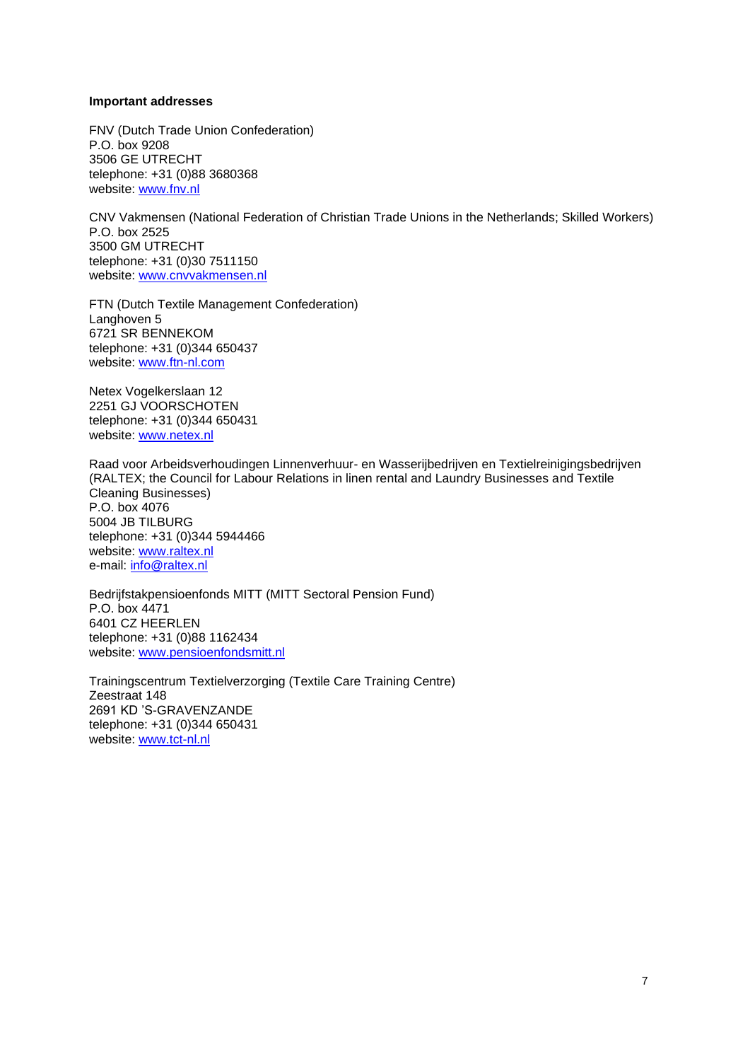**Important addresses**

FNV (Dutch Trade Union Confederation)  
P.O. box 9208  
3506 GE UTRECHT  
telephone: +31 (0)88 3680368  
website: www.fnv.nl

CNV Vakmensen (National Federation of Christian Trade Unions in the Netherlands; Skilled Workers)  
P.O. box 2525  
3500 GM UTRECHT  
telephone: +31 (0)30 7511150  
website: www.cnvvakmensen.nl

FTN (Dutch Textile Management Confederation)  
Langhoven 5  
6721 SR BENNEKOM  
telephone: +31 (0)344 650437  
website: www.ftn-nl.com

Netex Vogelkerslaan 12  
2251 GJ VOORSCHOTEN  
telephone: +31 (0)344 650431  
website: www.netex.nl

Raad voor Arbeidsverhoudingen Linnenverhuur- en Wasserijbedrijven en Textielreinigingsbedrijven (RALTEX; the Council for Labour Relations in linen rental and Laundry Businesses and Textile Cleaning Businesses)  
P.O. box 4076  
5004 JB TILBURG  
telephone: +31 (0)344 5944466  
website: www.raltex.nl  
e-mail: info@raltex.nl

Bedrijfstakpensioenfonds MITT (MITT Sectoral Pension Fund)  
P.O. box 4471  
6401 CZ HEERLEN  
telephone: +31 (0)88 1162434  
website: www.pensioenfondsmitt.nl

Trainingscentrum Textielverzorging (Textile Care Training Centre)  
Zeestraat 148  
2691 KD 'S-GRAVENZANDE  
telephone: +31 (0)344 650431  
website: www.tct-nl.nl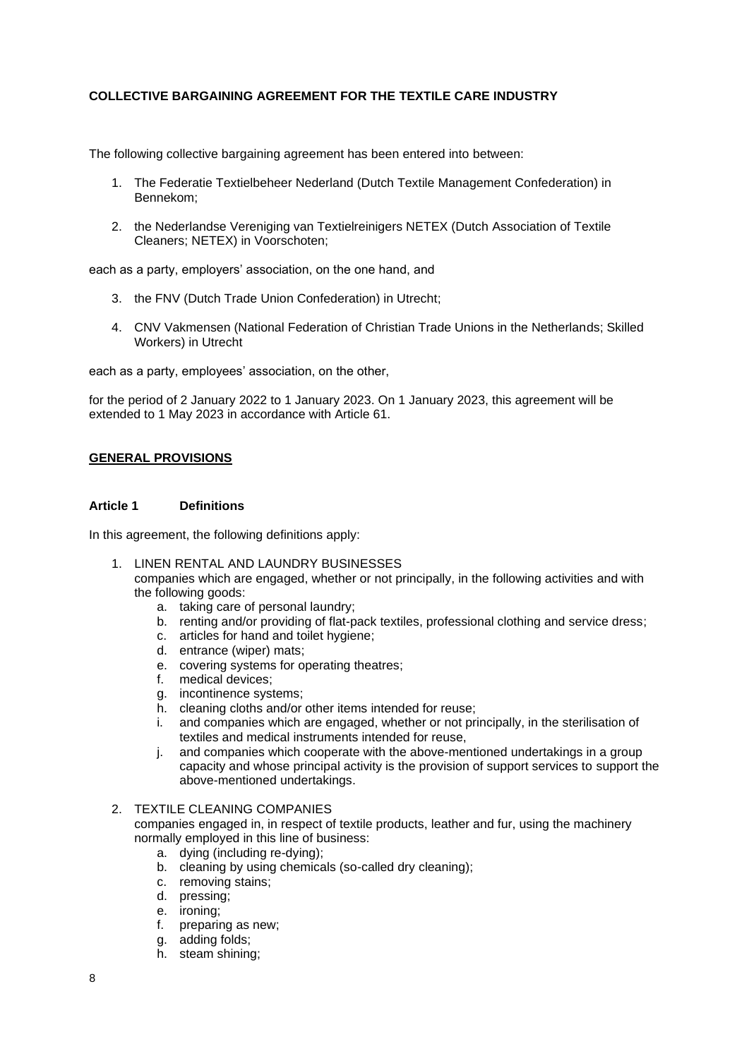# COLLECTIVE BARGAINING AGREEMENT FOR THE TEXTILE CARE INDUSTRY

The following collective bargaining agreement has been entered into between:

1. The Federatie Textielbeheer Nederland (Dutch Textile Management Confederation) in Bennekom;
2. the Nederlandse Vereniging van Textielreinigers NETEX (Dutch Association of Textile Cleaners; NETEX) in Voorschoten;

each as a party, employers' association, on the one hand, and

3. the FNV (Dutch Trade Union Confederation) in Utrecht;
4. CNV Vakmensen (National Federation of Christian Trade Unions in the Netherlands; Skilled Workers) in Utrecht

each as a party, employees' association, on the other,

for the period of 2 January 2022 to 1 January 2023. On 1 January 2023, this agreement will be extended to 1 May 2023 in accordance with Article 61.

## GENERAL PROVISIONS

### Article 1 Definitions

In this agreement, the following definitions apply:

1. LINEN RENTAL AND LAUNDRY BUSINESSES
   companies which are engaged, whether or not principally, in the following activities and with the following goods:
   a. taking care of personal laundry;
   b. renting and/or providing of flat-pack textiles, professional clothing and service dress;
   c. articles for hand and toilet hygiene;
   d. entrance (wiper) mats;
   e. covering systems for operating theatres;
   f. medical devices;
   g. incontinence systems;
   h. cleaning cloths and/or other items intended for reuse;
   i. and companies which are engaged, whether or not principally, in the sterilisation of textiles and medical instruments intended for reuse,
   j. and companies which cooperate with the above-mentioned undertakings in a group capacity and whose principal activity is the provision of support services to support the above-mentioned undertakings.
2. TEXTILE CLEANING COMPANIES
   companies engaged in, in respect of textile products, leather and fur, using the machinery normally employed in this line of business:
   a. dying (including re-dying);
   b. cleaning by using chemicals (so-called dry cleaning);
   c. removing stains;
   d. pressing;
   e. ironing;
   f. preparing as new;
   g. adding folds;
   h. steam shining;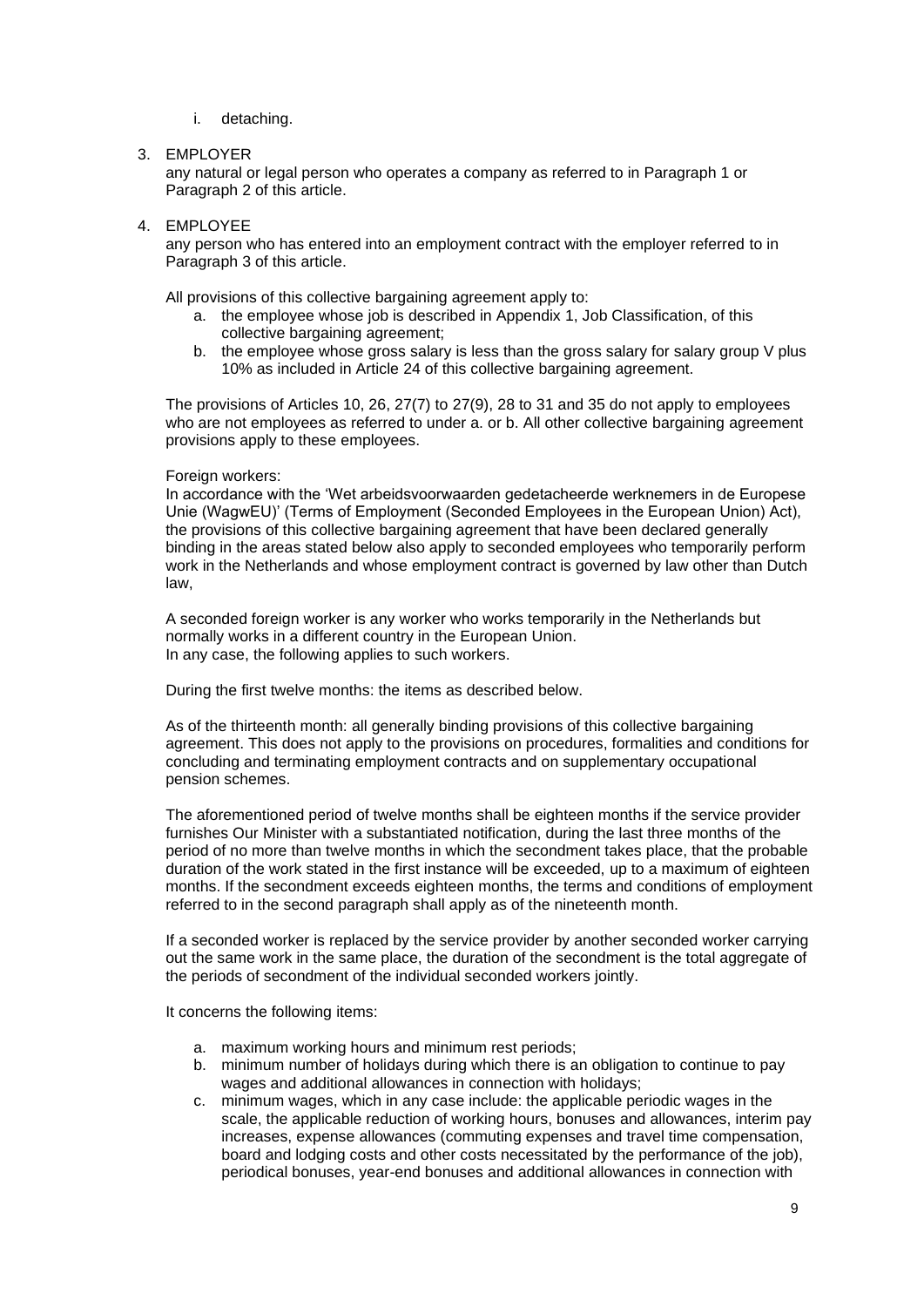i. detaching.

3. EMPLOYER

   any natural or legal person who operates a company as referred to in Paragraph 1 or Paragraph 2 of this article.

4. EMPLOYEE

   any person who has entered into an employment contract with the employer referred to in Paragraph 3 of this article.

   All provisions of this collective bargaining agreement apply to:

   a. the employee whose job is described in Appendix 1, Job Classification, of this collective bargaining agreement;
   b. the employee whose gross salary is less than the gross salary for salary group V plus 10% as included in Article 24 of this collective bargaining agreement.

   The provisions of Articles 10, 26, 27(7) to 27(9), 28 to 31 and 35 do not apply to employees who are not employees as referred to under a. or b. All other collective bargaining agreement provisions apply to these employees.

   Foreign workers:

   In accordance with the 'Wet arbeidsvoorwaarden gedetacheerde werknemers in de Europese Unie (WagwEU)' (Terms of Employment (Seconded Employees in the European Union) Act), the provisions of this collective bargaining agreement that have been declared generally binding in the areas stated below also apply to seconded employees who temporarily perform work in the Netherlands and whose employment contract is governed by law other than Dutch law,

   A seconded foreign worker is any worker who works temporarily in the Netherlands but normally works in a different country in the European Union.
   In any case, the following applies to such workers.

   During the first twelve months: the items as described below.

   As of the thirteenth month: all generally binding provisions of this collective bargaining agreement. This does not apply to the provisions on procedures, formalities and conditions for concluding and terminating employment contracts and on supplementary occupational pension schemes.

   The aforementioned period of twelve months shall be eighteen months if the service provider furnishes Our Minister with a substantiated notification, during the last three months of the period of no more than twelve months in which the secondment takes place, that the probable duration of the work stated in the first instance will be exceeded, up to a maximum of eighteen months. If the secondment exceeds eighteen months, the terms and conditions of employment referred to in the second paragraph shall apply as of the nineteenth month.

   If a seconded worker is replaced by the service provider by another seconded worker carrying out the same work in the same place, the duration of the secondment is the total aggregate of the periods of secondment of the individual seconded workers jointly.

   It concerns the following items:

   a. maximum working hours and minimum rest periods;
   b. minimum number of holidays during which there is an obligation to continue to pay wages and additional allowances in connection with holidays;
   c. minimum wages, which in any case include: the applicable periodic wages in the scale, the applicable reduction of working hours, bonuses and allowances, interim pay increases, expense allowances (commuting expenses and travel time compensation, board and lodging costs and other costs necessitated by the performance of the job), periodical bonuses, year-end bonuses and additional allowances in connection with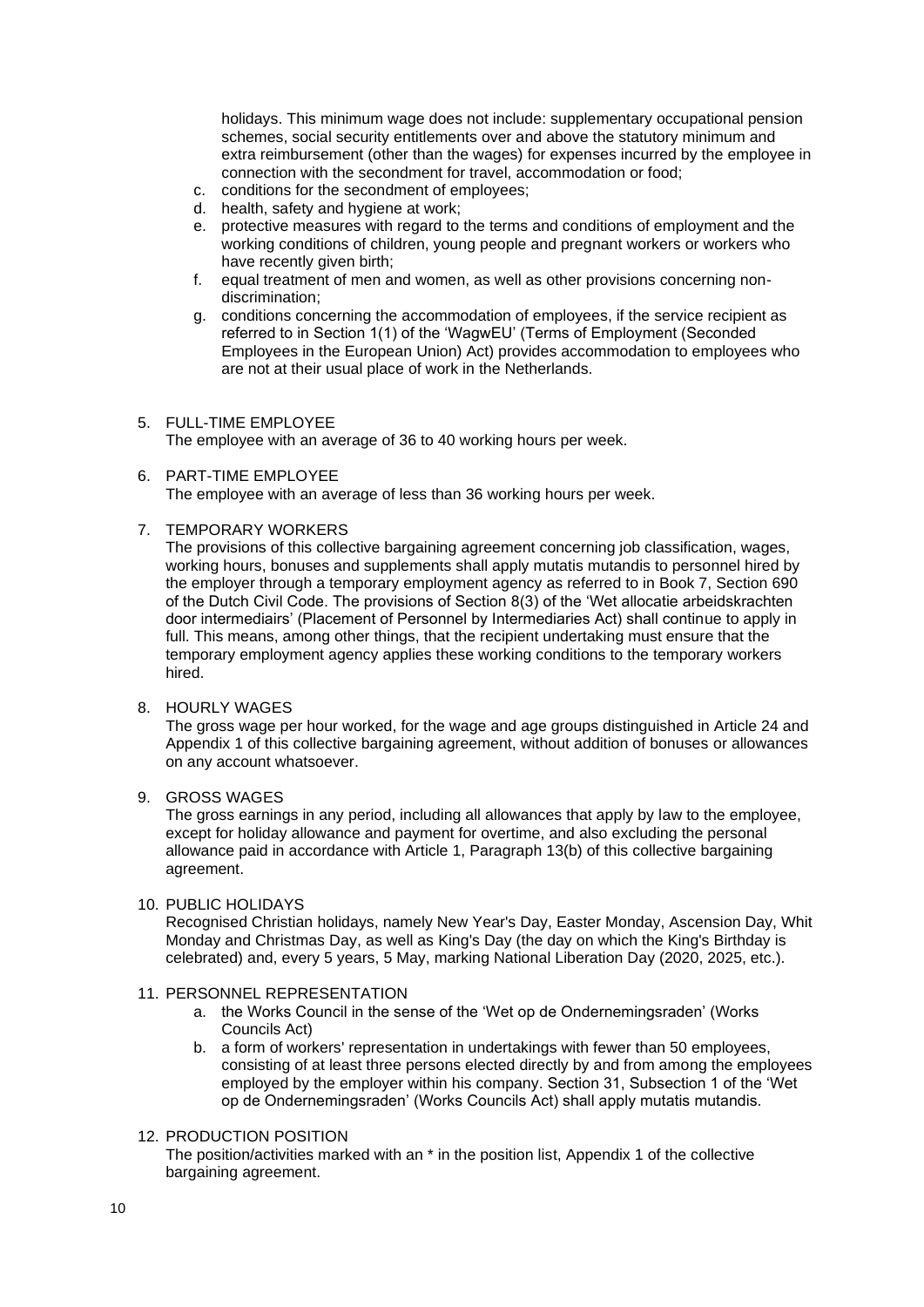holidays. This minimum wage does not include: supplementary occupational pension schemes, social security entitlements over and above the statutory minimum and extra reimbursement (other than the wages) for expenses incurred by the employee in connection with the secondment for travel, accommodation or food;

c. conditions for the secondment of employees;
d. health, safety and hygiene at work;
e. protective measures with regard to the terms and conditions of employment and the working conditions of children, young people and pregnant workers or workers who have recently given birth;
f. equal treatment of men and women, as well as other provisions concerning non-discrimination;
g. conditions concerning the accommodation of employees, if the service recipient as referred to in Section 1(1) of the 'WagwEU' (Terms of Employment (Seconded Employees in the European Union) Act) provides accommodation to employees who are not at their usual place of work in the Netherlands.

5. FULL-TIME EMPLOYEE
The employee with an average of 36 to 40 working hours per week.

6. PART-TIME EMPLOYEE
The employee with an average of less than 36 working hours per week.

7. TEMPORARY WORKERS
The provisions of this collective bargaining agreement concerning job classification, wages, working hours, bonuses and supplements shall apply mutatis mutandis to personnel hired by the employer through a temporary employment agency as referred to in Book 7, Section 690 of the Dutch Civil Code. The provisions of Section 8(3) of the 'Wet allocatie arbeidskrachten door intermediairs' (Placement of Personnel by Intermediaries Act) shall continue to apply in full. This means, among other things, that the recipient undertaking must ensure that the temporary employment agency applies these working conditions to the temporary workers hired.

8. HOURLY WAGES
The gross wage per hour worked, for the wage and age groups distinguished in Article 24 and Appendix 1 of this collective bargaining agreement, without addition of bonuses or allowances on any account whatsoever.

9. GROSS WAGES
The gross earnings in any period, including all allowances that apply by law to the employee, except for holiday allowance and payment for overtime, and also excluding the personal allowance paid in accordance with Article 1, Paragraph 13(b) of this collective bargaining agreement.

10. PUBLIC HOLIDAYS
Recognised Christian holidays, namely New Year's Day, Easter Monday, Ascension Day, Whit Monday and Christmas Day, as well as King's Day (the day on which the King's Birthday is celebrated) and, every 5 years, 5 May, marking National Liberation Day (2020, 2025, etc.).

11. PERSONNEL REPRESENTATION
    a. the Works Council in the sense of the 'Wet op de Ondernemingsraden' (Works Councils Act)
    b. a form of workers' representation in undertakings with fewer than 50 employees, consisting of at least three persons elected directly by and from among the employees employed by the employer within his company. Section 31, Subsection 1 of the 'Wet op de Ondernemingsraden' (Works Councils Act) shall apply mutatis mutandis.

12. PRODUCTION POSITION
The position/activities marked with an * in the position list, Appendix 1 of the collective bargaining agreement.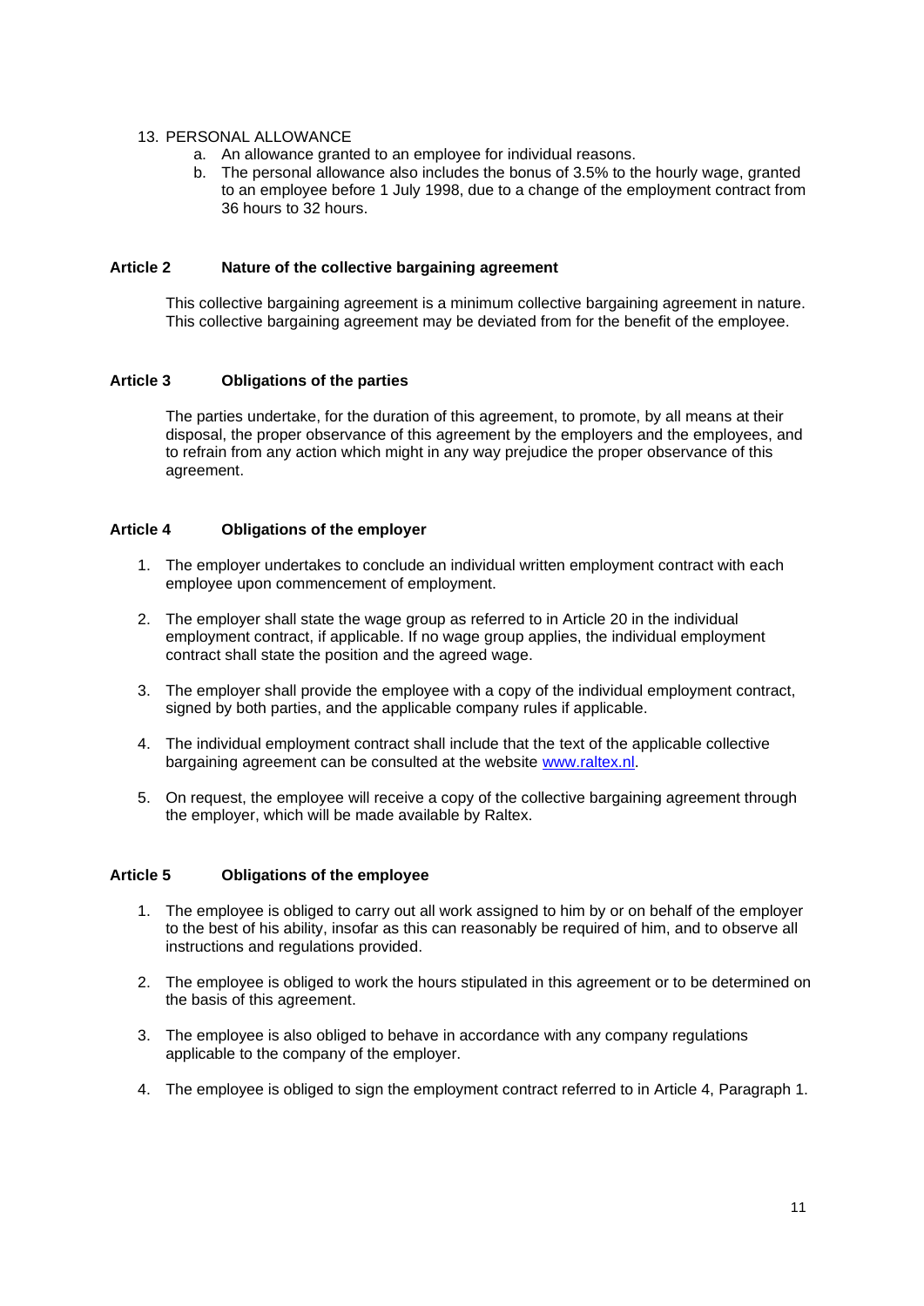13. PERSONAL ALLOWANCE
    a. An allowance granted to an employee for individual reasons.
    b. The personal allowance also includes the bonus of 3.5% to the hourly wage, granted to an employee before 1 July 1998, due to a change of the employment contract from 36 hours to 32 hours.

## Article 2 Nature of the collective bargaining agreement

This collective bargaining agreement is a minimum collective bargaining agreement in nature. This collective bargaining agreement may be deviated from for the benefit of the employee.

## Article 3 Obligations of the parties

The parties undertake, for the duration of this agreement, to promote, by all means at their disposal, the proper observance of this agreement by the employers and the employees, and to refrain from any action which might in any way prejudice the proper observance of this agreement.

## Article 4 Obligations of the employer

1. The employer undertakes to conclude an individual written employment contract with each employee upon commencement of employment.

2. The employer shall state the wage group as referred to in Article 20 in the individual employment contract, if applicable. If no wage group applies, the individual employment contract shall state the position and the agreed wage.

3. The employer shall provide the employee with a copy of the individual employment contract, signed by both parties, and the applicable company rules if applicable.

4. The individual employment contract shall include that the text of the applicable collective bargaining agreement can be consulted at the website [www.raltex.nl](http://www.raltex.nl).

5. On request, the employee will receive a copy of the collective bargaining agreement through the employer, which will be made available by Raltex.

## Article 5 Obligations of the employee

1. The employee is obliged to carry out all work assigned to him by or on behalf of the employer to the best of his ability, insofar as this can reasonably be required of him, and to observe all instructions and regulations provided.

2. The employee is obliged to work the hours stipulated in this agreement or to be determined on the basis of this agreement.

3. The employee is also obliged to behave in accordance with any company regulations applicable to the company of the employer.

4. The employee is obliged to sign the employment contract referred to in Article 4, Paragraph 1.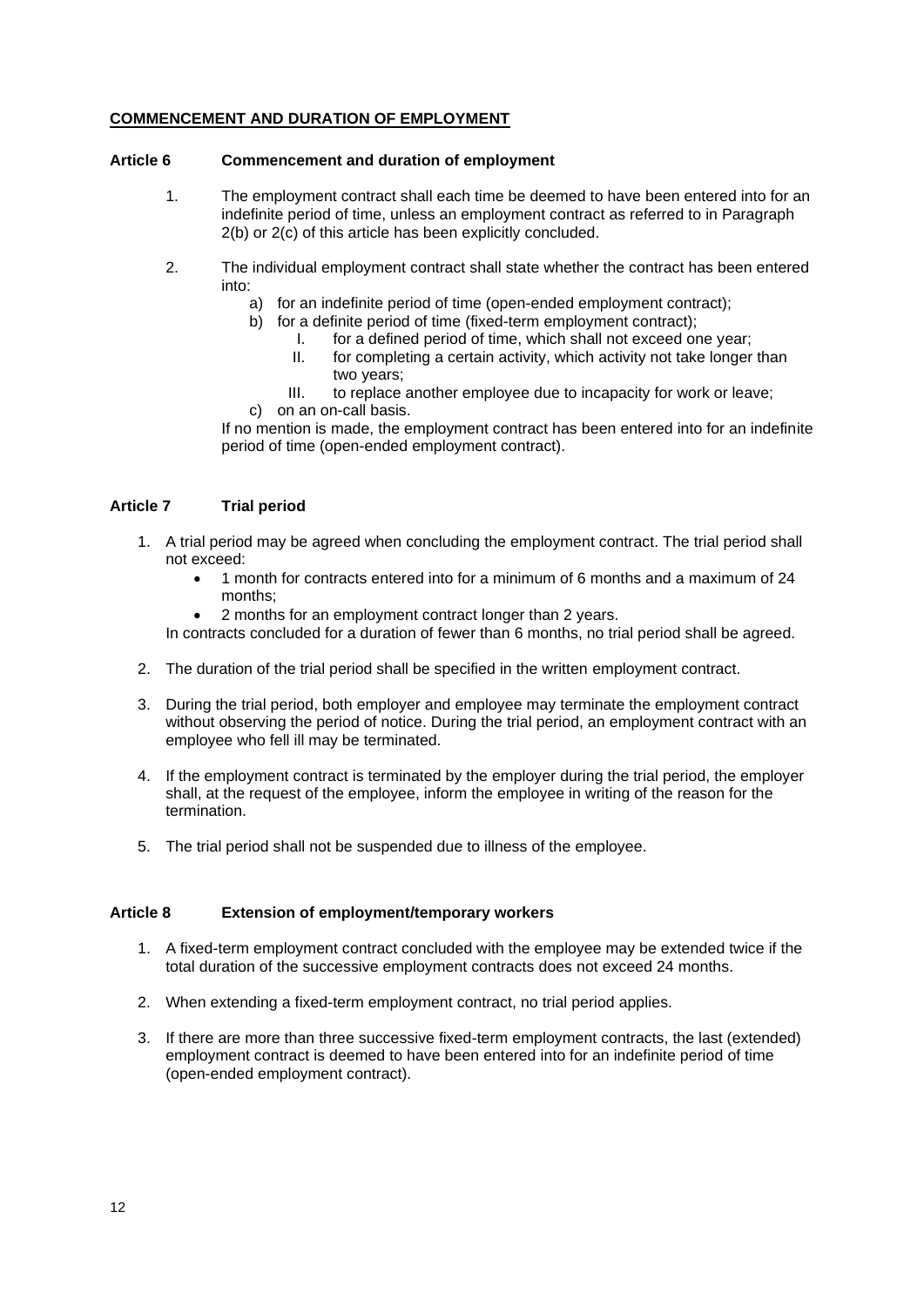## COMMENCEMENT AND DURATION OF EMPLOYMENT

### Article 6 Commencement and duration of employment

1. The employment contract shall each time be deemed to have been entered into for an indefinite period of time, unless an employment contract as referred to in Paragraph 2(b) or 2(c) of this article has been explicitly concluded.

2. The individual employment contract shall state whether the contract has been entered into:
   a) for an indefinite period of time (open-ended employment contract);
   b) for a definite period of time (fixed-term employment contract);
      I. for a defined period of time, which shall not exceed one year;
      II. for completing a certain activity, which activity not take longer than two years;
      III. to replace another employee due to incapacity for work or leave;
   c) on an on-call basis.

   If no mention is made, the employment contract has been entered into for an indefinite period of time (open-ended employment contract).

### Article 7 Trial period

1. A trial period may be agreed when concluding the employment contract. The trial period shall not exceed:
   - 1 month for contracts entered into for a minimum of 6 months and a maximum of 24 months;
   - 2 months for an employment contract longer than 2 years.

   In contracts concluded for a duration of fewer than 6 months, no trial period shall be agreed.

2. The duration of the trial period shall be specified in the written employment contract.

3. During the trial period, both employer and employee may terminate the employment contract without observing the period of notice. During the trial period, an employment contract with an employee who fell ill may be terminated.

4. If the employment contract is terminated by the employer during the trial period, the employer shall, at the request of the employee, inform the employee in writing of the reason for the termination.

5. The trial period shall not be suspended due to illness of the employee.

### Article 8 Extension of employment/temporary workers

1. A fixed-term employment contract concluded with the employee may be extended twice if the total duration of the successive employment contracts does not exceed 24 months.

2. When extending a fixed-term employment contract, no trial period applies.

3. If there are more than three successive fixed-term employment contracts, the last (extended) employment contract is deemed to have been entered into for an indefinite period of time (open-ended employment contract).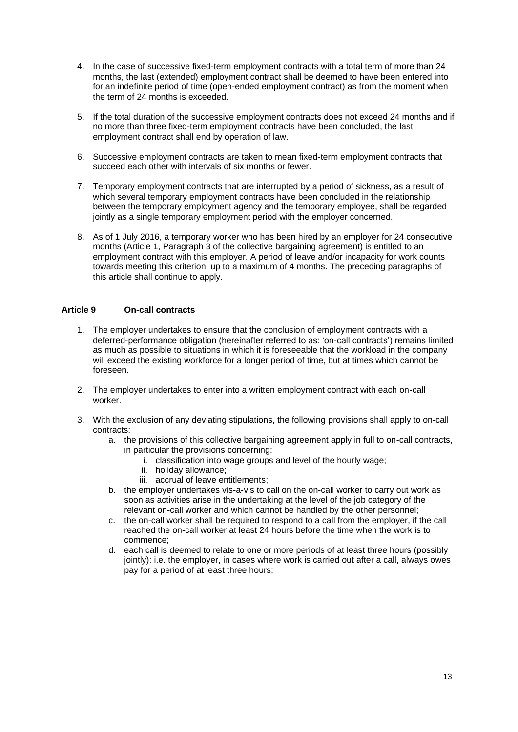4. In the case of successive fixed-term employment contracts with a total term of more than 24 months, the last (extended) employment contract shall be deemed to have been entered into for an indefinite period of time (open-ended employment contract) as from the moment when the term of 24 months is exceeded.

5. If the total duration of the successive employment contracts does not exceed 24 months and if no more than three fixed-term employment contracts have been concluded, the last employment contract shall end by operation of law.

6. Successive employment contracts are taken to mean fixed-term employment contracts that succeed each other with intervals of six months or fewer.

7. Temporary employment contracts that are interrupted by a period of sickness, as a result of which several temporary employment contracts have been concluded in the relationship between the temporary employment agency and the temporary employee, shall be regarded jointly as a single temporary employment period with the employer concerned.

8. As of 1 July 2016, a temporary worker who has been hired by an employer for 24 consecutive months (Article 1, Paragraph 3 of the collective bargaining agreement) is entitled to an employment contract with this employer. A period of leave and/or incapacity for work counts towards meeting this criterion, up to a maximum of 4 months. The preceding paragraphs of this article shall continue to apply.

### Article 9 On-call contracts

1. The employer undertakes to ensure that the conclusion of employment contracts with a deferred-performance obligation (hereinafter referred to as: 'on-call contracts') remains limited as much as possible to situations in which it is foreseeable that the workload in the company will exceed the existing workforce for a longer period of time, but at times which cannot be foreseen.

2. The employer undertakes to enter into a written employment contract with each on-call worker.

3. With the exclusion of any deviating stipulations, the following provisions shall apply to on-call contracts:
    a. the provisions of this collective bargaining agreement apply in full to on-call contracts, in particular the provisions concerning:
        i. classification into wage groups and level of the hourly wage;
        ii. holiday allowance;
        iii. accrual of leave entitlements;
    b. the employer undertakes vis-a-vis to call on the on-call worker to carry out work as soon as activities arise in the undertaking at the level of the job category of the relevant on-call worker and which cannot be handled by the other personnel;
    c. the on-call worker shall be required to respond to a call from the employer, if the call reached the on-call worker at least 24 hours before the time when the work is to commence;
    d. each call is deemed to relate to one or more periods of at least three hours (possibly jointly): i.e. the employer, in cases where work is carried out after a call, always owes pay for a period of at least three hours;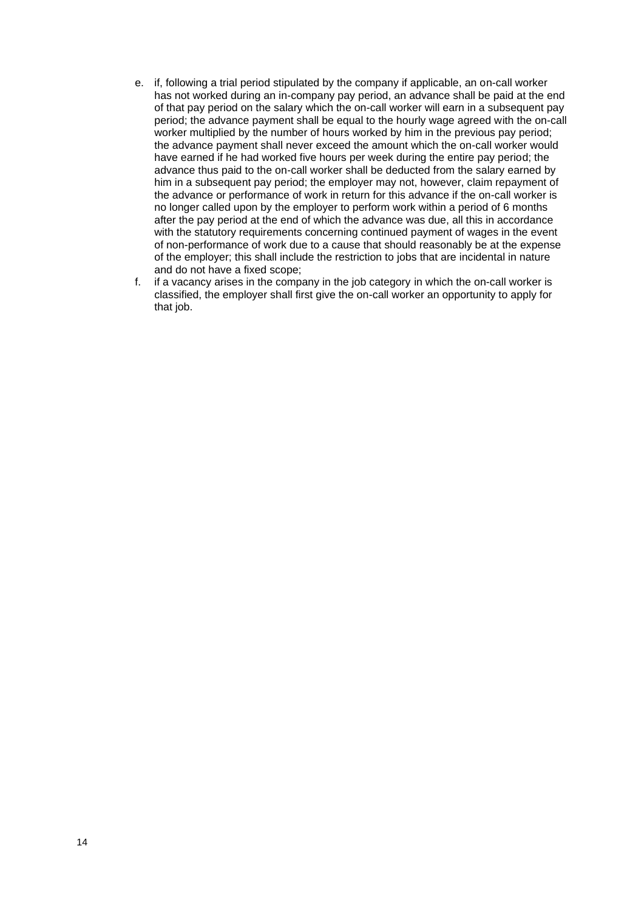e. if, following a trial period stipulated by the company if applicable, an on-call worker has not worked during an in-company pay period, an advance shall be paid at the end of that pay period on the salary which the on-call worker will earn in a subsequent pay period; the advance payment shall be equal to the hourly wage agreed with the on-call worker multiplied by the number of hours worked by him in the previous pay period; the advance payment shall never exceed the amount which the on-call worker would have earned if he had worked five hours per week during the entire pay period; the advance thus paid to the on-call worker shall be deducted from the salary earned by him in a subsequent pay period; the employer may not, however, claim repayment of the advance or performance of work in return for this advance if the on-call worker is no longer called upon by the employer to perform work within a period of 6 months after the pay period at the end of which the advance was due, all this in accordance with the statutory requirements concerning continued payment of wages in the event of non-performance of work due to a cause that should reasonably be at the expense of the employer; this shall include the restriction to jobs that are incidental in nature and do not have a fixed scope;
f. if a vacancy arises in the company in the job category in which the on-call worker is classified, the employer shall first give the on-call worker an opportunity to apply for that job.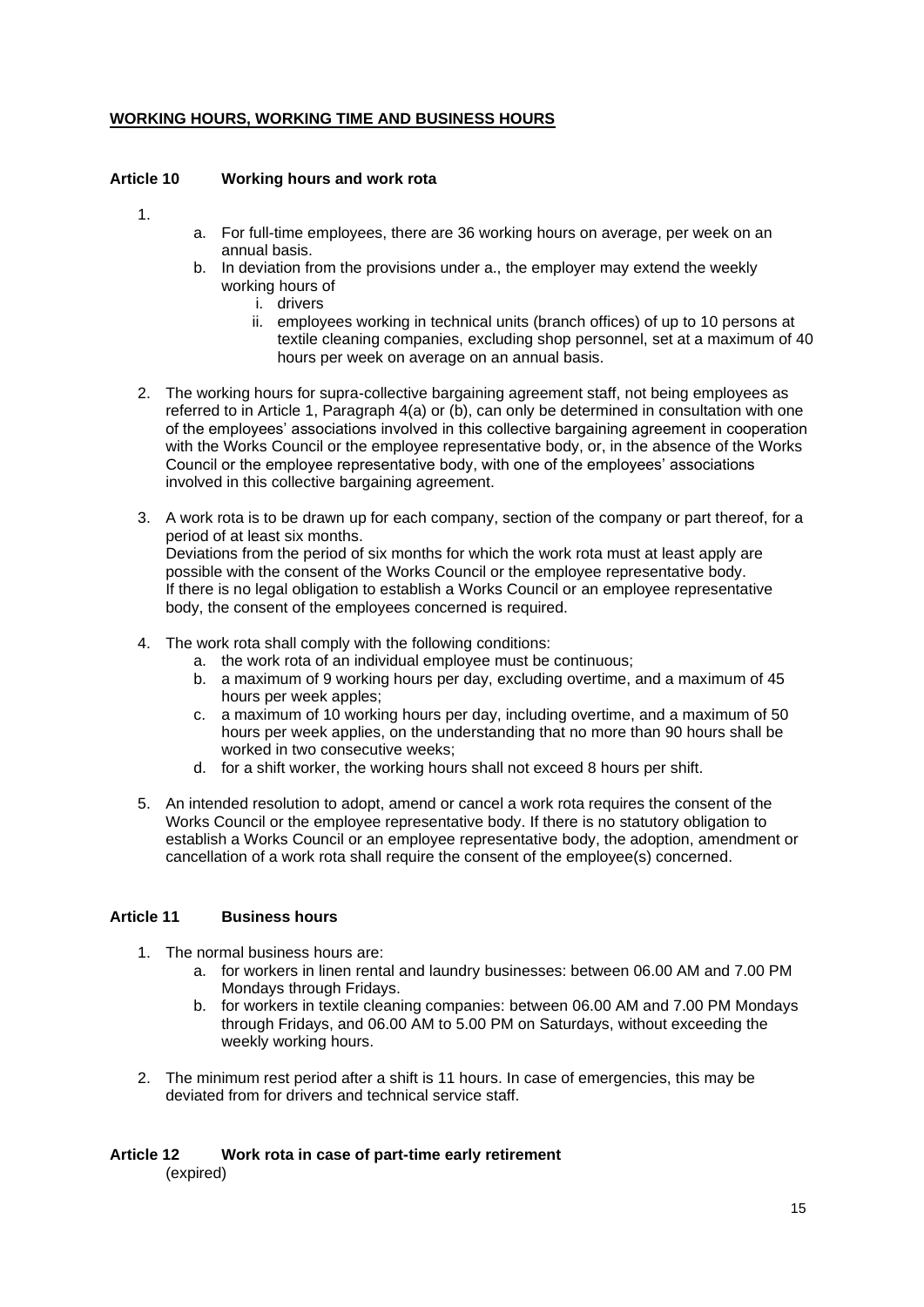**WORKING HOURS, WORKING TIME AND BUSINESS HOURS**

**Article 10 Working hours and work rota**

1.
   a. For full-time employees, there are 36 working hours on average, per week on an annual basis.
   b. In deviation from the provisions under a., the employer may extend the weekly working hours of
      i. drivers
      ii. employees working in technical units (branch offices) of up to 10 persons at textile cleaning companies, excluding shop personnel, set at a maximum of 40 hours per week on average on an annual basis.

2. The working hours for supra-collective bargaining agreement staff, not being employees as referred to in Article 1, Paragraph 4(a) or (b), can only be determined in consultation with one of the employees' associations involved in this collective bargaining agreement in cooperation with the Works Council or the employee representative body, or, in the absence of the Works Council or the employee representative body, with one of the employees' associations involved in this collective bargaining agreement.

3. A work rota is to be drawn up for each company, section of the company or part thereof, for a period of at least six months.
   Deviations from the period of six months for which the work rota must at least apply are possible with the consent of the Works Council or the employee representative body.
   If there is no legal obligation to establish a Works Council or an employee representative body, the consent of the employees concerned is required.

4. The work rota shall comply with the following conditions:
   a. the work rota of an individual employee must be continuous;
   b. a maximum of 9 working hours per day, excluding overtime, and a maximum of 45 hours per week apples;
   c. a maximum of 10 working hours per day, including overtime, and a maximum of 50 hours per week applies, on the understanding that no more than 90 hours shall be worked in two consecutive weeks;
   d. for a shift worker, the working hours shall not exceed 8 hours per shift.

5. An intended resolution to adopt, amend or cancel a work rota requires the consent of the Works Council or the employee representative body. If there is no statutory obligation to establish a Works Council or an employee representative body, the adoption, amendment or cancellation of a work rota shall require the consent of the employee(s) concerned.

**Article 11 Business hours**

1. The normal business hours are:
   a. for workers in linen rental and laundry businesses: between 06.00 AM and 7.00 PM Mondays through Fridays.
   b. for workers in textile cleaning companies: between 06.00 AM and 7.00 PM Mondays through Fridays, and 06.00 AM to 5.00 PM on Saturdays, without exceeding the weekly working hours.

2. The minimum rest period after a shift is 11 hours. In case of emergencies, this may be deviated from for drivers and technical service staff.

**Article 12 Work rota in case of part-time early retirement**
(expired)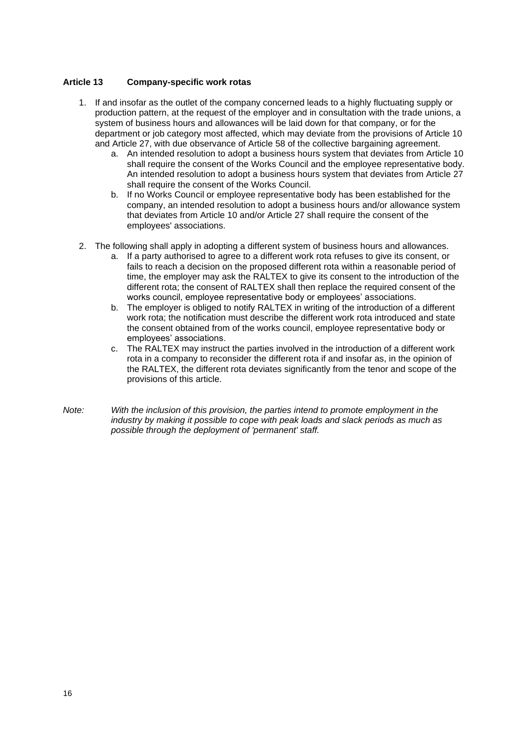### Article 13 Company-specific work rotas

1. If and insofar as the outlet of the company concerned leads to a highly fluctuating supply or production pattern, at the request of the employer and in consultation with the trade unions, a system of business hours and allowances will be laid down for that company, or for the department or job category most affected, which may deviate from the provisions of Article 10 and Article 27, with due observance of Article 58 of the collective bargaining agreement.
    a. An intended resolution to adopt a business hours system that deviates from Article 10 shall require the consent of the Works Council and the employee representative body. An intended resolution to adopt a business hours system that deviates from Article 27 shall require the consent of the Works Council.
    b. If no Works Council or employee representative body has been established for the company, an intended resolution to adopt a business hours and/or allowance system that deviates from Article 10 and/or Article 27 shall require the consent of the employees' associations.
2. The following shall apply in adopting a different system of business hours and allowances.
    a. If a party authorised to agree to a different work rota refuses to give its consent, or fails to reach a decision on the proposed different rota within a reasonable period of time, the employer may ask the RALTEX to give its consent to the introduction of the different rota; the consent of RALTEX shall then replace the required consent of the works council, employee representative body or employees' associations.
    b. The employer is obliged to notify RALTEX in writing of the introduction of a different work rota; the notification must describe the different work rota introduced and state the consent obtained from of the works council, employee representative body or employees' associations.
    c. The RALTEX may instruct the parties involved in the introduction of a different work rota in a company to reconsider the different rota if and insofar as, in the opinion of the RALTEX, the different rota deviates significantly from the tenor and scope of the provisions of this article.

*Note: With the inclusion of this provision, the parties intend to promote employment in the industry by making it possible to cope with peak loads and slack periods as much as possible through the deployment of 'permanent' staff.*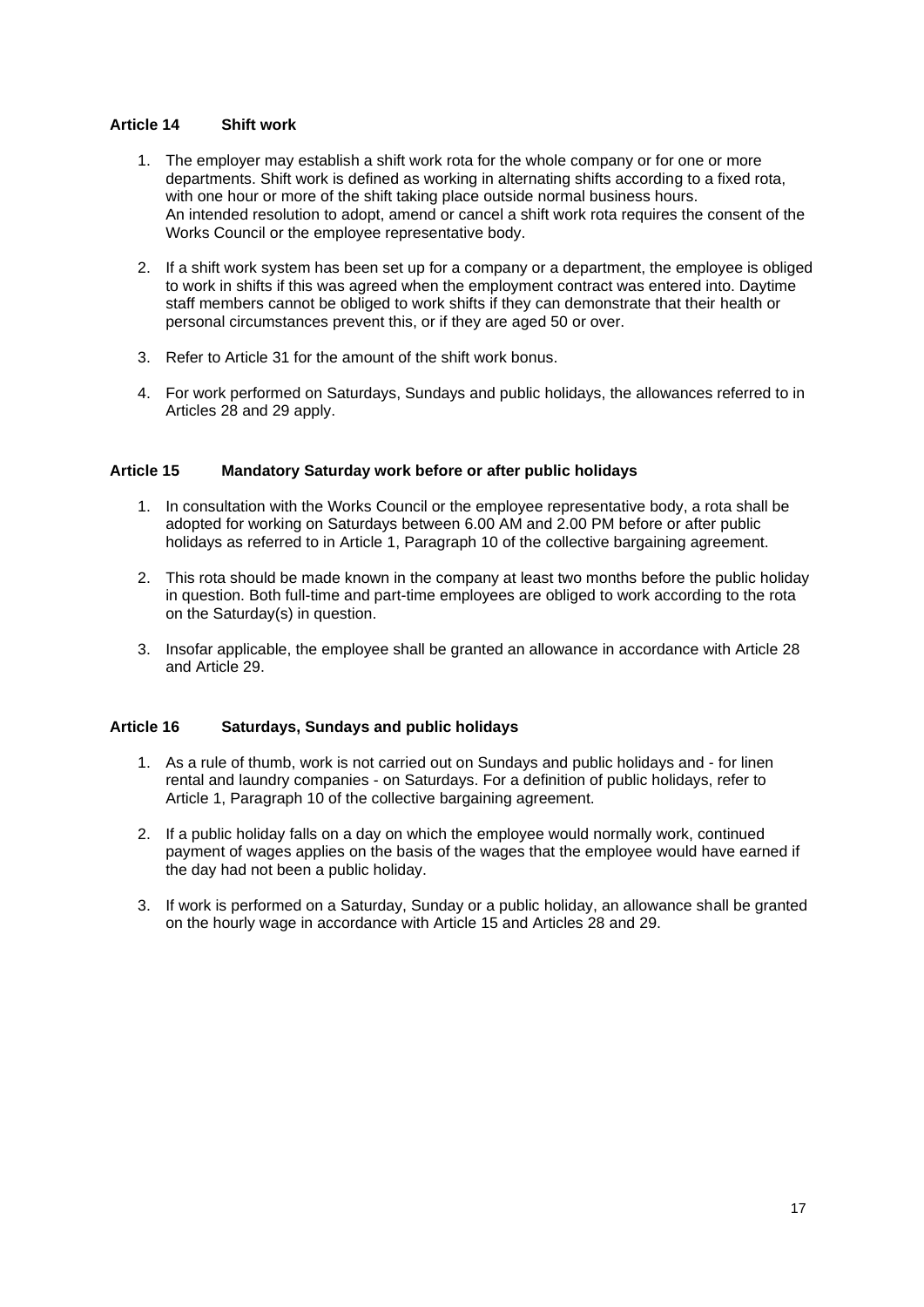### Article 14 Shift work

1. The employer may establish a shift work rota for the whole company or for one or more departments. Shift work is defined as working in alternating shifts according to a fixed rota, with one hour or more of the shift taking place outside normal business hours.
   An intended resolution to adopt, amend or cancel a shift work rota requires the consent of the Works Council or the employee representative body.

2. If a shift work system has been set up for a company or a department, the employee is obliged to work in shifts if this was agreed when the employment contract was entered into. Daytime staff members cannot be obliged to work shifts if they can demonstrate that their health or personal circumstances prevent this, or if they are aged 50 or over.

3. Refer to Article 31 for the amount of the shift work bonus.

4. For work performed on Saturdays, Sundays and public holidays, the allowances referred to in Articles 28 and 29 apply.

### Article 15 Mandatory Saturday work before or after public holidays

1. In consultation with the Works Council or the employee representative body, a rota shall be adopted for working on Saturdays between 6.00 AM and 2.00 PM before or after public holidays as referred to in Article 1, Paragraph 10 of the collective bargaining agreement.

2. This rota should be made known in the company at least two months before the public holiday in question. Both full-time and part-time employees are obliged to work according to the rota on the Saturday(s) in question.

3. Insofar applicable, the employee shall be granted an allowance in accordance with Article 28 and Article 29.

### Article 16 Saturdays, Sundays and public holidays

1. As a rule of thumb, work is not carried out on Sundays and public holidays and - for linen rental and laundry companies - on Saturdays. For a definition of public holidays, refer to Article 1, Paragraph 10 of the collective bargaining agreement.

2. If a public holiday falls on a day on which the employee would normally work, continued payment of wages applies on the basis of the wages that the employee would have earned if the day had not been a public holiday.

3. If work is performed on a Saturday, Sunday or a public holiday, an allowance shall be granted on the hourly wage in accordance with Article 15 and Articles 28 and 29.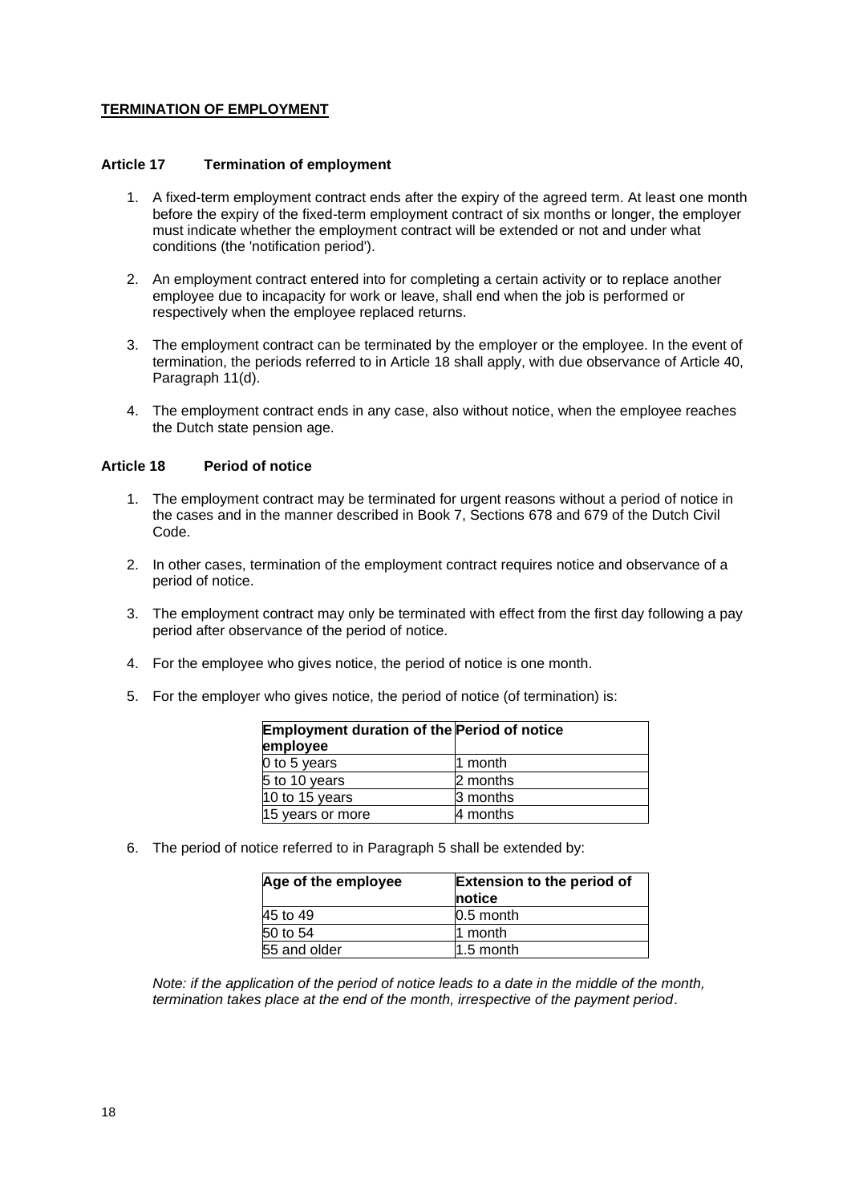**TERMINATION OF EMPLOYMENT**

### Article 17 Termination of employment

1. A fixed-term employment contract ends after the expiry of the agreed term. At least one month before the expiry of the fixed-term employment contract of six months or longer, the employer must indicate whether the employment contract will be extended or not and under what conditions (the 'notification period').

2. An employment contract entered into for completing a certain activity or to replace another employee due to incapacity for work or leave, shall end when the job is performed or respectively when the employee replaced returns.

3. The employment contract can be terminated by the employer or the employee. In the event of termination, the periods referred to in Article 18 shall apply, with due observance of Article 40, Paragraph 11(d).

4. The employment contract ends in any case, also without notice, when the employee reaches the Dutch state pension age.

### Article 18 Period of notice

1. The employment contract may be terminated for urgent reasons without a period of notice in the cases and in the manner described in Book 7, Sections 678 and 679 of the Dutch Civil Code.

2. In other cases, termination of the employment contract requires notice and observance of a period of notice.

3. The employment contract may only be terminated with effect from the first day following a pay period after observance of the period of notice.

4. For the employee who gives notice, the period of notice is one month.

5. For the employer who gives notice, the period of notice (of termination) is:

| Employment duration of the employee | Period of notice |
|---|---|
| 0 to 5 years | 1 month |
| 5 to 10 years | 2 months |
| 10 to 15 years | 3 months |
| 15 years or more | 4 months |

6. The period of notice referred to in Paragraph 5 shall be extended by:

| Age of the employee | Extension to the period of notice |
|---|---|
| 45 to 49 | 0.5 month |
| 50 to 54 | 1 month |
| 55 and older | 1.5 month |

*Note: if the application of the period of notice leads to a date in the middle of the month, termination takes place at the end of the month, irrespective of the payment period*.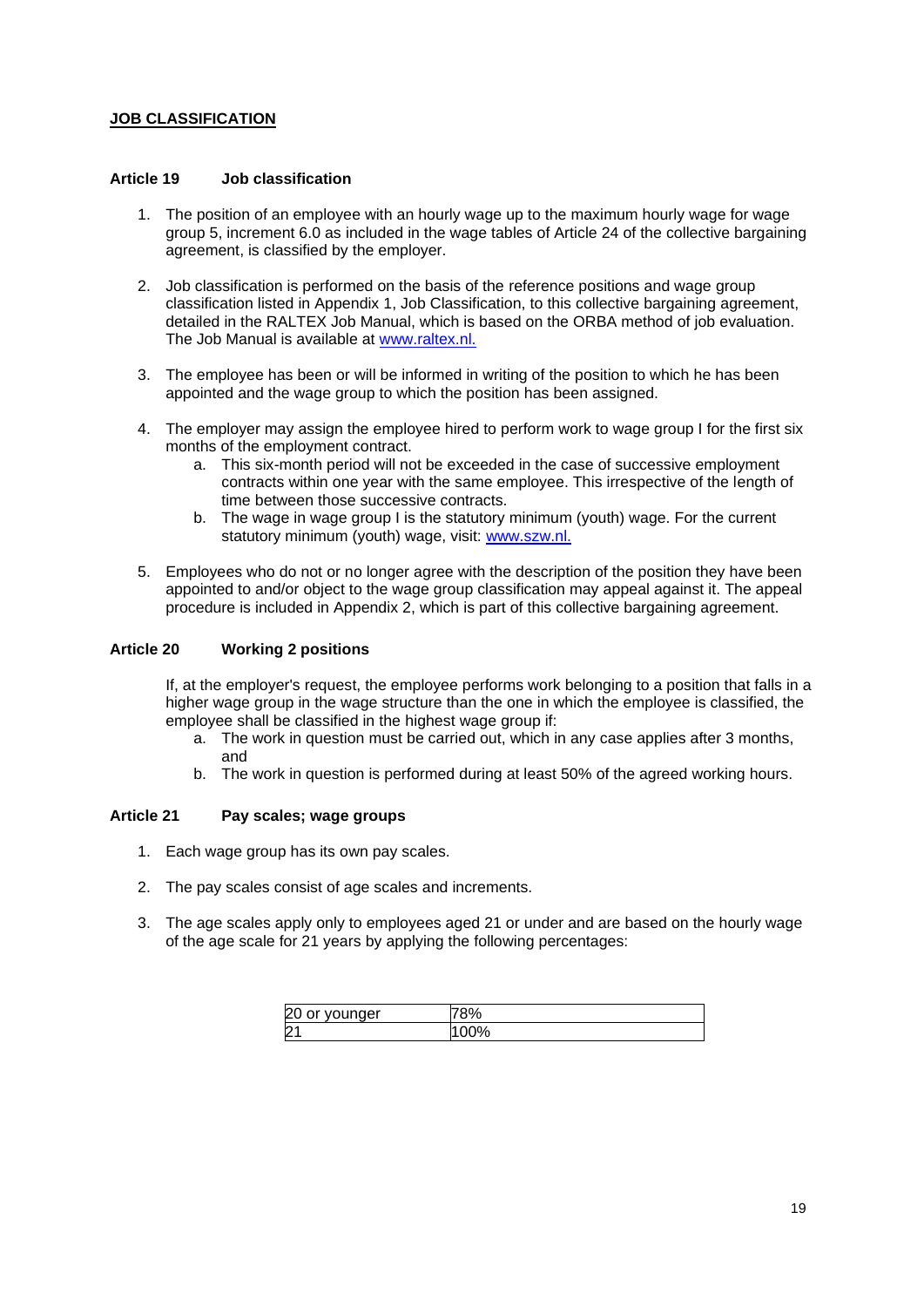## JOB CLASSIFICATION

### Article 19 Job classification

1. The position of an employee with an hourly wage up to the maximum hourly wage for wage group 5, increment 6.0 as included in the wage tables of Article 24 of the collective bargaining agreement, is classified by the employer.

2. Job classification is performed on the basis of the reference positions and wage group classification listed in Appendix 1, Job Classification, to this collective bargaining agreement, detailed in the RALTEX Job Manual, which is based on the ORBA method of job evaluation. The Job Manual is available at www.raltex.nl.

3. The employee has been or will be informed in writing of the position to which he has been appointed and the wage group to which the position has been assigned.

4. The employer may assign the employee hired to perform work to wage group I for the first six months of the employment contract.
   a. This six-month period will not be exceeded in the case of successive employment contracts within one year with the same employee. This irrespective of the length of time between those successive contracts.
   b. The wage in wage group I is the statutory minimum (youth) wage. For the current statutory minimum (youth) wage, visit: www.szw.nl.

5. Employees who do not or no longer agree with the description of the position they have been appointed to and/or object to the wage group classification may appeal against it. The appeal procedure is included in Appendix 2, which is part of this collective bargaining agreement.

### Article 20 Working 2 positions

If, at the employer's request, the employee performs work belonging to a position that falls in a higher wage group in the wage structure than the one in which the employee is classified, the employee shall be classified in the highest wage group if:

a. The work in question must be carried out, which in any case applies after 3 months, and
b. The work in question is performed during at least 50% of the agreed working hours.

### Article 21 Pay scales; wage groups

1. Each wage group has its own pay scales.

2. The pay scales consist of age scales and increments.

3. The age scales apply only to employees aged 21 or under and are based on the hourly wage of the age scale for 21 years by applying the following percentages:

| 20 or younger | 78% |
|---|---|
| 21 | 100% |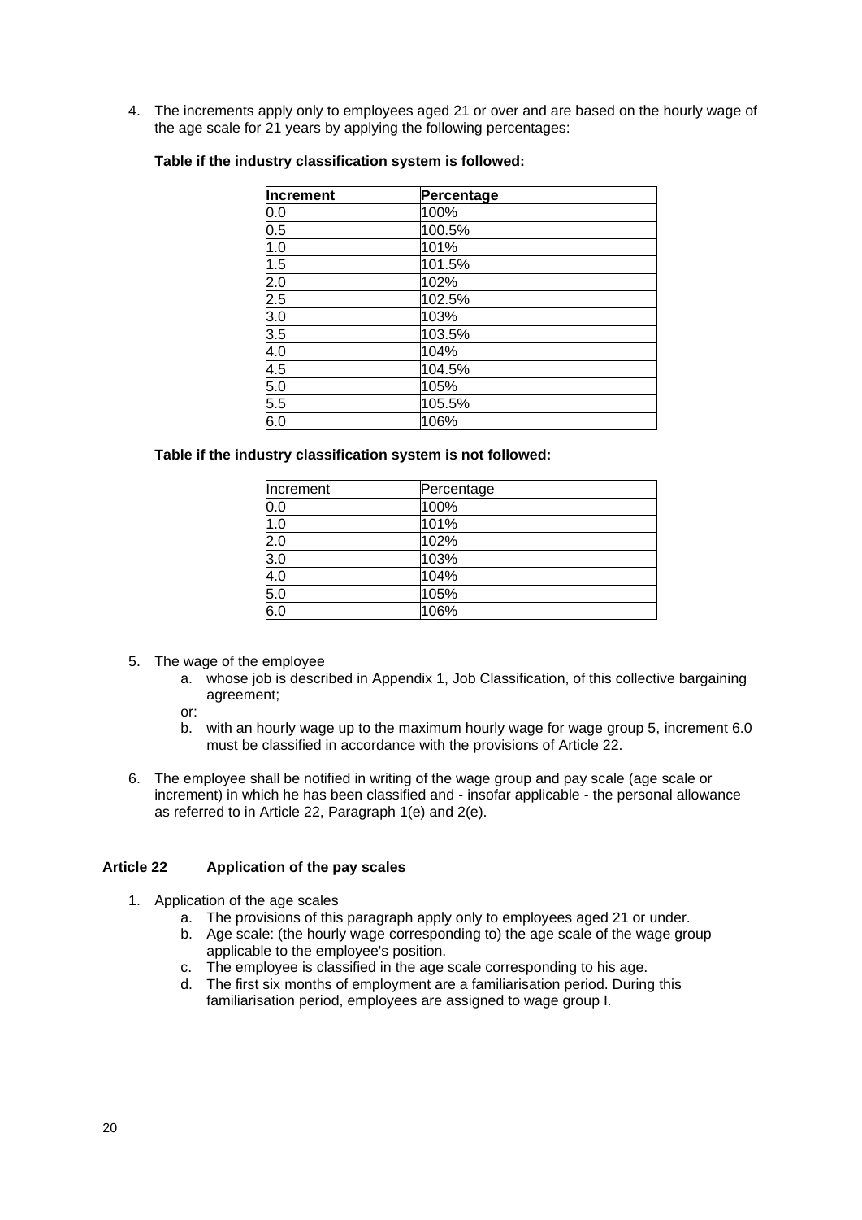4. The increments apply only to employees aged 21 or over and are based on the hourly wage of the age scale for 21 years by applying the following percentages:

   **Table if the industry classification system is followed:**

| **Increment** | **Percentage** |
|---|---|
| 0.0 | 100% |
| 0.5 | 100.5% |
| 1.0 | 101% |
| 1.5 | 101.5% |
| 2.0 | 102% |
| 2.5 | 102.5% |
| 3.0 | 103% |
| 3.5 | 103.5% |
| 4.0 | 104% |
| 4.5 | 104.5% |
| 5.0 | 105% |
| 5.5 | 105.5% |
| 6.0 | 106% |

   **Table if the industry classification system is not followed:**

| Increment | Percentage |
|---|---|
| 0.0 | 100% |
| 1.0 | 101% |
| 2.0 | 102% |
| 3.0 | 103% |
| 4.0 | 104% |
| 5.0 | 105% |
| 6.0 | 106% |

5. The wage of the employee
   a. whose job is described in Appendix 1, Job Classification, of this collective bargaining agreement;

   or:

   b. with an hourly wage up to the maximum hourly wage for wage group 5, increment 6.0 must be classified in accordance with the provisions of Article 22.

6. The employee shall be notified in writing of the wage group and pay scale (age scale or increment) in which he has been classified and - insofar applicable - the personal allowance as referred to in Article 22, Paragraph 1(e) and 2(e).

### Article 22 Application of the pay scales

1. Application of the age scales
   a. The provisions of this paragraph apply only to employees aged 21 or under.
   b. Age scale: (the hourly wage corresponding to) the age scale of the wage group applicable to the employee's position.
   c. The employee is classified in the age scale corresponding to his age.
   d. The first six months of employment are a familiarisation period. During this familiarisation period, employees are assigned to wage group I.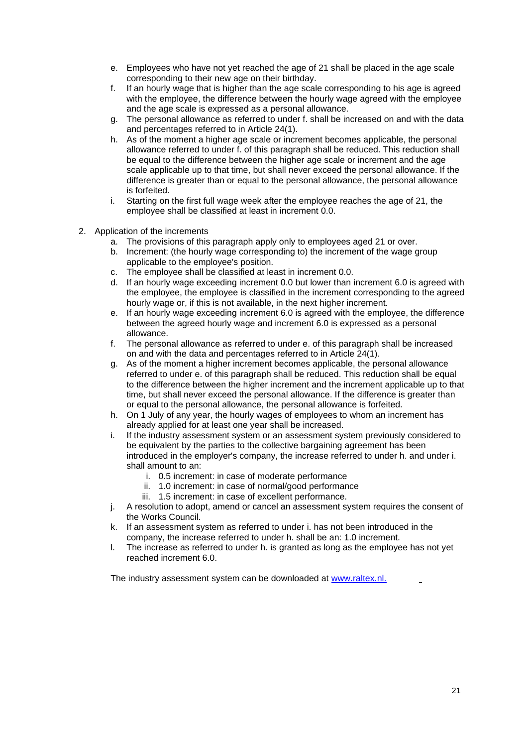e. Employees who have not yet reached the age of 21 shall be placed in the age scale corresponding to their new age on their birthday.
f. If an hourly wage that is higher than the age scale corresponding to his age is agreed with the employee, the difference between the hourly wage agreed with the employee and the age scale is expressed as a personal allowance.
g. The personal allowance as referred to under f. shall be increased on and with the data and percentages referred to in Article 24(1).
h. As of the moment a higher age scale or increment becomes applicable, the personal allowance referred to under f. of this paragraph shall be reduced. This reduction shall be equal to the difference between the higher age scale or increment and the age scale applicable up to that time, but shall never exceed the personal allowance. If the difference is greater than or equal to the personal allowance, the personal allowance is forfeited.
i. Starting on the first full wage week after the employee reaches the age of 21, the employee shall be classified at least in increment 0.0.

2. Application of the increments
   a. The provisions of this paragraph apply only to employees aged 21 or over.
   b. Increment: (the hourly wage corresponding to) the increment of the wage group applicable to the employee's position.
   c. The employee shall be classified at least in increment 0.0.
   d. If an hourly wage exceeding increment 0.0 but lower than increment 6.0 is agreed with the employee, the employee is classified in the increment corresponding to the agreed hourly wage or, if this is not available, in the next higher increment.
   e. If an hourly wage exceeding increment 6.0 is agreed with the employee, the difference between the agreed hourly wage and increment 6.0 is expressed as a personal allowance.
   f. The personal allowance as referred to under e. of this paragraph shall be increased on and with the data and percentages referred to in Article 24(1).
   g. As of the moment a higher increment becomes applicable, the personal allowance referred to under e. of this paragraph shall be reduced. This reduction shall be equal to the difference between the higher increment and the increment applicable up to that time, but shall never exceed the personal allowance. If the difference is greater than or equal to the personal allowance, the personal allowance is forfeited.
   h. On 1 July of any year, the hourly wages of employees to whom an increment has already applied for at least one year shall be increased.
   i. If the industry assessment system or an assessment system previously considered to be equivalent by the parties to the collective bargaining agreement has been introduced in the employer's company, the increase referred to under h. and under i. shall amount to an:
      i. 0.5 increment: in case of moderate performance
      ii. 1.0 increment: in case of normal/good performance
      iii. 1.5 increment: in case of excellent performance.
   j. A resolution to adopt, amend or cancel an assessment system requires the consent of the Works Council.
   k. If an assessment system as referred to under i. has not been introduced in the company, the increase referred to under h. shall be an: 1.0 increment.
   l. The increase as referred to under h. is granted as long as the employee has not yet reached increment 6.0.

   The industry assessment system can be downloaded at [www.raltex.nl.](http://www.raltex.nl)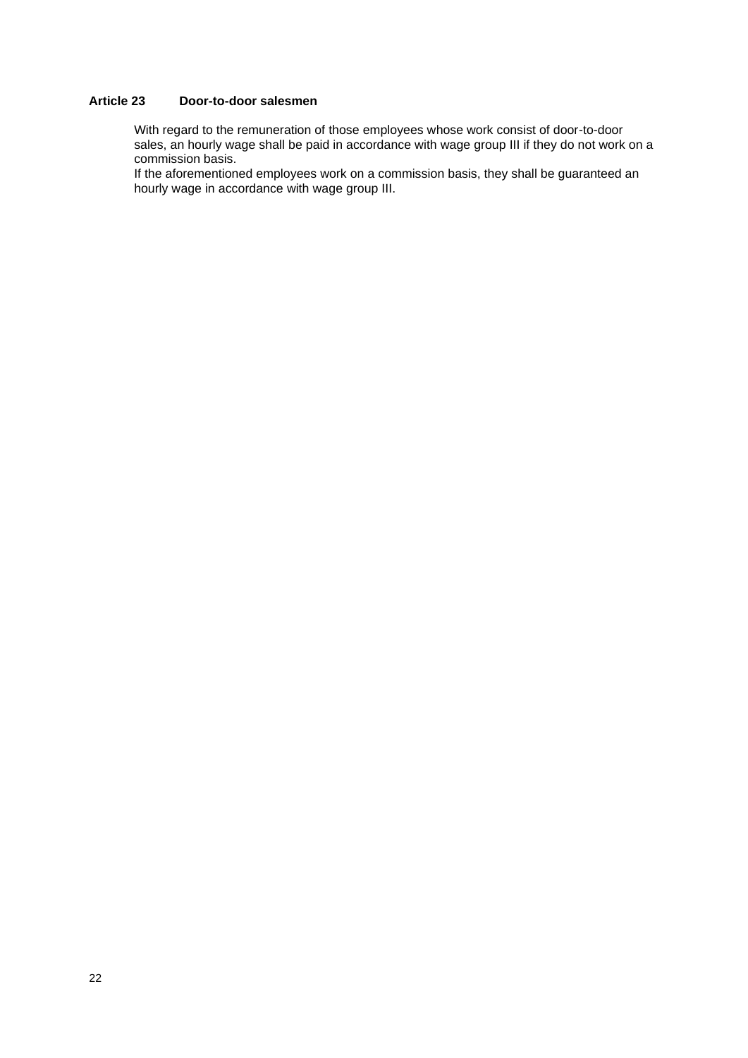**Article 23 Door-to-door salesmen**

With regard to the remuneration of those employees whose work consist of door-to-door sales, an hourly wage shall be paid in accordance with wage group III if they do not work on a commission basis.
If the aforementioned employees work on a commission basis, they shall be guaranteed an hourly wage in accordance with wage group III.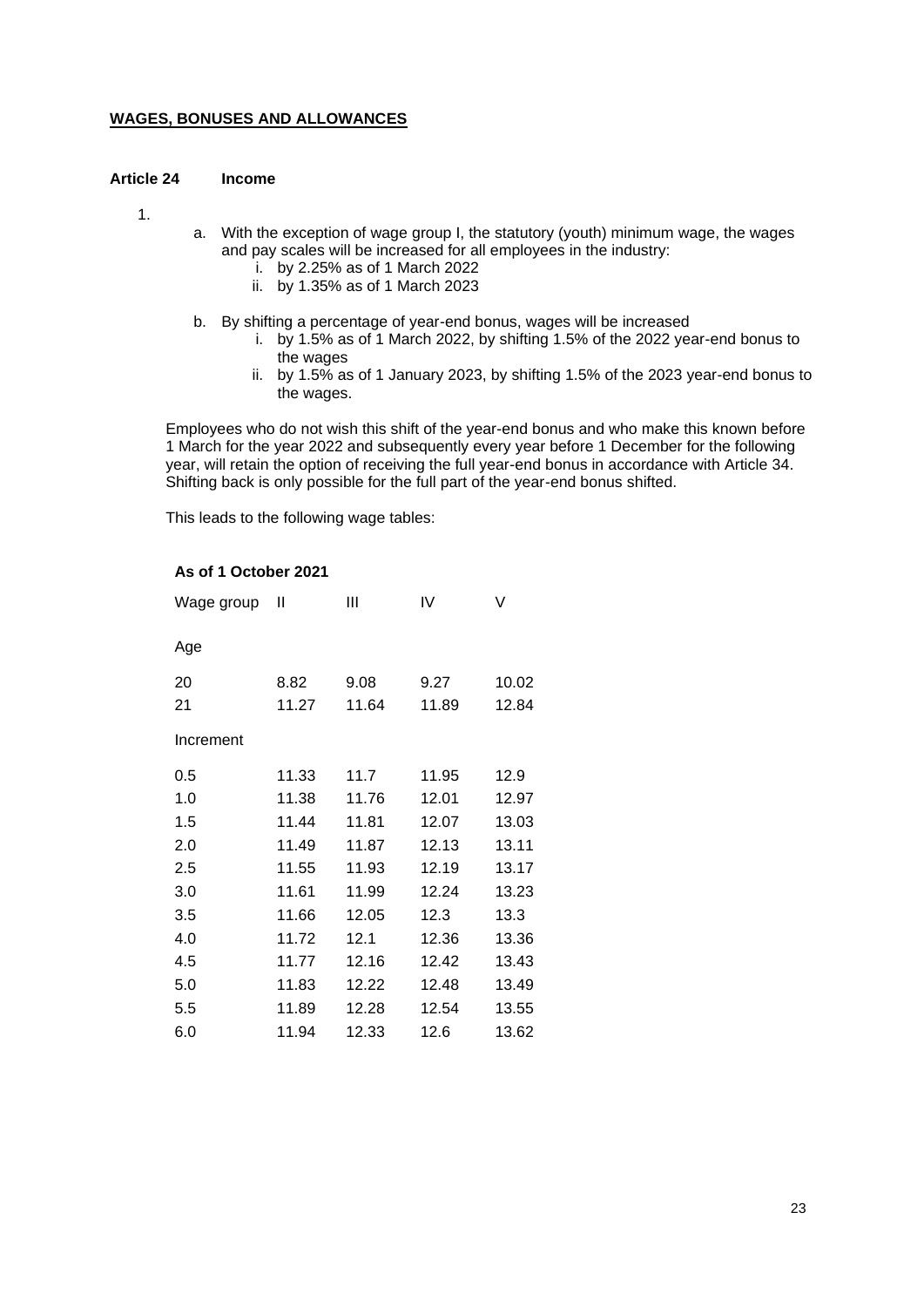**WAGES, BONUSES AND ALLOWANCES**

**Article 24 Income**

1.

a. With the exception of wage group I, the statutory (youth) minimum wage, the wages and pay scales will be increased for all employees in the industry:
   i. by 2.25% as of 1 March 2022
   ii. by 1.35% as of 1 March 2023

b. By shifting a percentage of year-end bonus, wages will be increased
   i. by 1.5% as of 1 March 2022, by shifting 1.5% of the 2022 year-end bonus to the wages
   ii. by 1.5% as of 1 January 2023, by shifting 1.5% of the 2023 year-end bonus to the wages.

Employees who do not wish this shift of the year-end bonus and who make this known before 1 March for the year 2022 and subsequently every year before 1 December for the following year, will retain the option of receiving the full year-end bonus in accordance with Article 34. Shifting back is only possible for the full part of the year-end bonus shifted.

This leads to the following wage tables:

**As of 1 October 2021**

| Wage group | II | III | IV | V |
|---|---|---|---|---|
| Age | | | | |
| 20 | 8.82 | 9.08 | 9.27 | 10.02 |
| 21 | 11.27 | 11.64 | 11.89 | 12.84 |
| Increment | | | | |
| 0.5 | 11.33 | 11.7 | 11.95 | 12.9 |
| 1.0 | 11.38 | 11.76 | 12.01 | 12.97 |
| 1.5 | 11.44 | 11.81 | 12.07 | 13.03 |
| 2.0 | 11.49 | 11.87 | 12.13 | 13.11 |
| 2.5 | 11.55 | 11.93 | 12.19 | 13.17 |
| 3.0 | 11.61 | 11.99 | 12.24 | 13.23 |
| 3.5 | 11.66 | 12.05 | 12.3 | 13.3 |
| 4.0 | 11.72 | 12.1 | 12.36 | 13.36 |
| 4.5 | 11.77 | 12.16 | 12.42 | 13.43 |
| 5.0 | 11.83 | 12.22 | 12.48 | 13.49 |
| 5.5 | 11.89 | 12.28 | 12.54 | 13.55 |
| 6.0 | 11.94 | 12.33 | 12.6 | 13.62 |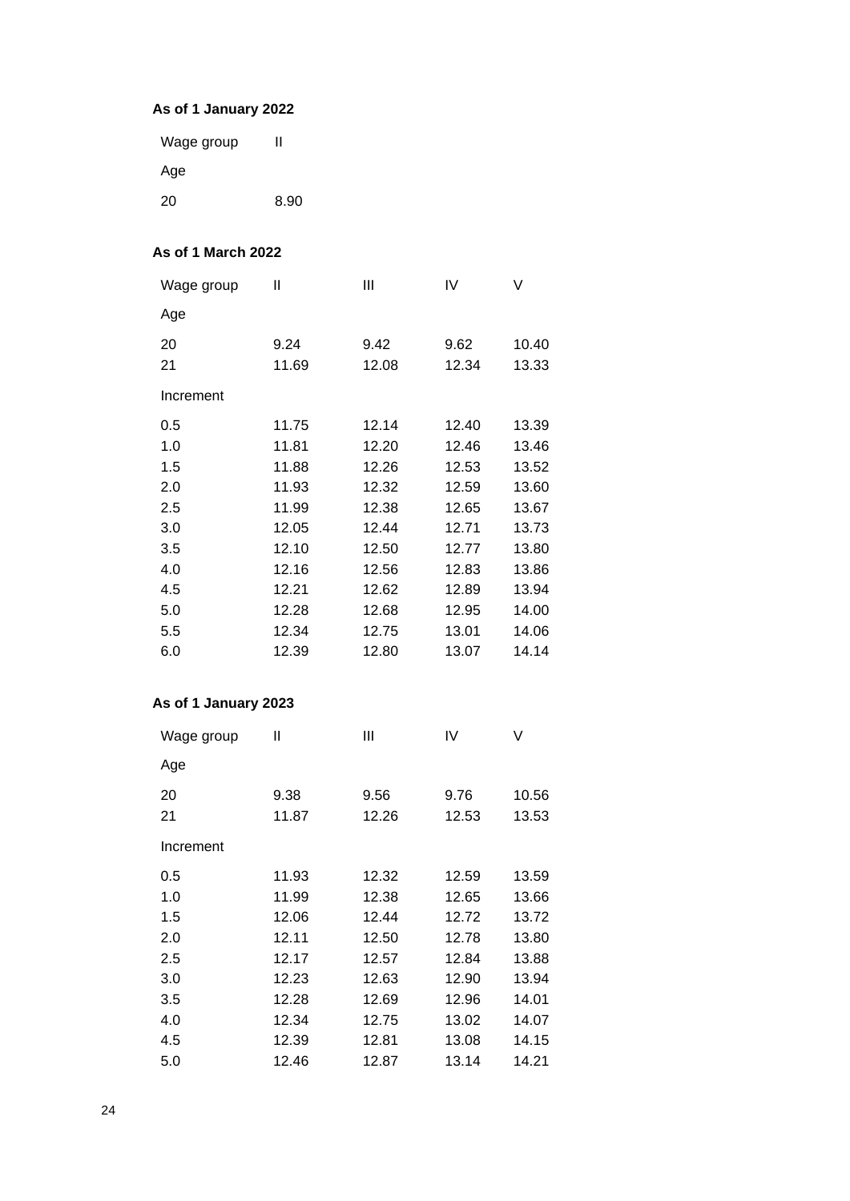**As of 1 January 2022**

| Wage group | II |
|---|---|
| Age | |
| 20 | 8.90 |

**As of 1 March 2022**

| Wage group | II | III | IV | V |
|---|---|---|---|---|
| Age | | | | |
| 20 | 9.24 | 9.42 | 9.62 | 10.40 |
| 21 | 11.69 | 12.08 | 12.34 | 13.33 |
| Increment | | | | |
| 0.5 | 11.75 | 12.14 | 12.40 | 13.39 |
| 1.0 | 11.81 | 12.20 | 12.46 | 13.46 |
| 1.5 | 11.88 | 12.26 | 12.53 | 13.52 |
| 2.0 | 11.93 | 12.32 | 12.59 | 13.60 |
| 2.5 | 11.99 | 12.38 | 12.65 | 13.67 |
| 3.0 | 12.05 | 12.44 | 12.71 | 13.73 |
| 3.5 | 12.10 | 12.50 | 12.77 | 13.80 |
| 4.0 | 12.16 | 12.56 | 12.83 | 13.86 |
| 4.5 | 12.21 | 12.62 | 12.89 | 13.94 |
| 5.0 | 12.28 | 12.68 | 12.95 | 14.00 |
| 5.5 | 12.34 | 12.75 | 13.01 | 14.06 |
| 6.0 | 12.39 | 12.80 | 13.07 | 14.14 |

**As of 1 January 2023**

| Wage group | II | III | IV | V |
|---|---|---|---|---|
| Age | | | | |
| 20 | 9.38 | 9.56 | 9.76 | 10.56 |
| 21 | 11.87 | 12.26 | 12.53 | 13.53 |
| Increment | | | | |
| 0.5 | 11.93 | 12.32 | 12.59 | 13.59 |
| 1.0 | 11.99 | 12.38 | 12.65 | 13.66 |
| 1.5 | 12.06 | 12.44 | 12.72 | 13.72 |
| 2.0 | 12.11 | 12.50 | 12.78 | 13.80 |
| 2.5 | 12.17 | 12.57 | 12.84 | 13.88 |
| 3.0 | 12.23 | 12.63 | 12.90 | 13.94 |
| 3.5 | 12.28 | 12.69 | 12.96 | 14.01 |
| 4.0 | 12.34 | 12.75 | 13.02 | 14.07 |
| 4.5 | 12.39 | 12.81 | 13.08 | 14.15 |
| 5.0 | 12.46 | 12.87 | 13.14 | 14.21 |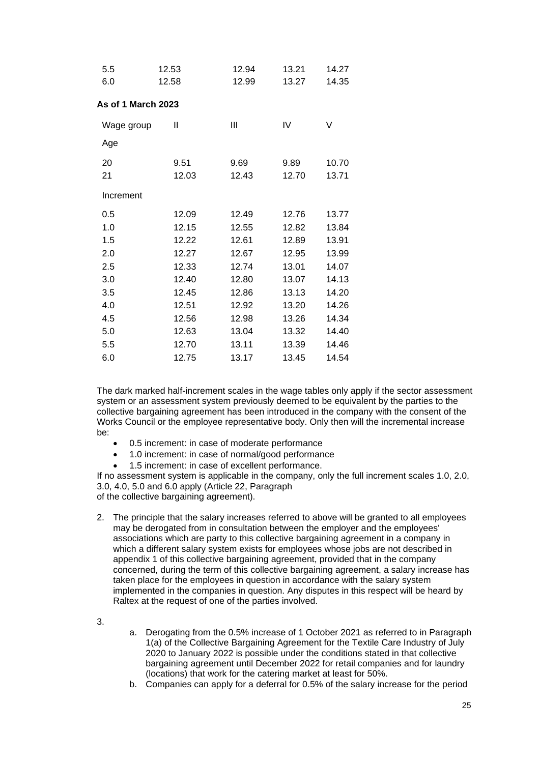| | | | | |
|---|---|---|---|---|
| 5.5 | 12.53 | 12.94 | 13.21 | 14.27 |
| 6.0 | 12.58 | 12.99 | 13.27 | 14.35 |

**As of 1 March 2023**

| Wage group | II | III | IV | V |
|---|---|---|---|---|
| Age | | | | |
| 20 | 9.51 | 9.69 | 9.89 | 10.70 |
| 21 | 12.03 | 12.43 | 12.70 | 13.71 |
| Increment | | | | |
| 0.5 | 12.09 | 12.49 | 12.76 | 13.77 |
| 1.0 | 12.15 | 12.55 | 12.82 | 13.84 |
| 1.5 | 12.22 | 12.61 | 12.89 | 13.91 |
| 2.0 | 12.27 | 12.67 | 12.95 | 13.99 |
| 2.5 | 12.33 | 12.74 | 13.01 | 14.07 |
| 3.0 | 12.40 | 12.80 | 13.07 | 14.13 |
| 3.5 | 12.45 | 12.86 | 13.13 | 14.20 |
| 4.0 | 12.51 | 12.92 | 13.20 | 14.26 |
| 4.5 | 12.56 | 12.98 | 13.26 | 14.34 |
| 5.0 | 12.63 | 13.04 | 13.32 | 14.40 |
| 5.5 | 12.70 | 13.11 | 13.39 | 14.46 |
| 6.0 | 12.75 | 13.17 | 13.45 | 14.54 |

The dark marked half-increment scales in the wage tables only apply if the sector assessment system or an assessment system previously deemed to be equivalent by the parties to the collective bargaining agreement has been introduced in the company with the consent of the Works Council or the employee representative body. Only then will the incremental increase be:

- 0.5 increment: in case of moderate performance
- 1.0 increment: in case of normal/good performance
- 1.5 increment: in case of excellent performance.

If no assessment system is applicable in the company, only the full increment scales 1.0, 2.0, 3.0, 4.0, 5.0 and 6.0 apply (Article 22, Paragraph
of the collective bargaining agreement).

2. The principle that the salary increases referred to above will be granted to all employees may be derogated from in consultation between the employer and the employees' associations which are party to this collective bargaining agreement in a company in which a different salary system exists for employees whose jobs are not described in appendix 1 of this collective bargaining agreement, provided that in the company concerned, during the term of this collective bargaining agreement, a salary increase has taken place for the employees in question in accordance with the salary system implemented in the companies in question. Any disputes in this respect will be heard by Raltex at the request of one of the parties involved.

3.
   a. Derogating from the 0.5% increase of 1 October 2021 as referred to in Paragraph 1(a) of the Collective Bargaining Agreement for the Textile Care Industry of July 2020 to January 2022 is possible under the conditions stated in that collective bargaining agreement until December 2022 for retail companies and for laundry (locations) that work for the catering market at least for 50%.
   b. Companies can apply for a deferral for 0.5% of the salary increase for the period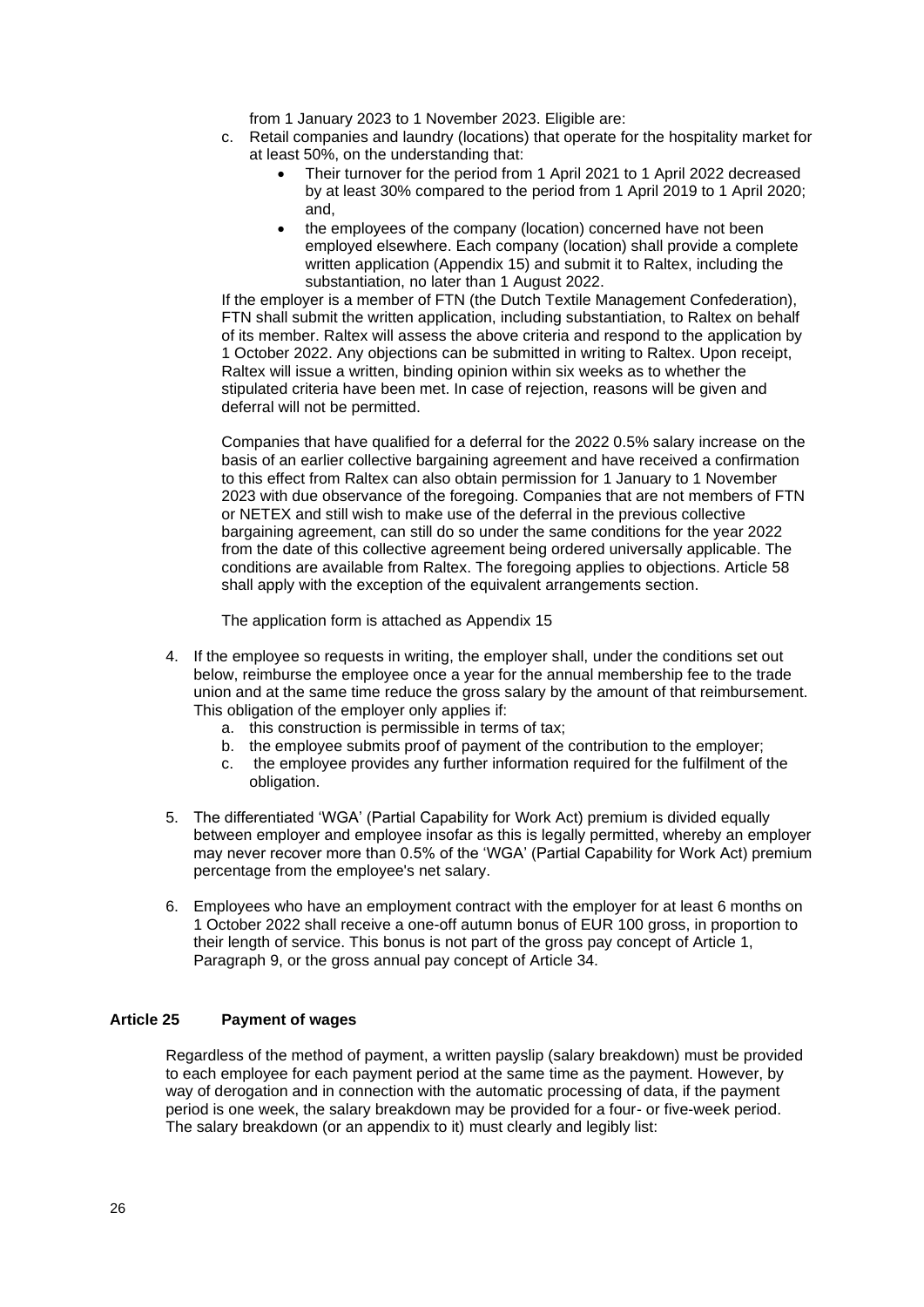from 1 January 2023 to 1 November 2023. Eligible are:

c. Retail companies and laundry (locations) that operate for the hospitality market for at least 50%, on the understanding that:
    - Their turnover for the period from 1 April 2021 to 1 April 2022 decreased by at least 30% compared to the period from 1 April 2019 to 1 April 2020; and,
    - the employees of the company (location) concerned have not been employed elsewhere. Each company (location) shall provide a complete written application (Appendix 15) and submit it to Raltex, including the substantiation, no later than 1 August 2022.

If the employer is a member of FTN (the Dutch Textile Management Confederation), FTN shall submit the written application, including substantiation, to Raltex on behalf of its member. Raltex will assess the above criteria and respond to the application by 1 October 2022. Any objections can be submitted in writing to Raltex. Upon receipt, Raltex will issue a written, binding opinion within six weeks as to whether the stipulated criteria have been met. In case of rejection, reasons will be given and deferral will not be permitted.

Companies that have qualified for a deferral for the 2022 0.5% salary increase on the basis of an earlier collective bargaining agreement and have received a confirmation to this effect from Raltex can also obtain permission for 1 January to 1 November 2023 with due observance of the foregoing. Companies that are not members of FTN or NETEX and still wish to make use of the deferral in the previous collective bargaining agreement, can still do so under the same conditions for the year 2022 from the date of this collective agreement being ordered universally applicable. The conditions are available from Raltex. The foregoing applies to objections. Article 58 shall apply with the exception of the equivalent arrangements section.

The application form is attached as Appendix 15

4. If the employee so requests in writing, the employer shall, under the conditions set out below, reimburse the employee once a year for the annual membership fee to the trade union and at the same time reduce the gross salary by the amount of that reimbursement. This obligation of the employer only applies if:
    a. this construction is permissible in terms of tax;
    b. the employee submits proof of payment of the contribution to the employer;
    c. the employee provides any further information required for the fulfilment of the obligation.

5. The differentiated 'WGA' (Partial Capability for Work Act) premium is divided equally between employer and employee insofar as this is legally permitted, whereby an employer may never recover more than 0.5% of the 'WGA' (Partial Capability for Work Act) premium percentage from the employee's net salary.

6. Employees who have an employment contract with the employer for at least 6 months on 1 October 2022 shall receive a one-off autumn bonus of EUR 100 gross, in proportion to their length of service. This bonus is not part of the gross pay concept of Article 1, Paragraph 9, or the gross annual pay concept of Article 34.

### Article 25 Payment of wages

Regardless of the method of payment, a written payslip (salary breakdown) must be provided to each employee for each payment period at the same time as the payment. However, by way of derogation and in connection with the automatic processing of data, if the payment period is one week, the salary breakdown may be provided for a four- or five-week period. The salary breakdown (or an appendix to it) must clearly and legibly list: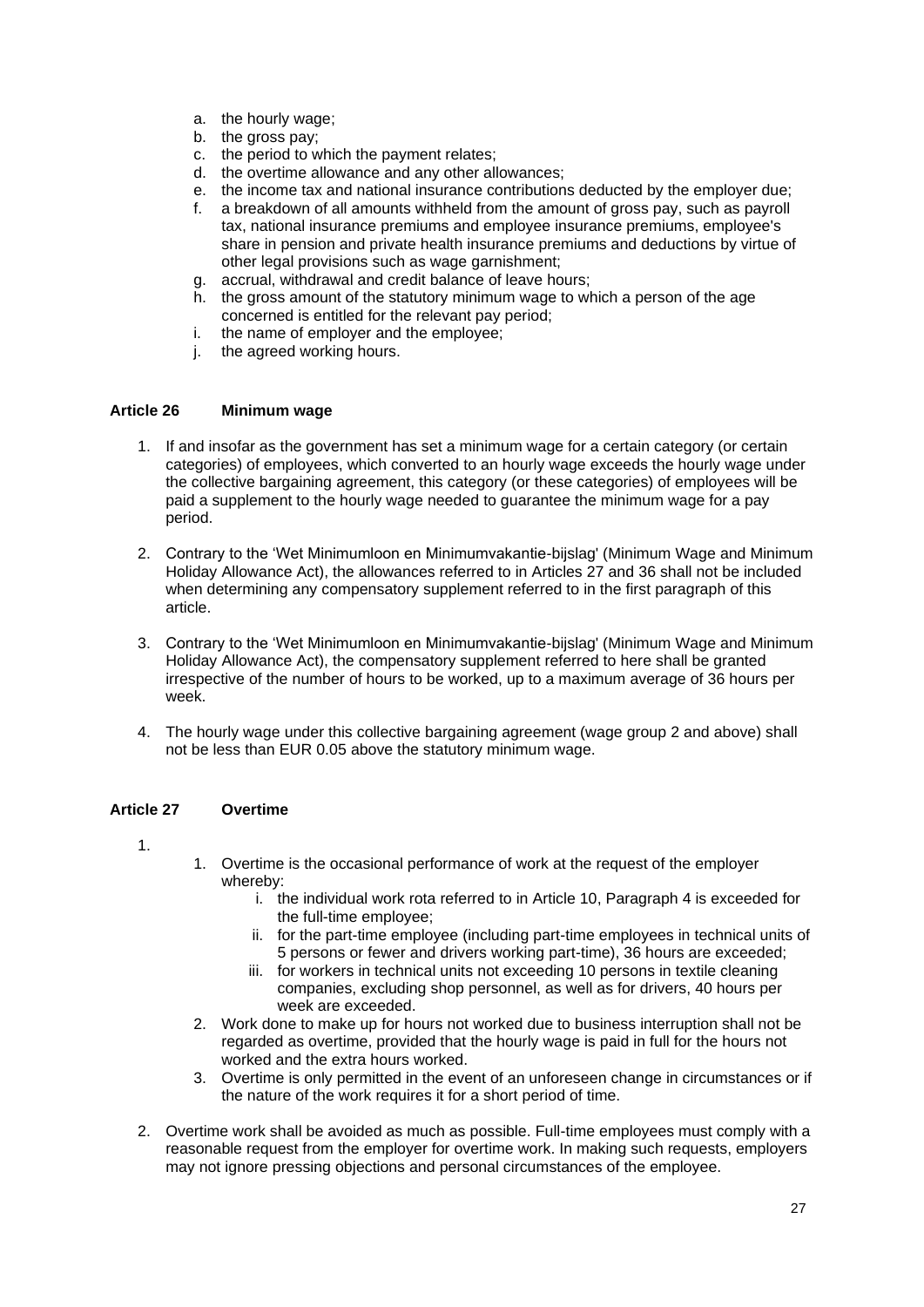a. the hourly wage;
b. the gross pay;
c. the period to which the payment relates;
d. the overtime allowance and any other allowances;
e. the income tax and national insurance contributions deducted by the employer due;
f. a breakdown of all amounts withheld from the amount of gross pay, such as payroll tax, national insurance premiums and employee insurance premiums, employee's share in pension and private health insurance premiums and deductions by virtue of other legal provisions such as wage garnishment;
g. accrual, withdrawal and credit balance of leave hours;
h. the gross amount of the statutory minimum wage to which a person of the age concerned is entitled for the relevant pay period;
i. the name of employer and the employee;
j. the agreed working hours.

### Article 26 Minimum wage

1. If and insofar as the government has set a minimum wage for a certain category (or certain categories) of employees, which converted to an hourly wage exceeds the hourly wage under the collective bargaining agreement, this category (or these categories) of employees will be paid a supplement to the hourly wage needed to guarantee the minimum wage for a pay period.

2. Contrary to the 'Wet Minimumloon en Minimumvakantie-bijslag' (Minimum Wage and Minimum Holiday Allowance Act), the allowances referred to in Articles 27 and 36 shall not be included when determining any compensatory supplement referred to in the first paragraph of this article.

3. Contrary to the 'Wet Minimumloon en Minimumvakantie-bijslag' (Minimum Wage and Minimum Holiday Allowance Act), the compensatory supplement referred to here shall be granted irrespective of the number of hours to be worked, up to a maximum average of 36 hours per week.

4. The hourly wage under this collective bargaining agreement (wage group 2 and above) shall not be less than EUR 0.05 above the statutory minimum wage.

### Article 27 Overtime

1.
   1. Overtime is the occasional performance of work at the request of the employer whereby:
      i. the individual work rota referred to in Article 10, Paragraph 4 is exceeded for the full-time employee;
      ii. for the part-time employee (including part-time employees in technical units of 5 persons or fewer and drivers working part-time), 36 hours are exceeded;
      iii. for workers in technical units not exceeding 10 persons in textile cleaning companies, excluding shop personnel, as well as for drivers, 40 hours per week are exceeded.
   2. Work done to make up for hours not worked due to business interruption shall not be regarded as overtime, provided that the hourly wage is paid in full for the hours not worked and the extra hours worked.
   3. Overtime is only permitted in the event of an unforeseen change in circumstances or if the nature of the work requires it for a short period of time.

2. Overtime work shall be avoided as much as possible. Full-time employees must comply with a reasonable request from the employer for overtime work. In making such requests, employers may not ignore pressing objections and personal circumstances of the employee.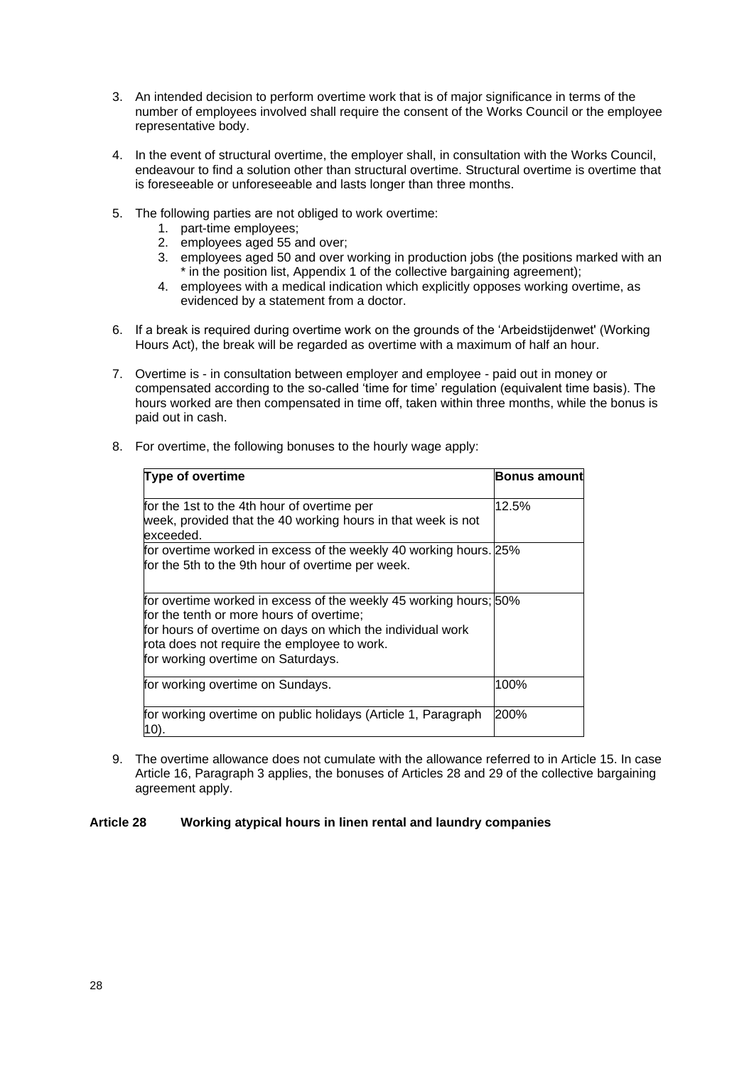3. An intended decision to perform overtime work that is of major significance in terms of the number of employees involved shall require the consent of the Works Council or the employee representative body.

4. In the event of structural overtime, the employer shall, in consultation with the Works Council, endeavour to find a solution other than structural overtime. Structural overtime is overtime that is foreseeable or unforeseeable and lasts longer than three months.

5. The following parties are not obliged to work overtime:
   1. part-time employees;
   2. employees aged 55 and over;
   3. employees aged 50 and over working in production jobs (the positions marked with an * in the position list, Appendix 1 of the collective bargaining agreement);
   4. employees with a medical indication which explicitly opposes working overtime, as evidenced by a statement from a doctor.

6. If a break is required during overtime work on the grounds of the 'Arbeidstijdenwet' (Working Hours Act), the break will be regarded as overtime with a maximum of half an hour.

7. Overtime is - in consultation between employer and employee - paid out in money or compensated according to the so-called 'time for time' regulation (equivalent time basis). The hours worked are then compensated in time off, taken within three months, while the bonus is paid out in cash.

8. For overtime, the following bonuses to the hourly wage apply:

| Type of overtime | Bonus amount |
|---|---|
| for the 1st to the 4th hour of overtime per week, provided that the 40 working hours in that week is not exceeded. | 12.5% |
| for overtime worked in excess of the weekly 40 working hours. for the 5th to the 9th hour of overtime per week. | 25% |
| for overtime worked in excess of the weekly 45 working hours; for the tenth or more hours of overtime; for hours of overtime on days on which the individual work rota does not require the employee to work. for working overtime on Saturdays. | 50% |
| for working overtime on Sundays. | 100% |
| for working overtime on public holidays (Article 1, Paragraph 10). | 200% |

9. The overtime allowance does not cumulate with the allowance referred to in Article 15. In case Article 16, Paragraph 3 applies, the bonuses of Articles 28 and 29 of the collective bargaining agreement apply.

## Article 28 Working atypical hours in linen rental and laundry companies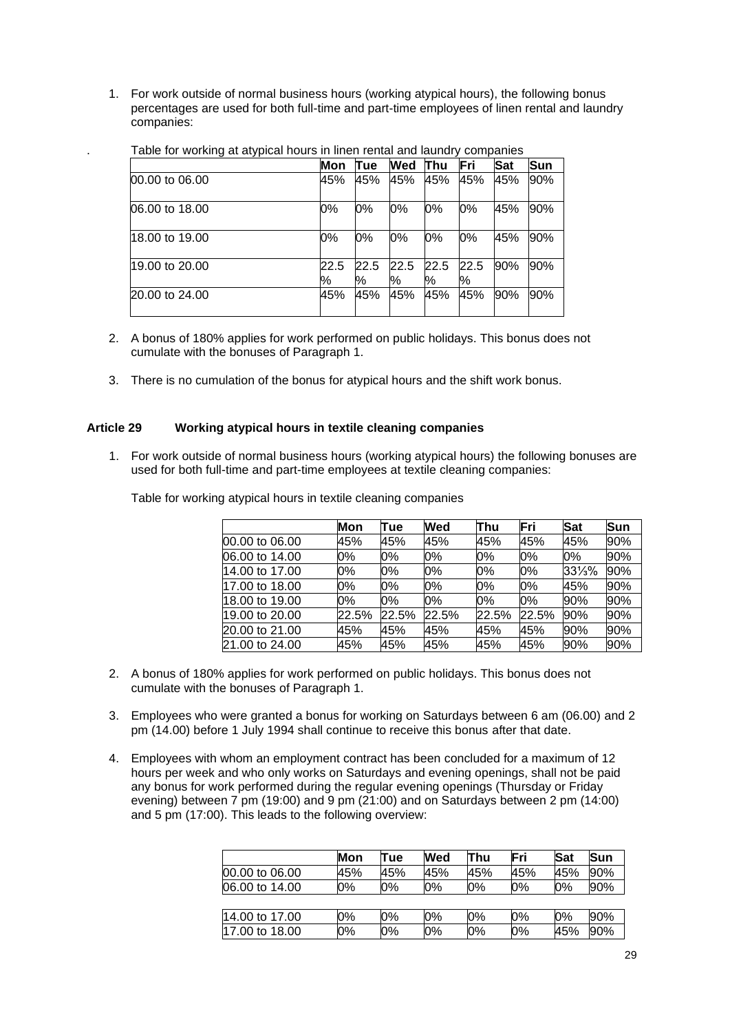1. For work outside of normal business hours (working atypical hours), the following bonus percentages are used for both full-time and part-time employees of linen rental and laundry companies:

. Table for working at atypical hours in linen rental and laundry companies

| | Mon | Tue | Wed | Thu | Fri | Sat | Sun |
|---|---|---|---|---|---|---|---|
| 00.00 to 06.00 | 45% | 45% | 45% | 45% | 45% | 45% | 90% |
| 06.00 to 18.00 | 0% | 0% | 0% | 0% | 0% | 45% | 90% |
| 18.00 to 19.00 | 0% | 0% | 0% | 0% | 0% | 45% | 90% |
| 19.00 to 20.00 | 22.5% | 22.5% | 22.5% | 22.5% | 22.5% | 90% | 90% |
| 20.00 to 24.00 | 45% | 45% | 45% | 45% | 45% | 90% | 90% |

2. A bonus of 180% applies for work performed on public holidays. This bonus does not cumulate with the bonuses of Paragraph 1.

3. There is no cumulation of the bonus for atypical hours and the shift work bonus.

### Article 29 Working atypical hours in textile cleaning companies

1. For work outside of normal business hours (working atypical hours) the following bonuses are used for both full-time and part-time employees at textile cleaning companies:

Table for working atypical hours in textile cleaning companies

| | Mon | Tue | Wed | Thu | Fri | Sat | Sun |
|---|---|---|---|---|---|---|---|
| 00.00 to 06.00 | 45% | 45% | 45% | 45% | 45% | 45% | 90% |
| 06.00 to 14.00 | 0% | 0% | 0% | 0% | 0% | 0% | 90% |
| 14.00 to 17.00 | 0% | 0% | 0% | 0% | 0% | 33⅓% | 90% |
| 17.00 to 18.00 | 0% | 0% | 0% | 0% | 0% | 45% | 90% |
| 18.00 to 19.00 | 0% | 0% | 0% | 0% | 0% | 90% | 90% |
| 19.00 to 20.00 | 22.5% | 22.5% | 22.5% | 22.5% | 22.5% | 90% | 90% |
| 20.00 to 21.00 | 45% | 45% | 45% | 45% | 45% | 90% | 90% |
| 21.00 to 24.00 | 45% | 45% | 45% | 45% | 45% | 90% | 90% |

2. A bonus of 180% applies for work performed on public holidays. This bonus does not cumulate with the bonuses of Paragraph 1.

3. Employees who were granted a bonus for working on Saturdays between 6 am (06.00) and 2 pm (14.00) before 1 July 1994 shall continue to receive this bonus after that date.

4. Employees with whom an employment contract has been concluded for a maximum of 12 hours per week and who only works on Saturdays and evening openings, shall not be paid any bonus for work performed during the regular evening openings (Thursday or Friday evening) between 7 pm (19:00) and 9 pm (21:00) and on Saturdays between 2 pm (14:00) and 5 pm (17:00). This leads to the following overview:

| | Mon | Tue | Wed | Thu | Fri | Sat | Sun |
|---|---|---|---|---|---|---|---|
| 00.00 to 06.00 | 45% | 45% | 45% | 45% | 45% | 45% | 90% |
| 06.00 to 14.00 | 0% | 0% | 0% | 0% | 0% | 0% | 90% |
| 14.00 to 17.00 | 0% | 0% | 0% | 0% | 0% | 0% | 90% |
| 17.00 to 18.00 | 0% | 0% | 0% | 0% | 0% | 45% | 90% |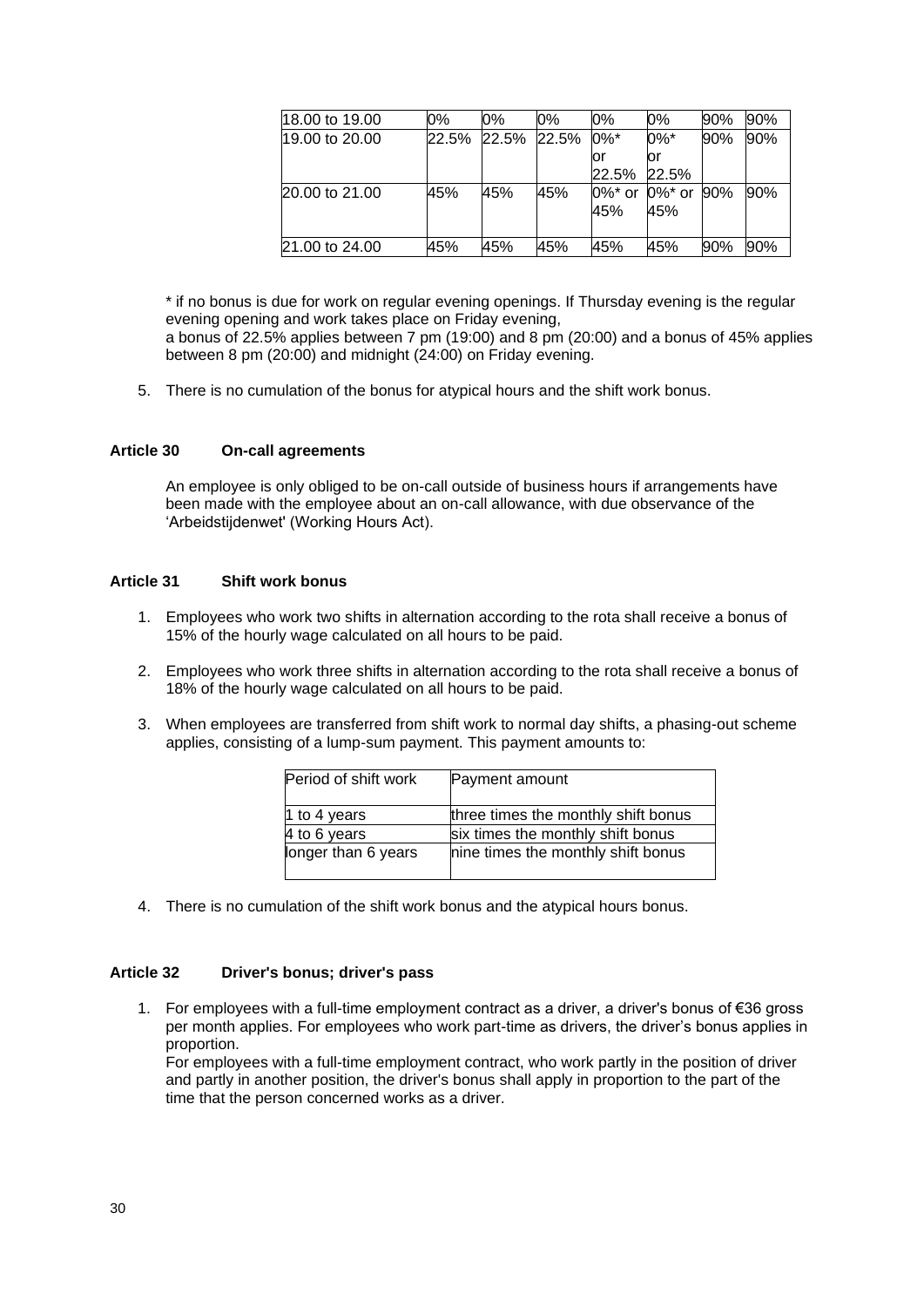| | | | | | | | |
|---|---|---|---|---|---|---|---|
| 18.00 to 19.00 | 0% | 0% | 0% | 0% | 0% | 90% | 90% |
| 19.00 to 20.00 | 22.5% | 22.5% | 22.5% | 0%* or 22.5% | 0%* or 22.5% | 90% | 90% |
| 20.00 to 21.00 | 45% | 45% | 45% | 0%* or 45% | 0%* or 45% | 90% | 90% |
| 21.00 to 24.00 | 45% | 45% | 45% | 45% | 45% | 90% | 90% |

\* if no bonus is due for work on regular evening openings. If Thursday evening is the regular evening opening and work takes place on Friday evening,
a bonus of 22.5% applies between 7 pm (19:00) and 8 pm (20:00) and a bonus of 45% applies between 8 pm (20:00) and midnight (24:00) on Friday evening.

5. There is no cumulation of the bonus for atypical hours and the shift work bonus.

### Article 30 On-call agreements

An employee is only obliged to be on-call outside of business hours if arrangements have been made with the employee about an on-call allowance, with due observance of the 'Arbeidstijdenwet' (Working Hours Act).

### Article 31 Shift work bonus

1. Employees who work two shifts in alternation according to the rota shall receive a bonus of 15% of the hourly wage calculated on all hours to be paid.

2. Employees who work three shifts in alternation according to the rota shall receive a bonus of 18% of the hourly wage calculated on all hours to be paid.

3. When employees are transferred from shift work to normal day shifts, a phasing-out scheme applies, consisting of a lump-sum payment. This payment amounts to:

| Period of shift work | Payment amount |
|---|---|
| 1 to 4 years | three times the monthly shift bonus |
| 4 to 6 years | six times the monthly shift bonus |
| longer than 6 years | nine times the monthly shift bonus |

4. There is no cumulation of the shift work bonus and the atypical hours bonus.

### Article 32 Driver's bonus; driver's pass

1. For employees with a full-time employment contract as a driver, a driver's bonus of €36 gross per month applies. For employees who work part-time as drivers, the driver's bonus applies in proportion.
For employees with a full-time employment contract, who work partly in the position of driver and partly in another position, the driver's bonus shall apply in proportion to the part of the time that the person concerned works as a driver.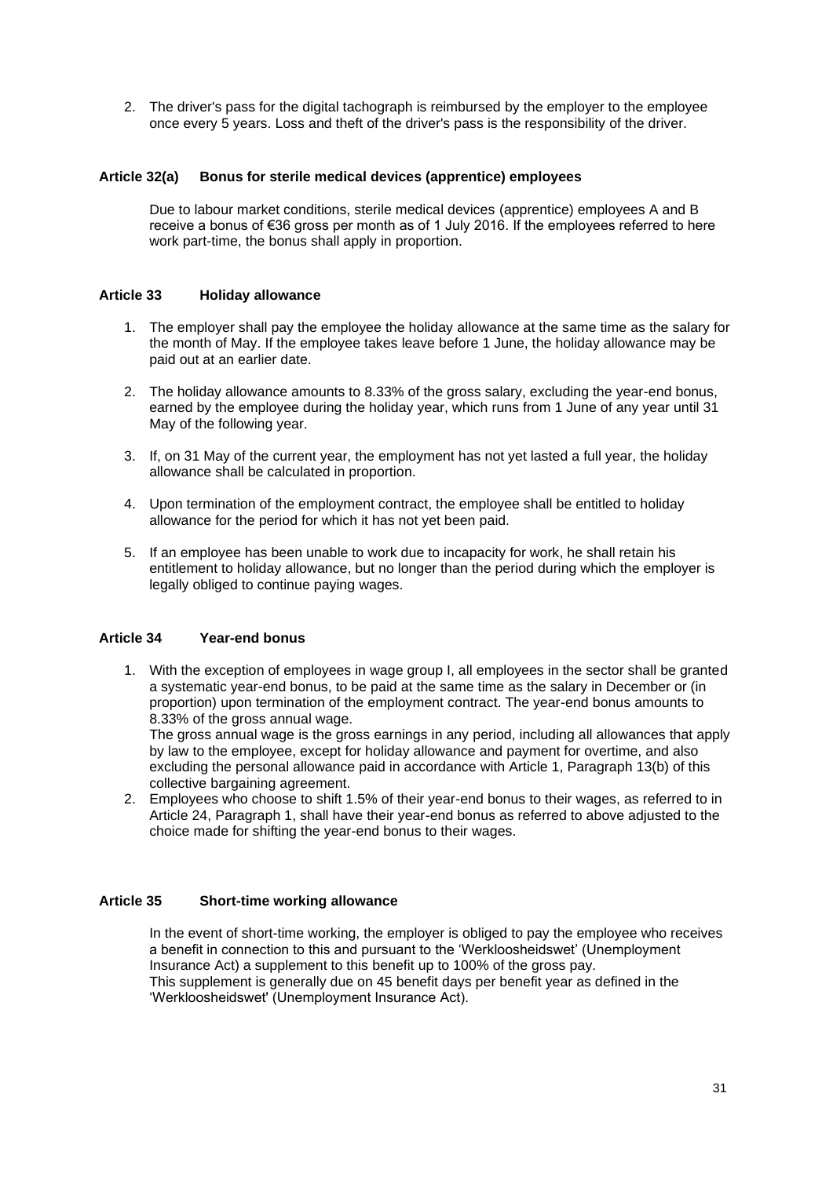2. The driver's pass for the digital tachograph is reimbursed by the employer to the employee once every 5 years. Loss and theft of the driver's pass is the responsibility of the driver.

### Article 32(a) Bonus for sterile medical devices (apprentice) employees

Due to labour market conditions, sterile medical devices (apprentice) employees A and B receive a bonus of €36 gross per month as of 1 July 2016. If the employees referred to here work part-time, the bonus shall apply in proportion.

### Article 33 Holiday allowance

1. The employer shall pay the employee the holiday allowance at the same time as the salary for the month of May. If the employee takes leave before 1 June, the holiday allowance may be paid out at an earlier date.

2. The holiday allowance amounts to 8.33% of the gross salary, excluding the year-end bonus, earned by the employee during the holiday year, which runs from 1 June of any year until 31 May of the following year.

3. If, on 31 May of the current year, the employment has not yet lasted a full year, the holiday allowance shall be calculated in proportion.

4. Upon termination of the employment contract, the employee shall be entitled to holiday allowance for the period for which it has not yet been paid.

5. If an employee has been unable to work due to incapacity for work, he shall retain his entitlement to holiday allowance, but no longer than the period during which the employer is legally obliged to continue paying wages.

### Article 34 Year-end bonus

1. With the exception of employees in wage group I, all employees in the sector shall be granted a systematic year-end bonus, to be paid at the same time as the salary in December or (in proportion) upon termination of the employment contract. The year-end bonus amounts to 8.33% of the gross annual wage.
   The gross annual wage is the gross earnings in any period, including all allowances that apply by law to the employee, except for holiday allowance and payment for overtime, and also excluding the personal allowance paid in accordance with Article 1, Paragraph 13(b) of this collective bargaining agreement.
2. Employees who choose to shift 1.5% of their year-end bonus to their wages, as referred to in Article 24, Paragraph 1, shall have their year-end bonus as referred to above adjusted to the choice made for shifting the year-end bonus to their wages.

### Article 35 Short-time working allowance

In the event of short-time working, the employer is obliged to pay the employee who receives a benefit in connection to this and pursuant to the 'Werkloosheidswet' (Unemployment Insurance Act) a supplement to this benefit up to 100% of the gross pay.
This supplement is generally due on 45 benefit days per benefit year as defined in the 'Werkloosheidswet' (Unemployment Insurance Act).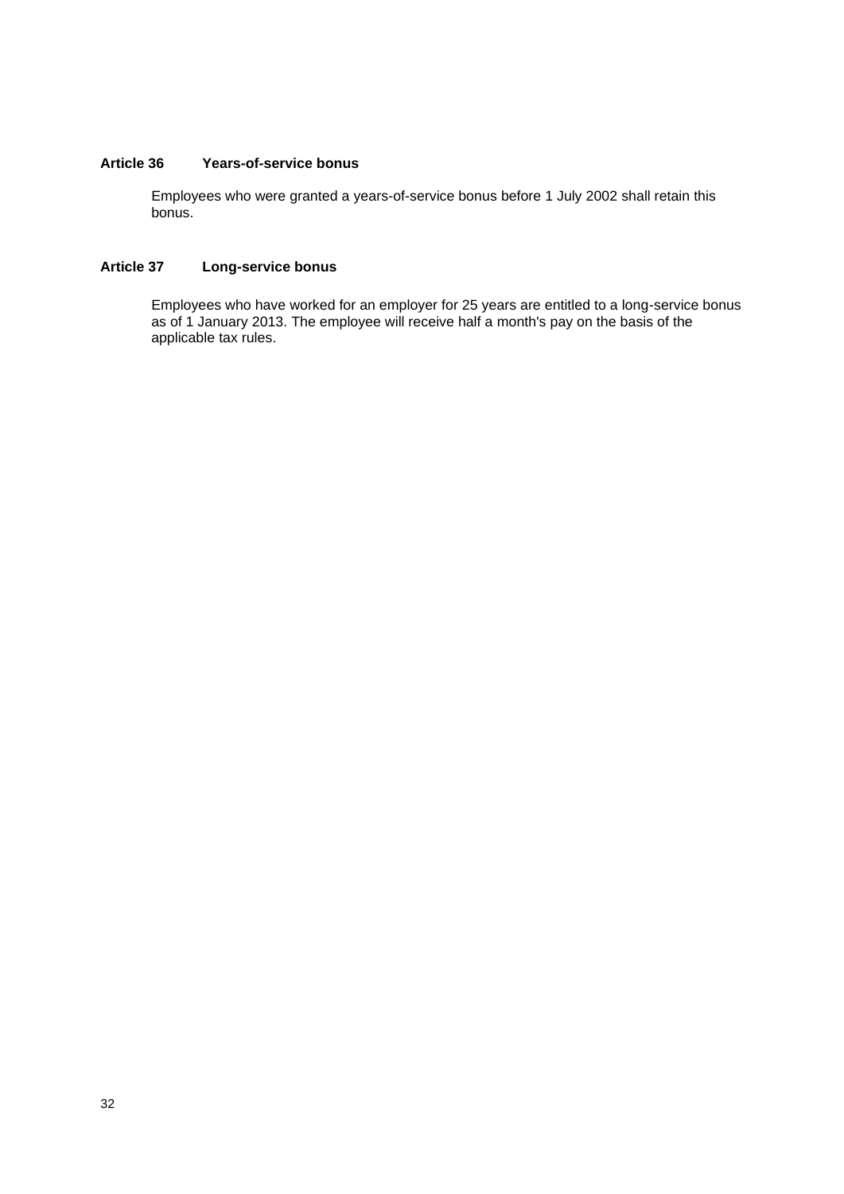### Article 36 Years-of-service bonus

Employees who were granted a years-of-service bonus before 1 July 2002 shall retain this bonus.

### Article 37 Long-service bonus

Employees who have worked for an employer for 25 years are entitled to a long-service bonus as of 1 January 2013. The employee will receive half a month's pay on the basis of the applicable tax rules.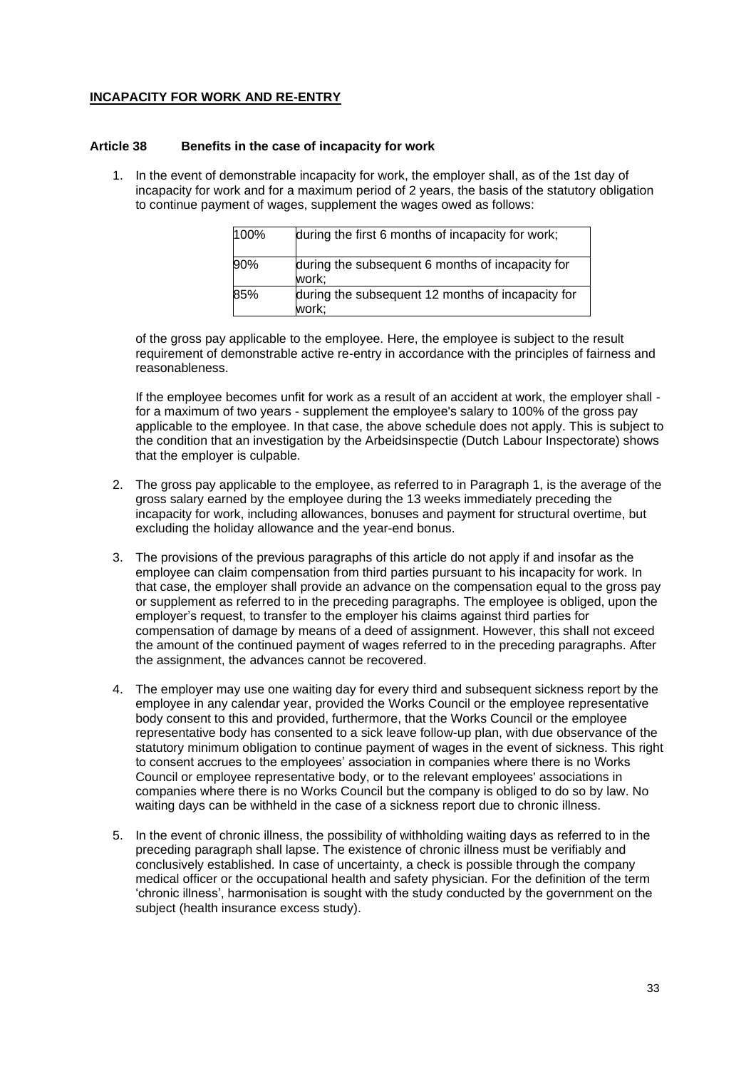**INCAPACITY FOR WORK AND RE-ENTRY**

### Article 38 Benefits in the case of incapacity for work

1. In the event of demonstrable incapacity for work, the employer shall, as of the 1st day of incapacity for work and for a maximum period of 2 years, the basis of the statutory obligation to continue payment of wages, supplement the wages owed as follows:

| | |
|---|---|
| 100% | during the first 6 months of incapacity for work; |
| 90% | during the subsequent 6 months of incapacity for work; |
| 85% | during the subsequent 12 months of incapacity for work; |

   of the gross pay applicable to the employee. Here, the employee is subject to the result requirement of demonstrable active re-entry in accordance with the principles of fairness and reasonableness.

   If the employee becomes unfit for work as a result of an accident at work, the employer shall - for a maximum of two years - supplement the employee's salary to 100% of the gross pay applicable to the employee. In that case, the above schedule does not apply. This is subject to the condition that an investigation by the Arbeidsinspectie (Dutch Labour Inspectorate) shows that the employer is culpable.

2. The gross pay applicable to the employee, as referred to in Paragraph 1, is the average of the gross salary earned by the employee during the 13 weeks immediately preceding the incapacity for work, including allowances, bonuses and payment for structural overtime, but excluding the holiday allowance and the year-end bonus.

3. The provisions of the previous paragraphs of this article do not apply if and insofar as the employee can claim compensation from third parties pursuant to his incapacity for work. In that case, the employer shall provide an advance on the compensation equal to the gross pay or supplement as referred to in the preceding paragraphs. The employee is obliged, upon the employer's request, to transfer to the employer his claims against third parties for compensation of damage by means of a deed of assignment. However, this shall not exceed the amount of the continued payment of wages referred to in the preceding paragraphs. After the assignment, the advances cannot be recovered.

4. The employer may use one waiting day for every third and subsequent sickness report by the employee in any calendar year, provided the Works Council or the employee representative body consent to this and provided, furthermore, that the Works Council or the employee representative body has consented to a sick leave follow-up plan, with due observance of the statutory minimum obligation to continue payment of wages in the event of sickness. This right to consent accrues to the employees' association in companies where there is no Works Council or employee representative body, or to the relevant employees' associations in companies where there is no Works Council but the company is obliged to do so by law. No waiting days can be withheld in the case of a sickness report due to chronic illness.

5. In the event of chronic illness, the possibility of withholding waiting days as referred to in the preceding paragraph shall lapse. The existence of chronic illness must be verifiably and conclusively established. In case of uncertainty, a check is possible through the company medical officer or the occupational health and safety physician. For the definition of the term 'chronic illness', harmonisation is sought with the study conducted by the government on the subject (health insurance excess study).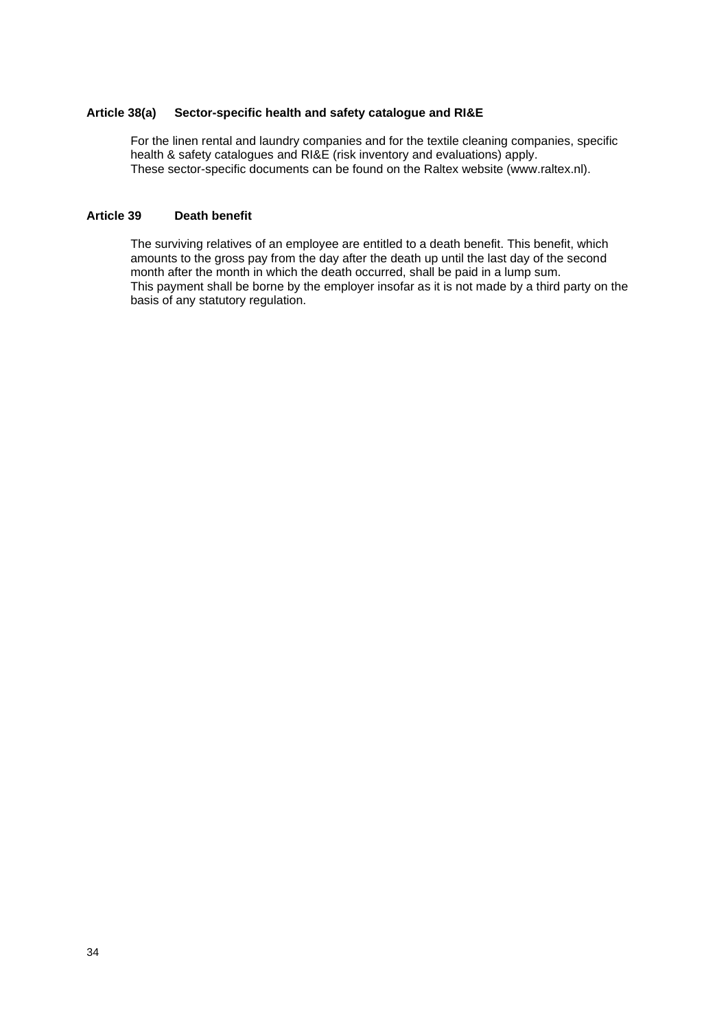### Article 38(a) Sector-specific health and safety catalogue and RI&E

For the linen rental and laundry companies and for the textile cleaning companies, specific health & safety catalogues and RI&E (risk inventory and evaluations) apply.
These sector-specific documents can be found on the Raltex website (www.raltex.nl).

### Article 39 Death benefit

The surviving relatives of an employee are entitled to a death benefit. This benefit, which amounts to the gross pay from the day after the death up until the last day of the second month after the month in which the death occurred, shall be paid in a lump sum.
This payment shall be borne by the employer insofar as it is not made by a third party on the basis of any statutory regulation.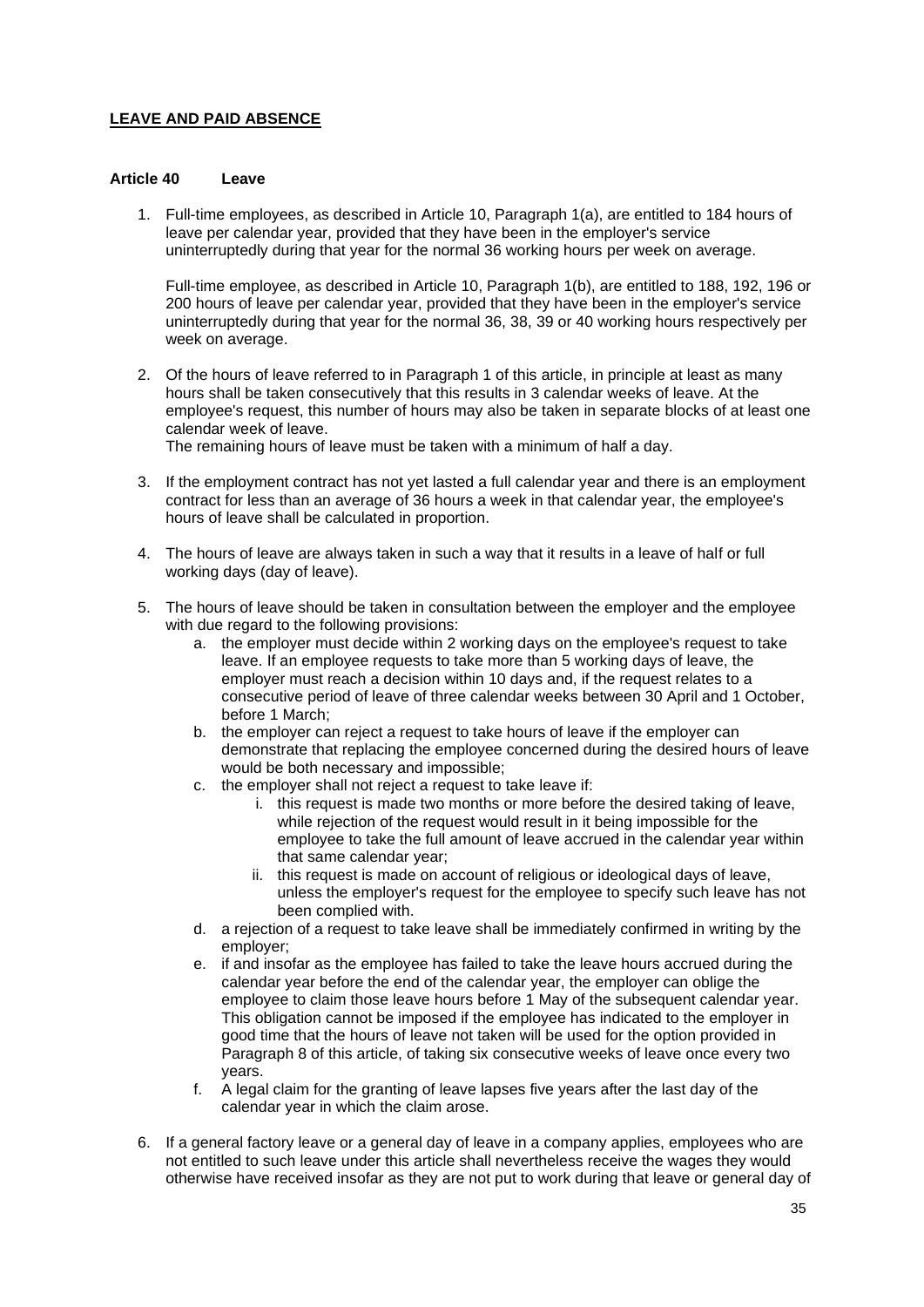**LEAVE AND PAID ABSENCE**

**Article 40 Leave**

1. Full-time employees, as described in Article 10, Paragraph 1(a), are entitled to 184 hours of leave per calendar year, provided that they have been in the employer's service uninterruptedly during that year for the normal 36 working hours per week on average.

   Full-time employee, as described in Article 10, Paragraph 1(b), are entitled to 188, 192, 196 or 200 hours of leave per calendar year, provided that they have been in the employer's service uninterruptedly during that year for the normal 36, 38, 39 or 40 working hours respectively per week on average.

2. Of the hours of leave referred to in Paragraph 1 of this article, in principle at least as many hours shall be taken consecutively that this results in 3 calendar weeks of leave. At the employee's request, this number of hours may also be taken in separate blocks of at least one calendar week of leave.
   The remaining hours of leave must be taken with a minimum of half a day.

3. If the employment contract has not yet lasted a full calendar year and there is an employment contract for less than an average of 36 hours a week in that calendar year, the employee's hours of leave shall be calculated in proportion.

4. The hours of leave are always taken in such a way that it results in a leave of half or full working days (day of leave).

5. The hours of leave should be taken in consultation between the employer and the employee with due regard to the following provisions:
   a. the employer must decide within 2 working days on the employee's request to take leave. If an employee requests to take more than 5 working days of leave, the employer must reach a decision within 10 days and, if the request relates to a consecutive period of leave of three calendar weeks between 30 April and 1 October, before 1 March;
   b. the employer can reject a request to take hours of leave if the employer can demonstrate that replacing the employee concerned during the desired hours of leave would be both necessary and impossible;
   c. the employer shall not reject a request to take leave if:
      i. this request is made two months or more before the desired taking of leave, while rejection of the request would result in it being impossible for the employee to take the full amount of leave accrued in the calendar year within that same calendar year;
      ii. this request is made on account of religious or ideological days of leave, unless the employer's request for the employee to specify such leave has not been complied with.
   d. a rejection of a request to take leave shall be immediately confirmed in writing by the employer;
   e. if and insofar as the employee has failed to take the leave hours accrued during the calendar year before the end of the calendar year, the employer can oblige the employee to claim those leave hours before 1 May of the subsequent calendar year. This obligation cannot be imposed if the employee has indicated to the employer in good time that the hours of leave not taken will be used for the option provided in Paragraph 8 of this article, of taking six consecutive weeks of leave once every two years.
   f. A legal claim for the granting of leave lapses five years after the last day of the calendar year in which the claim arose.

6. If a general factory leave or a general day of leave in a company applies, employees who are not entitled to such leave under this article shall nevertheless receive the wages they would otherwise have received insofar as they are not put to work during that leave or general day of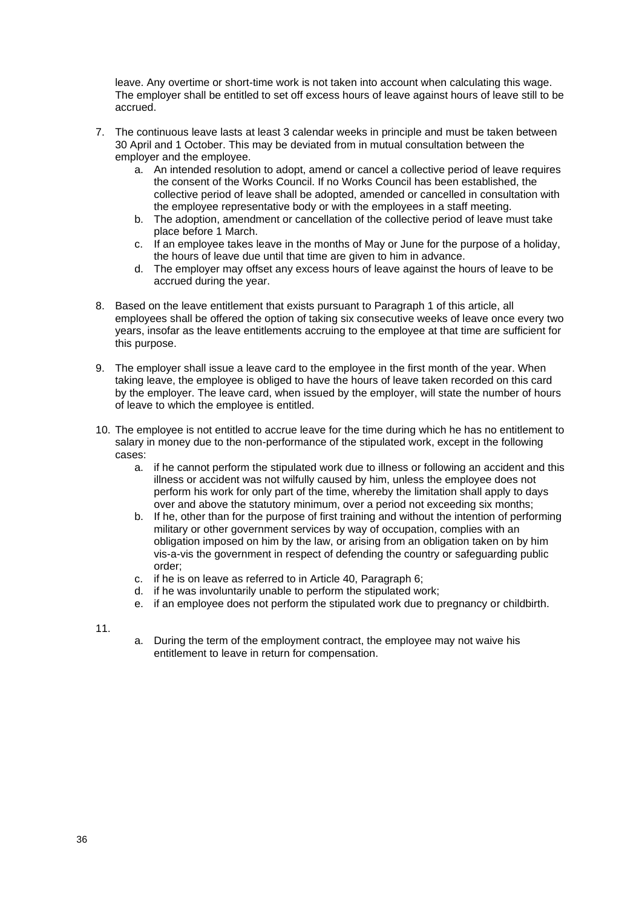leave. Any overtime or short-time work is not taken into account when calculating this wage. The employer shall be entitled to set off excess hours of leave against hours of leave still to be accrued.

7. The continuous leave lasts at least 3 calendar weeks in principle and must be taken between 30 April and 1 October. This may be deviated from in mutual consultation between the employer and the employee.
   a. An intended resolution to adopt, amend or cancel a collective period of leave requires the consent of the Works Council. If no Works Council has been established, the collective period of leave shall be adopted, amended or cancelled in consultation with the employee representative body or with the employees in a staff meeting.
   b. The adoption, amendment or cancellation of the collective period of leave must take place before 1 March.
   c. If an employee takes leave in the months of May or June for the purpose of a holiday, the hours of leave due until that time are given to him in advance.
   d. The employer may offset any excess hours of leave against the hours of leave to be accrued during the year.

8. Based on the leave entitlement that exists pursuant to Paragraph 1 of this article, all employees shall be offered the option of taking six consecutive weeks of leave once every two years, insofar as the leave entitlements accruing to the employee at that time are sufficient for this purpose.

9. The employer shall issue a leave card to the employee in the first month of the year. When taking leave, the employee is obliged to have the hours of leave taken recorded on this card by the employer. The leave card, when issued by the employer, will state the number of hours of leave to which the employee is entitled.

10. The employee is not entitled to accrue leave for the time during which he has no entitlement to salary in money due to the non-performance of the stipulated work, except in the following cases:
    a. if he cannot perform the stipulated work due to illness or following an accident and this illness or accident was not wilfully caused by him, unless the employee does not perform his work for only part of the time, whereby the limitation shall apply to days over and above the statutory minimum, over a period not exceeding six months;
    b. If he, other than for the purpose of first training and without the intention of performing military or other government services by way of occupation, complies with an obligation imposed on him by the law, or arising from an obligation taken on by him vis-a-vis the government in respect of defending the country or safeguarding public order;
    c. if he is on leave as referred to in Article 40, Paragraph 6;
    d. if he was involuntarily unable to perform the stipulated work;
    e. if an employee does not perform the stipulated work due to pregnancy or childbirth.

11.
    a. During the term of the employment contract, the employee may not waive his entitlement to leave in return for compensation.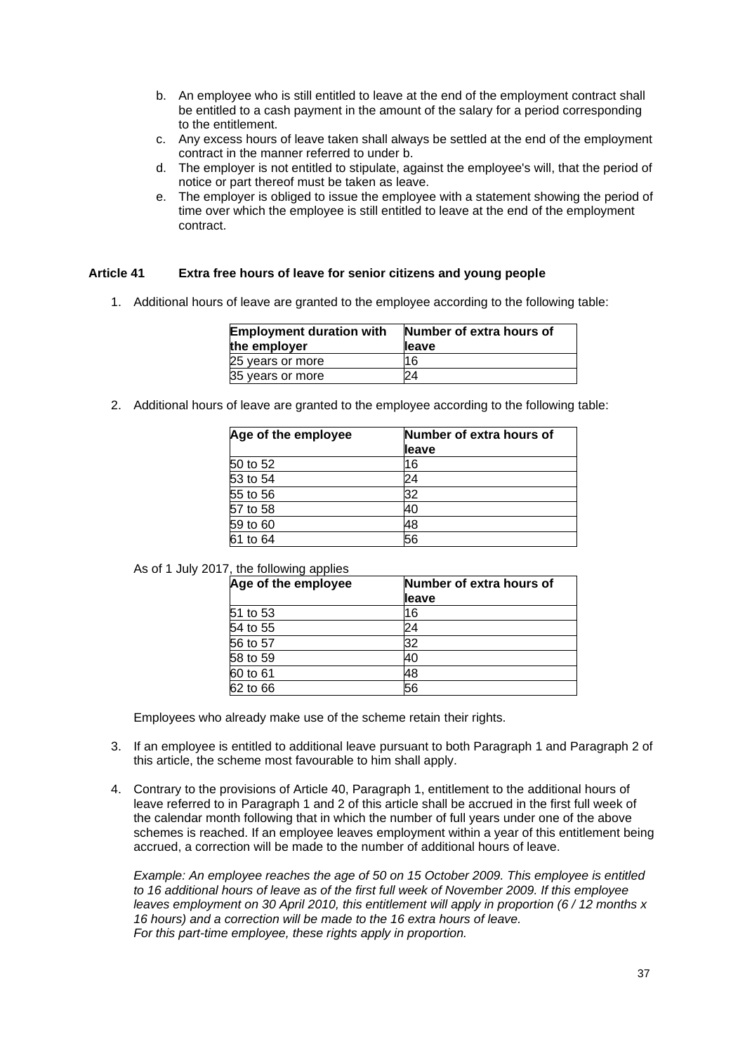b. An employee who is still entitled to leave at the end of the employment contract shall be entitled to a cash payment in the amount of the salary for a period corresponding to the entitlement.
c. Any excess hours of leave taken shall always be settled at the end of the employment contract in the manner referred to under b.
d. The employer is not entitled to stipulate, against the employee's will, that the period of notice or part thereof must be taken as leave.
e. The employer is obliged to issue the employee with a statement showing the period of time over which the employee is still entitled to leave at the end of the employment contract.

## Article 41 Extra free hours of leave for senior citizens and young people

1. Additional hours of leave are granted to the employee according to the following table:

| Employment duration with the employer | Number of extra hours of leave |
|---|---|
| 25 years or more | 16 |
| 35 years or more | 24 |

2. Additional hours of leave are granted to the employee according to the following table:

| Age of the employee | Number of extra hours of leave |
|---|---|
| 50 to 52 | 16 |
| 53 to 54 | 24 |
| 55 to 56 | 32 |
| 57 to 58 | 40 |
| 59 to 60 | 48 |
| 61 to 64 | 56 |

As of 1 July 2017, the following applies

| Age of the employee | Number of extra hours of leave |
|---|---|
| 51 to 53 | 16 |
| 54 to 55 | 24 |
| 56 to 57 | 32 |
| 58 to 59 | 40 |
| 60 to 61 | 48 |
| 62 to 66 | 56 |

Employees who already make use of the scheme retain their rights.

3. If an employee is entitled to additional leave pursuant to both Paragraph 1 and Paragraph 2 of this article, the scheme most favourable to him shall apply.

4. Contrary to the provisions of Article 40, Paragraph 1, entitlement to the additional hours of leave referred to in Paragraph 1 and 2 of this article shall be accrued in the first full week of the calendar month following that in which the number of full years under one of the above schemes is reached. If an employee leaves employment within a year of this entitlement being accrued, a correction will be made to the number of additional hours of leave.

*Example: An employee reaches the age of 50 on 15 October 2009. This employee is entitled to 16 additional hours of leave as of the first full week of November 2009. If this employee leaves employment on 30 April 2010, this entitlement will apply in proportion (6 / 12 months x 16 hours) and a correction will be made to the 16 extra hours of leave.*
*For this part-time employee, these rights apply in proportion.*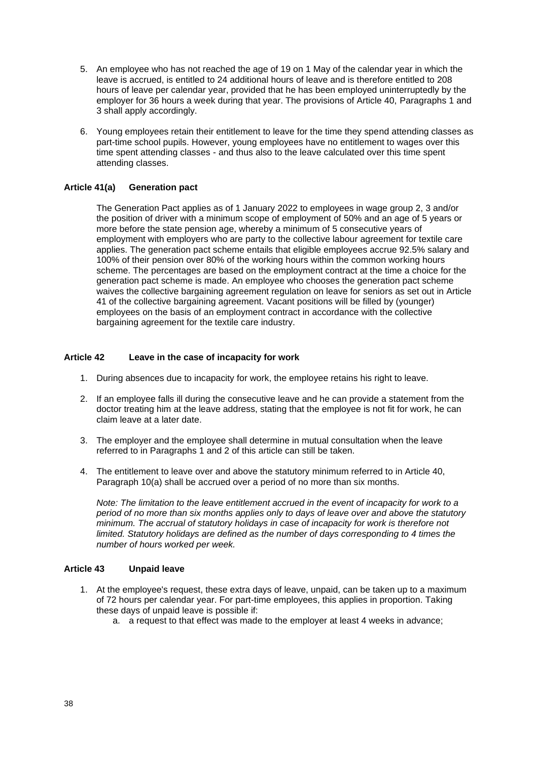5. An employee who has not reached the age of 19 on 1 May of the calendar year in which the leave is accrued, is entitled to 24 additional hours of leave and is therefore entitled to 208 hours of leave per calendar year, provided that he has been employed uninterruptedly by the employer for 36 hours a week during that year. The provisions of Article 40, Paragraphs 1 and 3 shall apply accordingly.

6. Young employees retain their entitlement to leave for the time they spend attending classes as part-time school pupils. However, young employees have no entitlement to wages over this time spent attending classes - and thus also to the leave calculated over this time spent attending classes.

### Article 41(a) Generation pact

The Generation Pact applies as of 1 January 2022 to employees in wage group 2, 3 and/or the position of driver with a minimum scope of employment of 50% and an age of 5 years or more before the state pension age, whereby a minimum of 5 consecutive years of employment with employers who are party to the collective labour agreement for textile care applies. The generation pact scheme entails that eligible employees accrue 92.5% salary and 100% of their pension over 80% of the working hours within the common working hours scheme. The percentages are based on the employment contract at the time a choice for the generation pact scheme is made. An employee who chooses the generation pact scheme waives the collective bargaining agreement regulation on leave for seniors as set out in Article 41 of the collective bargaining agreement. Vacant positions will be filled by (younger) employees on the basis of an employment contract in accordance with the collective bargaining agreement for the textile care industry.

### Article 42 Leave in the case of incapacity for work

1. During absences due to incapacity for work, the employee retains his right to leave.

2. If an employee falls ill during the consecutive leave and he can provide a statement from the doctor treating him at the leave address, stating that the employee is not fit for work, he can claim leave at a later date.

3. The employer and the employee shall determine in mutual consultation when the leave referred to in Paragraphs 1 and 2 of this article can still be taken.

4. The entitlement to leave over and above the statutory minimum referred to in Article 40, Paragraph 10(a) shall be accrued over a period of no more than six months.

   *Note: The limitation to the leave entitlement accrued in the event of incapacity for work to a period of no more than six months applies only to days of leave over and above the statutory minimum. The accrual of statutory holidays in case of incapacity for work is therefore not limited. Statutory holidays are defined as the number of days corresponding to 4 times the number of hours worked per week.*

### Article 43 Unpaid leave

1. At the employee's request, these extra days of leave, unpaid, can be taken up to a maximum of 72 hours per calendar year. For part-time employees, this applies in proportion. Taking these days of unpaid leave is possible if:
   a. a request to that effect was made to the employer at least 4 weeks in advance;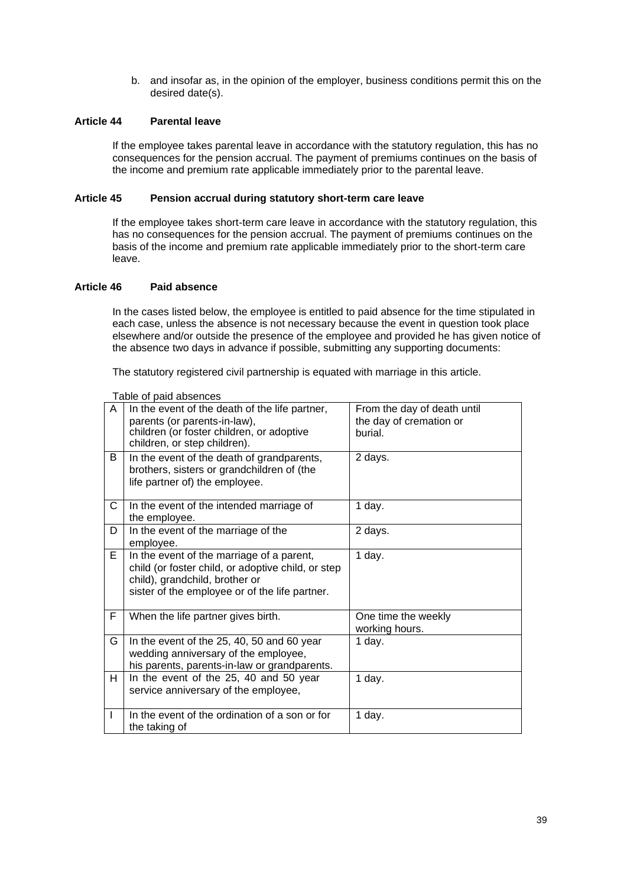b. and insofar as, in the opinion of the employer, business conditions permit this on the desired date(s).

### Article 44 Parental leave

If the employee takes parental leave in accordance with the statutory regulation, this has no consequences for the pension accrual. The payment of premiums continues on the basis of the income and premium rate applicable immediately prior to the parental leave.

### Article 45 Pension accrual during statutory short-term care leave

If the employee takes short-term care leave in accordance with the statutory regulation, this has no consequences for the pension accrual. The payment of premiums continues on the basis of the income and premium rate applicable immediately prior to the short-term care leave.

### Article 46 Paid absence

In the cases listed below, the employee is entitled to paid absence for the time stipulated in each case, unless the absence is not necessary because the event in question took place elsewhere and/or outside the presence of the employee and provided he has given notice of the absence two days in advance if possible, submitting any supporting documents:

The statutory registered civil partnership is equated with marriage in this article.

Table of paid absences

| | | |
|---|---|---|
| A | In the event of the death of the life partner, parents (or parents-in-law), children (or foster children, or adoptive children, or step children). | From the day of death until the day of cremation or burial. |
| B | In the event of the death of grandparents, brothers, sisters or grandchildren of (the life partner of) the employee. | 2 days. |
| C | In the event of the intended marriage of the employee. | 1 day. |
| D | In the event of the marriage of the employee. | 2 days. |
| E | In the event of the marriage of a parent, child (or foster child, or adoptive child, or step child), grandchild, brother or sister of the employee or of the life partner. | 1 day. |
| F | When the life partner gives birth. | One time the weekly working hours. |
| G | In the event of the 25, 40, 50 and 60 year wedding anniversary of the employee, his parents, parents-in-law or grandparents. | 1 day. |
| H | In the event of the 25, 40 and 50 year service anniversary of the employee, | 1 day. |
| I | In the event of the ordination of a son or for the taking of | 1 day. |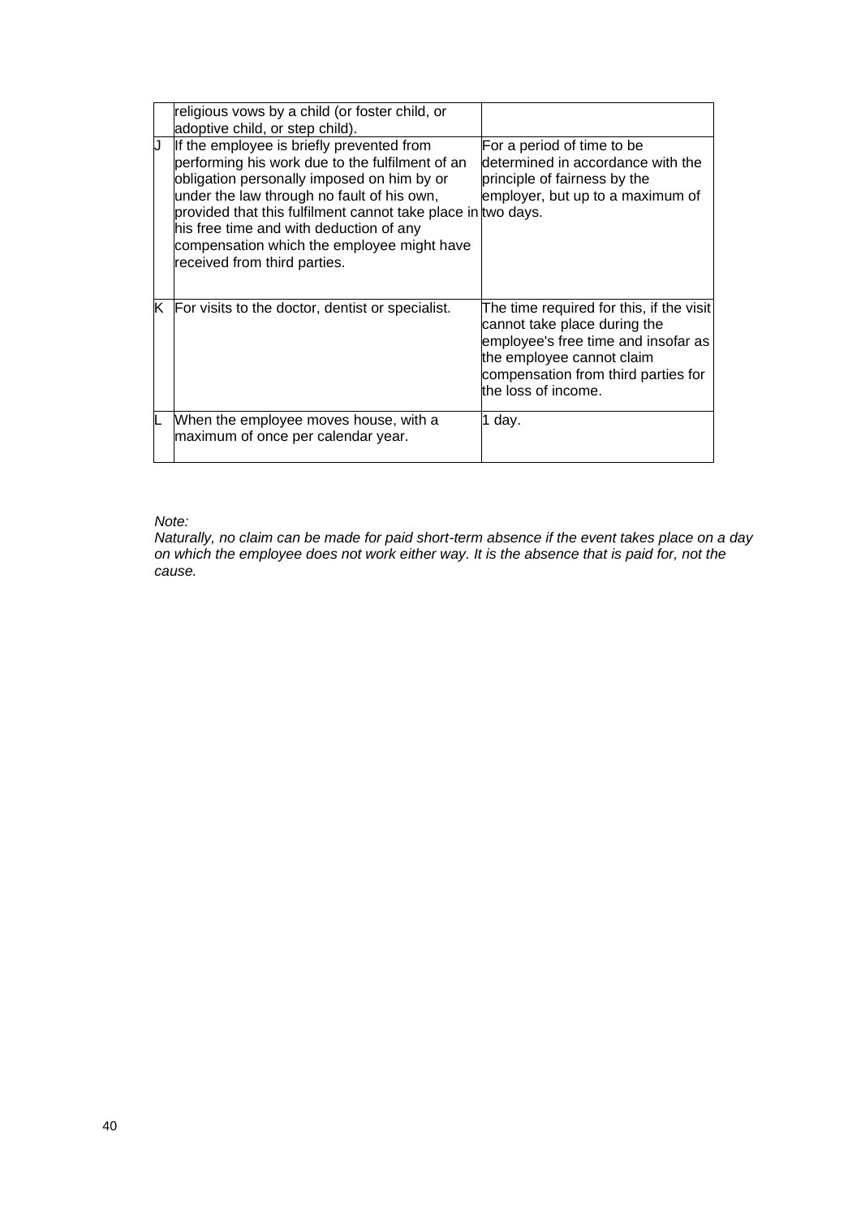| | | |
|---|---|---|
| | religious vows by a child (or foster child, or adoptive child, or step child). | |
| J | If the employee is briefly prevented from performing his work due to the fulfilment of an obligation personally imposed on him by or under the law through no fault of his own, provided that this fulfilment cannot take place in his free time and with deduction of any compensation which the employee might have received from third parties. | For a period of time to be determined in accordance with the principle of fairness by the employer, but up to a maximum of two days. |
| K | For visits to the doctor, dentist or specialist. | The time required for this, if the visit cannot take place during the employee's free time and insofar as the employee cannot claim compensation from third parties for the loss of income. |
| L | When the employee moves house, with a maximum of once per calendar year. | 1 day. |

*Note:*
*Naturally, no claim can be made for paid short-term absence if the event takes place on a day on which the employee does not work either way. It is the absence that is paid for, not the cause.*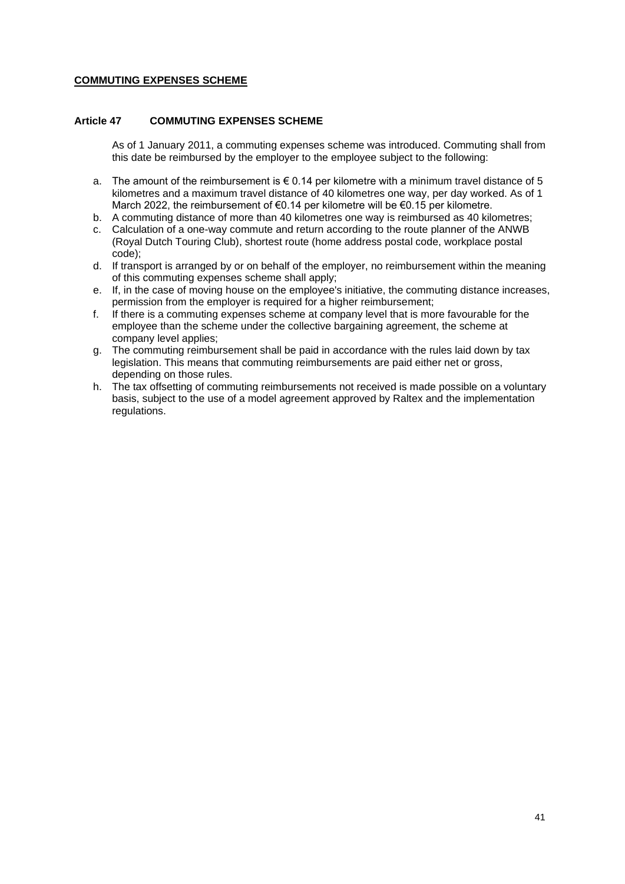## COMMUNTING EXPENSES SCHEME

### Article 47 COMMUTING EXPENSES SCHEME

As of 1 January 2011, a commuting expenses scheme was introduced. Commuting shall from this date be reimbursed by the employer to the employee subject to the following:

a. The amount of the reimbursement is € 0.14 per kilometre with a minimum travel distance of 5 kilometres and a maximum travel distance of 40 kilometres one way, per day worked. As of 1 March 2022, the reimbursement of €0.14 per kilometre will be €0.15 per kilometre.
b. A commuting distance of more than 40 kilometres one way is reimbursed as 40 kilometres;
c. Calculation of a one-way commute and return according to the route planner of the ANWB (Royal Dutch Touring Club), shortest route (home address postal code, workplace postal code);
d. If transport is arranged by or on behalf of the employer, no reimbursement within the meaning of this commuting expenses scheme shall apply;
e. If, in the case of moving house on the employee's initiative, the commuting distance increases, permission from the employer is required for a higher reimbursement;
f. If there is a commuting expenses scheme at company level that is more favourable for the employee than the scheme under the collective bargaining agreement, the scheme at company level applies;
g. The commuting reimbursement shall be paid in accordance with the rules laid down by tax legislation. This means that commuting reimbursements are paid either net or gross, depending on those rules.
h. The tax offsetting of commuting reimbursements not received is made possible on a voluntary basis, subject to the use of a model agreement approved by Raltex and the implementation regulations.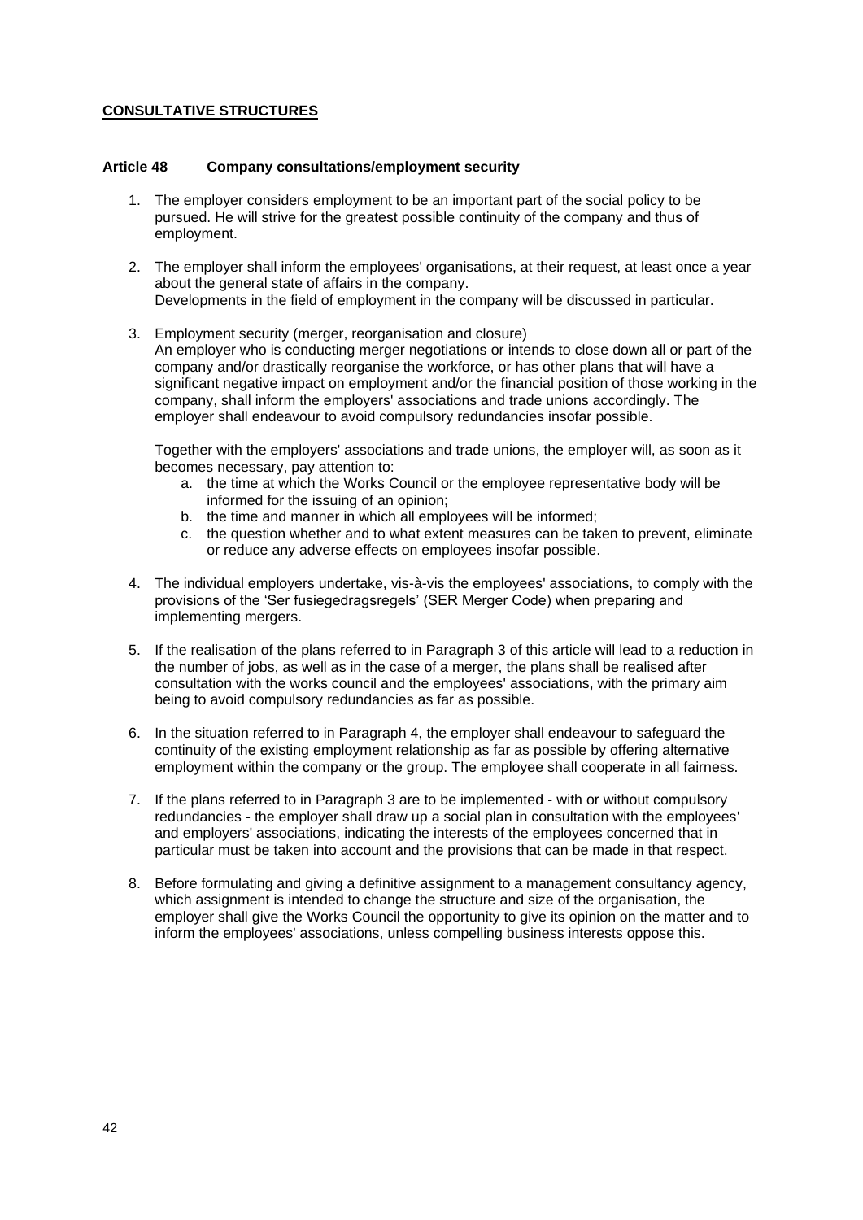**CONSULTATIVE STRUCTURES**

### Article 48 Company consultations/employment security

1. The employer considers employment to be an important part of the social policy to be pursued. He will strive for the greatest possible continuity of the company and thus of employment.

2. The employer shall inform the employees' organisations, at their request, at least once a year about the general state of affairs in the company.
   Developments in the field of employment in the company will be discussed in particular.

3. Employment security (merger, reorganisation and closure)
   An employer who is conducting merger negotiations or intends to close down all or part of the company and/or drastically reorganise the workforce, or has other plans that will have a significant negative impact on employment and/or the financial position of those working in the company, shall inform the employers' associations and trade unions accordingly. The employer shall endeavour to avoid compulsory redundancies insofar possible.

   Together with the employers' associations and trade unions, the employer will, as soon as it becomes necessary, pay attention to:
   a. the time at which the Works Council or the employee representative body will be informed for the issuing of an opinion;
   b. the time and manner in which all employees will be informed;
   c. the question whether and to what extent measures can be taken to prevent, eliminate or reduce any adverse effects on employees insofar possible.

4. The individual employers undertake, vis-à-vis the employees' associations, to comply with the provisions of the 'Ser fusiegedragsregels' (SER Merger Code) when preparing and implementing mergers.

5. If the realisation of the plans referred to in Paragraph 3 of this article will lead to a reduction in the number of jobs, as well as in the case of a merger, the plans shall be realised after consultation with the works council and the employees' associations, with the primary aim being to avoid compulsory redundancies as far as possible.

6. In the situation referred to in Paragraph 4, the employer shall endeavour to safeguard the continuity of the existing employment relationship as far as possible by offering alternative employment within the company or the group. The employee shall cooperate in all fairness.

7. If the plans referred to in Paragraph 3 are to be implemented - with or without compulsory redundancies - the employer shall draw up a social plan in consultation with the employees' and employers' associations, indicating the interests of the employees concerned that in particular must be taken into account and the provisions that can be made in that respect.

8. Before formulating and giving a definitive assignment to a management consultancy agency, which assignment is intended to change the structure and size of the organisation, the employer shall give the Works Council the opportunity to give its opinion on the matter and to inform the employees' associations, unless compelling business interests oppose this.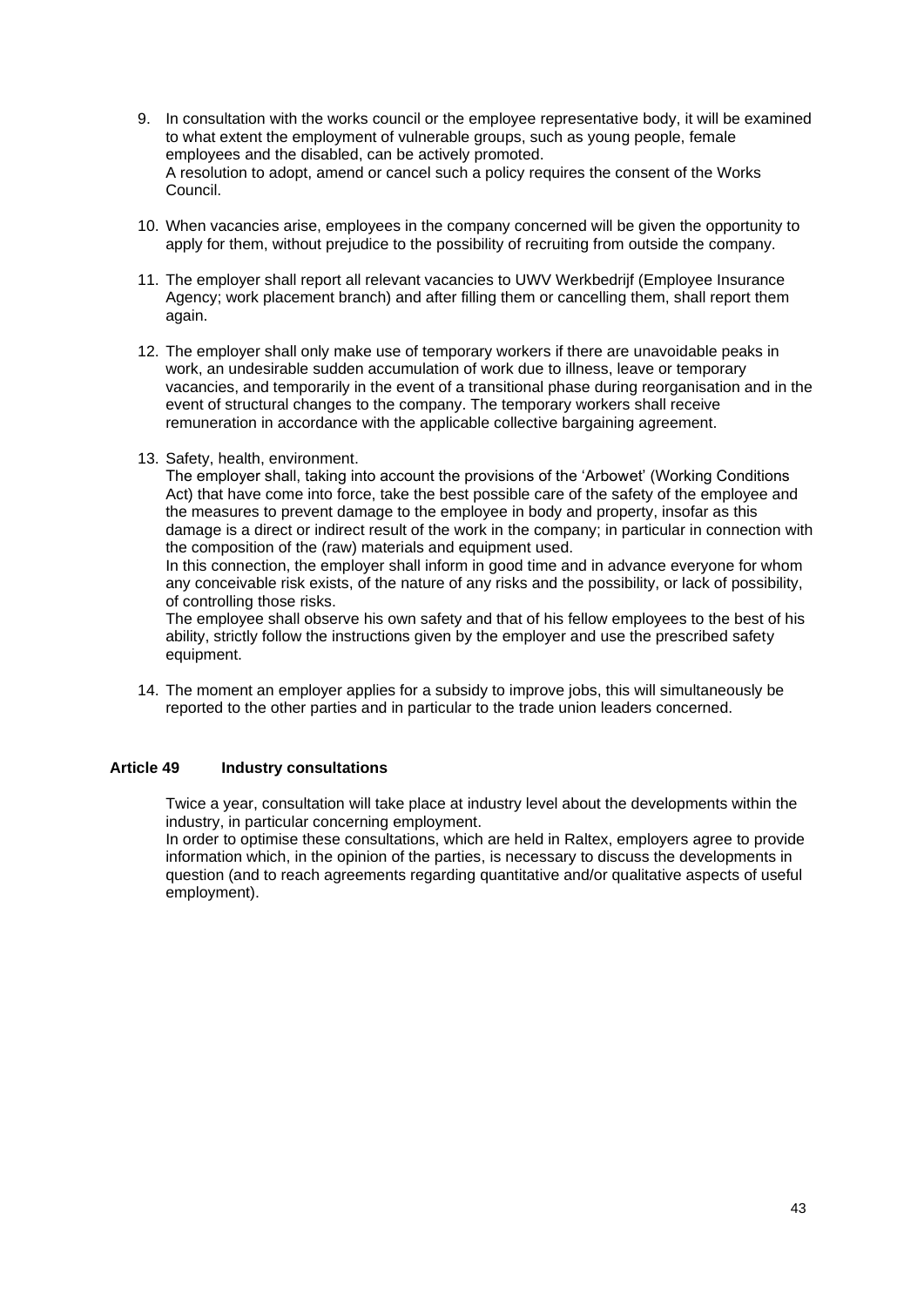9. In consultation with the works council or the employee representative body, it will be examined to what extent the employment of vulnerable groups, such as young people, female employees and the disabled, can be actively promoted.
   A resolution to adopt, amend or cancel such a policy requires the consent of the Works Council.

10. When vacancies arise, employees in the company concerned will be given the opportunity to apply for them, without prejudice to the possibility of recruiting from outside the company.

11. The employer shall report all relevant vacancies to UWV Werkbedrijf (Employee Insurance Agency; work placement branch) and after filling them or cancelling them, shall report them again.

12. The employer shall only make use of temporary workers if there are unavoidable peaks in work, an undesirable sudden accumulation of work due to illness, leave or temporary vacancies, and temporarily in the event of a transitional phase during reorganisation and in the event of structural changes to the company. The temporary workers shall receive remuneration in accordance with the applicable collective bargaining agreement.

13. Safety, health, environment.
    The employer shall, taking into account the provisions of the 'Arbowet' (Working Conditions Act) that have come into force, take the best possible care of the safety of the employee and the measures to prevent damage to the employee in body and property, insofar as this damage is a direct or indirect result of the work in the company; in particular in connection with the composition of the (raw) materials and equipment used.
    In this connection, the employer shall inform in good time and in advance everyone for whom any conceivable risk exists, of the nature of any risks and the possibility, or lack of possibility, of controlling those risks.
    The employee shall observe his own safety and that of his fellow employees to the best of his ability, strictly follow the instructions given by the employer and use the prescribed safety equipment.

14. The moment an employer applies for a subsidy to improve jobs, this will simultaneously be reported to the other parties and in particular to the trade union leaders concerned.

## Article 49 Industry consultations

Twice a year, consultation will take place at industry level about the developments within the industry, in particular concerning employment.
In order to optimise these consultations, which are held in Raltex, employers agree to provide information which, in the opinion of the parties, is necessary to discuss the developments in question (and to reach agreements regarding quantitative and/or qualitative aspects of useful employment).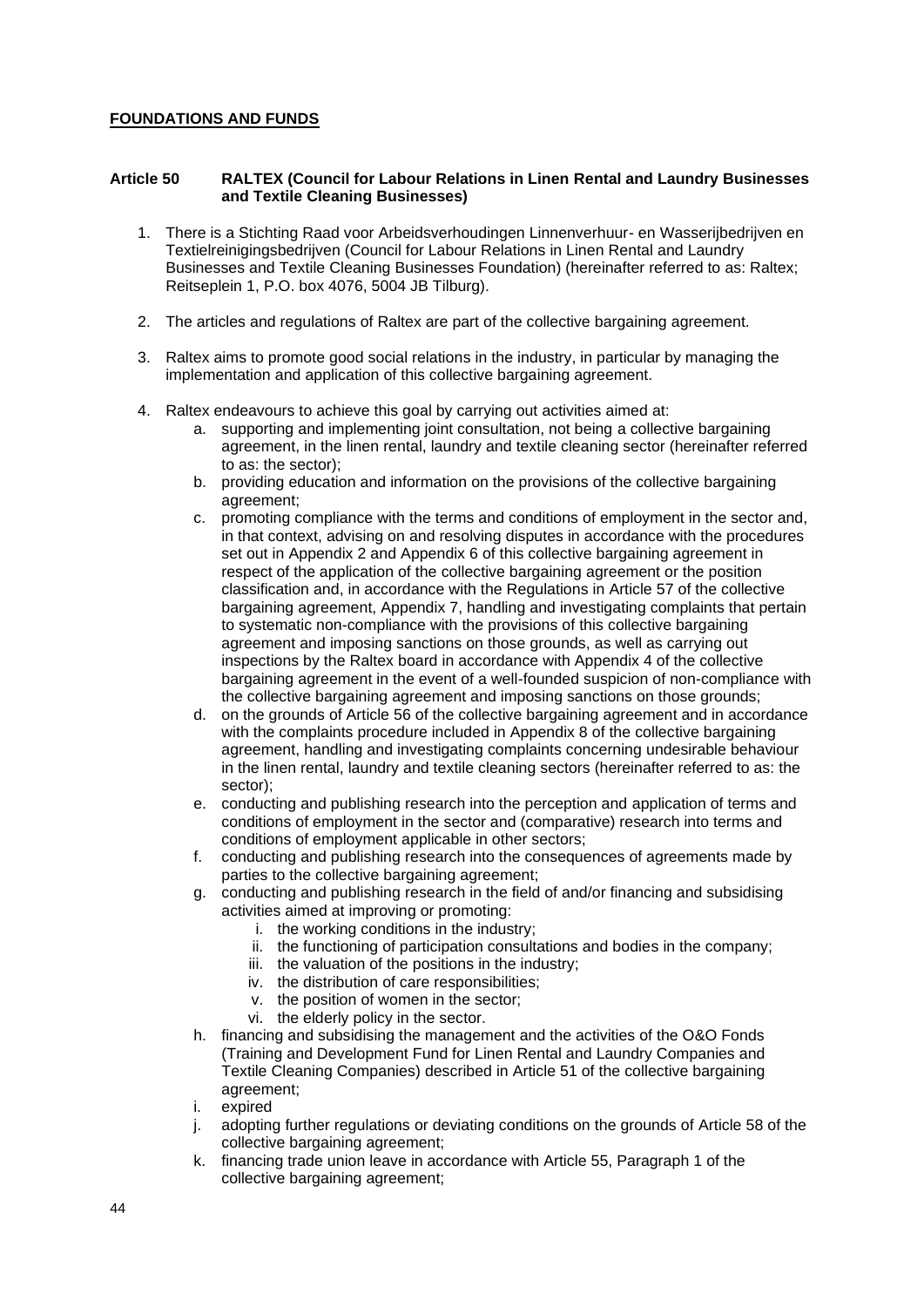**FOUNDATIONS AND FUNDS**

**Article 50 RALTEX (Council for Labour Relations in Linen Rental and Laundry Businesses and Textile Cleaning Businesses)**

1. There is a Stichting Raad voor Arbeidsverhoudingen Linnenverhuur- en Wasserijbedrijven en Textielreinigingsbedrijven (Council for Labour Relations in Linen Rental and Laundry Businesses and Textile Cleaning Businesses Foundation) (hereinafter referred to as: Raltex; Reitseplein 1, P.O. box 4076, 5004 JB Tilburg).

2. The articles and regulations of Raltex are part of the collective bargaining agreement.

3. Raltex aims to promote good social relations in the industry, in particular by managing the implementation and application of this collective bargaining agreement.

4. Raltex endeavours to achieve this goal by carrying out activities aimed at:
   a. supporting and implementing joint consultation, not being a collective bargaining agreement, in the linen rental, laundry and textile cleaning sector (hereinafter referred to as: the sector);
   b. providing education and information on the provisions of the collective bargaining agreement;
   c. promoting compliance with the terms and conditions of employment in the sector and, in that context, advising on and resolving disputes in accordance with the procedures set out in Appendix 2 and Appendix 6 of this collective bargaining agreement in respect of the application of the collective bargaining agreement or the position classification and, in accordance with the Regulations in Article 57 of the collective bargaining agreement, Appendix 7, handling and investigating complaints that pertain to systematic non-compliance with the provisions of this collective bargaining agreement and imposing sanctions on those grounds, as well as carrying out inspections by the Raltex board in accordance with Appendix 4 of the collective bargaining agreement in the event of a well-founded suspicion of non-compliance with the collective bargaining agreement and imposing sanctions on those grounds;
   d. on the grounds of Article 56 of the collective bargaining agreement and in accordance with the complaints procedure included in Appendix 8 of the collective bargaining agreement, handling and investigating complaints concerning undesirable behaviour in the linen rental, laundry and textile cleaning sectors (hereinafter referred to as: the sector);
   e. conducting and publishing research into the perception and application of terms and conditions of employment in the sector and (comparative) research into terms and conditions of employment applicable in other sectors;
   f. conducting and publishing research into the consequences of agreements made by parties to the collective bargaining agreement;
   g. conducting and publishing research in the field of and/or financing and subsidising activities aimed at improving or promoting:
      i. the working conditions in the industry;
      ii. the functioning of participation consultations and bodies in the company;
      iii. the valuation of the positions in the industry;
      iv. the distribution of care responsibilities;
      v. the position of women in the sector;
      vi. the elderly policy in the sector.
   h. financing and subsidising the management and the activities of the O&O Fonds (Training and Development Fund for Linen Rental and Laundry Companies and Textile Cleaning Companies) described in Article 51 of the collective bargaining agreement;
   i. expired
   j. adopting further regulations or deviating conditions on the grounds of Article 58 of the collective bargaining agreement;
   k. financing trade union leave in accordance with Article 55, Paragraph 1 of the collective bargaining agreement;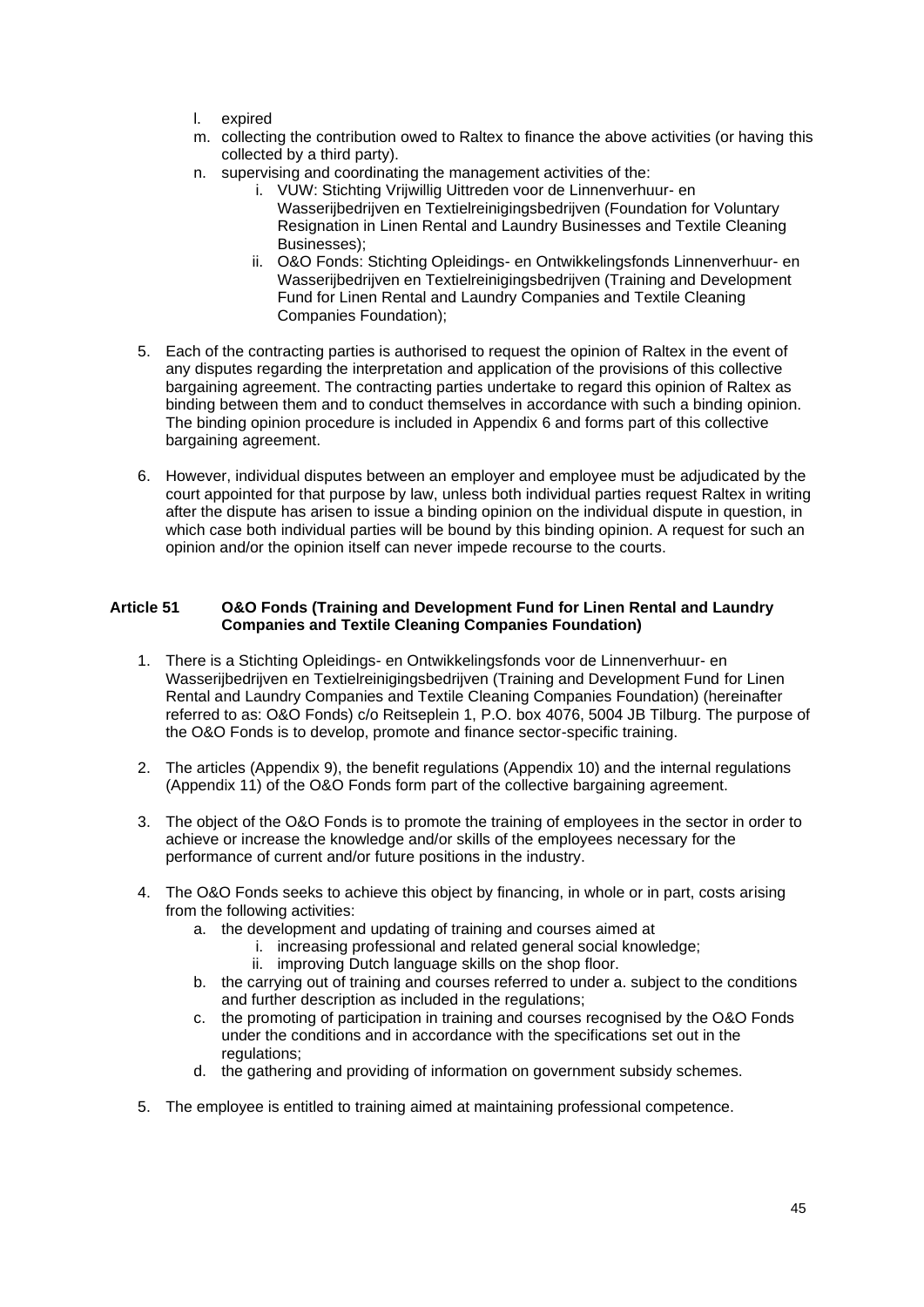l. expired
m. collecting the contribution owed to Raltex to finance the above activities (or having this collected by a third party).
n. supervising and coordinating the management activities of the:
    i. VUW: Stichting Vrijwillig Uittreden voor de Linnenverhuur- en Wasserijbedrijven en Textielreinigingsbedrijven (Foundation for Voluntary Resignation in Linen Rental and Laundry Businesses and Textile Cleaning Businesses);
    ii. O&O Fonds: Stichting Opleidings- en Ontwikkelingsfonds Linnenverhuur- en Wasserijbedrijven en Textielreinigingsbedrijven (Training and Development Fund for Linen Rental and Laundry Companies and Textile Cleaning Companies Foundation);

5. Each of the contracting parties is authorised to request the opinion of Raltex in the event of any disputes regarding the interpretation and application of the provisions of this collective bargaining agreement. The contracting parties undertake to regard this opinion of Raltex as binding between them and to conduct themselves in accordance with such a binding opinion. The binding opinion procedure is included in Appendix 6 and forms part of this collective bargaining agreement.

6. However, individual disputes between an employer and employee must be adjudicated by the court appointed for that purpose by law, unless both individual parties request Raltex in writing after the dispute has arisen to issue a binding opinion on the individual dispute in question, in which case both individual parties will be bound by this binding opinion. A request for such an opinion and/or the opinion itself can never impede recourse to the courts.

### Article 51 O&O Fonds (Training and Development Fund for Linen Rental and Laundry Companies and Textile Cleaning Companies Foundation)

1. There is a Stichting Opleidings- en Ontwikkelingsfonds voor de Linnenverhuur- en Wasserijbedrijven en Textielreinigingsbedrijven (Training and Development Fund for Linen Rental and Laundry Companies and Textile Cleaning Companies Foundation) (hereinafter referred to as: O&O Fonds) c/o Reitseplein 1, P.O. box 4076, 5004 JB Tilburg. The purpose of the O&O Fonds is to develop, promote and finance sector-specific training.

2. The articles (Appendix 9), the benefit regulations (Appendix 10) and the internal regulations (Appendix 11) of the O&O Fonds form part of the collective bargaining agreement.

3. The object of the O&O Fonds is to promote the training of employees in the sector in order to achieve or increase the knowledge and/or skills of the employees necessary for the performance of current and/or future positions in the industry.

4. The O&O Fonds seeks to achieve this object by financing, in whole or in part, costs arising from the following activities:
    a. the development and updating of training and courses aimed at
        i. increasing professional and related general social knowledge;
        ii. improving Dutch language skills on the shop floor.
    b. the carrying out of training and courses referred to under a. subject to the conditions and further description as included in the regulations;
    c. the promoting of participation in training and courses recognised by the O&O Fonds under the conditions and in accordance with the specifications set out in the regulations;
    d. the gathering and providing of information on government subsidy schemes.

5. The employee is entitled to training aimed at maintaining professional competence.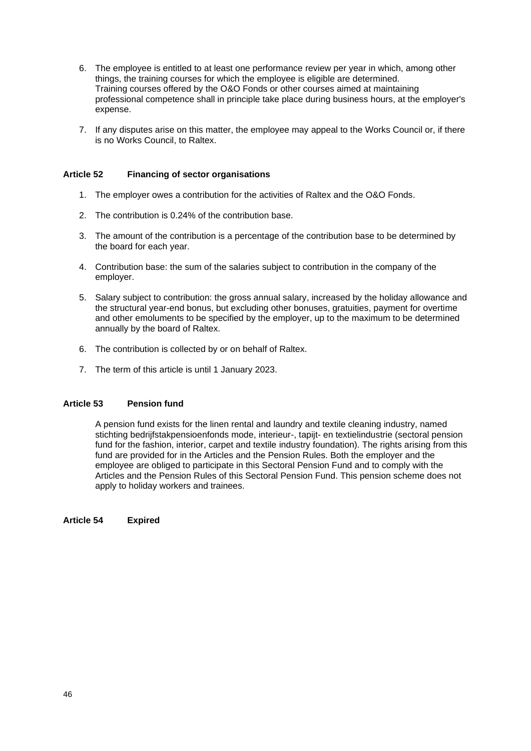6. The employee is entitled to at least one performance review per year in which, among other things, the training courses for which the employee is eligible are determined. Training courses offered by the O&O Fonds or other courses aimed at maintaining professional competence shall in principle take place during business hours, at the employer's expense.

7. If any disputes arise on this matter, the employee may appeal to the Works Council or, if there is no Works Council, to Raltex.

### Article 52 Financing of sector organisations

1. The employer owes a contribution for the activities of Raltex and the O&O Fonds.
2. The contribution is 0.24% of the contribution base.
3. The amount of the contribution is a percentage of the contribution base to be determined by the board for each year.
4. Contribution base: the sum of the salaries subject to contribution in the company of the employer.
5. Salary subject to contribution: the gross annual salary, increased by the holiday allowance and the structural year-end bonus, but excluding other bonuses, gratuities, payment for overtime and other emoluments to be specified by the employer, up to the maximum to be determined annually by the board of Raltex.
6. The contribution is collected by or on behalf of Raltex.
7. The term of this article is until 1 January 2023.

### Article 53 Pension fund

A pension fund exists for the linen rental and laundry and textile cleaning industry, named stichting bedrijfstakpensioenfonds mode, interieur-, tapijt- en textielindustrie (sectoral pension fund for the fashion, interior, carpet and textile industry foundation). The rights arising from this fund are provided for in the Articles and the Pension Rules. Both the employer and the employee are obliged to participate in this Sectoral Pension Fund and to comply with the Articles and the Pension Rules of this Sectoral Pension Fund. This pension scheme does not apply to holiday workers and trainees.

### Article 54 Expired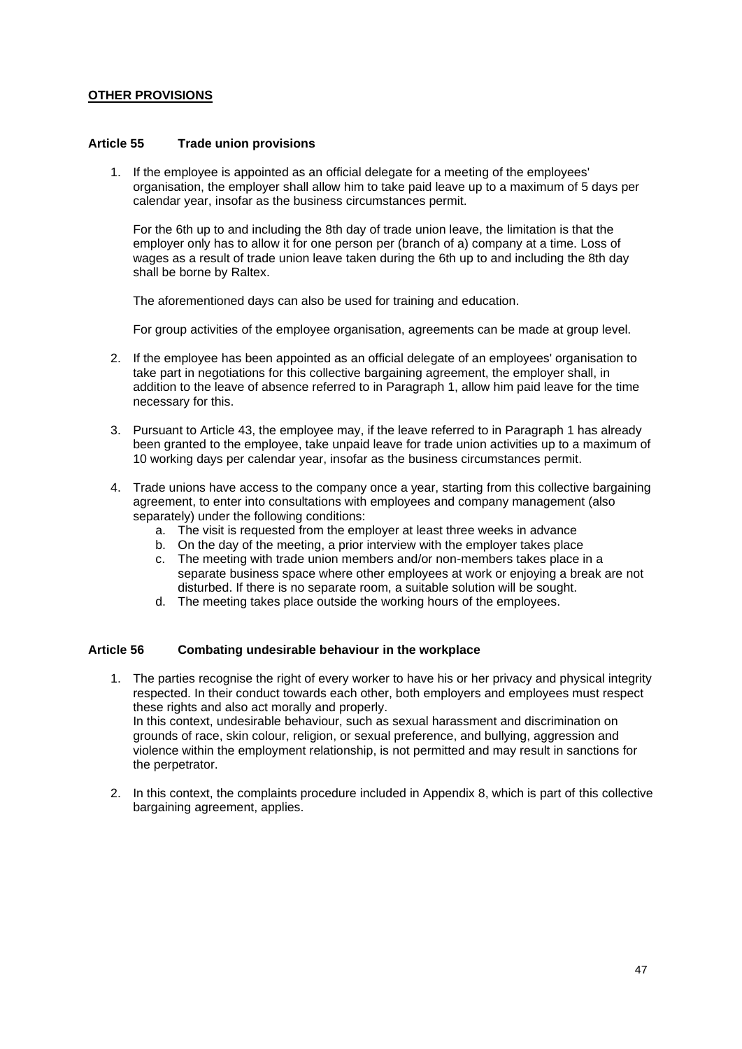**OTHER PROVISIONS**

### Article 55 Trade union provisions

1. If the employee is appointed as an official delegate for a meeting of the employees' organisation, the employer shall allow him to take paid leave up to a maximum of 5 days per calendar year, insofar as the business circumstances permit.

   For the 6th up to and including the 8th day of trade union leave, the limitation is that the employer only has to allow it for one person per (branch of a) company at a time. Loss of wages as a result of trade union leave taken during the 6th up to and including the 8th day shall be borne by Raltex.

   The aforementioned days can also be used for training and education.

   For group activities of the employee organisation, agreements can be made at group level.

2. If the employee has been appointed as an official delegate of an employees' organisation to take part in negotiations for this collective bargaining agreement, the employer shall, in addition to the leave of absence referred to in Paragraph 1, allow him paid leave for the time necessary for this.

3. Pursuant to Article 43, the employee may, if the leave referred to in Paragraph 1 has already been granted to the employee, take unpaid leave for trade union activities up to a maximum of 10 working days per calendar year, insofar as the business circumstances permit.

4. Trade unions have access to the company once a year, starting from this collective bargaining agreement, to enter into consultations with employees and company management (also separately) under the following conditions:
   a. The visit is requested from the employer at least three weeks in advance
   b. On the day of the meeting, a prior interview with the employer takes place
   c. The meeting with trade union members and/or non-members takes place in a separate business space where other employees at work or enjoying a break are not disturbed. If there is no separate room, a suitable solution will be sought.
   d. The meeting takes place outside the working hours of the employees.

### Article 56 Combating undesirable behaviour in the workplace

1. The parties recognise the right of every worker to have his or her privacy and physical integrity respected. In their conduct towards each other, both employers and employees must respect these rights and also act morally and properly.
   In this context, undesirable behaviour, such as sexual harassment and discrimination on grounds of race, skin colour, religion, or sexual preference, and bullying, aggression and violence within the employment relationship, is not permitted and may result in sanctions for the perpetrator.

2. In this context, the complaints procedure included in Appendix 8, which is part of this collective bargaining agreement, applies.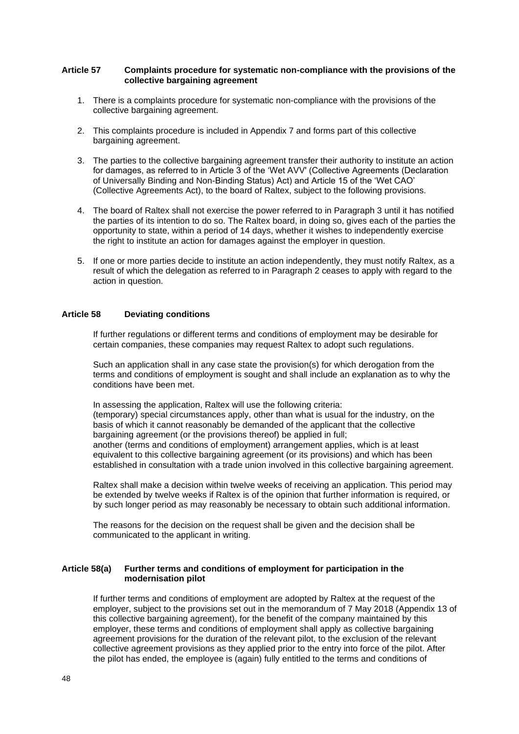### Article 57 Complaints procedure for systematic non-compliance with the provisions of the collective bargaining agreement

1. There is a complaints procedure for systematic non-compliance with the provisions of the collective bargaining agreement.

2. This complaints procedure is included in Appendix 7 and forms part of this collective bargaining agreement.

3. The parties to the collective bargaining agreement transfer their authority to institute an action for damages, as referred to in Article 3 of the 'Wet AVV' (Collective Agreements (Declaration of Universally Binding and Non-Binding Status) Act) and Article 15 of the 'Wet CAO' (Collective Agreements Act), to the board of Raltex, subject to the following provisions.

4. The board of Raltex shall not exercise the power referred to in Paragraph 3 until it has notified the parties of its intention to do so. The Raltex board, in doing so, gives each of the parties the opportunity to state, within a period of 14 days, whether it wishes to independently exercise the right to institute an action for damages against the employer in question.

5. If one or more parties decide to institute an action independently, they must notify Raltex, as a result of which the delegation as referred to in Paragraph 2 ceases to apply with regard to the action in question.

### Article 58 Deviating conditions

If further regulations or different terms and conditions of employment may be desirable for certain companies, these companies may request Raltex to adopt such regulations.

Such an application shall in any case state the provision(s) for which derogation from the terms and conditions of employment is sought and shall include an explanation as to why the conditions have been met.

In assessing the application, Raltex will use the following criteria:
(temporary) special circumstances apply, other than what is usual for the industry, on the basis of which it cannot reasonably be demanded of the applicant that the collective bargaining agreement (or the provisions thereof) be applied in full;
another (terms and conditions of employment) arrangement applies, which is at least equivalent to this collective bargaining agreement (or its provisions) and which has been established in consultation with a trade union involved in this collective bargaining agreement.

Raltex shall make a decision within twelve weeks of receiving an application. This period may be extended by twelve weeks if Raltex is of the opinion that further information is required, or by such longer period as may reasonably be necessary to obtain such additional information.

The reasons for the decision on the request shall be given and the decision shall be communicated to the applicant in writing.

### Article 58(a) Further terms and conditions of employment for participation in the modernisation pilot

If further terms and conditions of employment are adopted by Raltex at the request of the employer, subject to the provisions set out in the memorandum of 7 May 2018 (Appendix 13 of this collective bargaining agreement), for the benefit of the company maintained by this employer, these terms and conditions of employment shall apply as collective bargaining agreement provisions for the duration of the relevant pilot, to the exclusion of the relevant collective agreement provisions as they applied prior to the entry into force of the pilot. After the pilot has ended, the employee is (again) fully entitled to the terms and conditions of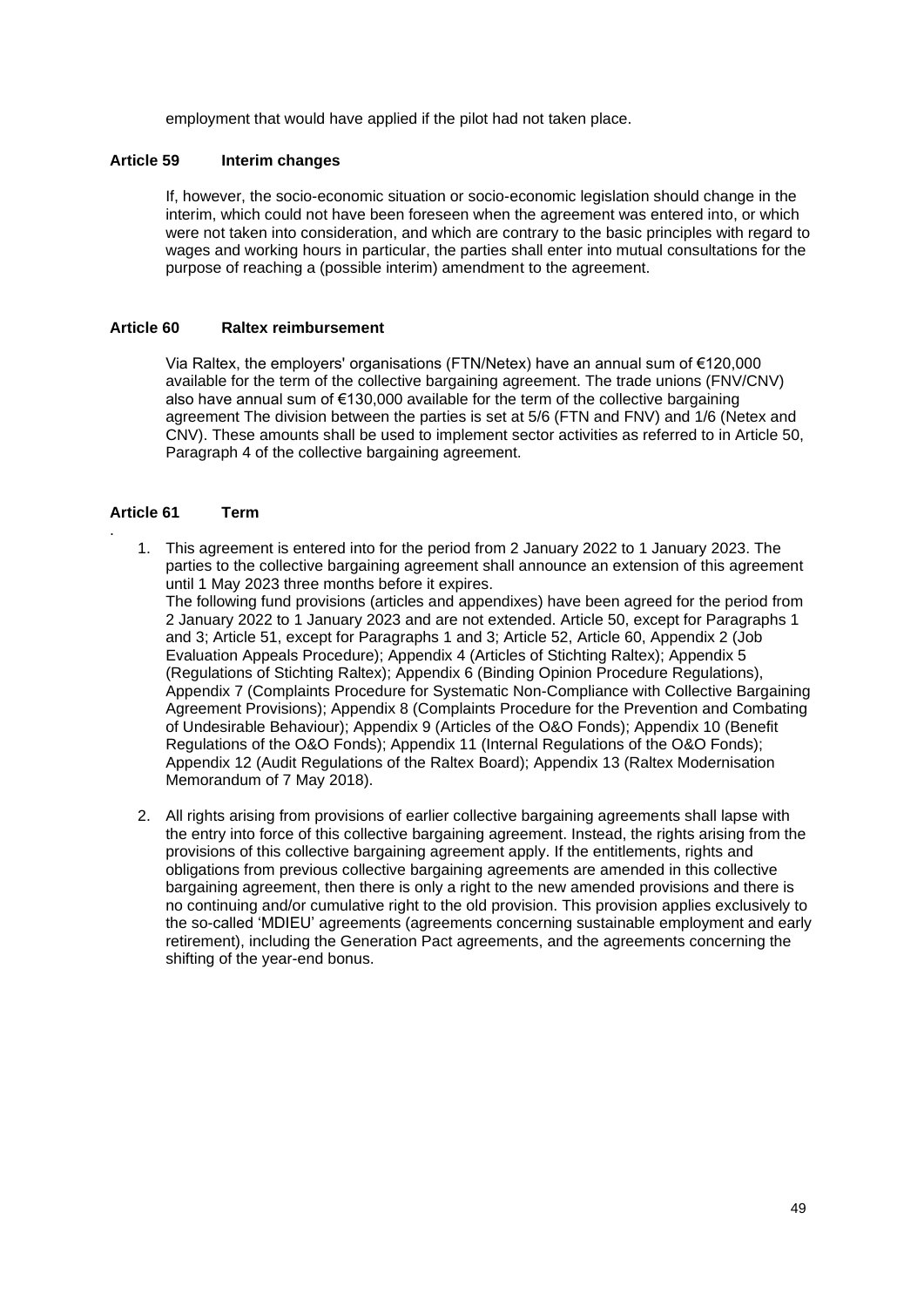employment that would have applied if the pilot had not taken place.

## Article 59 Interim changes

If, however, the socio-economic situation or socio-economic legislation should change in the interim, which could not have been foreseen when the agreement was entered into, or which were not taken into consideration, and which are contrary to the basic principles with regard to wages and working hours in particular, the parties shall enter into mutual consultations for the purpose of reaching a (possible interim) amendment to the agreement.

## Article 60 Raltex reimbursement

Via Raltex, the employers' organisations (FTN/Netex) have an annual sum of €120,000 available for the term of the collective bargaining agreement. The trade unions (FNV/CNV) also have annual sum of €130,000 available for the term of the collective bargaining agreement The division between the parties is set at 5/6 (FTN and FNV) and 1/6 (Netex and CNV). These amounts shall be used to implement sector activities as referred to in Article 50, Paragraph 4 of the collective bargaining agreement.

## Article 61 Term

1. This agreement is entered into for the period from 2 January 2022 to 1 January 2023. The parties to the collective bargaining agreement shall announce an extension of this agreement until 1 May 2023 three months before it expires.
   The following fund provisions (articles and appendixes) have been agreed for the period from 2 January 2022 to 1 January 2023 and are not extended. Article 50, except for Paragraphs 1 and 3; Article 51, except for Paragraphs 1 and 3; Article 52, Article 60, Appendix 2 (Job Evaluation Appeals Procedure); Appendix 4 (Articles of Stichting Raltex); Appendix 5 (Regulations of Stichting Raltex); Appendix 6 (Binding Opinion Procedure Regulations), Appendix 7 (Complaints Procedure for Systematic Non-Compliance with Collective Bargaining Agreement Provisions); Appendix 8 (Complaints Procedure for the Prevention and Combating of Undesirable Behaviour); Appendix 9 (Articles of the O&O Fonds); Appendix 10 (Benefit Regulations of the O&O Fonds); Appendix 11 (Internal Regulations of the O&O Fonds); Appendix 12 (Audit Regulations of the Raltex Board); Appendix 13 (Raltex Modernisation Memorandum of 7 May 2018).

2. All rights arising from provisions of earlier collective bargaining agreements shall lapse with the entry into force of this collective bargaining agreement. Instead, the rights arising from the provisions of this collective bargaining agreement apply. If the entitlements, rights and obligations from previous collective bargaining agreements are amended in this collective bargaining agreement, then there is only a right to the new amended provisions and there is no continuing and/or cumulative right to the old provision. This provision applies exclusively to the so-called 'MDIEU' agreements (agreements concerning sustainable employment and early retirement), including the Generation Pact agreements, and the agreements concerning the shifting of the year-end bonus.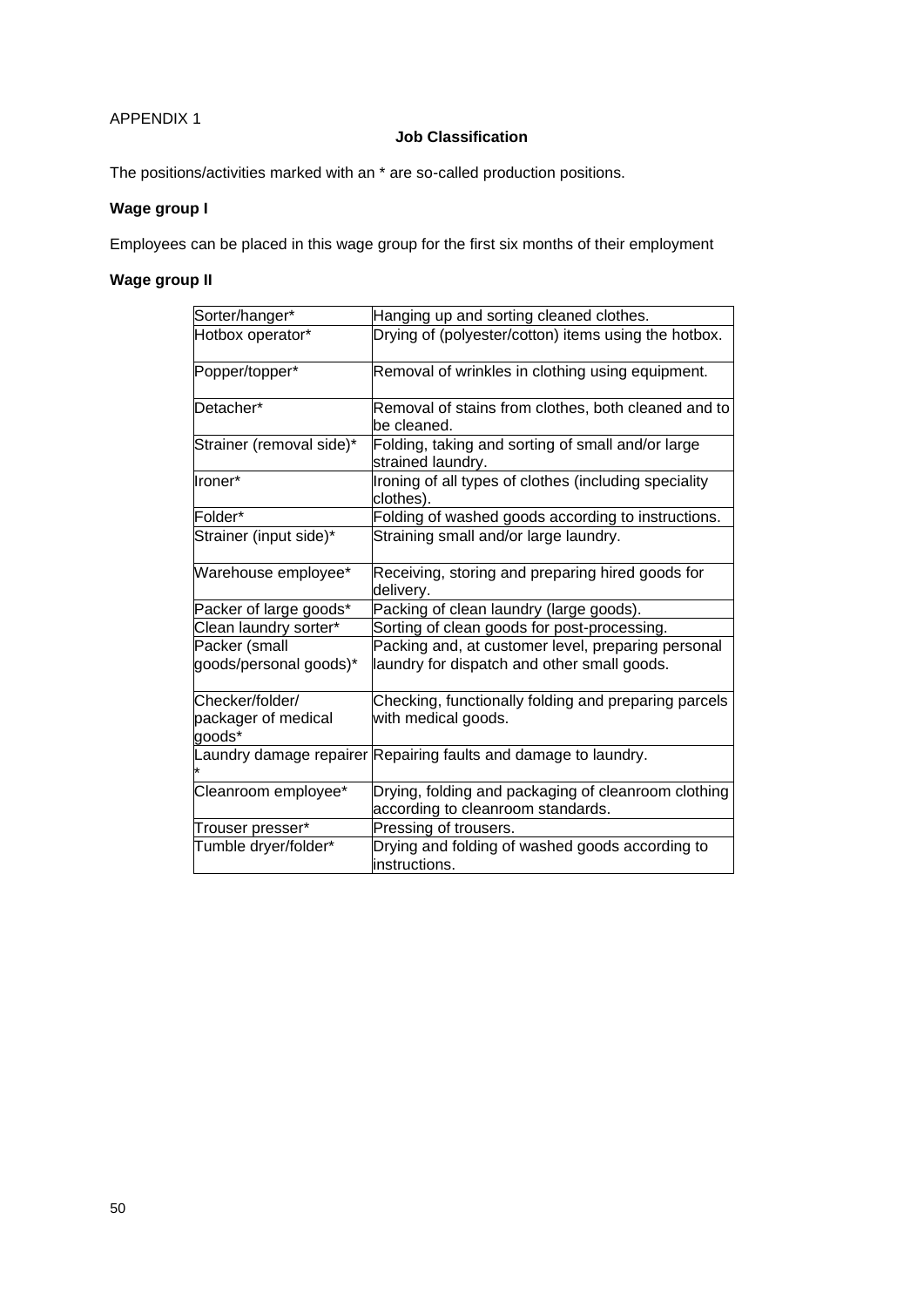APPENDIX 1

## Job Classification

The positions/activities marked with an * are so-called production positions.

**Wage group I**

Employees can be placed in this wage group for the first six months of their employment

**Wage group II**

| | |
|---|---|
| Sorter/hanger* | Hanging up and sorting cleaned clothes. |
| Hotbox operator* | Drying of (polyester/cotton) items using the hotbox. |
| Popper/topper* | Removal of wrinkles in clothing using equipment. |
| Detacher* | Removal of stains from clothes, both cleaned and to be cleaned. |
| Strainer (removal side)* | Folding, taking and sorting of small and/or large strained laundry. |
| Ironer* | Ironing of all types of clothes (including speciality clothes). |
| Folder* | Folding of washed goods according to instructions. |
| Strainer (input side)* | Straining small and/or large laundry. |
| Warehouse employee* | Receiving, storing and preparing hired goods for delivery. |
| Packer of large goods* | Packing of clean laundry (large goods). |
| Clean laundry sorter* | Sorting of clean goods for post-processing. |
| Packer (small goods/personal goods)* | Packing and, at customer level, preparing personal laundry for dispatch and other small goods. |
| Checker/folder/ packager of medical goods* | Checking, functionally folding and preparing parcels with medical goods. |
| Laundry damage repairer * | Repairing faults and damage to laundry. |
| Cleanroom employee* | Drying, folding and packaging of cleanroom clothing according to cleanroom standards. |
| Trouser presser* | Pressing of trousers. |
| Tumble dryer/folder* | Drying and folding of washed goods according to instructions. |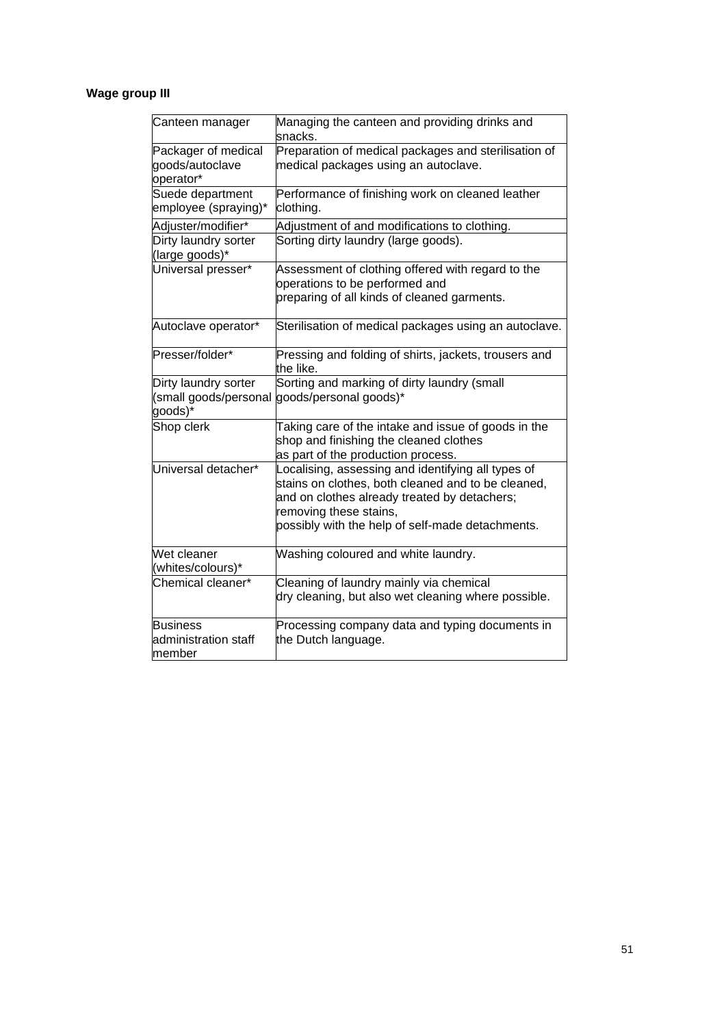**Wage group III**

| | |
|---|---|
| Canteen manager | Managing the canteen and providing drinks and snacks. |
| Packager of medical goods/autoclave operator* | Preparation of medical packages and sterilisation of medical packages using an autoclave. |
| Suede department employee (spraying)* | Performance of finishing work on cleaned leather clothing. |
| Adjuster/modifier* | Adjustment of and modifications to clothing. |
| Dirty laundry sorter (large goods)* | Sorting dirty laundry (large goods). |
| Universal presser* | Assessment of clothing offered with regard to the operations to be performed and preparing of all kinds of cleaned garments. |
| Autoclave operator* | Sterilisation of medical packages using an autoclave. |
| Presser/folder* | Pressing and folding of shirts, jackets, trousers and the like. |
| Dirty laundry sorter (small goods/personal goods)* | Sorting and marking of dirty laundry (small goods/personal goods)* |
| Shop clerk | Taking care of the intake and issue of goods in the shop and finishing the cleaned clothes as part of the production process. |
| Universal detacher* | Localising, assessing and identifying all types of stains on clothes, both cleaned and to be cleaned, and on clothes already treated by detachers; removing these stains, possibly with the help of self-made detachments. |
| Wet cleaner (whites/colours)* | Washing coloured and white laundry. |
| Chemical cleaner* | Cleaning of laundry mainly via chemical dry cleaning, but also wet cleaning where possible. |
| Business administration staff member | Processing company data and typing documents in the Dutch language. |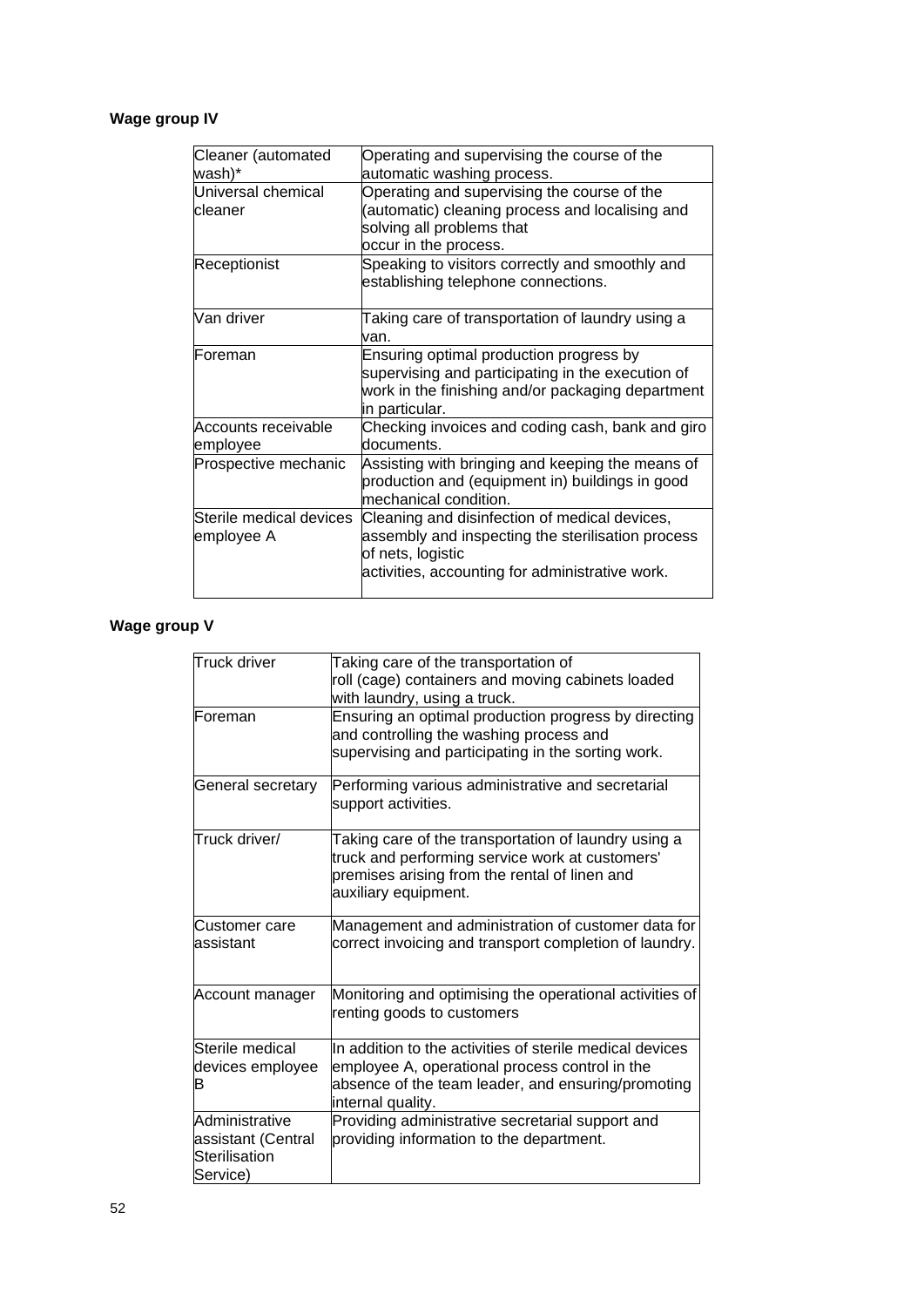**Wage group IV**

| | |
|---|---|
| Cleaner (automated wash)* | Operating and supervising the course of the automatic washing process. |
| Universal chemical cleaner | Operating and supervising the course of the (automatic) cleaning process and localising and solving all problems that occur in the process. |
| Receptionist | Speaking to visitors correctly and smoothly and establishing telephone connections. |
| Van driver | Taking care of transportation of laundry using a van. |
| Foreman | Ensuring optimal production progress by supervising and participating in the execution of work in the finishing and/or packaging department in particular. |
| Accounts receivable employee | Checking invoices and coding cash, bank and giro documents. |
| Prospective mechanic | Assisting with bringing and keeping the means of production and (equipment in) buildings in good mechanical condition. |
| Sterile medical devices employee A | Cleaning and disinfection of medical devices, assembly and inspecting the sterilisation process of nets, logistic activities, accounting for administrative work. |

**Wage group V**

| | |
|---|---|
| Truck driver | Taking care of the transportation of roll (cage) containers and moving cabinets loaded with laundry, using a truck. |
| Foreman | Ensuring an optimal production progress by directing and controlling the washing process and supervising and participating in the sorting work. |
| General secretary | Performing various administrative and secretarial support activities. |
| Truck driver/ | Taking care of the transportation of laundry using a truck and performing service work at customers' premises arising from the rental of linen and auxiliary equipment. |
| Customer care assistant | Management and administration of customer data for correct invoicing and transport completion of laundry. |
| Account manager | Monitoring and optimising the operational activities of renting goods to customers |
| Sterile medical devices employee B | In addition to the activities of sterile medical devices employee A, operational process control in the absence of the team leader, and ensuring/promoting internal quality. |
| Administrative assistant (Central Sterilisation Service) | Providing administrative secretarial support and providing information to the department. |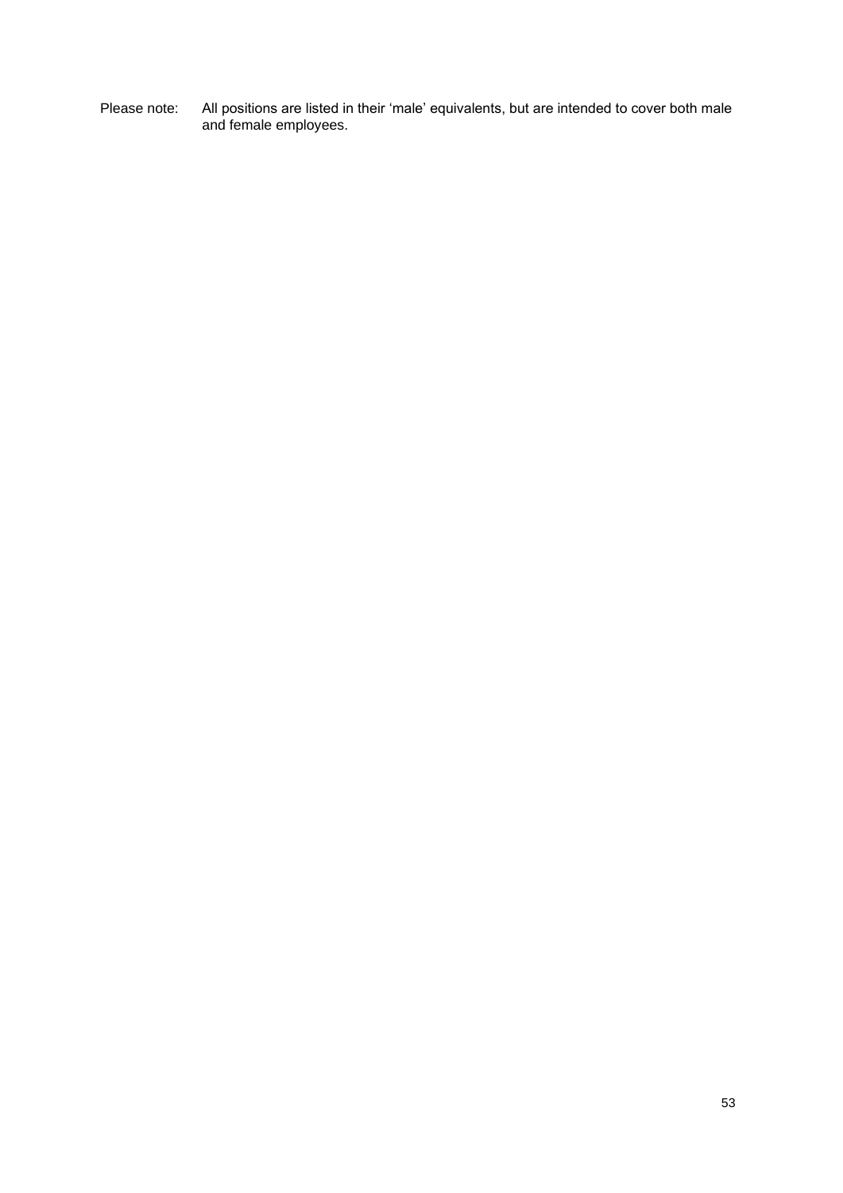Please note: All positions are listed in their 'male' equivalents, but are intended to cover both male and female employees.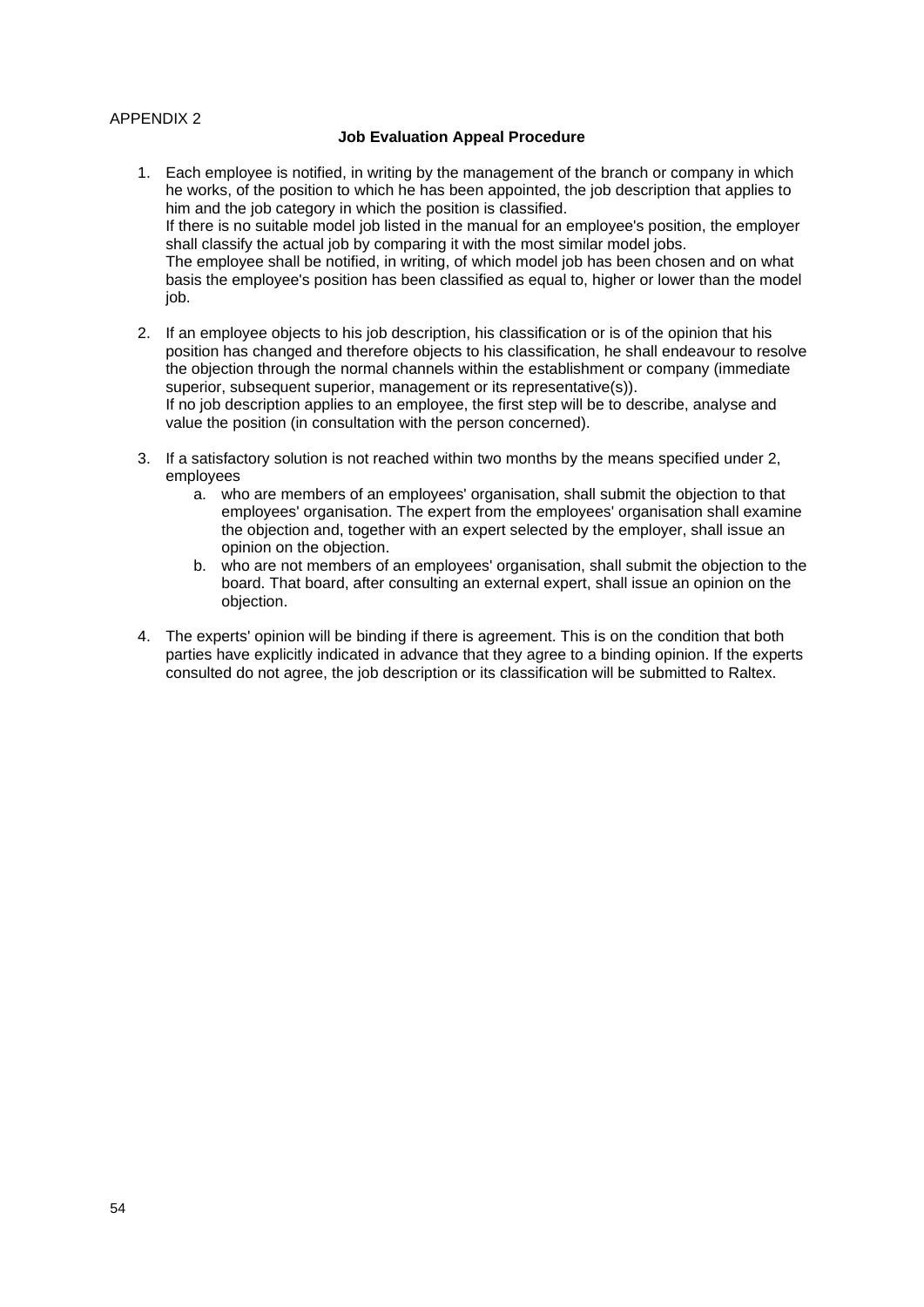APPENDIX 2

## Job Evaluation Appeal Procedure

1. Each employee is notified, in writing by the management of the branch or company in which he works, of the position to which he has been appointed, the job description that applies to him and the job category in which the position is classified.
   If there is no suitable model job listed in the manual for an employee's position, the employer shall classify the actual job by comparing it with the most similar model jobs.
   The employee shall be notified, in writing, of which model job has been chosen and on what basis the employee's position has been classified as equal to, higher or lower than the model job.

2. If an employee objects to his job description, his classification or is of the opinion that his position has changed and therefore objects to his classification, he shall endeavour to resolve the objection through the normal channels within the establishment or company (immediate superior, subsequent superior, management or its representative(s)).
   If no job description applies to an employee, the first step will be to describe, analyse and value the position (in consultation with the person concerned).

3. If a satisfactory solution is not reached within two months by the means specified under 2, employees
   a. who are members of an employees' organisation, shall submit the objection to that employees' organisation. The expert from the employees' organisation shall examine the objection and, together with an expert selected by the employer, shall issue an opinion on the objection.
   b. who are not members of an employees' organisation, shall submit the objection to the board. That board, after consulting an external expert, shall issue an opinion on the objection.

4. The experts' opinion will be binding if there is agreement. This is on the condition that both parties have explicitly indicated in advance that they agree to a binding opinion. If the experts consulted do not agree, the job description or its classification will be submitted to Raltex.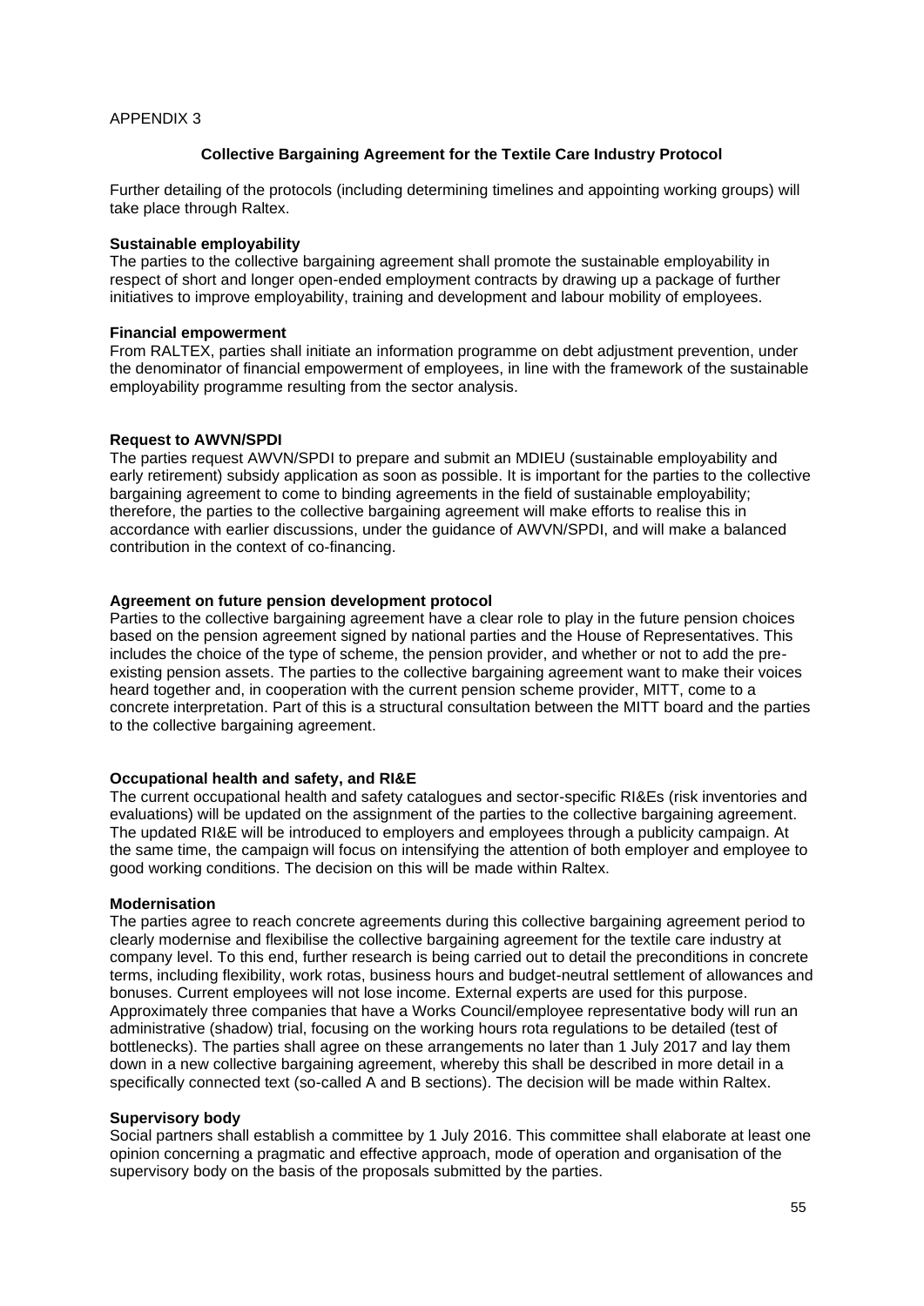APPENDIX 3

### Collective Bargaining Agreement for the Textile Care Industry Protocol

Further detailing of the protocols (including determining timelines and appointing working groups) will take place through Raltex.

**Sustainable employability**
The parties to the collective bargaining agreement shall promote the sustainable employability in respect of short and longer open-ended employment contracts by drawing up a package of further initiatives to improve employability, training and development and labour mobility of employees.

**Financial empowerment**
From RALTEX, parties shall initiate an information programme on debt adjustment prevention, under the denominator of financial empowerment of employees, in line with the framework of the sustainable employability programme resulting from the sector analysis.

**Request to AWVN/SPDI**
The parties request AWVN/SPDI to prepare and submit an MDIEU (sustainable employability and early retirement) subsidy application as soon as possible. It is important for the parties to the collective bargaining agreement to come to binding agreements in the field of sustainable employability; therefore, the parties to the collective bargaining agreement will make efforts to realise this in accordance with earlier discussions, under the guidance of AWVN/SPDI, and will make a balanced contribution in the context of co-financing.

**Agreement on future pension development protocol**
Parties to the collective bargaining agreement have a clear role to play in the future pension choices based on the pension agreement signed by national parties and the House of Representatives. This includes the choice of the type of scheme, the pension provider, and whether or not to add the pre-existing pension assets. The parties to the collective bargaining agreement want to make their voices heard together and, in cooperation with the current pension scheme provider, MITT, come to a concrete interpretation. Part of this is a structural consultation between the MITT board and the parties to the collective bargaining agreement.

**Occupational health and safety, and RI&E**
The current occupational health and safety catalogues and sector-specific RI&Es (risk inventories and evaluations) will be updated on the assignment of the parties to the collective bargaining agreement. The updated RI&E will be introduced to employers and employees through a publicity campaign. At the same time, the campaign will focus on intensifying the attention of both employer and employee to good working conditions. The decision on this will be made within Raltex.

**Modernisation**
The parties agree to reach concrete agreements during this collective bargaining agreement period to clearly modernise and flexibilise the collective bargaining agreement for the textile care industry at company level. To this end, further research is being carried out to detail the preconditions in concrete terms, including flexibility, work rotas, business hours and budget-neutral settlement of allowances and bonuses. Current employees will not lose income. External experts are used for this purpose. Approximately three companies that have a Works Council/employee representative body will run an administrative (shadow) trial, focusing on the working hours rota regulations to be detailed (test of bottlenecks). The parties shall agree on these arrangements no later than 1 July 2017 and lay them down in a new collective bargaining agreement, whereby this shall be described in more detail in a specifically connected text (so-called A and B sections). The decision will be made within Raltex.

**Supervisory body**
Social partners shall establish a committee by 1 July 2016. This committee shall elaborate at least one opinion concerning a pragmatic and effective approach, mode of operation and organisation of the supervisory body on the basis of the proposals submitted by the parties.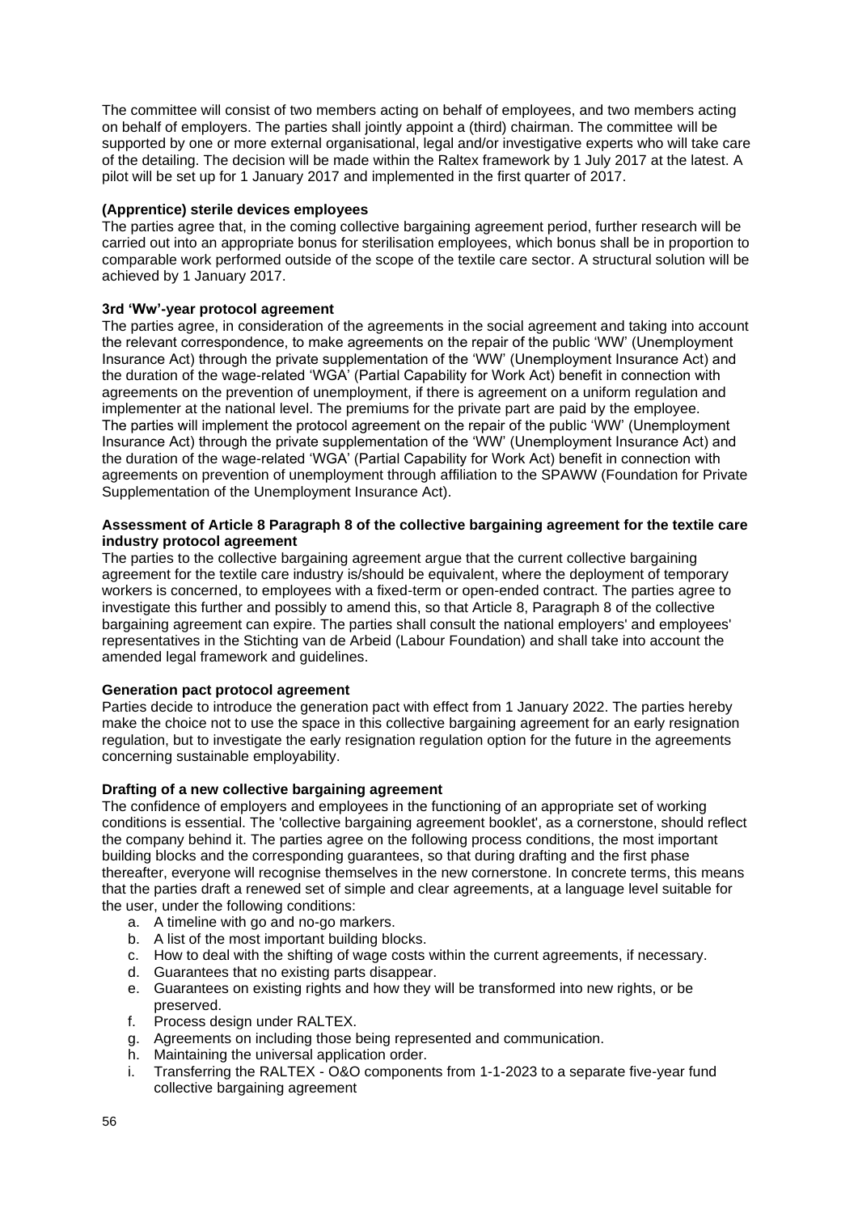The committee will consist of two members acting on behalf of employees, and two members acting on behalf of employers. The parties shall jointly appoint a (third) chairman. The committee will be supported by one or more external organisational, legal and/or investigative experts who will take care of the detailing. The decision will be made within the Raltex framework by 1 July 2017 at the latest. A pilot will be set up for 1 January 2017 and implemented in the first quarter of 2017.

**(Apprentice) sterile devices employees**

The parties agree that, in the coming collective bargaining agreement period, further research will be carried out into an appropriate bonus for sterilisation employees, which bonus shall be in proportion to comparable work performed outside of the scope of the textile care sector. A structural solution will be achieved by 1 January 2017.

**3rd 'Ww'-year protocol agreement**

The parties agree, in consideration of the agreements in the social agreement and taking into account the relevant correspondence, to make agreements on the repair of the public 'WW' (Unemployment Insurance Act) through the private supplementation of the 'WW' (Unemployment Insurance Act) and the duration of the wage-related 'WGA' (Partial Capability for Work Act) benefit in connection with agreements on the prevention of unemployment, if there is agreement on a uniform regulation and implementer at the national level. The premiums for the private part are paid by the employee.
The parties will implement the protocol agreement on the repair of the public 'WW' (Unemployment Insurance Act) through the private supplementation of the 'WW' (Unemployment Insurance Act) and the duration of the wage-related 'WGA' (Partial Capability for Work Act) benefit in connection with agreements on prevention of unemployment through affiliation to the SPAWW (Foundation for Private Supplementation of the Unemployment Insurance Act).

**Assessment of Article 8 Paragraph 8 of the collective bargaining agreement for the textile care industry protocol agreement**

The parties to the collective bargaining agreement argue that the current collective bargaining agreement for the textile care industry is/should be equivalent, where the deployment of temporary workers is concerned, to employees with a fixed-term or open-ended contract. The parties agree to investigate this further and possibly to amend this, so that Article 8, Paragraph 8 of the collective bargaining agreement can expire. The parties shall consult the national employers' and employees' representatives in the Stichting van de Arbeid (Labour Foundation) and shall take into account the amended legal framework and guidelines.

**Generation pact protocol agreement**

Parties decide to introduce the generation pact with effect from 1 January 2022. The parties hereby make the choice not to use the space in this collective bargaining agreement for an early resignation regulation, but to investigate the early resignation regulation option for the future in the agreements concerning sustainable employability.

**Drafting of a new collective bargaining agreement**

The confidence of employers and employees in the functioning of an appropriate set of working conditions is essential. The 'collective bargaining agreement booklet', as a cornerstone, should reflect the company behind it. The parties agree on the following process conditions, the most important building blocks and the corresponding guarantees, so that during drafting and the first phase thereafter, everyone will recognise themselves in the new cornerstone. In concrete terms, this means that the parties draft a renewed set of simple and clear agreements, at a language level suitable for the user, under the following conditions:

a. A timeline with go and no-go markers.
b. A list of the most important building blocks.
c. How to deal with the shifting of wage costs within the current agreements, if necessary.
d. Guarantees that no existing parts disappear.
e. Guarantees on existing rights and how they will be transformed into new rights, or be preserved.
f. Process design under RALTEX.
g. Agreements on including those being represented and communication.
h. Maintaining the universal application order.
i. Transferring the RALTEX - O&O components from 1-1-2023 to a separate five-year fund collective bargaining agreement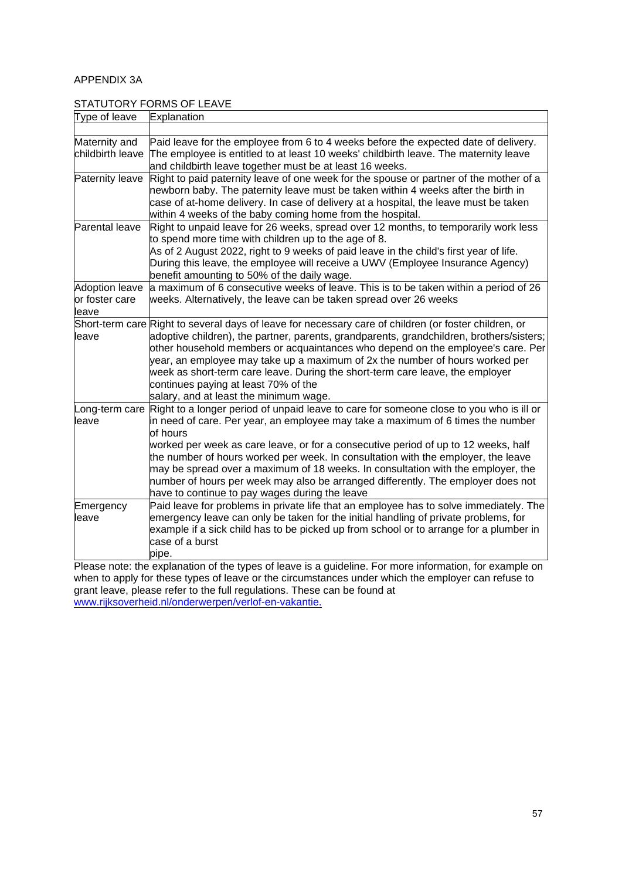APPENDIX 3A

STATUTORY FORMS OF LEAVE

| Type of leave | Explanation |
| --- | --- |
| | |
| Maternity and childbirth leave | Paid leave for the employee from 6 to 4 weeks before the expected date of delivery. The employee is entitled to at least 10 weeks' childbirth leave. The maternity leave and childbirth leave together must be at least 16 weeks. |
| Paternity leave | Right to paid paternity leave of one week for the spouse or partner of the mother of a newborn baby. The paternity leave must be taken within 4 weeks after the birth in case of at-home delivery. In case of delivery at a hospital, the leave must be taken within 4 weeks of the baby coming home from the hospital. |
| Parental leave | Right to unpaid leave for 26 weeks, spread over 12 months, to temporarily work less to spend more time with children up to the age of 8.<br>As of 2 August 2022, right to 9 weeks of paid leave in the child's first year of life. During this leave, the employee will receive a UWV (Employee Insurance Agency) benefit amounting to 50% of the daily wage. |
| Adoption leave or foster care leave | a maximum of 6 consecutive weeks of leave. This is to be taken within a period of 26 weeks. Alternatively, the leave can be taken spread over 26 weeks |
| Short-term care leave | Right to several days of leave for necessary care of children (or foster children, or adoptive children), the partner, parents, grandparents, grandchildren, brothers/sisters; other household members or acquaintances who depend on the employee's care. Per year, an employee may take up a maximum of 2x the number of hours worked per week as short-term care leave. During the short-term care leave, the employer continues paying at least 70% of the salary, and at least the minimum wage. |
| Long-term care leave | Right to a longer period of unpaid leave to care for someone close to you who is ill or in need of care. Per year, an employee may take a maximum of 6 times the number of hours worked per week as care leave, or for a consecutive period of up to 12 weeks, half the number of hours worked per week. In consultation with the employer, the leave may be spread over a maximum of 18 weeks. In consultation with the employer, the number of hours per week may also be arranged differently. The employer does not have to continue to pay wages during the leave |
| Emergency leave | Paid leave for problems in private life that an employee has to solve immediately. The emergency leave can only be taken for the initial handling of private problems, for example if a sick child has to be picked up from school or to arrange for a plumber in case of a burst pipe. |

Please note: the explanation of the types of leave is a guideline. For more information, for example on when to apply for these types of leave or the circumstances under which the employer can refuse to grant leave, please refer to the full regulations. These can be found at www.rijksoverheid.nl/onderwerpen/verlof-en-vakantie.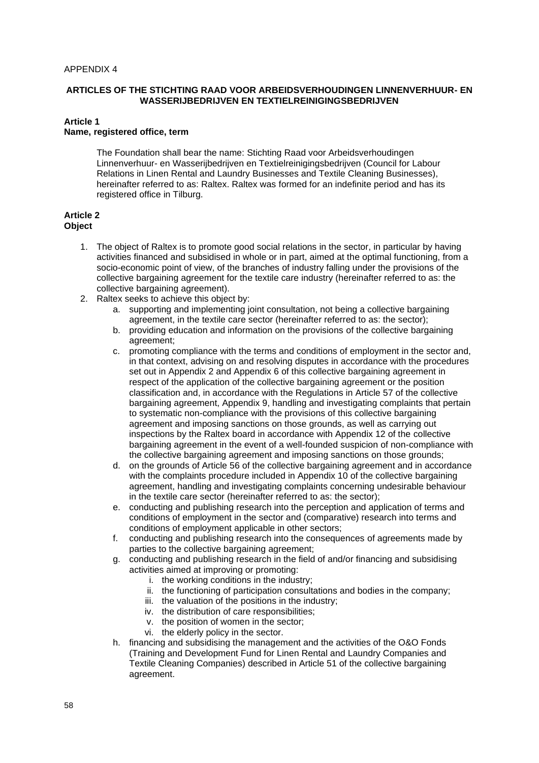APPENDIX 4

**ARTICLES OF THE STICHTING RAAD VOOR ARBEIDSVERHOUDINGEN LINNENVERHUUR- EN WASSERIJBEDRIJVEN EN TEXTIELREINIGINGSBEDRIJVEN**

**Article 1**
**Name, registered office, term**

The Foundation shall bear the name: Stichting Raad voor Arbeidsverhoudingen Linnenverhuur- en Wasserijbedrijven en Textielreinigingsbedrijven (Council for Labour Relations in Linen Rental and Laundry Businesses and Textile Cleaning Businesses), hereinafter referred to as: Raltex. Raltex was formed for an indefinite period and has its registered office in Tilburg.

**Article 2**
**Object**

1. The object of Raltex is to promote good social relations in the sector, in particular by having activities financed and subsidised in whole or in part, aimed at the optimal functioning, from a socio-economic point of view, of the branches of industry falling under the provisions of the collective bargaining agreement for the textile care industry (hereinafter referred to as: the collective bargaining agreement).
2. Raltex seeks to achieve this object by:
   a. supporting and implementing joint consultation, not being a collective bargaining agreement, in the textile care sector (hereinafter referred to as: the sector);
   b. providing education and information on the provisions of the collective bargaining agreement;
   c. promoting compliance with the terms and conditions of employment in the sector and, in that context, advising on and resolving disputes in accordance with the procedures set out in Appendix 2 and Appendix 6 of this collective bargaining agreement in respect of the application of the collective bargaining agreement or the position classification and, in accordance with the Regulations in Article 57 of the collective bargaining agreement, Appendix 9, handling and investigating complaints that pertain to systematic non-compliance with the provisions of this collective bargaining agreement and imposing sanctions on those grounds, as well as carrying out inspections by the Raltex board in accordance with Appendix 12 of the collective bargaining agreement in the event of a well-founded suspicion of non-compliance with the collective bargaining agreement and imposing sanctions on those grounds;
   d. on the grounds of Article 56 of the collective bargaining agreement and in accordance with the complaints procedure included in Appendix 10 of the collective bargaining agreement, handling and investigating complaints concerning undesirable behaviour in the textile care sector (hereinafter referred to as: the sector);
   e. conducting and publishing research into the perception and application of terms and conditions of employment in the sector and (comparative) research into terms and conditions of employment applicable in other sectors;
   f. conducting and publishing research into the consequences of agreements made by parties to the collective bargaining agreement;
   g. conducting and publishing research in the field of and/or financing and subsidising activities aimed at improving or promoting:
      i. the working conditions in the industry;
      ii. the functioning of participation consultations and bodies in the company;
      iii. the valuation of the positions in the industry;
      iv. the distribution of care responsibilities;
      v. the position of women in the sector;
      vi. the elderly policy in the sector.
   h. financing and subsidising the management and the activities of the O&O Fonds (Training and Development Fund for Linen Rental and Laundry Companies and Textile Cleaning Companies) described in Article 51 of the collective bargaining agreement.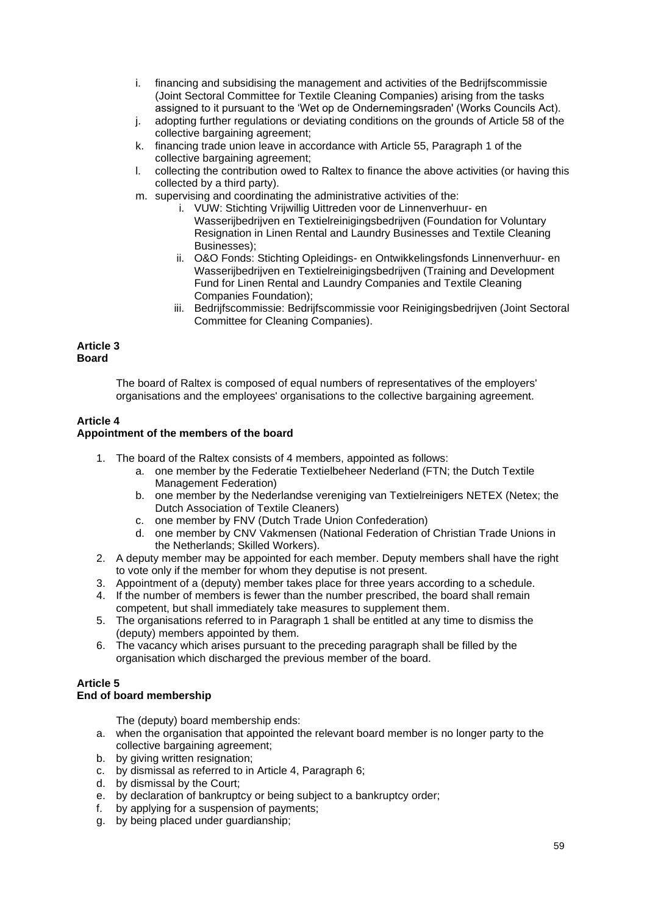i. financing and subsidising the management and activities of the Bedrijfscommissie (Joint Sectoral Committee for Textile Cleaning Companies) arising from the tasks assigned to it pursuant to the 'Wet op de Ondernemingsraden' (Works Councils Act).
j. adopting further regulations or deviating conditions on the grounds of Article 58 of the collective bargaining agreement;
k. financing trade union leave in accordance with Article 55, Paragraph 1 of the collective bargaining agreement;
l. collecting the contribution owed to Raltex to finance the above activities (or having this collected by a third party).
m. supervising and coordinating the administrative activities of the:
   i. VUW: Stichting Vrijwillig Uittreden voor de Linnenverhuur- en Wasserijbedrijven en Textielreinigingsbedrijven (Foundation for Voluntary Resignation in Linen Rental and Laundry Businesses and Textile Cleaning Businesses);
   ii. O&O Fonds: Stichting Opleidings- en Ontwikkelingsfonds Linnenverhuur- en Wasserijbedrijven en Textielreinigingsbedrijven (Training and Development Fund for Linen Rental and Laundry Companies and Textile Cleaning Companies Foundation);
   iii. Bedrijfscommissie: Bedrijfscommissie voor Reinigingsbedrijven (Joint Sectoral Committee for Cleaning Companies).

**Article 3**
**Board**

The board of Raltex is composed of equal numbers of representatives of the employers' organisations and the employees' organisations to the collective bargaining agreement.

**Article 4**
**Appointment of the members of the board**

1. The board of the Raltex consists of 4 members, appointed as follows:
   a. one member by the Federatie Textielbeheer Nederland (FTN; the Dutch Textile Management Federation)
   b. one member by the Nederlandse vereniging van Textielreinigers NETEX (Netex; the Dutch Association of Textile Cleaners)
   c. one member by FNV (Dutch Trade Union Confederation)
   d. one member by CNV Vakmensen (National Federation of Christian Trade Unions in the Netherlands; Skilled Workers).
2. A deputy member may be appointed for each member. Deputy members shall have the right to vote only if the member for whom they deputise is not present.
3. Appointment of a (deputy) member takes place for three years according to a schedule.
4. If the number of members is fewer than the number prescribed, the board shall remain competent, but shall immediately take measures to supplement them.
5. The organisations referred to in Paragraph 1 shall be entitled at any time to dismiss the (deputy) members appointed by them.
6. The vacancy which arises pursuant to the preceding paragraph shall be filled by the organisation which discharged the previous member of the board.

**Article 5**
**End of board membership**

The (deputy) board membership ends:

a. when the organisation that appointed the relevant board member is no longer party to the collective bargaining agreement;
b. by giving written resignation;
c. by dismissal as referred to in Article 4, Paragraph 6;
d. by dismissal by the Court;
e. by declaration of bankruptcy or being subject to a bankruptcy order;
f. by applying for a suspension of payments;
g. by being placed under guardianship;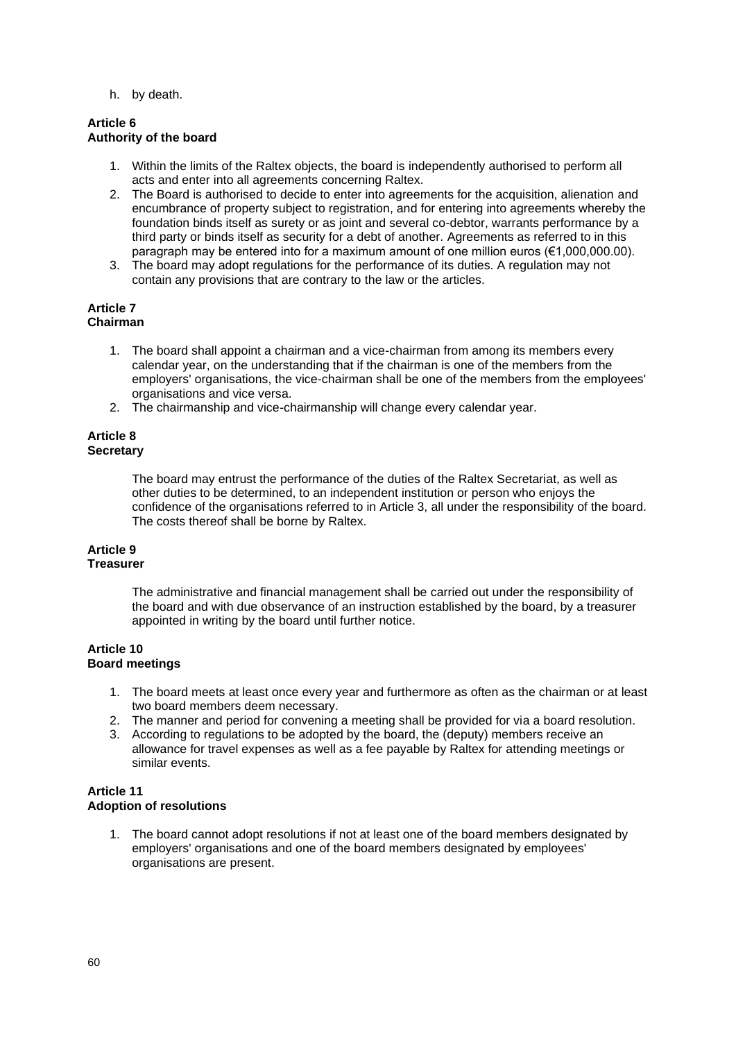h. by death.

**Article 6**
**Authority of the board**

1. Within the limits of the Raltex objects, the board is independently authorised to perform all acts and enter into all agreements concerning Raltex.
2. The Board is authorised to decide to enter into agreements for the acquisition, alienation and encumbrance of property subject to registration, and for entering into agreements whereby the foundation binds itself as surety or as joint and several co-debtor, warrants performance by a third party or binds itself as security for a debt of another. Agreements as referred to in this paragraph may be entered into for a maximum amount of one million euros (€1,000,000.00).
3. The board may adopt regulations for the performance of its duties. A regulation may not contain any provisions that are contrary to the law or the articles.

**Article 7**
**Chairman**

1. The board shall appoint a chairman and a vice-chairman from among its members every calendar year, on the understanding that if the chairman is one of the members from the employers' organisations, the vice-chairman shall be one of the members from the employees' organisations and vice versa.
2. The chairmanship and vice-chairmanship will change every calendar year.

**Article 8**
**Secretary**

The board may entrust the performance of the duties of the Raltex Secretariat, as well as other duties to be determined, to an independent institution or person who enjoys the confidence of the organisations referred to in Article 3, all under the responsibility of the board. The costs thereof shall be borne by Raltex.

**Article 9**
**Treasurer**

The administrative and financial management shall be carried out under the responsibility of the board and with due observance of an instruction established by the board, by a treasurer appointed in writing by the board until further notice.

**Article 10**
**Board meetings**

1. The board meets at least once every year and furthermore as often as the chairman or at least two board members deem necessary.
2. The manner and period for convening a meeting shall be provided for via a board resolution.
3. According to regulations to be adopted by the board, the (deputy) members receive an allowance for travel expenses as well as a fee payable by Raltex for attending meetings or similar events.

**Article 11**
**Adoption of resolutions**

1. The board cannot adopt resolutions if not at least one of the board members designated by employers' organisations and one of the board members designated by employees' organisations are present.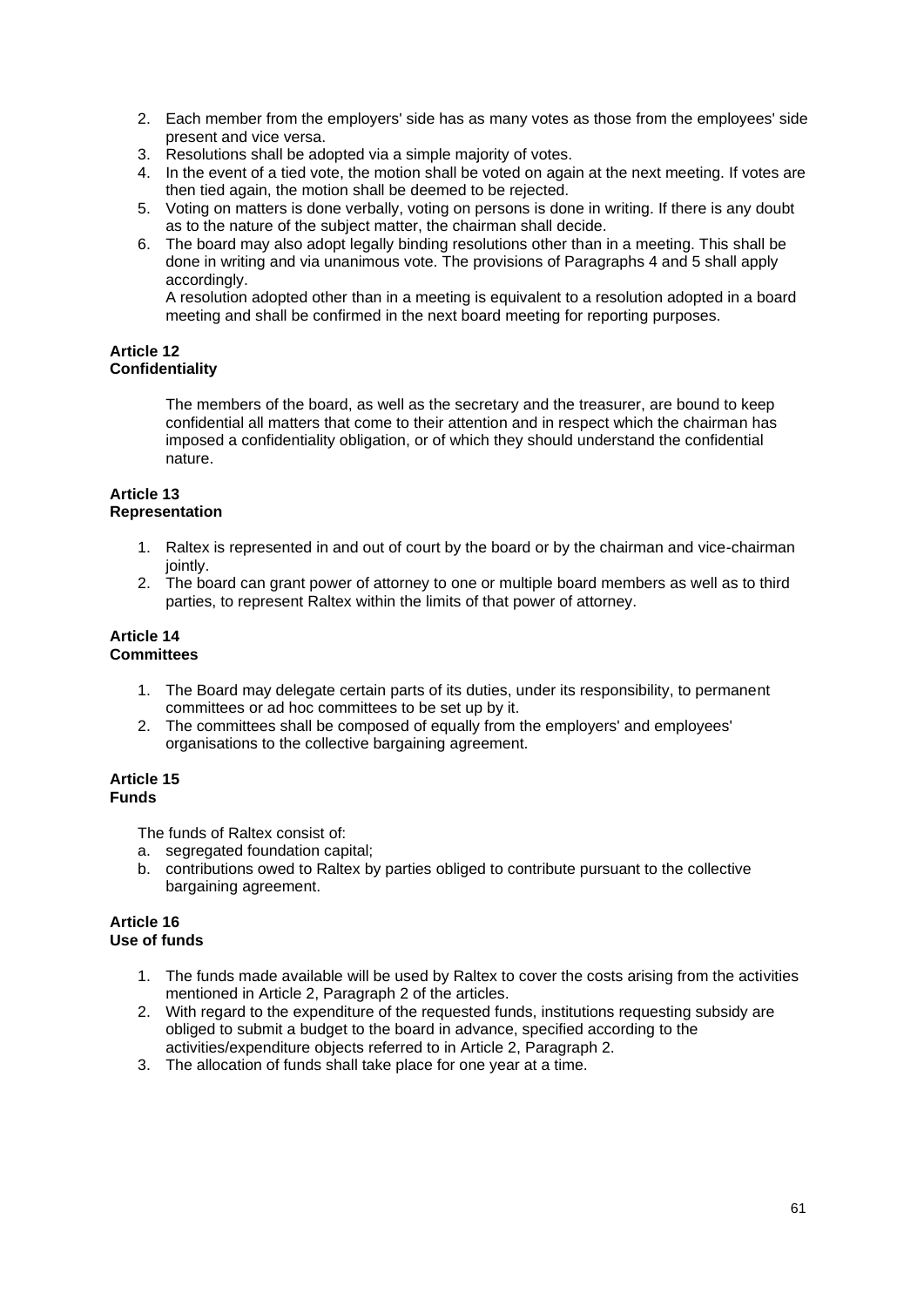2. Each member from the employers' side has as many votes as those from the employees' side present and vice versa.
3. Resolutions shall be adopted via a simple majority of votes.
4. In the event of a tied vote, the motion shall be voted on again at the next meeting. If votes are then tied again, the motion shall be deemed to be rejected.
5. Voting on matters is done verbally, voting on persons is done in writing. If there is any doubt as to the nature of the subject matter, the chairman shall decide.
6. The board may also adopt legally binding resolutions other than in a meeting. This shall be done in writing and via unanimous vote. The provisions of Paragraphs 4 and 5 shall apply accordingly.
   A resolution adopted other than in a meeting is equivalent to a resolution adopted in a board meeting and shall be confirmed in the next board meeting for reporting purposes.

**Article 12**
**Confidentiality**

The members of the board, as well as the secretary and the treasurer, are bound to keep confidential all matters that come to their attention and in respect which the chairman has imposed a confidentiality obligation, or of which they should understand the confidential nature.

**Article 13**
**Representation**

1. Raltex is represented in and out of court by the board or by the chairman and vice-chairman jointly.
2. The board can grant power of attorney to one or multiple board members as well as to third parties, to represent Raltex within the limits of that power of attorney.

**Article 14**
**Committees**

1. The Board may delegate certain parts of its duties, under its responsibility, to permanent committees or ad hoc committees to be set up by it.
2. The committees shall be composed of equally from the employers' and employees' organisations to the collective bargaining agreement.

**Article 15**
**Funds**

The funds of Raltex consist of:

a. segregated foundation capital;
b. contributions owed to Raltex by parties obliged to contribute pursuant to the collective bargaining agreement.

**Article 16**
**Use of funds**

1. The funds made available will be used by Raltex to cover the costs arising from the activities mentioned in Article 2, Paragraph 2 of the articles.
2. With regard to the expenditure of the requested funds, institutions requesting subsidy are obliged to submit a budget to the board in advance, specified according to the activities/expenditure objects referred to in Article 2, Paragraph 2.
3. The allocation of funds shall take place for one year at a time.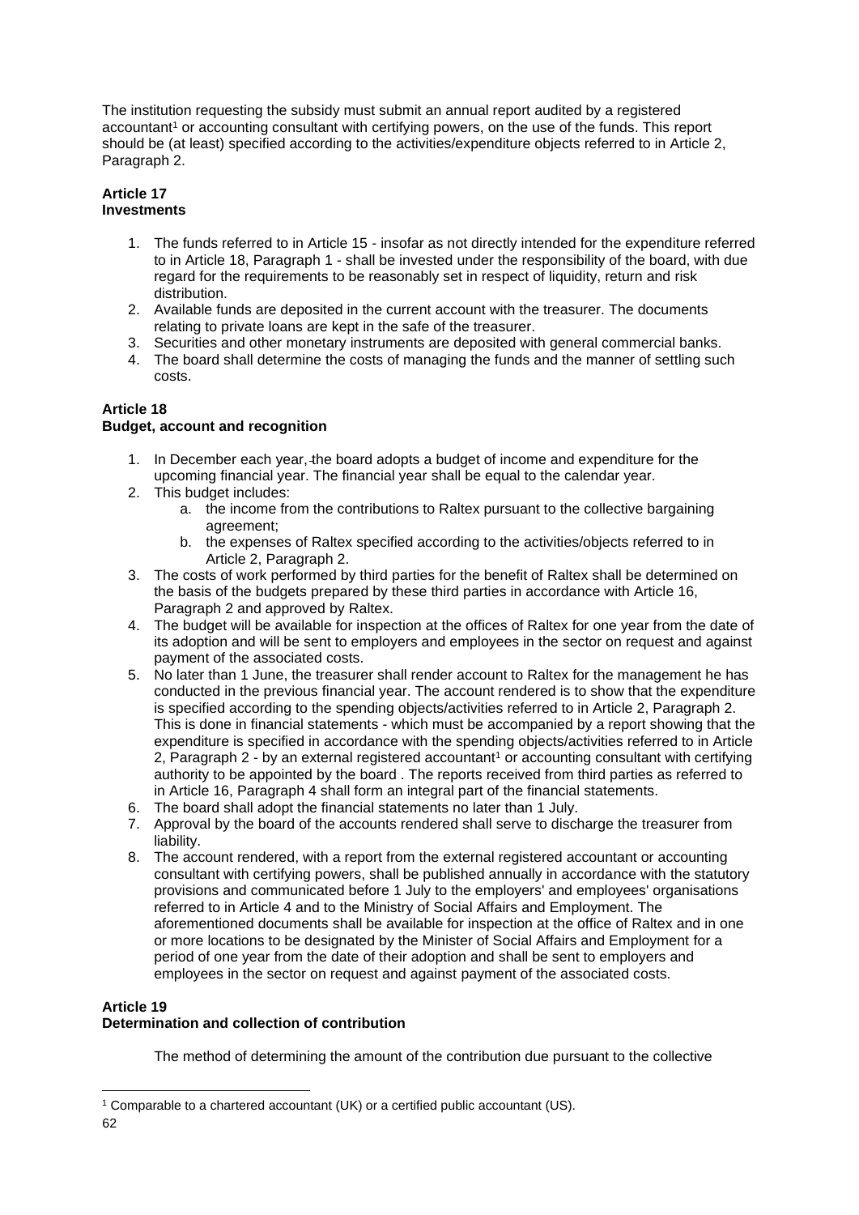The institution requesting the subsidy must submit an annual report audited by a registered accountant[1] or accounting consultant with certifying powers, on the use of the funds. This report should be (at least) specified according to the activities/expenditure objects referred to in Article 2, Paragraph 2.

**Article 17**
**Investments**

1. The funds referred to in Article 15 - insofar as not directly intended for the expenditure referred to in Article 18, Paragraph 1 - shall be invested under the responsibility of the board, with due regard for the requirements to be reasonably set in respect of liquidity, return and risk distribution.
2. Available funds are deposited in the current account with the treasurer. The documents relating to private loans are kept in the safe of the treasurer.
3. Securities and other monetary instruments are deposited with general commercial banks.
4. The board shall determine the costs of managing the funds and the manner of settling such costs.

**Article 18**
**Budget, account and recognition**

1. In December each year, the board adopts a budget of income and expenditure for the upcoming financial year. The financial year shall be equal to the calendar year.
2. This budget includes:
   a. the income from the contributions to Raltex pursuant to the collective bargaining agreement;
   b. the expenses of Raltex specified according to the activities/objects referred to in Article 2, Paragraph 2.
3. The costs of work performed by third parties for the benefit of Raltex shall be determined on the basis of the budgets prepared by these third parties in accordance with Article 16, Paragraph 2 and approved by Raltex.
4. The budget will be available for inspection at the offices of Raltex for one year from the date of its adoption and will be sent to employers and employees in the sector on request and against payment of the associated costs.
5. No later than 1 June, the treasurer shall render account to Raltex for the management he has conducted in the previous financial year. The account rendered is to show that the expenditure is specified according to the spending objects/activities referred to in Article 2, Paragraph 2. This is done in financial statements - which must be accompanied by a report showing that the expenditure is specified in accordance with the spending objects/activities referred to in Article 2, Paragraph 2 - by an external registered accountant[1] or accounting consultant with certifying authority to be appointed by the board . The reports received from third parties as referred to in Article 16, Paragraph 4 shall form an integral part of the financial statements.
6. The board shall adopt the financial statements no later than 1 July.
7. Approval by the board of the accounts rendered shall serve to discharge the treasurer from liability.
8. The account rendered, with a report from the external registered accountant or accounting consultant with certifying powers, shall be published annually in accordance with the statutory provisions and communicated before 1 July to the employers' and employees' organisations referred to in Article 4 and to the Ministry of Social Affairs and Employment. The aforementioned documents shall be available for inspection at the office of Raltex and in one or more locations to be designated by the Minister of Social Affairs and Employment for a period of one year from the date of their adoption and shall be sent to employers and employees in the sector on request and against payment of the associated costs.

**Article 19**
**Determination and collection of contribution**

The method of determining the amount of the contribution due pursuant to the collective

[1] Comparable to a chartered accountant (UK) or a certified public accountant (US).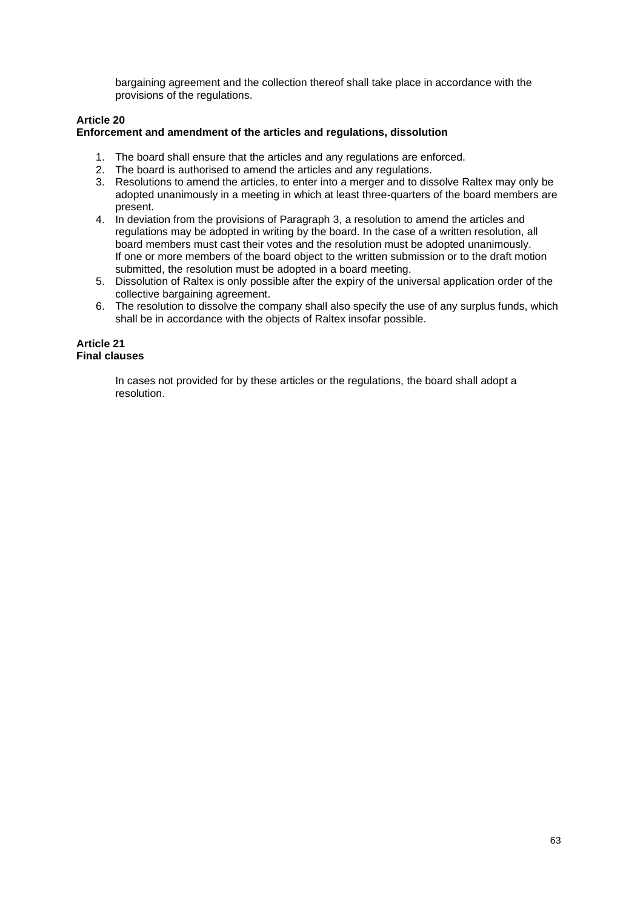bargaining agreement and the collection thereof shall take place in accordance with the provisions of the regulations.

**Article 20**
**Enforcement and amendment of the articles and regulations, dissolution**

1. The board shall ensure that the articles and any regulations are enforced.
2. The board is authorised to amend the articles and any regulations.
3. Resolutions to amend the articles, to enter into a merger and to dissolve Raltex may only be adopted unanimously in a meeting in which at least three-quarters of the board members are present.
4. In deviation from the provisions of Paragraph 3, a resolution to amend the articles and regulations may be adopted in writing by the board. In the case of a written resolution, all board members must cast their votes and the resolution must be adopted unanimously. If one or more members of the board object to the written submission or to the draft motion submitted, the resolution must be adopted in a board meeting.
5. Dissolution of Raltex is only possible after the expiry of the universal application order of the collective bargaining agreement.
6. The resolution to dissolve the company shall also specify the use of any surplus funds, which shall be in accordance with the objects of Raltex insofar possible.

**Article 21**
**Final clauses**

In cases not provided for by these articles or the regulations, the board shall adopt a resolution.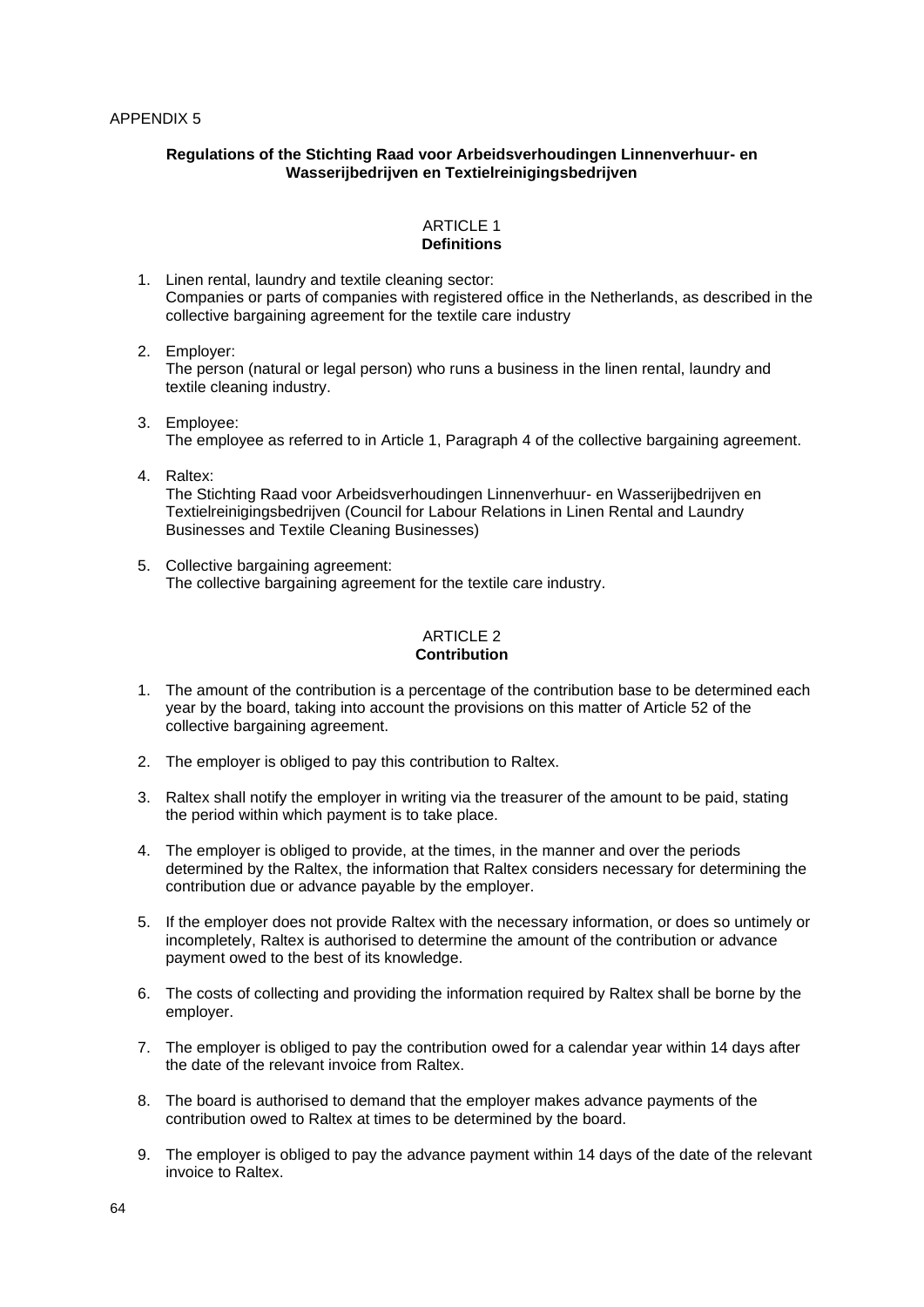APPENDIX 5

**Regulations of the Stichting Raad voor Arbeidsverhoudingen Linnenverhuur- en Wasserijbedrijven en Textielreinigingsbedrijven**

## ARTICLE 1
**Definitions**

1. Linen rental, laundry and textile cleaning sector:
   Companies or parts of companies with registered office in the Netherlands, as described in the collective bargaining agreement for the textile care industry

2. Employer:
   The person (natural or legal person) who runs a business in the linen rental, laundry and textile cleaning industry.

3. Employee:
   The employee as referred to in Article 1, Paragraph 4 of the collective bargaining agreement.

4. Raltex:
   The Stichting Raad voor Arbeidsverhoudingen Linnenverhuur- en Wasserijbedrijven en Textielreinigingsbedrijven (Council for Labour Relations in Linen Rental and Laundry Businesses and Textile Cleaning Businesses)

5. Collective bargaining agreement:
   The collective bargaining agreement for the textile care industry.

## ARTICLE 2
**Contribution**

1. The amount of the contribution is a percentage of the contribution base to be determined each year by the board, taking into account the provisions on this matter of Article 52 of the collective bargaining agreement.

2. The employer is obliged to pay this contribution to Raltex.

3. Raltex shall notify the employer in writing via the treasurer of the amount to be paid, stating the period within which payment is to take place.

4. The employer is obliged to provide, at the times, in the manner and over the periods determined by the Raltex, the information that Raltex considers necessary for determining the contribution due or advance payable by the employer.

5. If the employer does not provide Raltex with the necessary information, or does so untimely or incompletely, Raltex is authorised to determine the amount of the contribution or advance payment owed to the best of its knowledge.

6. The costs of collecting and providing the information required by Raltex shall be borne by the employer.

7. The employer is obliged to pay the contribution owed for a calendar year within 14 days after the date of the relevant invoice from Raltex.

8. The board is authorised to demand that the employer makes advance payments of the contribution owed to Raltex at times to be determined by the board.

9. The employer is obliged to pay the advance payment within 14 days of the date of the relevant invoice to Raltex.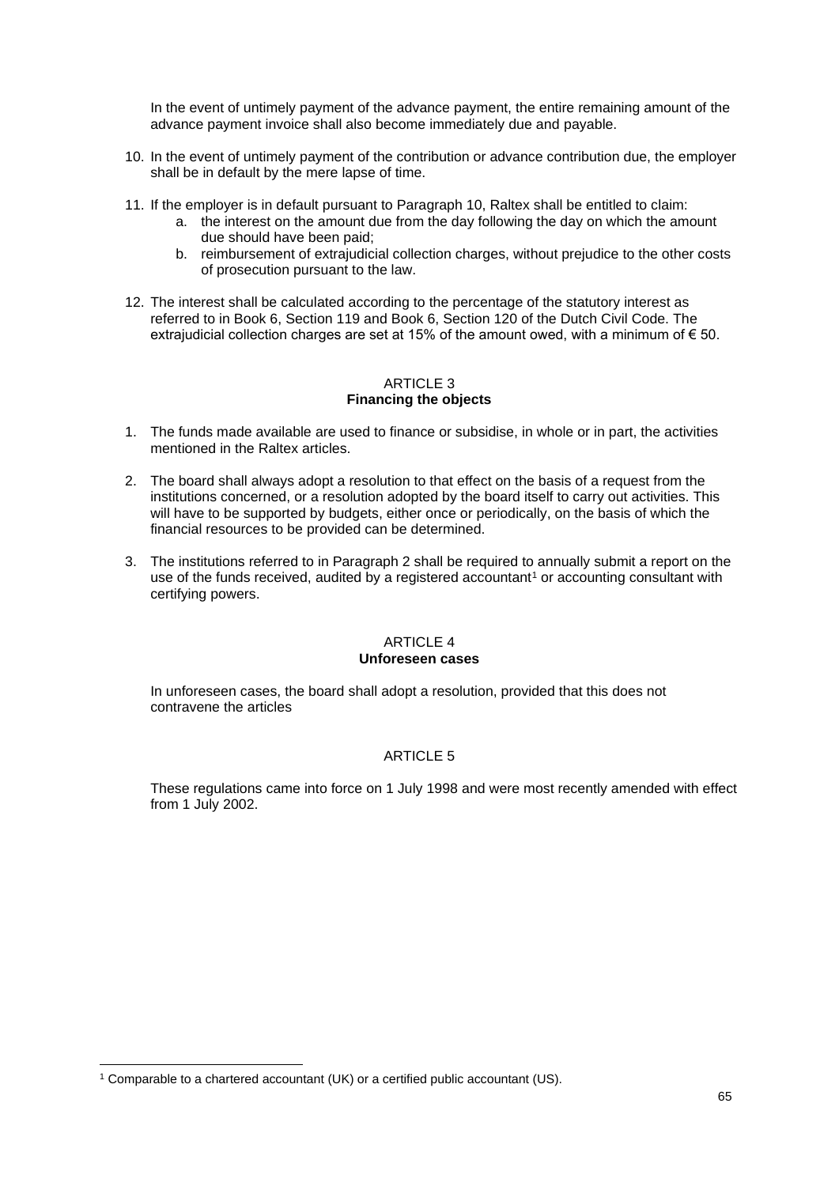In the event of untimely payment of the advance payment, the entire remaining amount of the advance payment invoice shall also become immediately due and payable.

10. In the event of untimely payment of the contribution or advance contribution due, the employer shall be in default by the mere lapse of time.

11. If the employer is in default pursuant to Paragraph 10, Raltex shall be entitled to claim:
    a. the interest on the amount due from the day following the day on which the amount due should have been paid;
    b. reimbursement of extrajudicial collection charges, without prejudice to the other costs of prosecution pursuant to the law.

12. The interest shall be calculated according to the percentage of the statutory interest as referred to in Book 6, Section 119 and Book 6, Section 120 of the Dutch Civil Code. The extrajudicial collection charges are set at 15% of the amount owed, with a minimum of € 50.

ARTICLE 3
**Financing the objects**

1. The funds made available are used to finance or subsidise, in whole or in part, the activities mentioned in the Raltex articles.

2. The board shall always adopt a resolution to that effect on the basis of a request from the institutions concerned, or a resolution adopted by the board itself to carry out activities. This will have to be supported by budgets, either once or periodically, on the basis of which the financial resources to be provided can be determined.

3. The institutions referred to in Paragraph 2 shall be required to annually submit a report on the use of the funds received, audited by a registered accountant[1] or accounting consultant with certifying powers.

ARTICLE 4
**Unforeseen cases**

In unforeseen cases, the board shall adopt a resolution, provided that this does not contravene the articles

ARTICLE 5

These regulations came into force on 1 July 1998 and were most recently amended with effect from 1 July 2002.

[1] Comparable to a chartered accountant (UK) or a certified public accountant (US).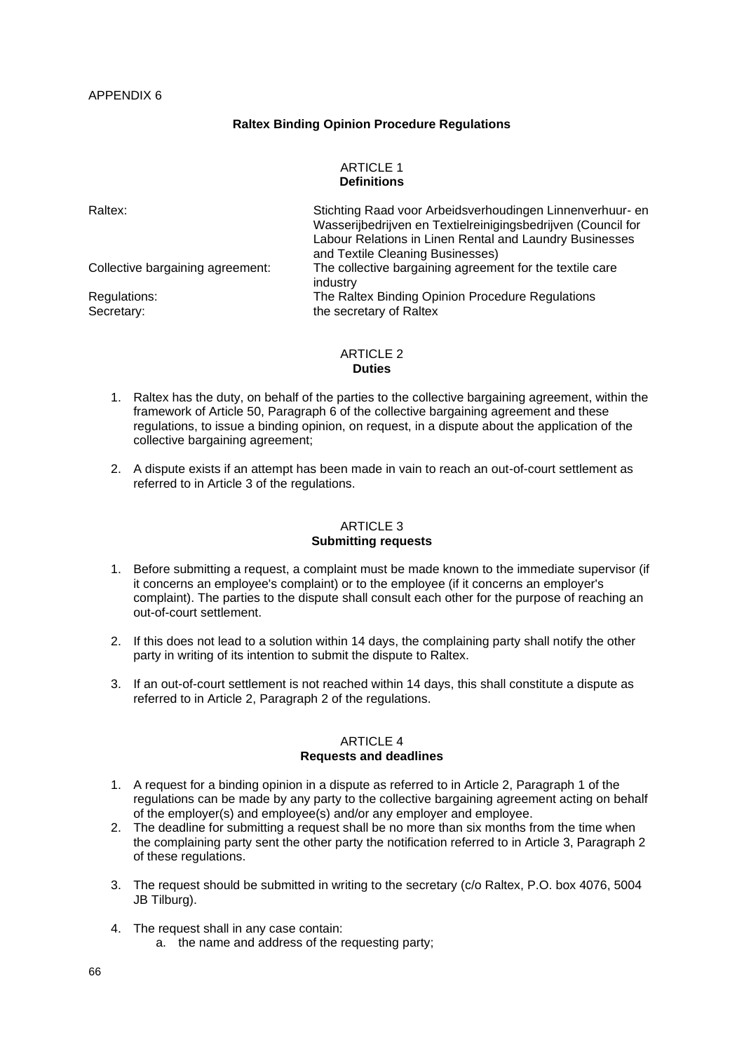APPENDIX 6

## Raltex Binding Opinion Procedure Regulations

### ARTICLE 1
### Definitions

| | |
|---|---|
| Raltex: | Stichting Raad voor Arbeidsverhoudingen Linnenverhuur- en Wasserijbedrijven en Textielreinigingsbedrijven (Council for Labour Relations in Linen Rental and Laundry Businesses and Textile Cleaning Businesses) |
| Collective bargaining agreement: | The collective bargaining agreement for the textile care industry |
| Regulations: | The Raltex Binding Opinion Procedure Regulations |
| Secretary: | the secretary of Raltex |

### ARTICLE 2
### Duties

1. Raltex has the duty, on behalf of the parties to the collective bargaining agreement, within the framework of Article 50, Paragraph 6 of the collective bargaining agreement and these regulations, to issue a binding opinion, on request, in a dispute about the application of the collective bargaining agreement;

2. A dispute exists if an attempt has been made in vain to reach an out-of-court settlement as referred to in Article 3 of the regulations.

### ARTICLE 3
### Submitting requests

1. Before submitting a request, a complaint must be made known to the immediate supervisor (if it concerns an employee's complaint) or to the employee (if it concerns an employer's complaint). The parties to the dispute shall consult each other for the purpose of reaching an out-of-court settlement.

2. If this does not lead to a solution within 14 days, the complaining party shall notify the other party in writing of its intention to submit the dispute to Raltex.

3. If an out-of-court settlement is not reached within 14 days, this shall constitute a dispute as referred to in Article 2, Paragraph 2 of the regulations.

### ARTICLE 4
### Requests and deadlines

1. A request for a binding opinion in a dispute as referred to in Article 2, Paragraph 1 of the regulations can be made by any party to the collective bargaining agreement acting on behalf of the employer(s) and employee(s) and/or any employer and employee.
2. The deadline for submitting a request shall be no more than six months from the time when the complaining party sent the other party the notification referred to in Article 3, Paragraph 2 of these regulations.

3. The request should be submitted in writing to the secretary (c/o Raltex, P.O. box 4076, 5004 JB Tilburg).

4. The request shall in any case contain:
   a. the name and address of the requesting party;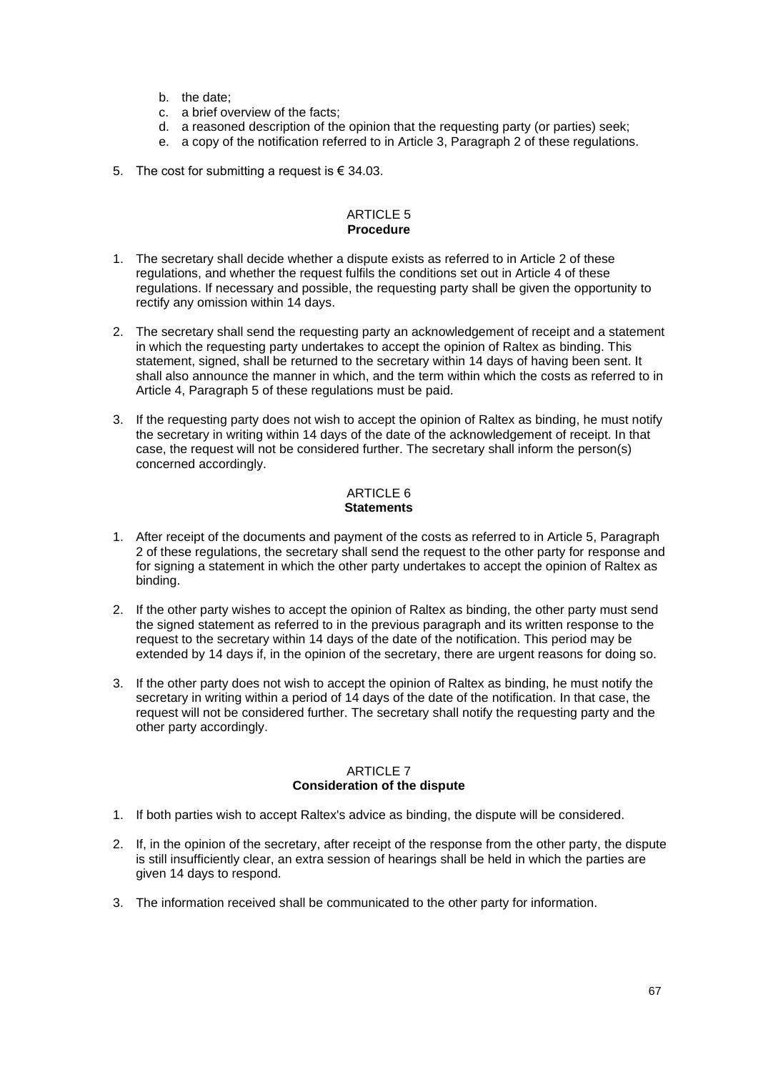b. the date;
c. a brief overview of the facts;
d. a reasoned description of the opinion that the requesting party (or parties) seek;
e. a copy of the notification referred to in Article 3, Paragraph 2 of these regulations.

5. The cost for submitting a request is € 34.03.

## ARTICLE 5
**Procedure**

1. The secretary shall decide whether a dispute exists as referred to in Article 2 of these regulations, and whether the request fulfils the conditions set out in Article 4 of these regulations. If necessary and possible, the requesting party shall be given the opportunity to rectify any omission within 14 days.

2. The secretary shall send the requesting party an acknowledgement of receipt and a statement in which the requesting party undertakes to accept the opinion of Raltex as binding. This statement, signed, shall be returned to the secretary within 14 days of having been sent. It shall also announce the manner in which, and the term within which the costs as referred to in Article 4, Paragraph 5 of these regulations must be paid.

3. If the requesting party does not wish to accept the opinion of Raltex as binding, he must notify the secretary in writing within 14 days of the date of the acknowledgement of receipt. In that case, the request will not be considered further. The secretary shall inform the person(s) concerned accordingly.

## ARTICLE 6
**Statements**

1. After receipt of the documents and payment of the costs as referred to in Article 5, Paragraph 2 of these regulations, the secretary shall send the request to the other party for response and for signing a statement in which the other party undertakes to accept the opinion of Raltex as binding.

2. If the other party wishes to accept the opinion of Raltex as binding, the other party must send the signed statement as referred to in the previous paragraph and its written response to the request to the secretary within 14 days of the date of the notification. This period may be extended by 14 days if, in the opinion of the secretary, there are urgent reasons for doing so.

3. If the other party does not wish to accept the opinion of Raltex as binding, he must notify the secretary in writing within a period of 14 days of the date of the notification. In that case, the request will not be considered further. The secretary shall notify the requesting party and the other party accordingly.

## ARTICLE 7
**Consideration of the dispute**

1. If both parties wish to accept Raltex's advice as binding, the dispute will be considered.

2. If, in the opinion of the secretary, after receipt of the response from the other party, the dispute is still insufficiently clear, an extra session of hearings shall be held in which the parties are given 14 days to respond.

3. The information received shall be communicated to the other party for information.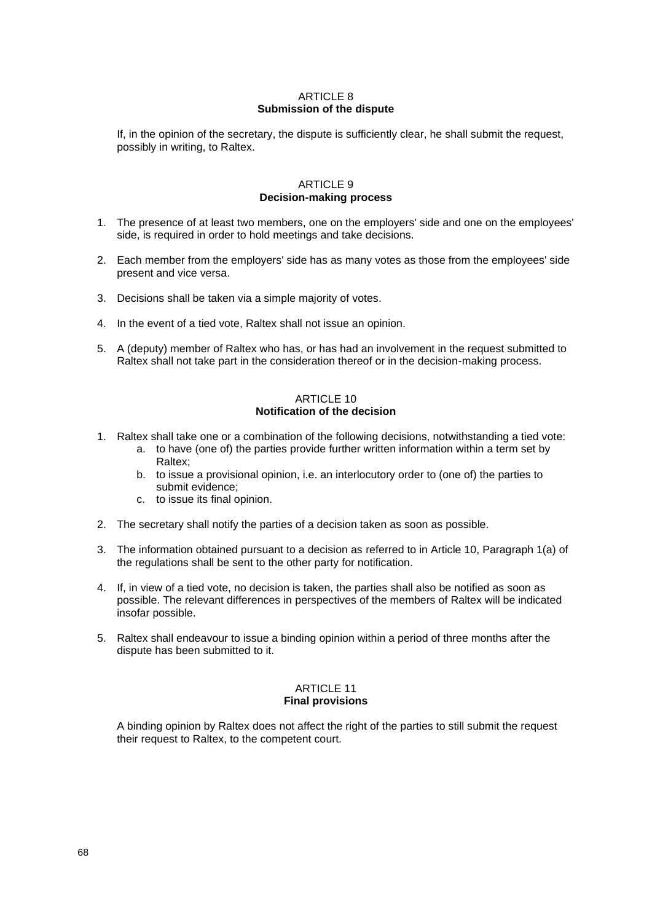### ARTICLE 8
**Submission of the dispute**

If, in the opinion of the secretary, the dispute is sufficiently clear, he shall submit the request, possibly in writing, to Raltex.

### ARTICLE 9
**Decision-making process**

1. The presence of at least two members, one on the employers' side and one on the employees' side, is required in order to hold meetings and take decisions.

2. Each member from the employers' side has as many votes as those from the employees' side present and vice versa.

3. Decisions shall be taken via a simple majority of votes.

4. In the event of a tied vote, Raltex shall not issue an opinion.

5. A (deputy) member of Raltex who has, or has had an involvement in the request submitted to Raltex shall not take part in the consideration thereof or in the decision-making process.

### ARTICLE 10
**Notification of the decision**

1. Raltex shall take one or a combination of the following decisions, notwithstanding a tied vote:
   a. to have (one of) the parties provide further written information within a term set by Raltex;
   b. to issue a provisional opinion, i.e. an interlocutory order to (one of) the parties to submit evidence;
   c. to issue its final opinion.

2. The secretary shall notify the parties of a decision taken as soon as possible.

3. The information obtained pursuant to a decision as referred to in Article 10, Paragraph 1(a) of the regulations shall be sent to the other party for notification.

4. If, in view of a tied vote, no decision is taken, the parties shall also be notified as soon as possible. The relevant differences in perspectives of the members of Raltex will be indicated insofar possible.

5. Raltex shall endeavour to issue a binding opinion within a period of three months after the dispute has been submitted to it.

### ARTICLE 11
**Final provisions**

A binding opinion by Raltex does not affect the right of the parties to still submit the request their request to Raltex, to the competent court.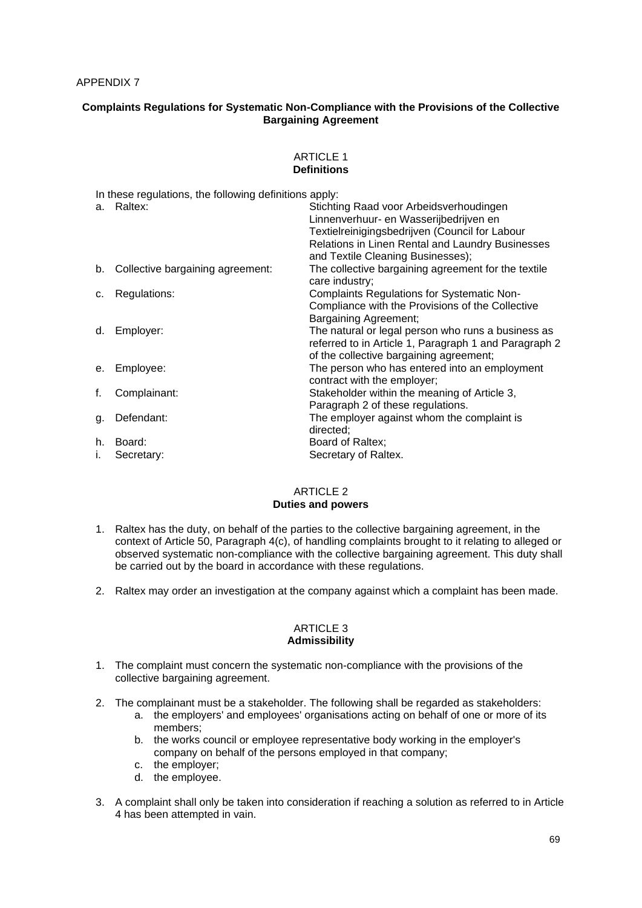APPENDIX 7

## Complaints Regulations for Systematic Non-Compliance with the Provisions of the Collective Bargaining Agreement

### ARTICLE 1
### Definitions

In these regulations, the following definitions apply:

| | |
|---|---|
| a. Raltex: | Stichting Raad voor Arbeidsverhoudingen Linnenverhuur- en Wasserijbedrijven en Textielreinigingsbedrijven (Council for Labour Relations in Linen Rental and Laundry Businesses and Textile Cleaning Businesses); |
| b. Collective bargaining agreement: | The collective bargaining agreement for the textile care industry; |
| c. Regulations: | Complaints Regulations for Systematic Non-Compliance with the Provisions of the Collective Bargaining Agreement; |
| d. Employer: | The natural or legal person who runs a business as referred to in Article 1, Paragraph 1 and Paragraph 2 of the collective bargaining agreement; |
| e. Employee: | The person who has entered into an employment contract with the employer; |
| f. Complainant: | Stakeholder within the meaning of Article 3, Paragraph 2 of these regulations. |
| g. Defendant: | The employer against whom the complaint is directed; |
| h. Board: | Board of Raltex; |
| i. Secretary: | Secretary of Raltex. |

### ARTICLE 2
### Duties and powers

1. Raltex has the duty, on behalf of the parties to the collective bargaining agreement, in the context of Article 50, Paragraph 4(c), of handling complaints brought to it relating to alleged or observed systematic non-compliance with the collective bargaining agreement. This duty shall be carried out by the board in accordance with these regulations.

2. Raltex may order an investigation at the company against which a complaint has been made.

### ARTICLE 3
### Admissibility

1. The complaint must concern the systematic non-compliance with the provisions of the collective bargaining agreement.

2. The complainant must be a stakeholder. The following shall be regarded as stakeholders:
   a. the employers' and employees' organisations acting on behalf of one or more of its members;
   b. the works council or employee representative body working in the employer's company on behalf of the persons employed in that company;
   c. the employer;
   d. the employee.

3. A complaint shall only be taken into consideration if reaching a solution as referred to in Article 4 has been attempted in vain.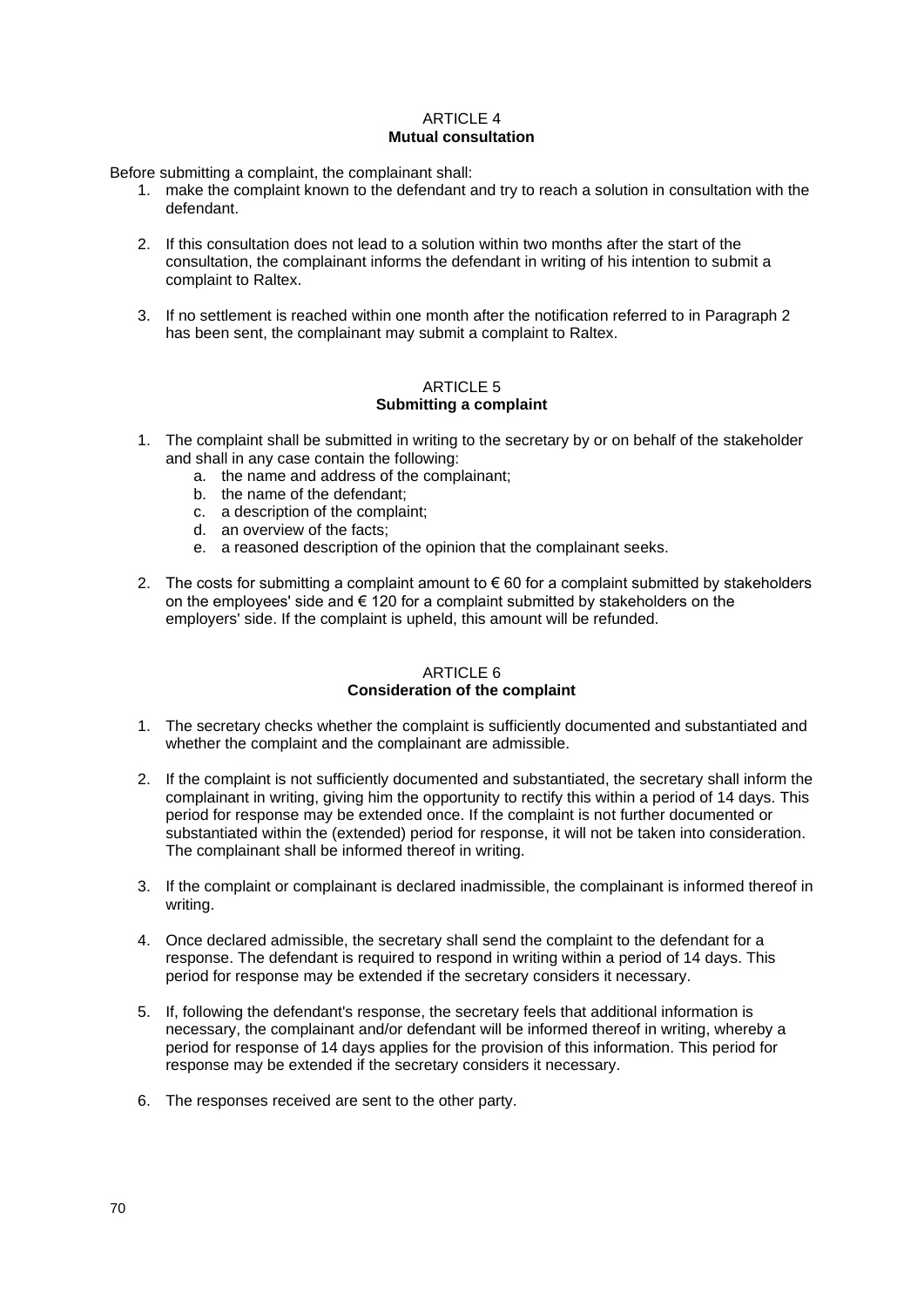## ARTICLE 4
**Mutual consultation**

Before submitting a complaint, the complainant shall:

1. make the complaint known to the defendant and try to reach a solution in consultation with the defendant.

2. If this consultation does not lead to a solution within two months after the start of the consultation, the complainant informs the defendant in writing of his intention to submit a complaint to Raltex.

3. If no settlement is reached within one month after the notification referred to in Paragraph 2 has been sent, the complainant may submit a complaint to Raltex.

## ARTICLE 5
**Submitting a complaint**

1. The complaint shall be submitted in writing to the secretary by or on behalf of the stakeholder and shall in any case contain the following:
   a. the name and address of the complainant;
   b. the name of the defendant;
   c. a description of the complaint;
   d. an overview of the facts;
   e. a reasoned description of the opinion that the complainant seeks.

2. The costs for submitting a complaint amount to € 60 for a complaint submitted by stakeholders on the employees' side and € 120 for a complaint submitted by stakeholders on the employers' side. If the complaint is upheld, this amount will be refunded.

## ARTICLE 6
**Consideration of the complaint**

1. The secretary checks whether the complaint is sufficiently documented and substantiated and whether the complaint and the complainant are admissible.

2. If the complaint is not sufficiently documented and substantiated, the secretary shall inform the complainant in writing, giving him the opportunity to rectify this within a period of 14 days. This period for response may be extended once. If the complaint is not further documented or substantiated within the (extended) period for response, it will not be taken into consideration. The complainant shall be informed thereof in writing.

3. If the complaint or complainant is declared inadmissible, the complainant is informed thereof in writing.

4. Once declared admissible, the secretary shall send the complaint to the defendant for a response. The defendant is required to respond in writing within a period of 14 days. This period for response may be extended if the secretary considers it necessary.

5. If, following the defendant's response, the secretary feels that additional information is necessary, the complainant and/or defendant will be informed thereof in writing, whereby a period for response of 14 days applies for the provision of this information. This period for response may be extended if the secretary considers it necessary.

6. The responses received are sent to the other party.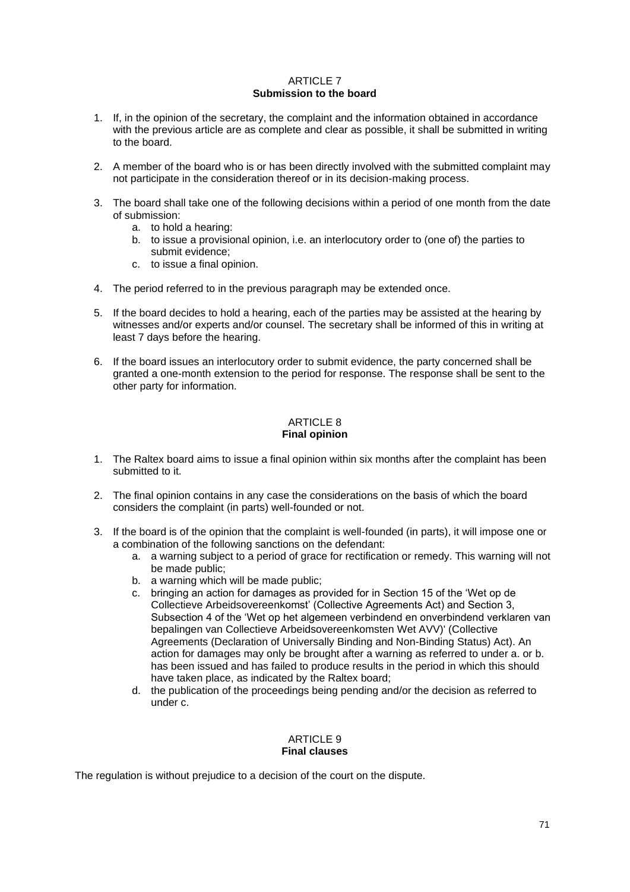## ARTICLE 7
**Submission to the board**

1. If, in the opinion of the secretary, the complaint and the information obtained in accordance with the previous article are as complete and clear as possible, it shall be submitted in writing to the board.

2. A member of the board who is or has been directly involved with the submitted complaint may not participate in the consideration thereof or in its decision-making process.

3. The board shall take one of the following decisions within a period of one month from the date of submission:
   a. to hold a hearing:
   b. to issue a provisional opinion, i.e. an interlocutory order to (one of) the parties to submit evidence;
   c. to issue a final opinion.

4. The period referred to in the previous paragraph may be extended once.

5. If the board decides to hold a hearing, each of the parties may be assisted at the hearing by witnesses and/or experts and/or counsel. The secretary shall be informed of this in writing at least 7 days before the hearing.

6. If the board issues an interlocutory order to submit evidence, the party concerned shall be granted a one-month extension to the period for response. The response shall be sent to the other party for information.

## ARTICLE 8
**Final opinion**

1. The Raltex board aims to issue a final opinion within six months after the complaint has been submitted to it.

2. The final opinion contains in any case the considerations on the basis of which the board considers the complaint (in parts) well-founded or not.

3. If the board is of the opinion that the complaint is well-founded (in parts), it will impose one or a combination of the following sanctions on the defendant:
   a. a warning subject to a period of grace for rectification or remedy. This warning will not be made public;
   b. a warning which will be made public;
   c. bringing an action for damages as provided for in Section 15 of the 'Wet op de Collectieve Arbeidsovereenkomst' (Collective Agreements Act) and Section 3, Subsection 4 of the 'Wet op het algemeen verbindend en onverbindend verklaren van bepalingen van Collectieve Arbeidsovereenkomsten Wet AVV)' (Collective Agreements (Declaration of Universally Binding and Non-Binding Status) Act). An action for damages may only be brought after a warning as referred to under a. or b. has been issued and has failed to produce results in the period in which this should have taken place, as indicated by the Raltex board;
   d. the publication of the proceedings being pending and/or the decision as referred to under c.

## ARTICLE 9
**Final clauses**

The regulation is without prejudice to a decision of the court on the dispute.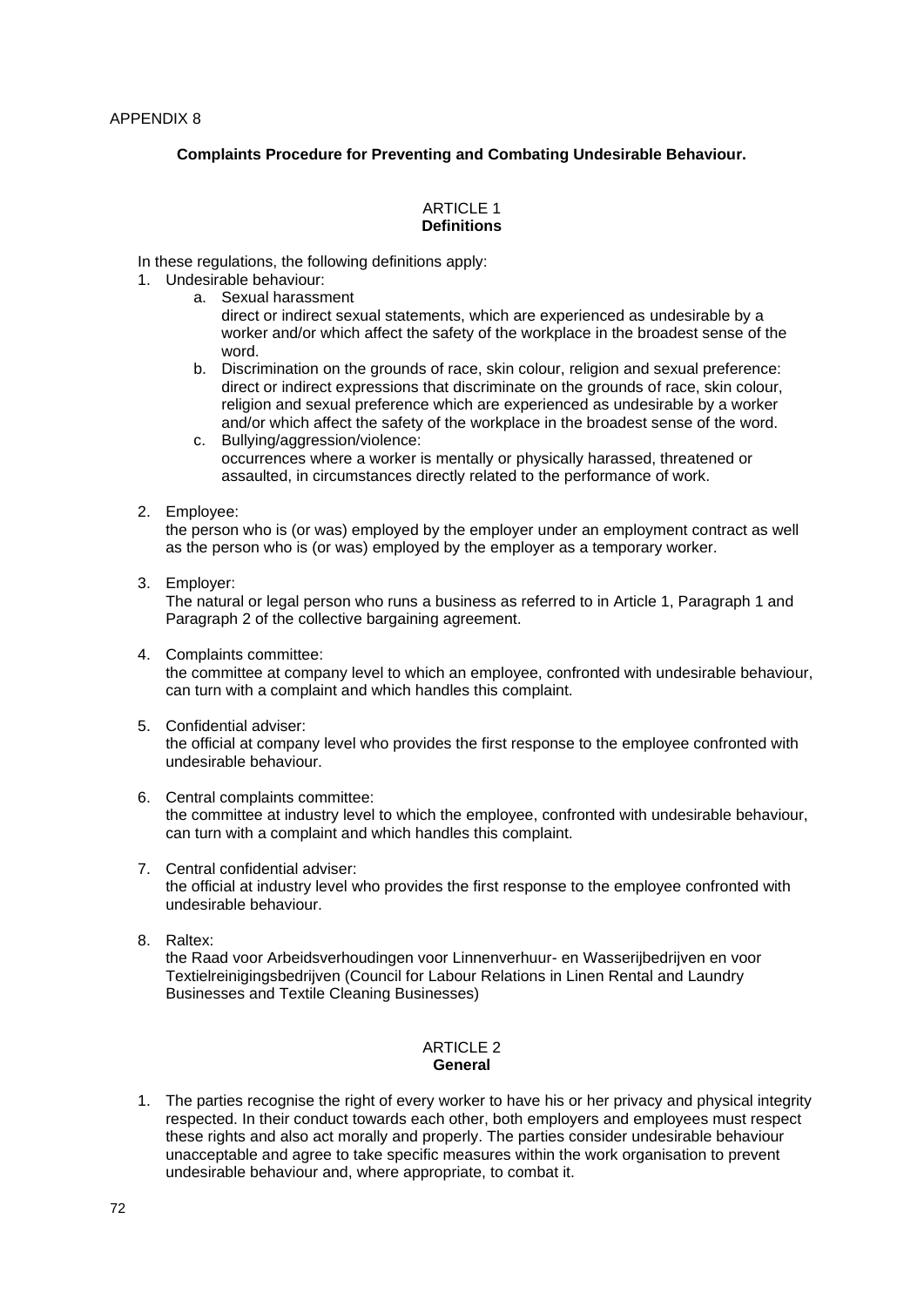APPENDIX 8

### Complaints Procedure for Preventing and Combating Undesirable Behaviour.

ARTICLE 1
**Definitions**

In these regulations, the following definitions apply:

1. Undesirable behaviour:
   a. Sexual harassment
      direct or indirect sexual statements, which are experienced as undesirable by a worker and/or which affect the safety of the workplace in the broadest sense of the word.
   b. Discrimination on the grounds of race, skin colour, religion and sexual preference:
      direct or indirect expressions that discriminate on the grounds of race, skin colour, religion and sexual preference which are experienced as undesirable by a worker and/or which affect the safety of the workplace in the broadest sense of the word.
   c. Bullying/aggression/violence:
      occurrences where a worker is mentally or physically harassed, threatened or assaulted, in circumstances directly related to the performance of work.

2. Employee:
   the person who is (or was) employed by the employer under an employment contract as well as the person who is (or was) employed by the employer as a temporary worker.

3. Employer:
   The natural or legal person who runs a business as referred to in Article 1, Paragraph 1 and Paragraph 2 of the collective bargaining agreement.

4. Complaints committee:
   the committee at company level to which an employee, confronted with undesirable behaviour, can turn with a complaint and which handles this complaint.

5. Confidential adviser:
   the official at company level who provides the first response to the employee confronted with undesirable behaviour.

6. Central complaints committee:
   the committee at industry level to which the employee, confronted with undesirable behaviour, can turn with a complaint and which handles this complaint.

7. Central confidential adviser:
   the official at industry level who provides the first response to the employee confronted with undesirable behaviour.

8. Raltex:
   the Raad voor Arbeidsverhoudingen voor Linnenverhuur- en Wasserijbedrijven en voor Textielreinigingsbedrijven (Council for Labour Relations in Linen Rental and Laundry Businesses and Textile Cleaning Businesses)

ARTICLE 2
**General**

1. The parties recognise the right of every worker to have his or her privacy and physical integrity respected. In their conduct towards each other, both employers and employees must respect these rights and also act morally and properly. The parties consider undesirable behaviour unacceptable and agree to take specific measures within the work organisation to prevent undesirable behaviour and, where appropriate, to combat it.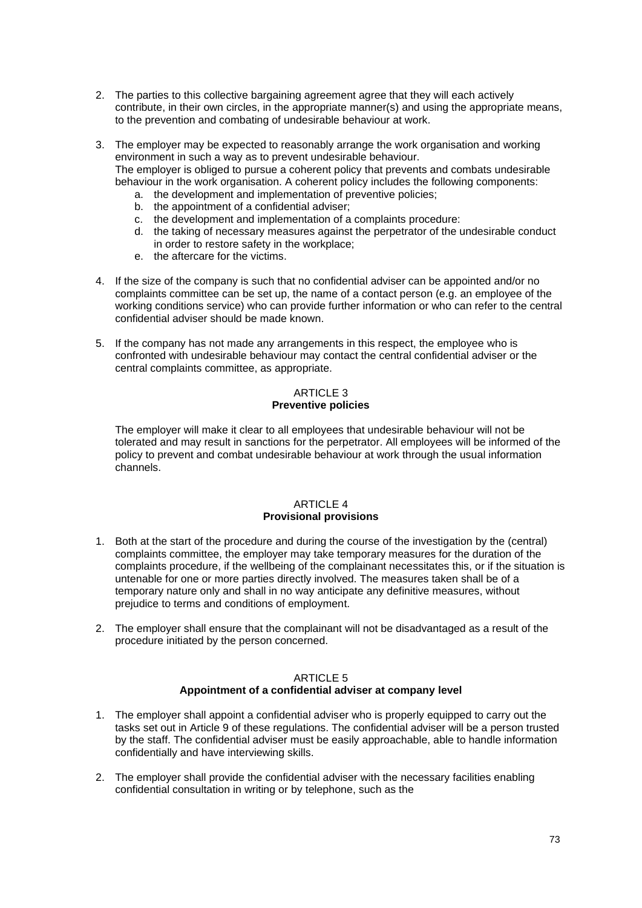2. The parties to this collective bargaining agreement agree that they will each actively contribute, in their own circles, in the appropriate manner(s) and using the appropriate means, to the prevention and combating of undesirable behaviour at work.

3. The employer may be expected to reasonably arrange the work organisation and working environment in such a way as to prevent undesirable behaviour.
   The employer is obliged to pursue a coherent policy that prevents and combats undesirable behaviour in the work organisation. A coherent policy includes the following components:
   a. the development and implementation of preventive policies;
   b. the appointment of a confidential adviser;
   c. the development and implementation of a complaints procedure:
   d. the taking of necessary measures against the perpetrator of the undesirable conduct in order to restore safety in the workplace;
   e. the aftercare for the victims.

4. If the size of the company is such that no confidential adviser can be appointed and/or no complaints committee can be set up, the name of a contact person (e.g. an employee of the working conditions service) who can provide further information or who can refer to the central confidential adviser should be made known.

5. If the company has not made any arrangements in this respect, the employee who is confronted with undesirable behaviour may contact the central confidential adviser or the central complaints committee, as appropriate.

## ARTICLE 3
**Preventive policies**

The employer will make it clear to all employees that undesirable behaviour will not be tolerated and may result in sanctions for the perpetrator. All employees will be informed of the policy to prevent and combat undesirable behaviour at work through the usual information channels.

## ARTICLE 4
**Provisional provisions**

1. Both at the start of the procedure and during the course of the investigation by the (central) complaints committee, the employer may take temporary measures for the duration of the complaints procedure, if the wellbeing of the complainant necessitates this, or if the situation is untenable for one or more parties directly involved. The measures taken shall be of a temporary nature only and shall in no way anticipate any definitive measures, without prejudice to terms and conditions of employment.

2. The employer shall ensure that the complainant will not be disadvantaged as a result of the procedure initiated by the person concerned.

## ARTICLE 5
**Appointment of a confidential adviser at company level**

1. The employer shall appoint a confidential adviser who is properly equipped to carry out the tasks set out in Article 9 of these regulations. The confidential adviser will be a person trusted by the staff. The confidential adviser must be easily approachable, able to handle information confidentially and have interviewing skills.

2. The employer shall provide the confidential adviser with the necessary facilities enabling confidential consultation in writing or by telephone, such as the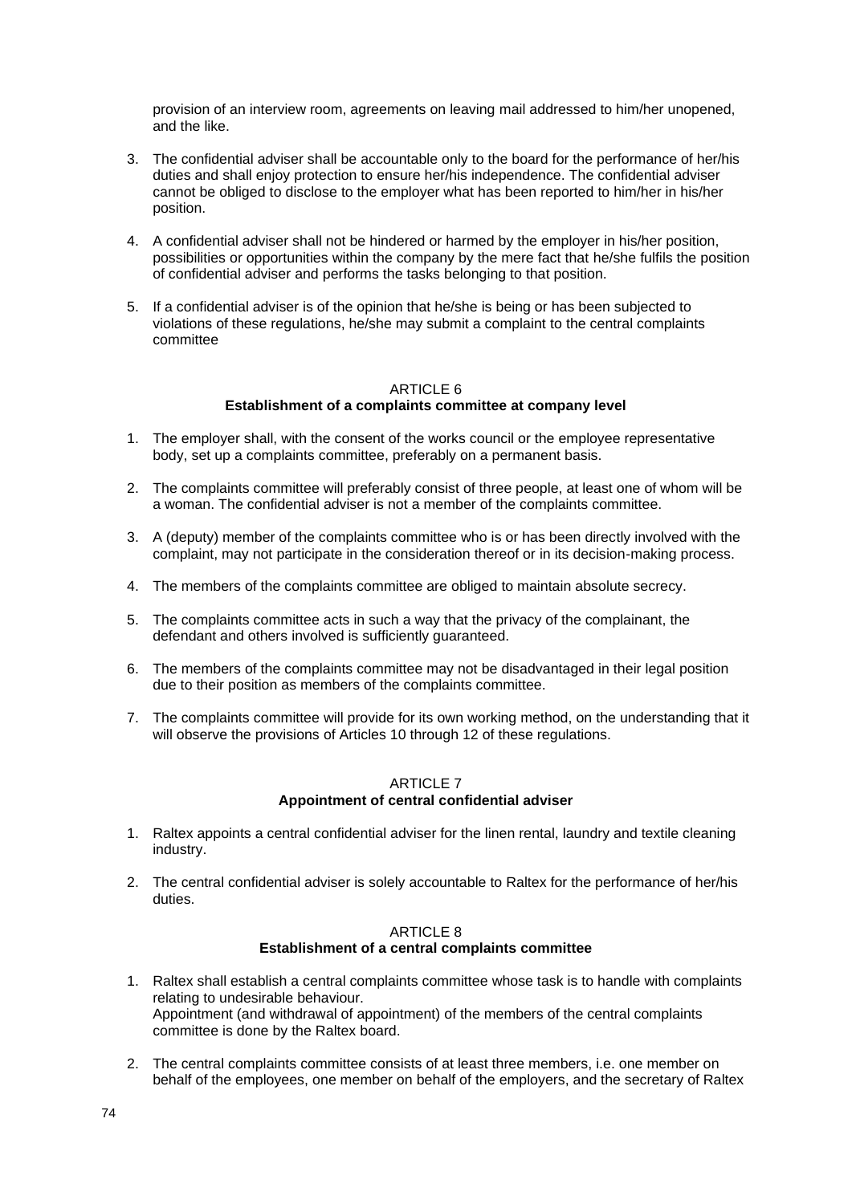provision of an interview room, agreements on leaving mail addressed to him/her unopened, and the like.

3. The confidential adviser shall be accountable only to the board for the performance of her/his duties and shall enjoy protection to ensure her/his independence. The confidential adviser cannot be obliged to disclose to the employer what has been reported to him/her in his/her position.

4. A confidential adviser shall not be hindered or harmed by the employer in his/her position, possibilities or opportunities within the company by the mere fact that he/she fulfils the position of confidential adviser and performs the tasks belonging to that position.

5. If a confidential adviser is of the opinion that he/she is being or has been subjected to violations of these regulations, he/she may submit a complaint to the central complaints committee

## ARTICLE 6
**Establishment of a complaints committee at company level**

1. The employer shall, with the consent of the works council or the employee representative body, set up a complaints committee, preferably on a permanent basis.

2. The complaints committee will preferably consist of three people, at least one of whom will be a woman. The confidential adviser is not a member of the complaints committee.

3. A (deputy) member of the complaints committee who is or has been directly involved with the complaint, may not participate in the consideration thereof or in its decision-making process.

4. The members of the complaints committee are obliged to maintain absolute secrecy.

5. The complaints committee acts in such a way that the privacy of the complainant, the defendant and others involved is sufficiently guaranteed.

6. The members of the complaints committee may not be disadvantaged in their legal position due to their position as members of the complaints committee.

7. The complaints committee will provide for its own working method, on the understanding that it will observe the provisions of Articles 10 through 12 of these regulations.

## ARTICLE 7
**Appointment of central confidential adviser**

1. Raltex appoints a central confidential adviser for the linen rental, laundry and textile cleaning industry.

2. The central confidential adviser is solely accountable to Raltex for the performance of her/his duties.

## ARTICLE 8
**Establishment of a central complaints committee**

1. Raltex shall establish a central complaints committee whose task is to handle with complaints relating to undesirable behaviour.
   Appointment (and withdrawal of appointment) of the members of the central complaints committee is done by the Raltex board.

2. The central complaints committee consists of at least three members, i.e. one member on behalf of the employees, one member on behalf of the employers, and the secretary of Raltex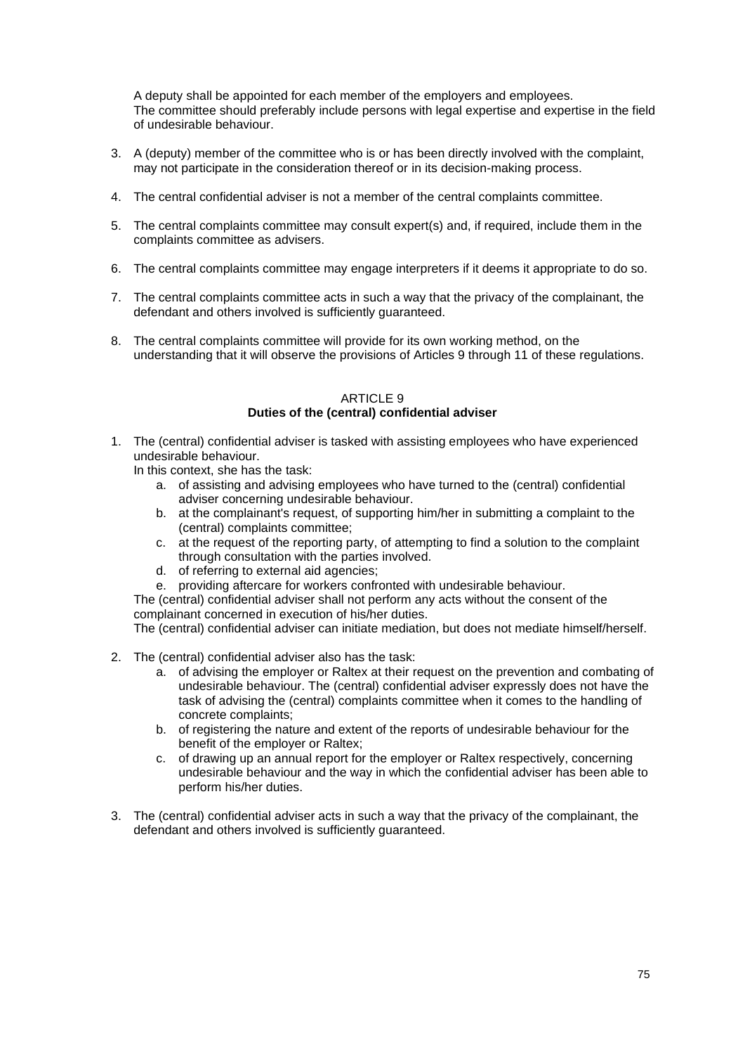A deputy shall be appointed for each member of the employers and employees.
The committee should preferably include persons with legal expertise and expertise in the field of undesirable behaviour.

3. A (deputy) member of the committee who is or has been directly involved with the complaint, may not participate in the consideration thereof or in its decision-making process.

4. The central confidential adviser is not a member of the central complaints committee.

5. The central complaints committee may consult expert(s) and, if required, include them in the complaints committee as advisers.

6. The central complaints committee may engage interpreters if it deems it appropriate to do so.

7. The central complaints committee acts in such a way that the privacy of the complainant, the defendant and others involved is sufficiently guaranteed.

8. The central complaints committee will provide for its own working method, on the understanding that it will observe the provisions of Articles 9 through 11 of these regulations.

ARTICLE 9
**Duties of the (central) confidential adviser**

1. The (central) confidential adviser is tasked with assisting employees who have experienced undesirable behaviour.
   In this context, she has the task:
   a. of assisting and advising employees who have turned to the (central) confidential adviser concerning undesirable behaviour.
   b. at the complainant's request, of supporting him/her in submitting a complaint to the (central) complaints committee;
   c. at the request of the reporting party, of attempting to find a solution to the complaint through consultation with the parties involved.
   d. of referring to external aid agencies;
   e. providing aftercare for workers confronted with undesirable behaviour.

   The (central) confidential adviser shall not perform any acts without the consent of the complainant concerned in execution of his/her duties.
   The (central) confidential adviser can initiate mediation, but does not mediate himself/herself.

2. The (central) confidential adviser also has the task:
   a. of advising the employer or Raltex at their request on the prevention and combating of undesirable behaviour. The (central) confidential adviser expressly does not have the task of advising the (central) complaints committee when it comes to the handling of concrete complaints;
   b. of registering the nature and extent of the reports of undesirable behaviour for the benefit of the employer or Raltex;
   c. of drawing up an annual report for the employer or Raltex respectively, concerning undesirable behaviour and the way in which the confidential adviser has been able to perform his/her duties.

3. The (central) confidential adviser acts in such a way that the privacy of the complainant, the defendant and others involved is sufficiently guaranteed.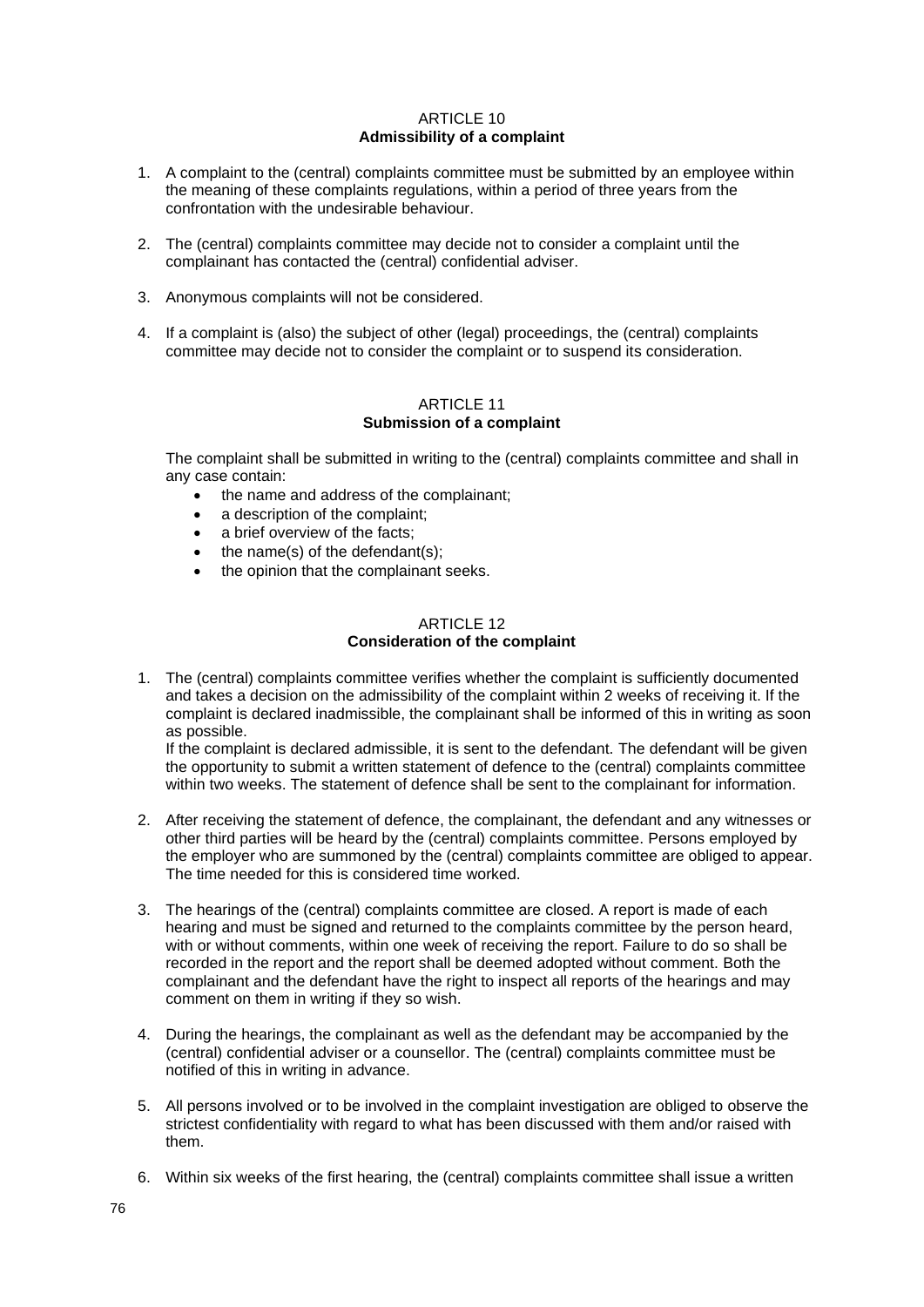## ARTICLE 10
**Admissibility of a complaint**

1. A complaint to the (central) complaints committee must be submitted by an employee within the meaning of these complaints regulations, within a period of three years from the confrontation with the undesirable behaviour.

2. The (central) complaints committee may decide not to consider a complaint until the complainant has contacted the (central) confidential adviser.

3. Anonymous complaints will not be considered.

4. If a complaint is (also) the subject of other (legal) proceedings, the (central) complaints committee may decide not to consider the complaint or to suspend its consideration.

## ARTICLE 11
**Submission of a complaint**

The complaint shall be submitted in writing to the (central) complaints committee and shall in any case contain:

- the name and address of the complainant;
- a description of the complaint;
- a brief overview of the facts;
- the name(s) of the defendant(s);
- the opinion that the complainant seeks.

## ARTICLE 12
**Consideration of the complaint**

1. The (central) complaints committee verifies whether the complaint is sufficiently documented and takes a decision on the admissibility of the complaint within 2 weeks of receiving it. If the complaint is declared inadmissible, the complainant shall be informed of this in writing as soon as possible.
   If the complaint is declared admissible, it is sent to the defendant. The defendant will be given the opportunity to submit a written statement of defence to the (central) complaints committee within two weeks. The statement of defence shall be sent to the complainant for information.

2. After receiving the statement of defence, the complainant, the defendant and any witnesses or other third parties will be heard by the (central) complaints committee. Persons employed by the employer who are summoned by the (central) complaints committee are obliged to appear. The time needed for this is considered time worked.

3. The hearings of the (central) complaints committee are closed. A report is made of each hearing and must be signed and returned to the complaints committee by the person heard, with or without comments, within one week of receiving the report. Failure to do so shall be recorded in the report and the report shall be deemed adopted without comment. Both the complainant and the defendant have the right to inspect all reports of the hearings and may comment on them in writing if they so wish.

4. During the hearings, the complainant as well as the defendant may be accompanied by the (central) confidential adviser or a counsellor. The (central) complaints committee must be notified of this in writing in advance.

5. All persons involved or to be involved in the complaint investigation are obliged to observe the strictest confidentiality with regard to what has been discussed with them and/or raised with them.

6. Within six weeks of the first hearing, the (central) complaints committee shall issue a written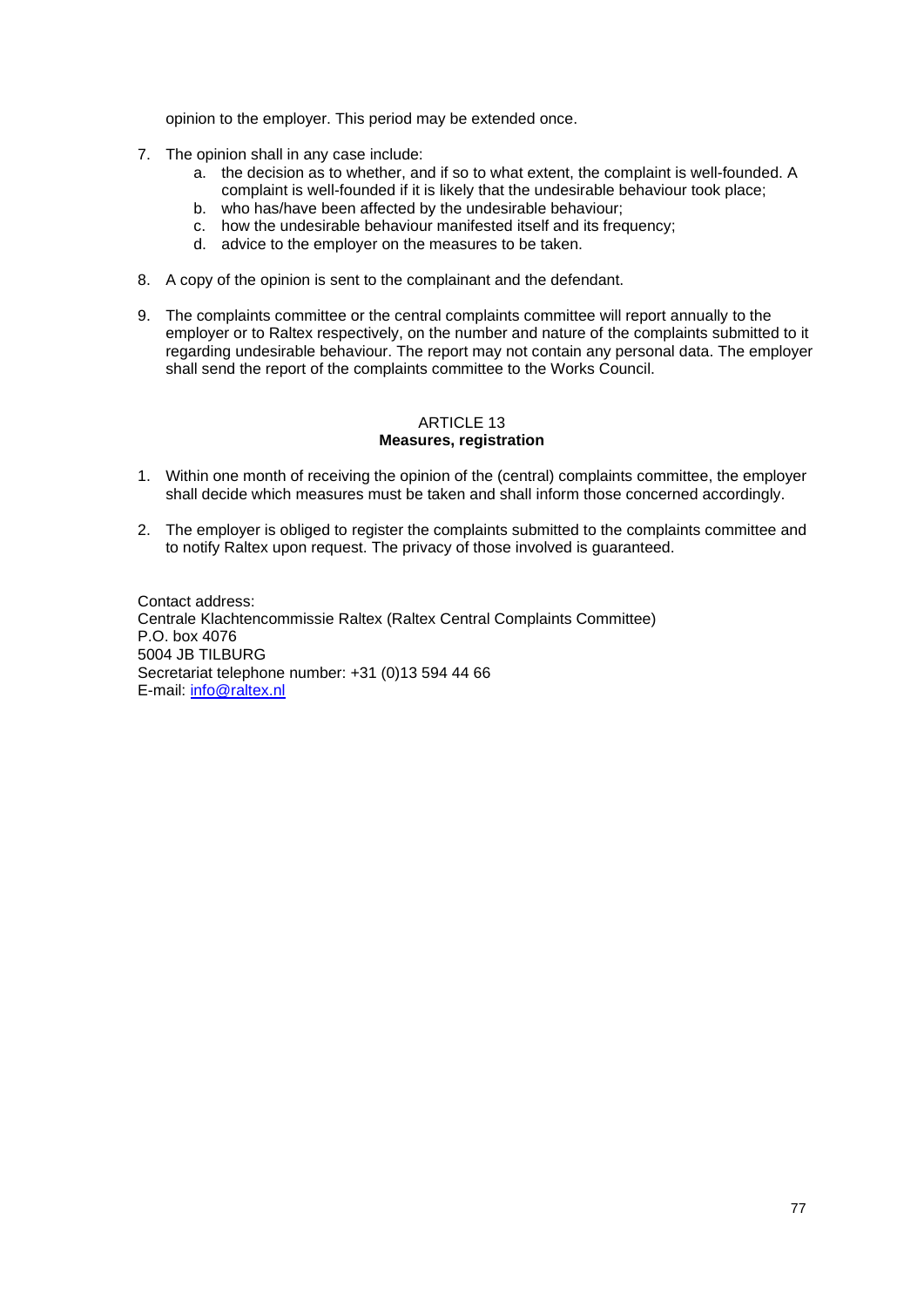opinion to the employer. This period may be extended once.

7. The opinion shall in any case include:
   a. the decision as to whether, and if so to what extent, the complaint is well-founded. A complaint is well-founded if it is likely that the undesirable behaviour took place;
   b. who has/have been affected by the undesirable behaviour;
   c. how the undesirable behaviour manifested itself and its frequency;
   d. advice to the employer on the measures to be taken.

8. A copy of the opinion is sent to the complainant and the defendant.

9. The complaints committee or the central complaints committee will report annually to the employer or to Raltex respectively, on the number and nature of the complaints submitted to it regarding undesirable behaviour. The report may not contain any personal data. The employer shall send the report of the complaints committee to the Works Council.

## ARTICLE 13
**Measures, registration**

1. Within one month of receiving the opinion of the (central) complaints committee, the employer shall decide which measures must be taken and shall inform those concerned accordingly.

2. The employer is obliged to register the complaints submitted to the complaints committee and to notify Raltex upon request. The privacy of those involved is guaranteed.

Contact address:
Centrale Klachtencommissie Raltex (Raltex Central Complaints Committee)
P.O. box 4076
5004 JB TILBURG
Secretariat telephone number: +31 (0)13 594 44 66
E-mail: info@raltex.nl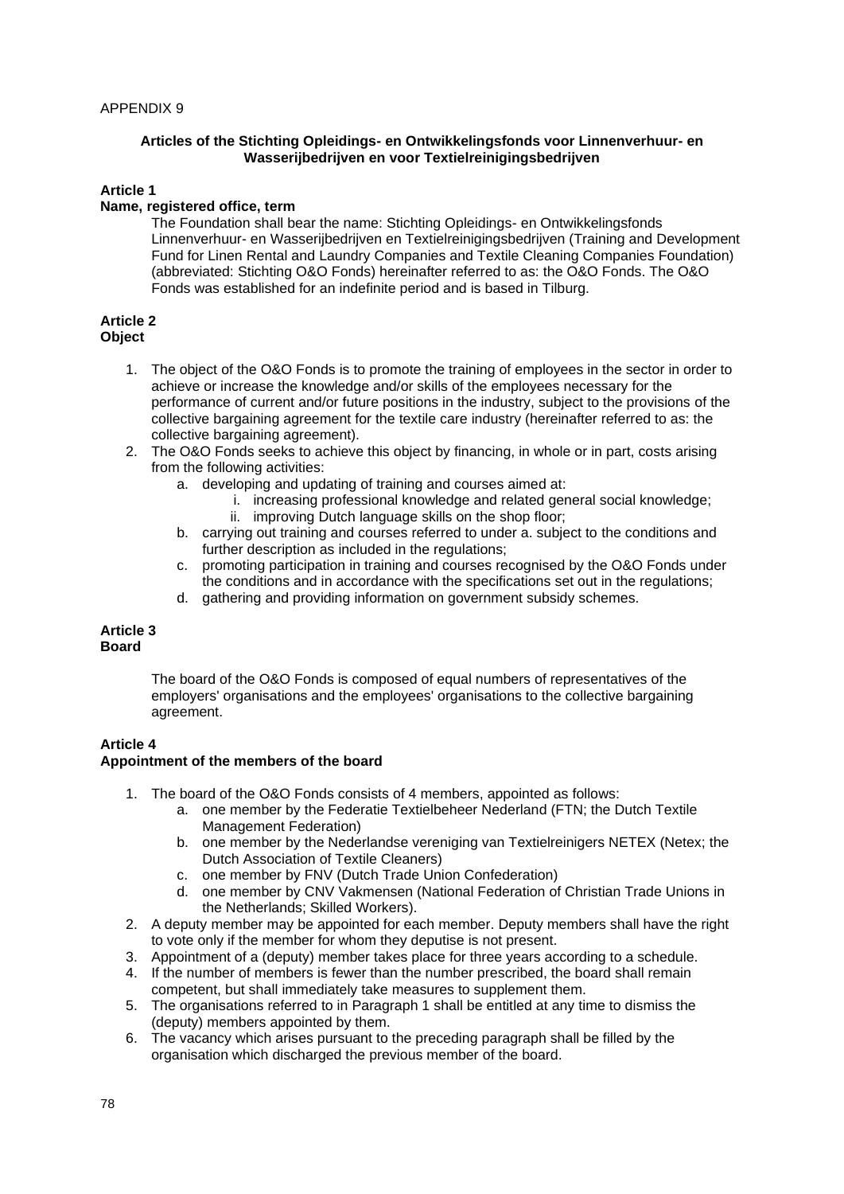APPENDIX 9

**Articles of the Stichting Opleidings- en Ontwikkelingsfonds voor Linnenverhuur- en Wasserijbedrijven en voor Textielreinigingsbedrijven**

**Article 1**
**Name, registered office, term**

The Foundation shall bear the name: Stichting Opleidings- en Ontwikkelingsfonds Linnenverhuur- en Wasserijbedrijven en Textielreinigingsbedrijven (Training and Development Fund for Linen Rental and Laundry Companies and Textile Cleaning Companies Foundation) (abbreviated: Stichting O&O Fonds) hereinafter referred to as: the O&O Fonds. The O&O Fonds was established for an indefinite period and is based in Tilburg.

**Article 2**
**Object**

1. The object of the O&O Fonds is to promote the training of employees in the sector in order to achieve or increase the knowledge and/or skills of the employees necessary for the performance of current and/or future positions in the industry, subject to the provisions of the collective bargaining agreement for the textile care industry (hereinafter referred to as: the collective bargaining agreement).
2. The O&O Fonds seeks to achieve this object by financing, in whole or in part, costs arising from the following activities:
   a. developing and updating of training and courses aimed at:
      i. increasing professional knowledge and related general social knowledge;
      ii. improving Dutch language skills on the shop floor;
   b. carrying out training and courses referred to under a. subject to the conditions and further description as included in the regulations;
   c. promoting participation in training and courses recognised by the O&O Fonds under the conditions and in accordance with the specifications set out in the regulations;
   d. gathering and providing information on government subsidy schemes.

**Article 3**
**Board**

The board of the O&O Fonds is composed of equal numbers of representatives of the employers' organisations and the employees' organisations to the collective bargaining agreement.

**Article 4**
**Appointment of the members of the board**

1. The board of the O&O Fonds consists of 4 members, appointed as follows:
   a. one member by the Federatie Textielbeheer Nederland (FTN; the Dutch Textile Management Federation)
   b. one member by the Nederlandse vereniging van Textielreinigers NETEX (Netex; the Dutch Association of Textile Cleaners)
   c. one member by FNV (Dutch Trade Union Confederation)
   d. one member by CNV Vakmensen (National Federation of Christian Trade Unions in the Netherlands; Skilled Workers).
2. A deputy member may be appointed for each member. Deputy members shall have the right to vote only if the member for whom they deputise is not present.
3. Appointment of a (deputy) member takes place for three years according to a schedule.
4. If the number of members is fewer than the number prescribed, the board shall remain competent, but shall immediately take measures to supplement them.
5. The organisations referred to in Paragraph 1 shall be entitled at any time to dismiss the (deputy) members appointed by them.
6. The vacancy which arises pursuant to the preceding paragraph shall be filled by the organisation which discharged the previous member of the board.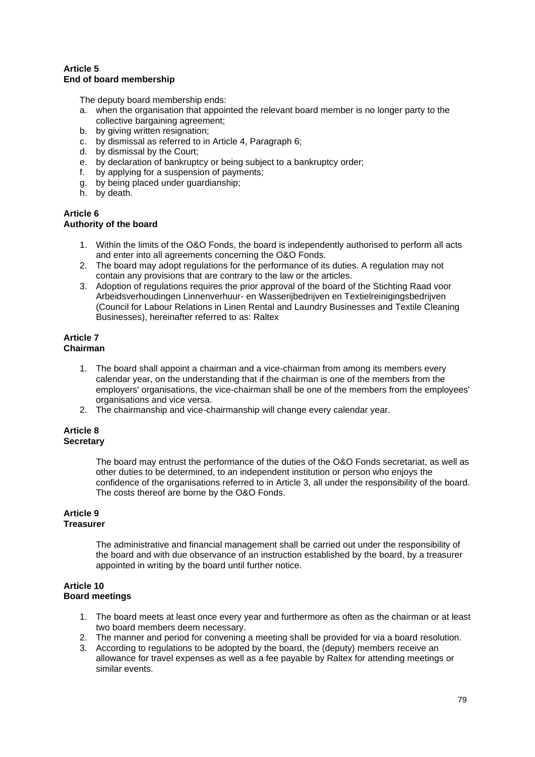**Article 5**
**End of board membership**

The deputy board membership ends:

a. when the organisation that appointed the relevant board member is no longer party to the collective bargaining agreement;
b. by giving written resignation;
c. by dismissal as referred to in Article 4, Paragraph 6;
d. by dismissal by the Court;
e. by declaration of bankruptcy or being subject to a bankruptcy order;
f. by applying for a suspension of payments;
g. by being placed under guardianship;
h. by death.

**Article 6**
**Authority of the board**

1. Within the limits of the O&O Fonds, the board is independently authorised to perform all acts and enter into all agreements concerning the O&O Fonds.
2. The board may adopt regulations for the performance of its duties. A regulation may not contain any provisions that are contrary to the law or the articles.
3. Adoption of regulations requires the prior approval of the board of the Stichting Raad voor Arbeidsverhoudingen Linnenverhuur- en Wasserijbedrijven en Textielreinigingsbedrijven (Council for Labour Relations in Linen Rental and Laundry Businesses and Textile Cleaning Businesses), hereinafter referred to as: Raltex

**Article 7**
**Chairman**

1. The board shall appoint a chairman and a vice-chairman from among its members every calendar year, on the understanding that if the chairman is one of the members from the employers' organisations, the vice-chairman shall be one of the members from the employees' organisations and vice versa.
2. The chairmanship and vice-chairmanship will change every calendar year.

**Article 8**
**Secretary**

The board may entrust the performance of the duties of the O&O Fonds secretariat, as well as other duties to be determined, to an independent institution or person who enjoys the confidence of the organisations referred to in Article 3, all under the responsibility of the board. The costs thereof are borne by the O&O Fonds.

**Article 9**
**Treasurer**

The administrative and financial management shall be carried out under the responsibility of the board and with due observance of an instruction established by the board, by a treasurer appointed in writing by the board until further notice.

**Article 10**
**Board meetings**

1. The board meets at least once every year and furthermore as often as the chairman or at least two board members deem necessary.
2. The manner and period for convening a meeting shall be provided for via a board resolution.
3. According to regulations to be adopted by the board, the (deputy) members receive an allowance for travel expenses as well as a fee payable by Raltex for attending meetings or similar events.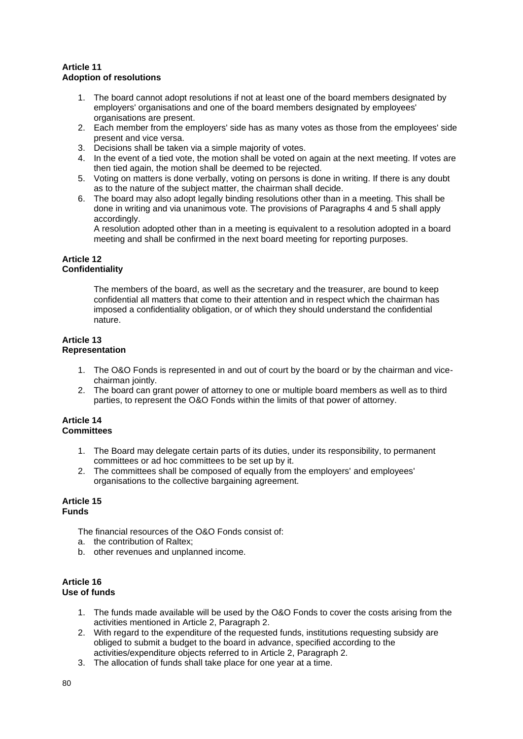**Article 11**
**Adoption of resolutions**

1. The board cannot adopt resolutions if not at least one of the board members designated by employers' organisations and one of the board members designated by employees' organisations are present.
2. Each member from the employers' side has as many votes as those from the employees' side present and vice versa.
3. Decisions shall be taken via a simple majority of votes.
4. In the event of a tied vote, the motion shall be voted on again at the next meeting. If votes are then tied again, the motion shall be deemed to be rejected.
5. Voting on matters is done verbally, voting on persons is done in writing. If there is any doubt as to the nature of the subject matter, the chairman shall decide.
6. The board may also adopt legally binding resolutions other than in a meeting. This shall be done in writing and via unanimous vote. The provisions of Paragraphs 4 and 5 shall apply accordingly.
   A resolution adopted other than in a meeting is equivalent to a resolution adopted in a board meeting and shall be confirmed in the next board meeting for reporting purposes.

**Article 12**
**Confidentiality**

The members of the board, as well as the secretary and the treasurer, are bound to keep confidential all matters that come to their attention and in respect which the chairman has imposed a confidentiality obligation, or of which they should understand the confidential nature.

**Article 13**
**Representation**

1. The O&O Fonds is represented in and out of court by the board or by the chairman and vice-chairman jointly.
2. The board can grant power of attorney to one or multiple board members as well as to third parties, to represent the O&O Fonds within the limits of that power of attorney.

**Article 14**
**Committees**

1. The Board may delegate certain parts of its duties, under its responsibility, to permanent committees or ad hoc committees to be set up by it.
2. The committees shall be composed of equally from the employers' and employees' organisations to the collective bargaining agreement.

**Article 15**
**Funds**

The financial resources of the O&O Fonds consist of:

a. the contribution of Raltex;
b. other revenues and unplanned income.

**Article 16**
**Use of funds**

1. The funds made available will be used by the O&O Fonds to cover the costs arising from the activities mentioned in Article 2, Paragraph 2.
2. With regard to the expenditure of the requested funds, institutions requesting subsidy are obliged to submit a budget to the board in advance, specified according to the activities/expenditure objects referred to in Article 2, Paragraph 2.
3. The allocation of funds shall take place for one year at a time.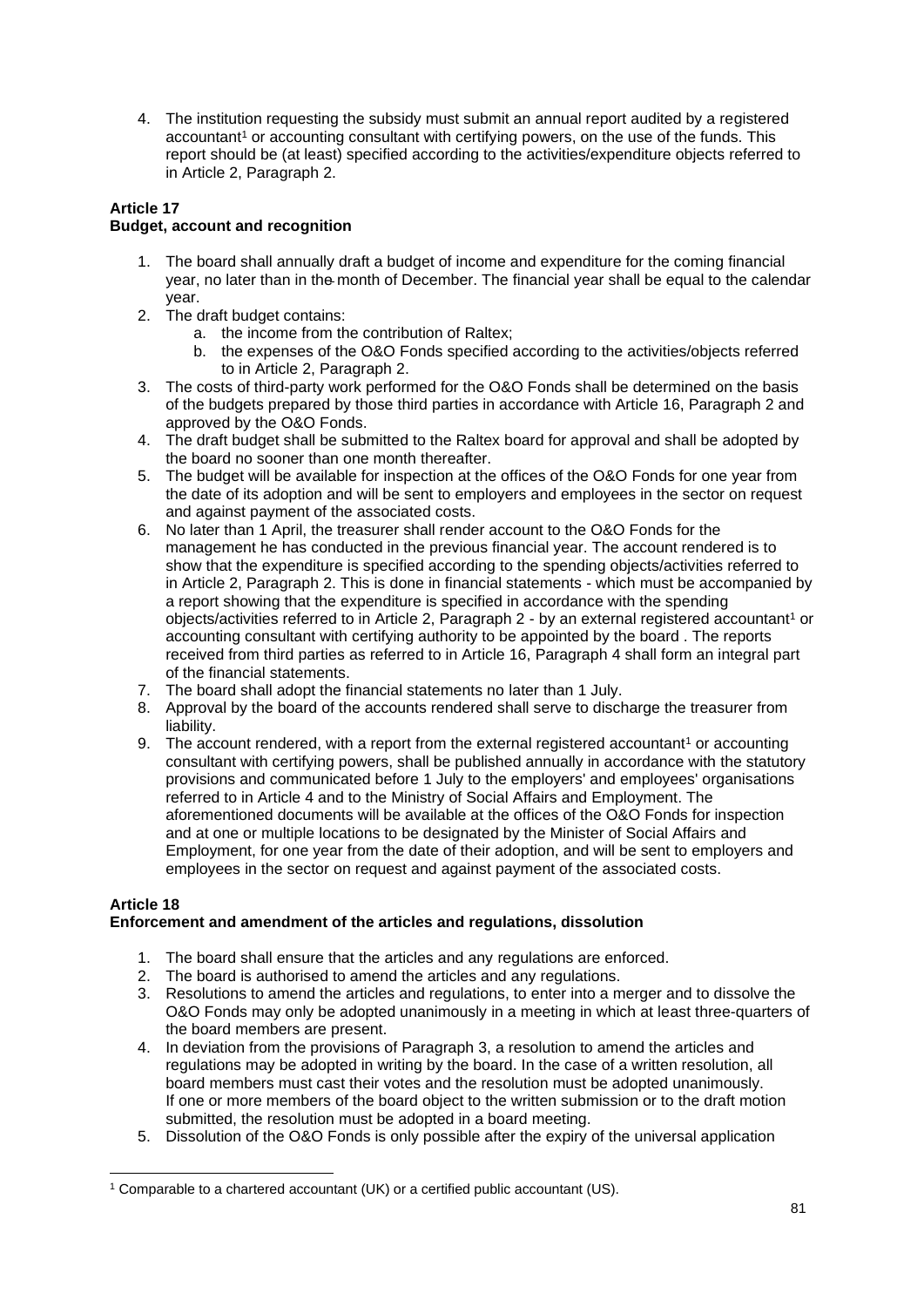4. The institution requesting the subsidy must submit an annual report audited by a registered accountant[1] or accounting consultant with certifying powers, on the use of the funds. This report should be (at least) specified according to the activities/expenditure objects referred to in Article 2, Paragraph 2.

**Article 17**
**Budget, account and recognition**

1. The board shall annually draft a budget of income and expenditure for the coming financial year, no later than in the month of December. The financial year shall be equal to the calendar year.
2. The draft budget contains:
   a. the income from the contribution of Raltex;
   b. the expenses of the O&O Fonds specified according to the activities/objects referred to in Article 2, Paragraph 2.
3. The costs of third-party work performed for the O&O Fonds shall be determined on the basis of the budgets prepared by those third parties in accordance with Article 16, Paragraph 2 and approved by the O&O Fonds.
4. The draft budget shall be submitted to the Raltex board for approval and shall be adopted by the board no sooner than one month thereafter.
5. The budget will be available for inspection at the offices of the O&O Fonds for one year from the date of its adoption and will be sent to employers and employees in the sector on request and against payment of the associated costs.
6. No later than 1 April, the treasurer shall render account to the O&O Fonds for the management he has conducted in the previous financial year. The account rendered is to show that the expenditure is specified according to the spending objects/activities referred to in Article 2, Paragraph 2. This is done in financial statements - which must be accompanied by a report showing that the expenditure is specified in accordance with the spending objects/activities referred to in Article 2, Paragraph 2 - by an external registered accountant[1] or accounting consultant with certifying authority to be appointed by the board . The reports received from third parties as referred to in Article 16, Paragraph 4 shall form an integral part of the financial statements.
7. The board shall adopt the financial statements no later than 1 July.
8. Approval by the board of the accounts rendered shall serve to discharge the treasurer from liability.
9. The account rendered, with a report from the external registered accountant[1] or accounting consultant with certifying powers, shall be published annually in accordance with the statutory provisions and communicated before 1 July to the employers' and employees' organisations referred to in Article 4 and to the Ministry of Social Affairs and Employment. The aforementioned documents will be available at the offices of the O&O Fonds for inspection and at one or multiple locations to be designated by the Minister of Social Affairs and Employment, for one year from the date of their adoption, and will be sent to employers and employees in the sector on request and against payment of the associated costs.

**Article 18**
**Enforcement and amendment of the articles and regulations, dissolution**

1. The board shall ensure that the articles and any regulations are enforced.
2. The board is authorised to amend the articles and any regulations.
3. Resolutions to amend the articles and regulations, to enter into a merger and to dissolve the O&O Fonds may only be adopted unanimously in a meeting in which at least three-quarters of the board members are present.
4. In deviation from the provisions of Paragraph 3, a resolution to amend the articles and regulations may be adopted in writing by the board. In the case of a written resolution, all board members must cast their votes and the resolution must be adopted unanimously. If one or more members of the board object to the written submission or to the draft motion submitted, the resolution must be adopted in a board meeting.
5. Dissolution of the O&O Fonds is only possible after the expiry of the universal application

[1] Comparable to a chartered accountant (UK) or a certified public accountant (US).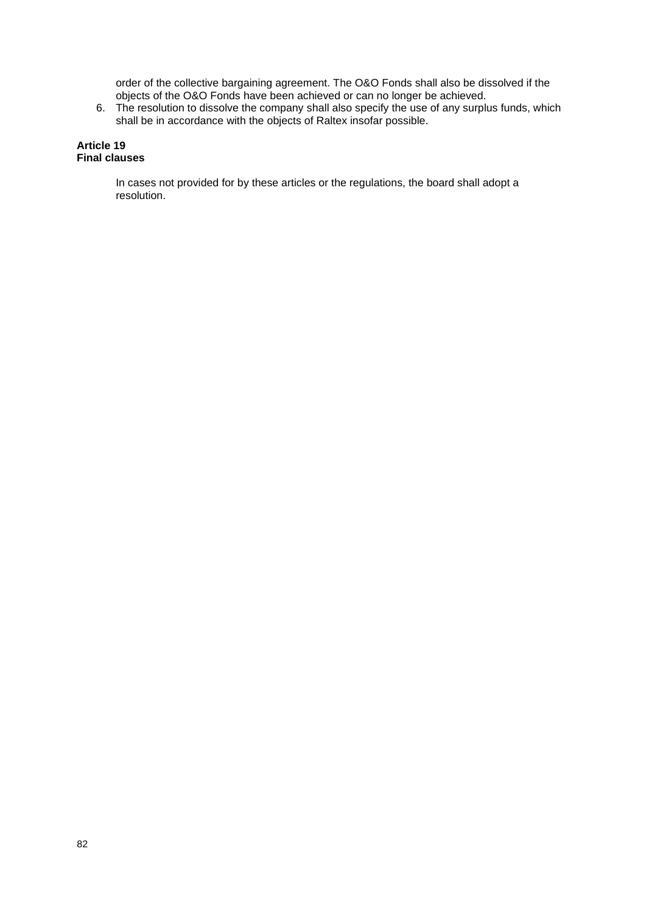order of the collective bargaining agreement. The O&O Fonds shall also be dissolved if the objects of the O&O Fonds have been achieved or can no longer be achieved.

6. The resolution to dissolve the company shall also specify the use of any surplus funds, which shall be in accordance with the objects of Raltex insofar possible.

**Article 19**
**Final clauses**

In cases not provided for by these articles or the regulations, the board shall adopt a resolution.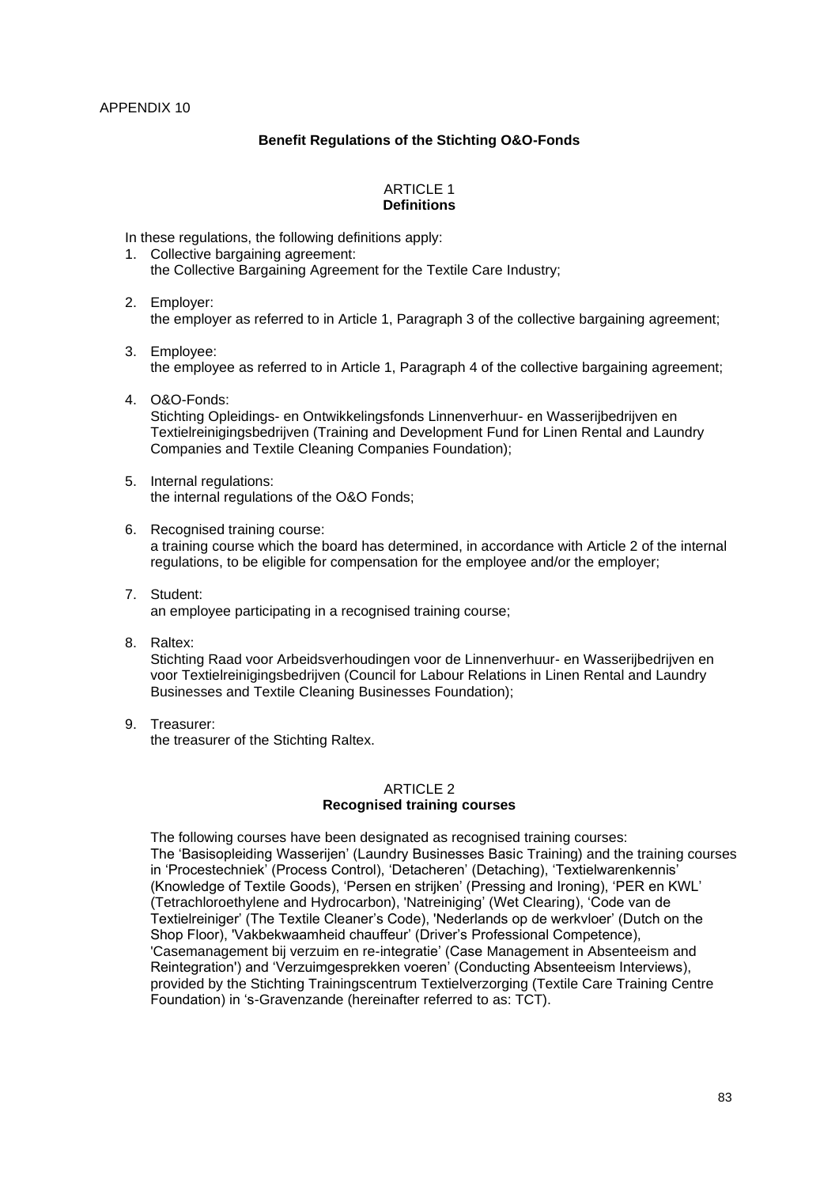APPENDIX 10

## Benefit Regulations of the Stichting O&O-Fonds

### ARTICLE 1
### Definitions

In these regulations, the following definitions apply:

1. Collective bargaining agreement:
   the Collective Bargaining Agreement for the Textile Care Industry;

2. Employer:
   the employer as referred to in Article 1, Paragraph 3 of the collective bargaining agreement;

3. Employee:
   the employee as referred to in Article 1, Paragraph 4 of the collective bargaining agreement;

4. O&O-Fonds:
   Stichting Opleidings- en Ontwikkelingsfonds Linnenverhuur- en Wasserijbedrijven en Textielreinigingsbedrijven (Training and Development Fund for Linen Rental and Laundry Companies and Textile Cleaning Companies Foundation);

5. Internal regulations:
   the internal regulations of the O&O Fonds;

6. Recognised training course:
   a training course which the board has determined, in accordance with Article 2 of the internal regulations, to be eligible for compensation for the employee and/or the employer;

7. Student:
   an employee participating in a recognised training course;

8. Raltex:
   Stichting Raad voor Arbeidsverhoudingen voor de Linnenverhuur- en Wasserijbedrijven en voor Textielreinigingsbedrijven (Council for Labour Relations in Linen Rental and Laundry Businesses and Textile Cleaning Businesses Foundation);

9. Treasurer:
   the treasurer of the Stichting Raltex.

### ARTICLE 2
### Recognised training courses

The following courses have been designated as recognised training courses:
The 'Basisopleiding Wasserijen' (Laundry Businesses Basic Training) and the training courses in 'Procestechniek' (Process Control), 'Detacheren' (Detaching), 'Textielwarenkennis' (Knowledge of Textile Goods), 'Persen en strijken' (Pressing and Ironing), 'PER en KWL' (Tetrachloroethylene and Hydrocarbon), 'Natreiniging' (Wet Clearing), 'Code van de Textielreiniger' (The Textile Cleaner's Code), 'Nederlands op de werkvloer' (Dutch on the Shop Floor), 'Vakbekwaamheid chauffeur' (Driver's Professional Competence), 'Casemanagement bij verzuim en re-integratie' (Case Management in Absenteeism and Reintegration') and 'Verzuimgesprekken voeren' (Conducting Absenteeism Interviews), provided by the Stichting Trainingscentrum Textielverzorging (Textile Care Training Centre Foundation) in 's-Gravenzande (hereinafter referred to as: TCT).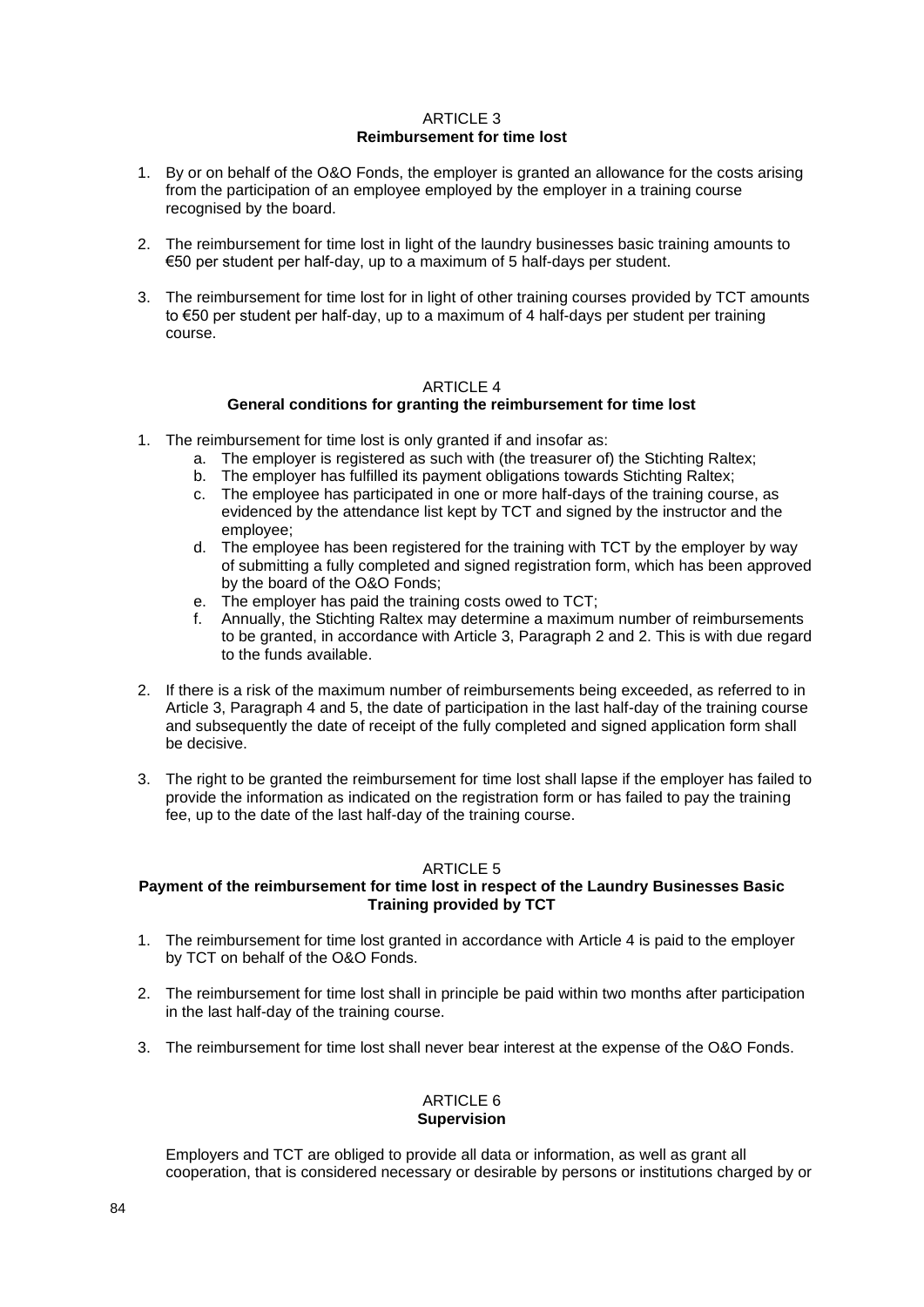## ARTICLE 3
**Reimbursement for time lost**

1. By or on behalf of the O&O Fonds, the employer is granted an allowance for the costs arising from the participation of an employee employed by the employer in a training course recognised by the board.

2. The reimbursement for time lost in light of the laundry businesses basic training amounts to €50 per student per half-day, up to a maximum of 5 half-days per student.

3. The reimbursement for time lost for in light of other training courses provided by TCT amounts to €50 per student per half-day, up to a maximum of 4 half-days per student per training course.

## ARTICLE 4
**General conditions for granting the reimbursement for time lost**

1. The reimbursement for time lost is only granted if and insofar as:
   a. The employer is registered as such with (the treasurer of) the Stichting Raltex;
   b. The employer has fulfilled its payment obligations towards Stichting Raltex;
   c. The employee has participated in one or more half-days of the training course, as evidenced by the attendance list kept by TCT and signed by the instructor and the employee;
   d. The employee has been registered for the training with TCT by the employer by way of submitting a fully completed and signed registration form, which has been approved by the board of the O&O Fonds;
   e. The employer has paid the training costs owed to TCT;
   f. Annually, the Stichting Raltex may determine a maximum number of reimbursements to be granted, in accordance with Article 3, Paragraph 2 and 2. This is with due regard to the funds available.

2. If there is a risk of the maximum number of reimbursements being exceeded, as referred to in Article 3, Paragraph 4 and 5, the date of participation in the last half-day of the training course and subsequently the date of receipt of the fully completed and signed application form shall be decisive.

3. The right to be granted the reimbursement for time lost shall lapse if the employer has failed to provide the information as indicated on the registration form or has failed to pay the training fee, up to the date of the last half-day of the training course.

## ARTICLE 5
**Payment of the reimbursement for time lost in respect of the Laundry Businesses Basic Training provided by TCT**

1. The reimbursement for time lost granted in accordance with Article 4 is paid to the employer by TCT on behalf of the O&O Fonds.

2. The reimbursement for time lost shall in principle be paid within two months after participation in the last half-day of the training course.

3. The reimbursement for time lost shall never bear interest at the expense of the O&O Fonds.

## ARTICLE 6
**Supervision**

Employers and TCT are obliged to provide all data or information, as well as grant all cooperation, that is considered necessary or desirable by persons or institutions charged by or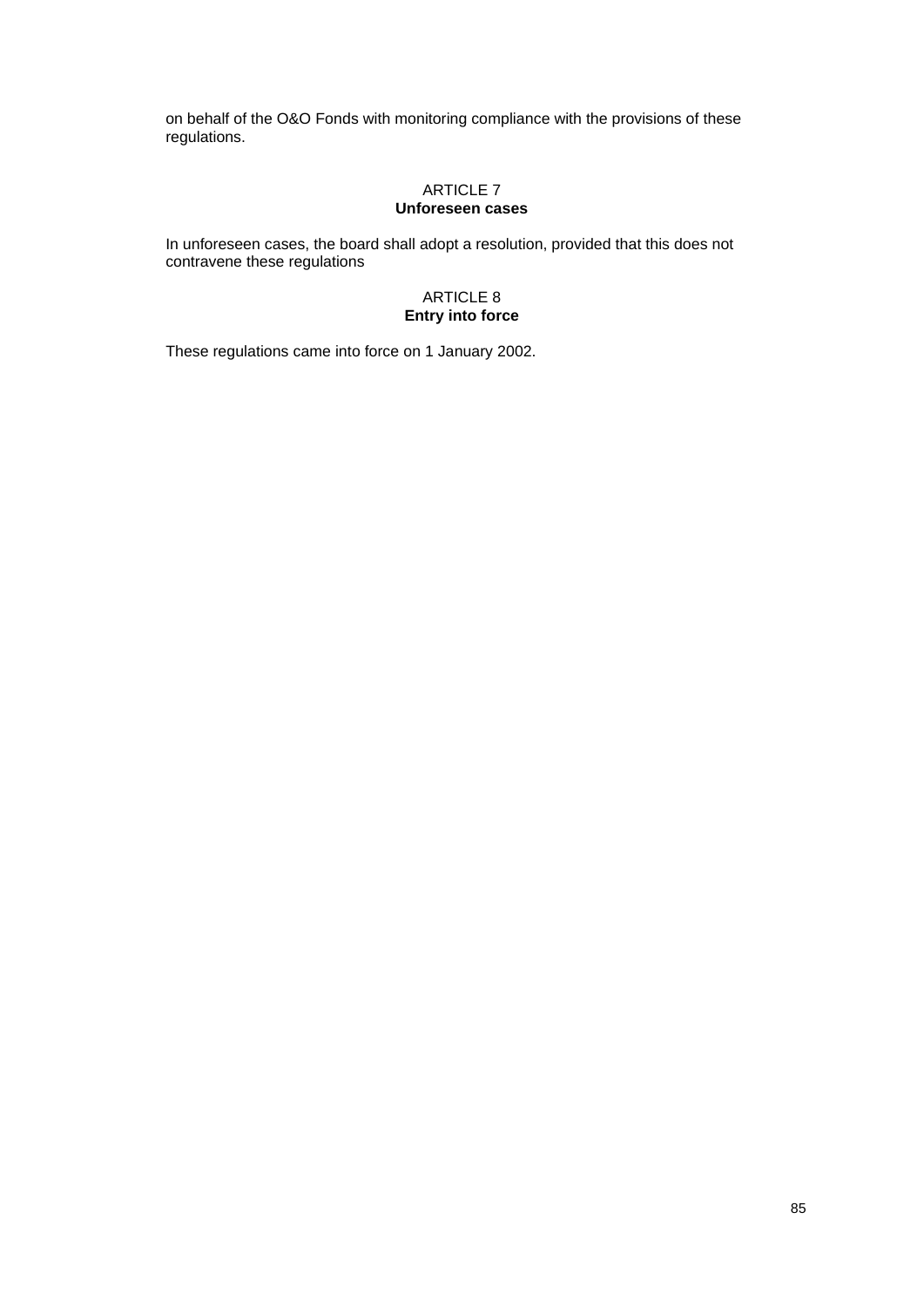on behalf of the O&O Fonds with monitoring compliance with the provisions of these regulations.

ARTICLE 7
**Unforeseen cases**

In unforeseen cases, the board shall adopt a resolution, provided that this does not contravene these regulations

ARTICLE 8
**Entry into force**

These regulations came into force on 1 January 2002.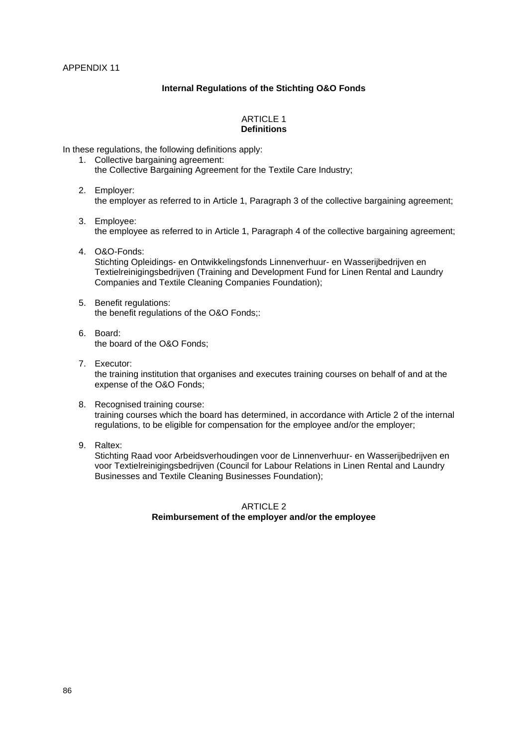APPENDIX 11

## Internal Regulations of the Stichting O&O Fonds

### ARTICLE 1
### Definitions

In these regulations, the following definitions apply:

1. Collective bargaining agreement:
   the Collective Bargaining Agreement for the Textile Care Industry;

2. Employer:
   the employer as referred to in Article 1, Paragraph 3 of the collective bargaining agreement;

3. Employee:
   the employee as referred to in Article 1, Paragraph 4 of the collective bargaining agreement;

4. O&O-Fonds:
   Stichting Opleidings- en Ontwikkelingsfonds Linnenverhuur- en Wasserijbedrijven en Textielreinigingsbedrijven (Training and Development Fund for Linen Rental and Laundry Companies and Textile Cleaning Companies Foundation);

5. Benefit regulations:
   the benefit regulations of the O&O Fonds;:

6. Board:
   the board of the O&O Fonds;

7. Executor:
   the training institution that organises and executes training courses on behalf of and at the expense of the O&O Fonds;

8. Recognised training course:
   training courses which the board has determined, in accordance with Article 2 of the internal regulations, to be eligible for compensation for the employee and/or the employer;

9. Raltex:
   Stichting Raad voor Arbeidsverhoudingen voor de Linnenverhuur- en Wasserijbedrijven en voor Textielreinigingsbedrijven (Council for Labour Relations in Linen Rental and Laundry Businesses and Textile Cleaning Businesses Foundation);

### ARTICLE 2
### Reimbursement of the employer and/or the employee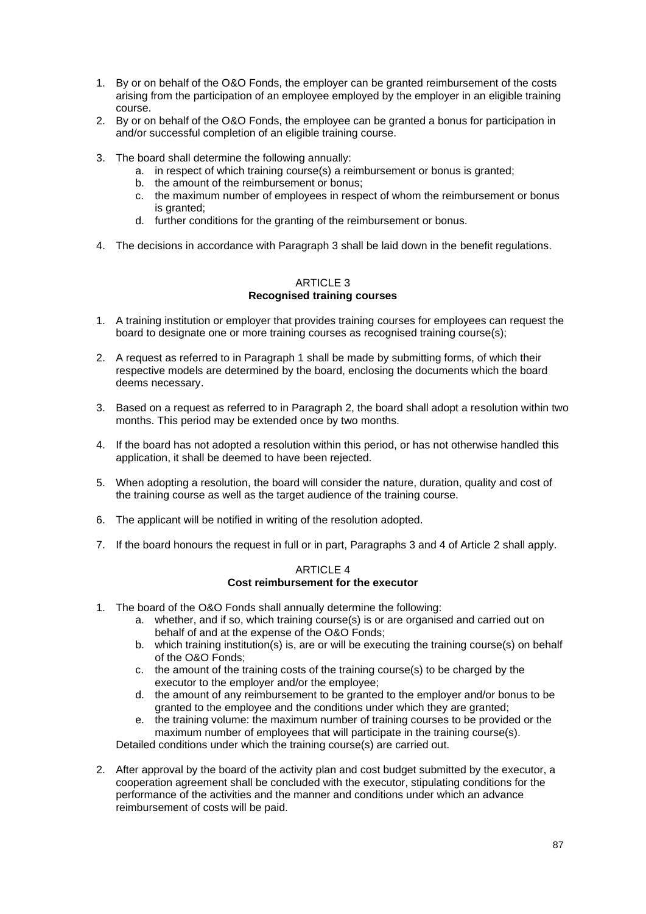1. By or on behalf of the O&O Fonds, the employer can be granted reimbursement of the costs arising from the participation of an employee employed by the employer in an eligible training course.
2. By or on behalf of the O&O Fonds, the employee can be granted a bonus for participation in and/or successful completion of an eligible training course.
3. The board shall determine the following annually:
   a. in respect of which training course(s) a reimbursement or bonus is granted;
   b. the amount of the reimbursement or bonus;
   c. the maximum number of employees in respect of whom the reimbursement or bonus is granted;
   d. further conditions for the granting of the reimbursement or bonus.
4. The decisions in accordance with Paragraph 3 shall be laid down in the benefit regulations.

### ARTICLE 3
### Recognised training courses

1. A training institution or employer that provides training courses for employees can request the board to designate one or more training courses as recognised training course(s);
2. A request as referred to in Paragraph 1 shall be made by submitting forms, of which their respective models are determined by the board, enclosing the documents which the board deems necessary.
3. Based on a request as referred to in Paragraph 2, the board shall adopt a resolution within two months. This period may be extended once by two months.
4. If the board has not adopted a resolution within this period, or has not otherwise handled this application, it shall be deemed to have been rejected.
5. When adopting a resolution, the board will consider the nature, duration, quality and cost of the training course as well as the target audience of the training course.
6. The applicant will be notified in writing of the resolution adopted.
7. If the board honours the request in full or in part, Paragraphs 3 and 4 of Article 2 shall apply.

### ARTICLE 4
### Cost reimbursement for the executor

1. The board of the O&O Fonds shall annually determine the following:
   a. whether, and if so, which training course(s) is or are organised and carried out on behalf of and at the expense of the O&O Fonds;
   b. which training institution(s) is, are or will be executing the training course(s) on behalf of the O&O Fonds;
   c. the amount of the training costs of the training course(s) to be charged by the executor to the employer and/or the employee;
   d. the amount of any reimbursement to be granted to the employer and/or bonus to be granted to the employee and the conditions under which they are granted;
   e. the training volume: the maximum number of training courses to be provided or the maximum number of employees that will participate in the training course(s).

   Detailed conditions under which the training course(s) are carried out.
2. After approval by the board of the activity plan and cost budget submitted by the executor, a cooperation agreement shall be concluded with the executor, stipulating conditions for the performance of the activities and the manner and conditions under which an advance reimbursement of costs will be paid.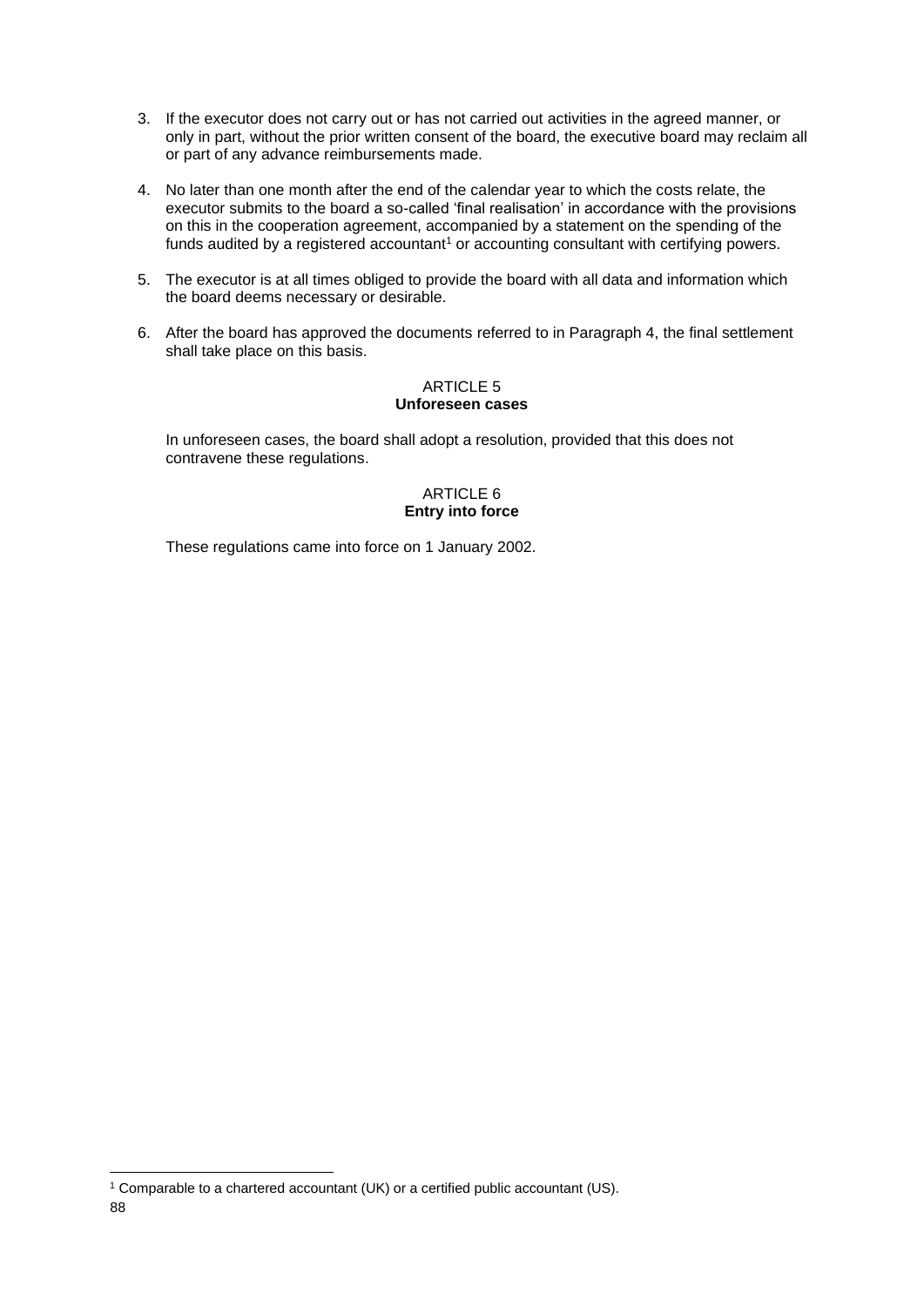3. If the executor does not carry out or has not carried out activities in the agreed manner, or only in part, without the prior written consent of the board, the executive board may reclaim all or part of any advance reimbursements made.

4. No later than one month after the end of the calendar year to which the costs relate, the executor submits to the board a so-called 'final realisation' in accordance with the provisions on this in the cooperation agreement, accompanied by a statement on the spending of the funds audited by a registered accountant[1] or accounting consultant with certifying powers.

5. The executor is at all times obliged to provide the board with all data and information which the board deems necessary or desirable.

6. After the board has approved the documents referred to in Paragraph 4, the final settlement shall take place on this basis.

ARTICLE 5
**Unforeseen cases**

In unforeseen cases, the board shall adopt a resolution, provided that this does not contravene these regulations.

ARTICLE 6
**Entry into force**

These regulations came into force on 1 January 2002.

[1] Comparable to a chartered accountant (UK) or a certified public accountant (US).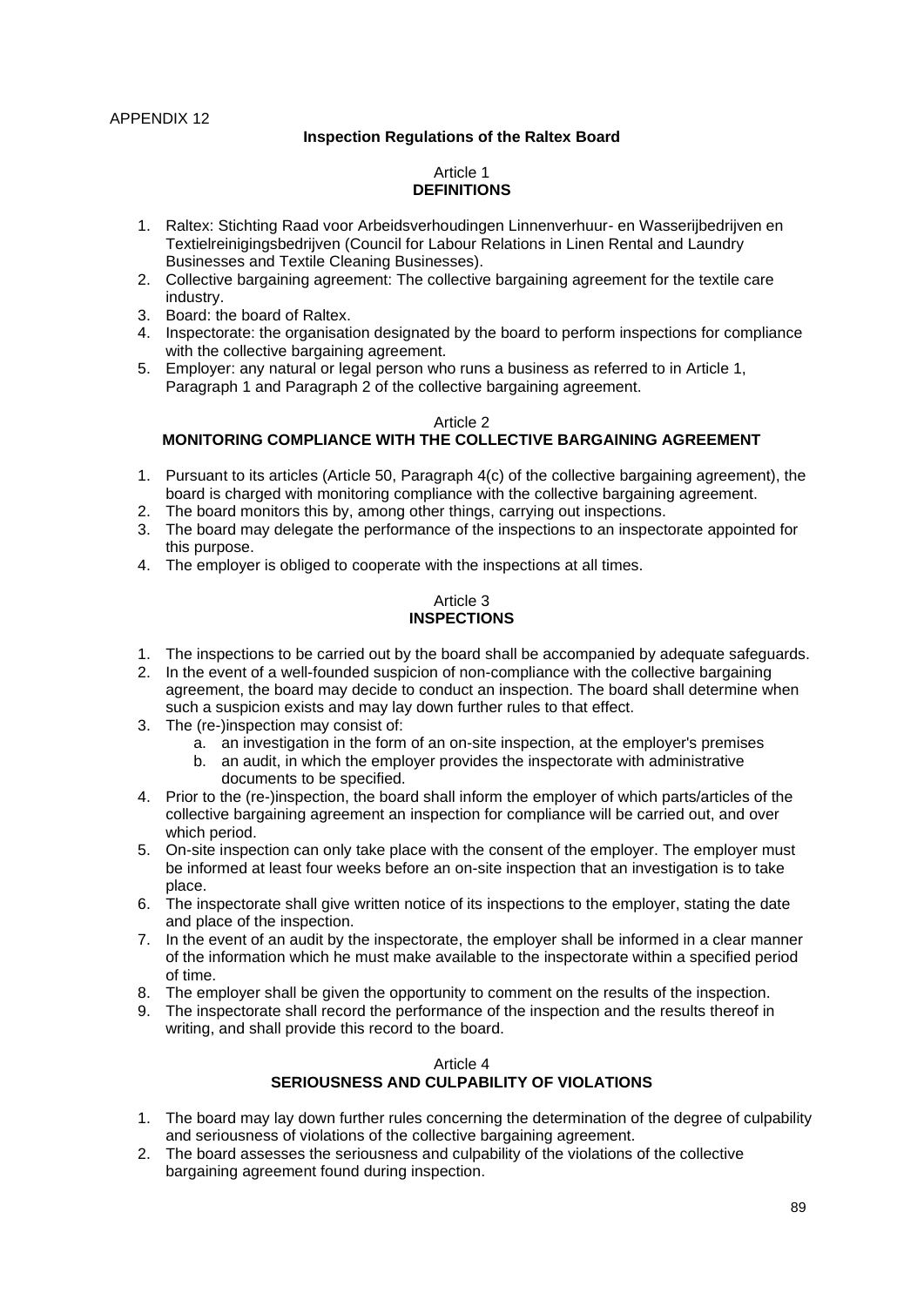APPENDIX 12

## Inspection Regulations of the Raltex Board

### Article 1
### DEFINITIONS

1. Raltex: Stichting Raad voor Arbeidsverhoudingen Linnenverhuur- en Wasserijbedrijven en Textielreinigingsbedrijven (Council for Labour Relations in Linen Rental and Laundry Businesses and Textile Cleaning Businesses).
2. Collective bargaining agreement: The collective bargaining agreement for the textile care industry.
3. Board: the board of Raltex.
4. Inspectorate: the organisation designated by the board to perform inspections for compliance with the collective bargaining agreement.
5. Employer: any natural or legal person who runs a business as referred to in Article 1, Paragraph 1 and Paragraph 2 of the collective bargaining agreement.

### Article 2
### MONITORING COMPLIANCE WITH THE COLLECTIVE BARGAINING AGREEMENT

1. Pursuant to its articles (Article 50, Paragraph 4(c) of the collective bargaining agreement), the board is charged with monitoring compliance with the collective bargaining agreement.
2. The board monitors this by, among other things, carrying out inspections.
3. The board may delegate the performance of the inspections to an inspectorate appointed for this purpose.
4. The employer is obliged to cooperate with the inspections at all times.

### Article 3
### INSPECTIONS

1. The inspections to be carried out by the board shall be accompanied by adequate safeguards.
2. In the event of a well-founded suspicion of non-compliance with the collective bargaining agreement, the board may decide to conduct an inspection. The board shall determine when such a suspicion exists and may lay down further rules to that effect.
3. The (re-)inspection may consist of:
   a. an investigation in the form of an on-site inspection, at the employer's premises
   b. an audit, in which the employer provides the inspectorate with administrative documents to be specified.
4. Prior to the (re-)inspection, the board shall inform the employer of which parts/articles of the collective bargaining agreement an inspection for compliance will be carried out, and over which period.
5. On-site inspection can only take place with the consent of the employer. The employer must be informed at least four weeks before an on-site inspection that an investigation is to take place.
6. The inspectorate shall give written notice of its inspections to the employer, stating the date and place of the inspection.
7. In the event of an audit by the inspectorate, the employer shall be informed in a clear manner of the information which he must make available to the inspectorate within a specified period of time.
8. The employer shall be given the opportunity to comment on the results of the inspection.
9. The inspectorate shall record the performance of the inspection and the results thereof in writing, and shall provide this record to the board.

### Article 4
### SERIOUSNESS AND CULPABILITY OF VIOLATIONS

1. The board may lay down further rules concerning the determination of the degree of culpability and seriousness of violations of the collective bargaining agreement.
2. The board assesses the seriousness and culpability of the violations of the collective bargaining agreement found during inspection.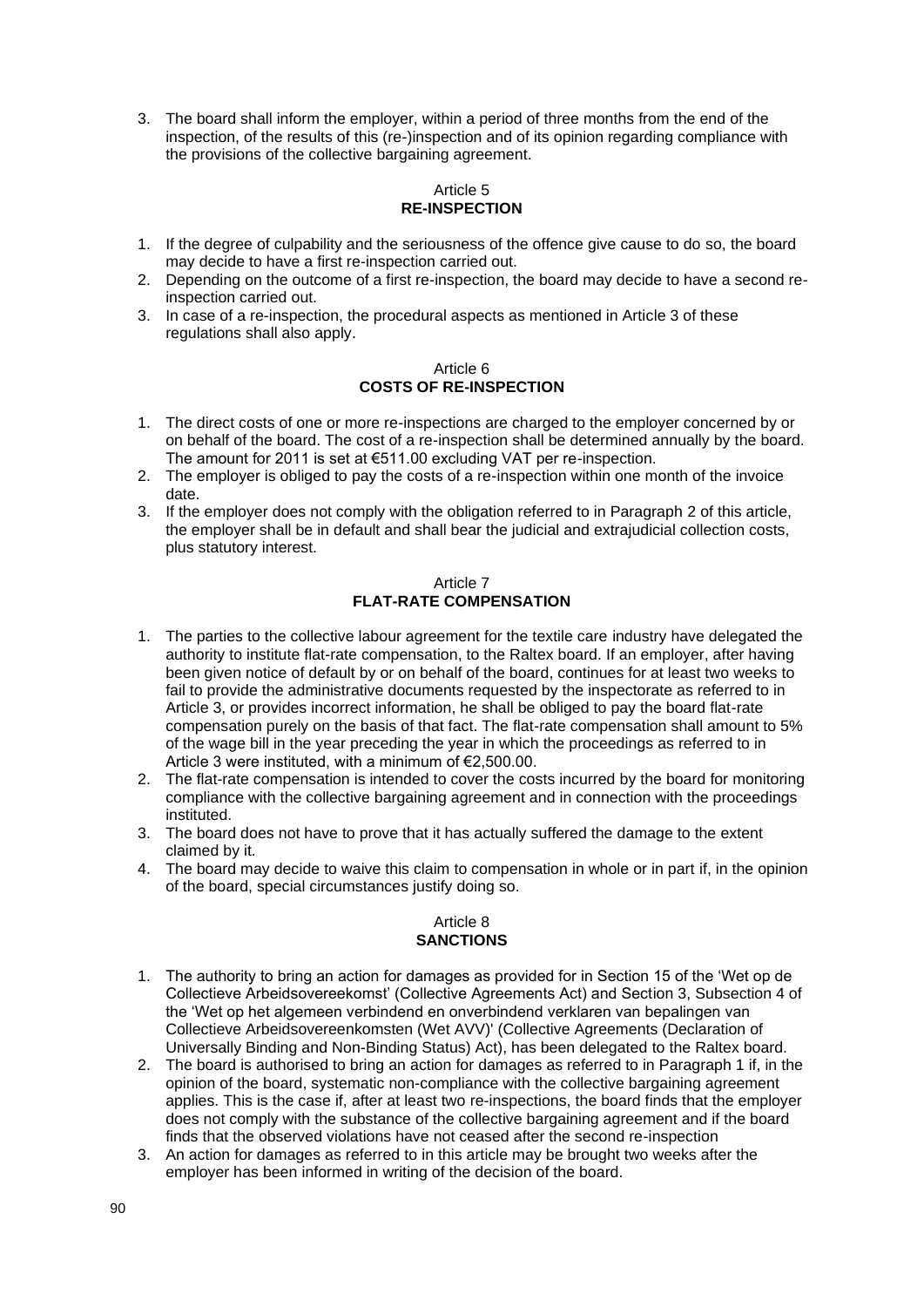3. The board shall inform the employer, within a period of three months from the end of the inspection, of the results of this (re-)inspection and of its opinion regarding compliance with the provisions of the collective bargaining agreement.

### Article 5
### RE-INSPECTION

1. If the degree of culpability and the seriousness of the offence give cause to do so, the board may decide to have a first re-inspection carried out.
2. Depending on the outcome of a first re-inspection, the board may decide to have a second re-inspection carried out.
3. In case of a re-inspection, the procedural aspects as mentioned in Article 3 of these regulations shall also apply.

### Article 6
### COSTS OF RE-INSPECTION

1. The direct costs of one or more re-inspections are charged to the employer concerned by or on behalf of the board. The cost of a re-inspection shall be determined annually by the board. The amount for 2011 is set at €511.00 excluding VAT per re-inspection.
2. The employer is obliged to pay the costs of a re-inspection within one month of the invoice date.
3. If the employer does not comply with the obligation referred to in Paragraph 2 of this article, the employer shall be in default and shall bear the judicial and extrajudicial collection costs, plus statutory interest.

### Article 7
### FLAT-RATE COMPENSATION

1. The parties to the collective labour agreement for the textile care industry have delegated the authority to institute flat-rate compensation, to the Raltex board. If an employer, after having been given notice of default by or on behalf of the board, continues for at least two weeks to fail to provide the administrative documents requested by the inspectorate as referred to in Article 3, or provides incorrect information, he shall be obliged to pay the board flat-rate compensation purely on the basis of that fact. The flat-rate compensation shall amount to 5% of the wage bill in the year preceding the year in which the proceedings as referred to in Article 3 were instituted, with a minimum of €2,500.00.
2. The flat-rate compensation is intended to cover the costs incurred by the board for monitoring compliance with the collective bargaining agreement and in connection with the proceedings instituted.
3. The board does not have to prove that it has actually suffered the damage to the extent claimed by it.
4. The board may decide to waive this claim to compensation in whole or in part if, in the opinion of the board, special circumstances justify doing so.

### Article 8
### SANCTIONS

1. The authority to bring an action for damages as provided for in Section 15 of the 'Wet op de Collectieve Arbeidsovereekomst' (Collective Agreements Act) and Section 3, Subsection 4 of the 'Wet op het algemeen verbindend en onverbindend verklaren van bepalingen van Collectieve Arbeidsovereenkomsten (Wet AVV)' (Collective Agreements (Declaration of Universally Binding and Non-Binding Status) Act), has been delegated to the Raltex board.
2. The board is authorised to bring an action for damages as referred to in Paragraph 1 if, in the opinion of the board, systematic non-compliance with the collective bargaining agreement applies. This is the case if, after at least two re-inspections, the board finds that the employer does not comply with the substance of the collective bargaining agreement and if the board finds that the observed violations have not ceased after the second re-inspection
3. An action for damages as referred to in this article may be brought two weeks after the employer has been informed in writing of the decision of the board.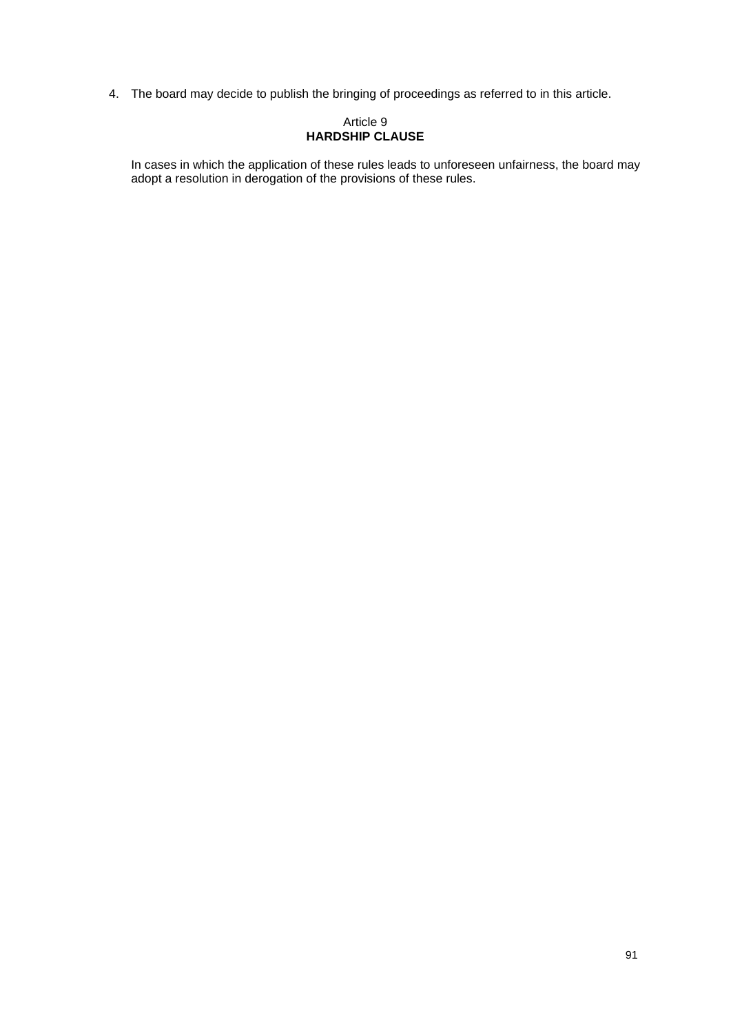4. The board may decide to publish the bringing of proceedings as referred to in this article.

Article 9
**HARDSHIP CLAUSE**

In cases in which the application of these rules leads to unforeseen unfairness, the board may adopt a resolution in derogation of the provisions of these rules.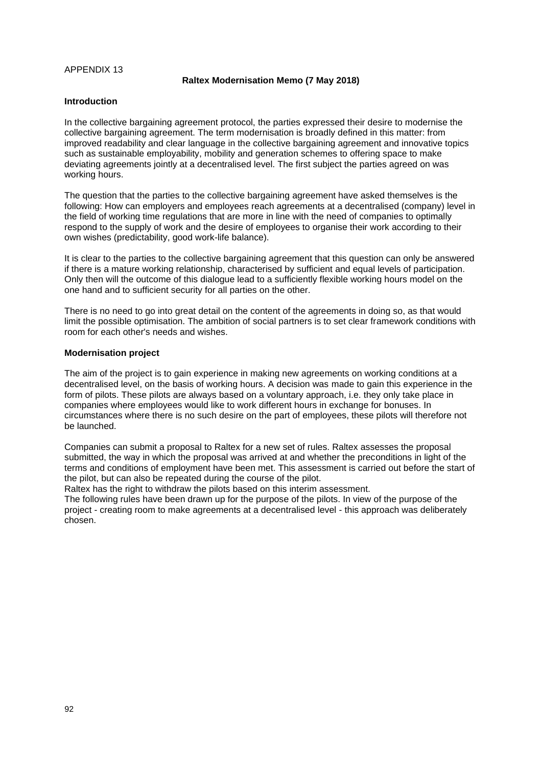APPENDIX 13

**Raltex Modernisation Memo (7 May 2018)**

**Introduction**

In the collective bargaining agreement protocol, the parties expressed their desire to modernise the collective bargaining agreement. The term modernisation is broadly defined in this matter: from improved readability and clear language in the collective bargaining agreement and innovative topics such as sustainable employability, mobility and generation schemes to offering space to make deviating agreements jointly at a decentralised level. The first subject the parties agreed on was working hours.

The question that the parties to the collective bargaining agreement have asked themselves is the following: How can employers and employees reach agreements at a decentralised (company) level in the field of working time regulations that are more in line with the need of companies to optimally respond to the supply of work and the desire of employees to organise their work according to their own wishes (predictability, good work-life balance).

It is clear to the parties to the collective bargaining agreement that this question can only be answered if there is a mature working relationship, characterised by sufficient and equal levels of participation. Only then will the outcome of this dialogue lead to a sufficiently flexible working hours model on the one hand and to sufficient security for all parties on the other.

There is no need to go into great detail on the content of the agreements in doing so, as that would limit the possible optimisation. The ambition of social partners is to set clear framework conditions with room for each other's needs and wishes.

**Modernisation project**

The aim of the project is to gain experience in making new agreements on working conditions at a decentralised level, on the basis of working hours. A decision was made to gain this experience in the form of pilots. These pilots are always based on a voluntary approach, i.e. they only take place in companies where employees would like to work different hours in exchange for bonuses. In circumstances where there is no such desire on the part of employees, these pilots will therefore not be launched.

Companies can submit a proposal to Raltex for a new set of rules. Raltex assesses the proposal submitted, the way in which the proposal was arrived at and whether the preconditions in light of the terms and conditions of employment have been met. This assessment is carried out before the start of the pilot, but can also be repeated during the course of the pilot.
Raltex has the right to withdraw the pilots based on this interim assessment.
The following rules have been drawn up for the purpose of the pilots. In view of the purpose of the project - creating room to make agreements at a decentralised level - this approach was deliberately chosen.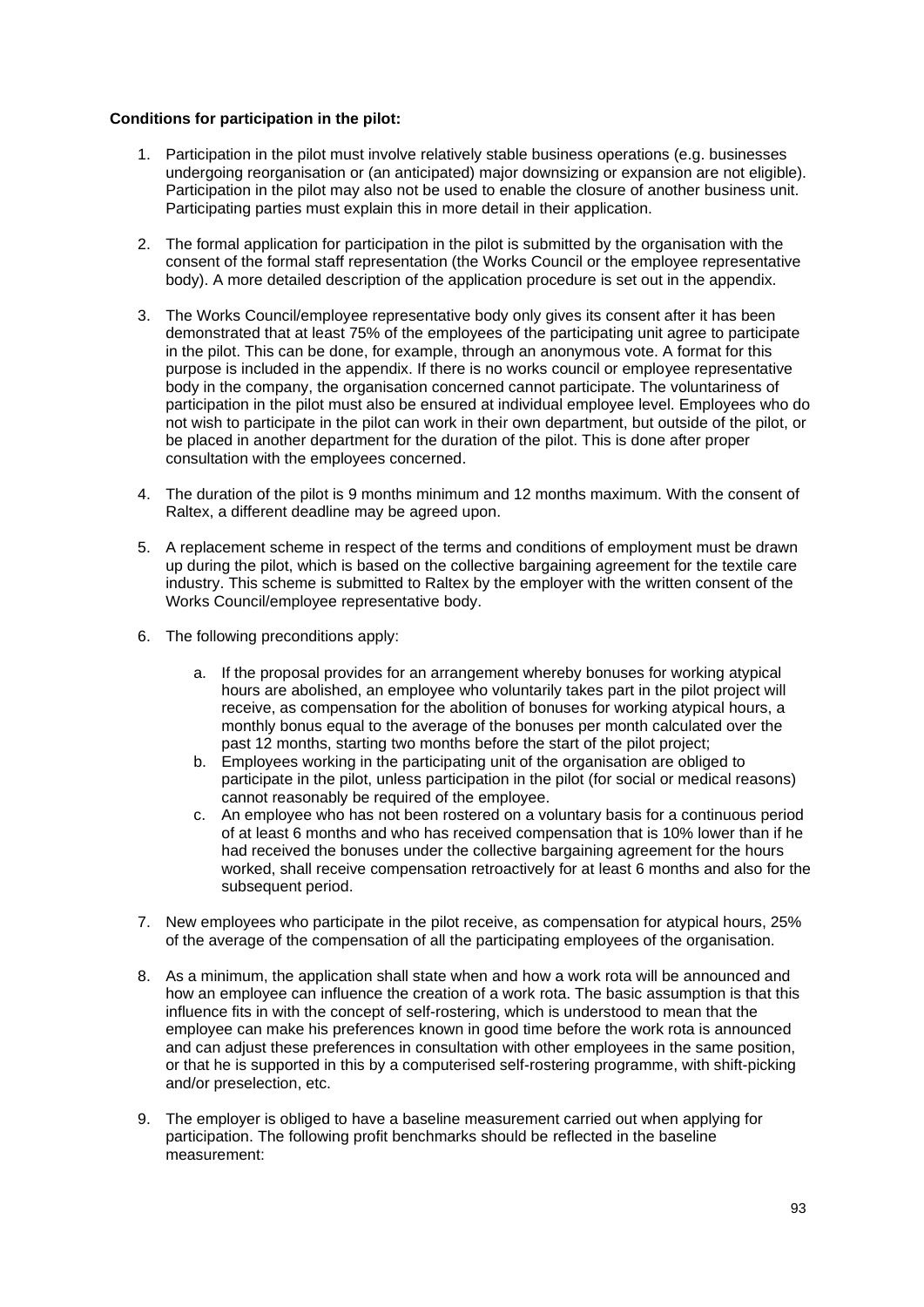**Conditions for participation in the pilot:**

1. Participation in the pilot must involve relatively stable business operations (e.g. businesses undergoing reorganisation or (an anticipated) major downsizing or expansion are not eligible). Participation in the pilot may also not be used to enable the closure of another business unit. Participating parties must explain this in more detail in their application.

2. The formal application for participation in the pilot is submitted by the organisation with the consent of the formal staff representation (the Works Council or the employee representative body). A more detailed description of the application procedure is set out in the appendix.

3. The Works Council/employee representative body only gives its consent after it has been demonstrated that at least 75% of the employees of the participating unit agree to participate in the pilot. This can be done, for example, through an anonymous vote. A format for this purpose is included in the appendix. If there is no works council or employee representative body in the company, the organisation concerned cannot participate. The voluntariness of participation in the pilot must also be ensured at individual employee level. Employees who do not wish to participate in the pilot can work in their own department, but outside of the pilot, or be placed in another department for the duration of the pilot. This is done after proper consultation with the employees concerned.

4. The duration of the pilot is 9 months minimum and 12 months maximum. With the consent of Raltex, a different deadline may be agreed upon.

5. A replacement scheme in respect of the terms and conditions of employment must be drawn up during the pilot, which is based on the collective bargaining agreement for the textile care industry. This scheme is submitted to Raltex by the employer with the written consent of the Works Council/employee representative body.

6. The following preconditions apply:

   a. If the proposal provides for an arrangement whereby bonuses for working atypical hours are abolished, an employee who voluntarily takes part in the pilot project will receive, as compensation for the abolition of bonuses for working atypical hours, a monthly bonus equal to the average of the bonuses per month calculated over the past 12 months, starting two months before the start of the pilot project;
   b. Employees working in the participating unit of the organisation are obliged to participate in the pilot, unless participation in the pilot (for social or medical reasons) cannot reasonably be required of the employee.
   c. An employee who has not been rostered on a voluntary basis for a continuous period of at least 6 months and who has received compensation that is 10% lower than if he had received the bonuses under the collective bargaining agreement for the hours worked, shall receive compensation retroactively for at least 6 months and also for the subsequent period.

7. New employees who participate in the pilot receive, as compensation for atypical hours, 25% of the average of the compensation of all the participating employees of the organisation.

8. As a minimum, the application shall state when and how a work rota will be announced and how an employee can influence the creation of a work rota. The basic assumption is that this influence fits in with the concept of self-rostering, which is understood to mean that the employee can make his preferences known in good time before the work rota is announced and can adjust these preferences in consultation with other employees in the same position, or that he is supported in this by a computerised self-rostering programme, with shift-picking and/or preselection, etc.

9. The employer is obliged to have a baseline measurement carried out when applying for participation. The following profit benchmarks should be reflected in the baseline measurement: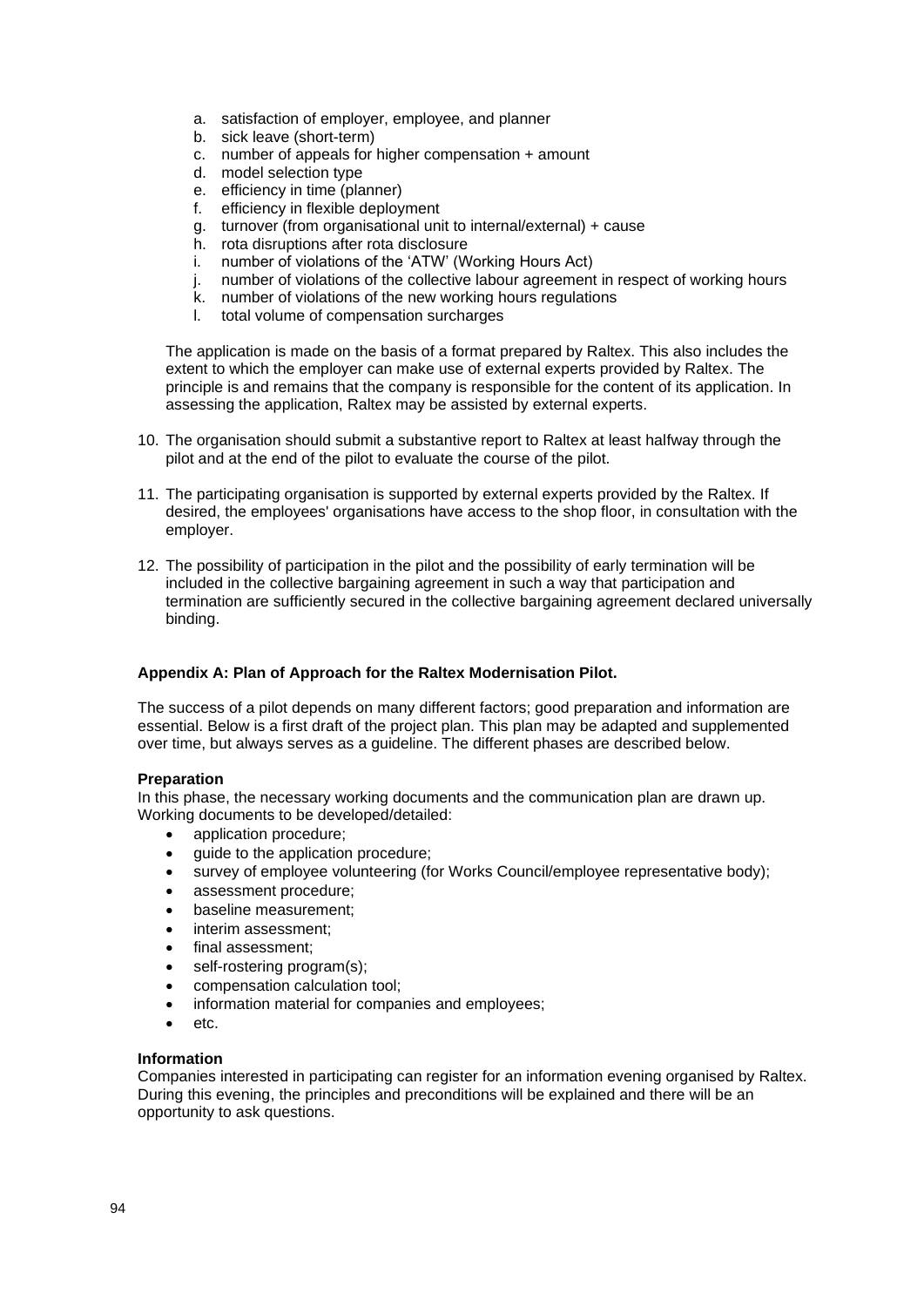a. satisfaction of employer, employee, and planner
b. sick leave (short-term)
c. number of appeals for higher compensation + amount
d. model selection type
e. efficiency in time (planner)
f. efficiency in flexible deployment
g. turnover (from organisational unit to internal/external) + cause
h. rota disruptions after rota disclosure
i. number of violations of the 'ATW' (Working Hours Act)
j. number of violations of the collective labour agreement in respect of working hours
k. number of violations of the new working hours regulations
l. total volume of compensation surcharges

The application is made on the basis of a format prepared by Raltex. This also includes the extent to which the employer can make use of external experts provided by Raltex. The principle is and remains that the company is responsible for the content of its application. In assessing the application, Raltex may be assisted by external experts.

10. The organisation should submit a substantive report to Raltex at least halfway through the pilot and at the end of the pilot to evaluate the course of the pilot.

11. The participating organisation is supported by external experts provided by the Raltex. If desired, the employees' organisations have access to the shop floor, in consultation with the employer.

12. The possibility of participation in the pilot and the possibility of early termination will be included in the collective bargaining agreement in such a way that participation and termination are sufficiently secured in the collective bargaining agreement declared universally binding.

**Appendix A: Plan of Approach for the Raltex Modernisation Pilot.**

The success of a pilot depends on many different factors; good preparation and information are essential. Below is a first draft of the project plan. This plan may be adapted and supplemented over time, but always serves as a guideline. The different phases are described below.

**Preparation**

In this phase, the necessary working documents and the communication plan are drawn up. Working documents to be developed/detailed:

- application procedure;
- guide to the application procedure;
- survey of employee volunteering (for Works Council/employee representative body);
- assessment procedure;
- baseline measurement;
- interim assessment;
- final assessment;
- self-rostering program(s);
- compensation calculation tool;
- information material for companies and employees;
- etc.

**Information**

Companies interested in participating can register for an information evening organised by Raltex. During this evening, the principles and preconditions will be explained and there will be an opportunity to ask questions.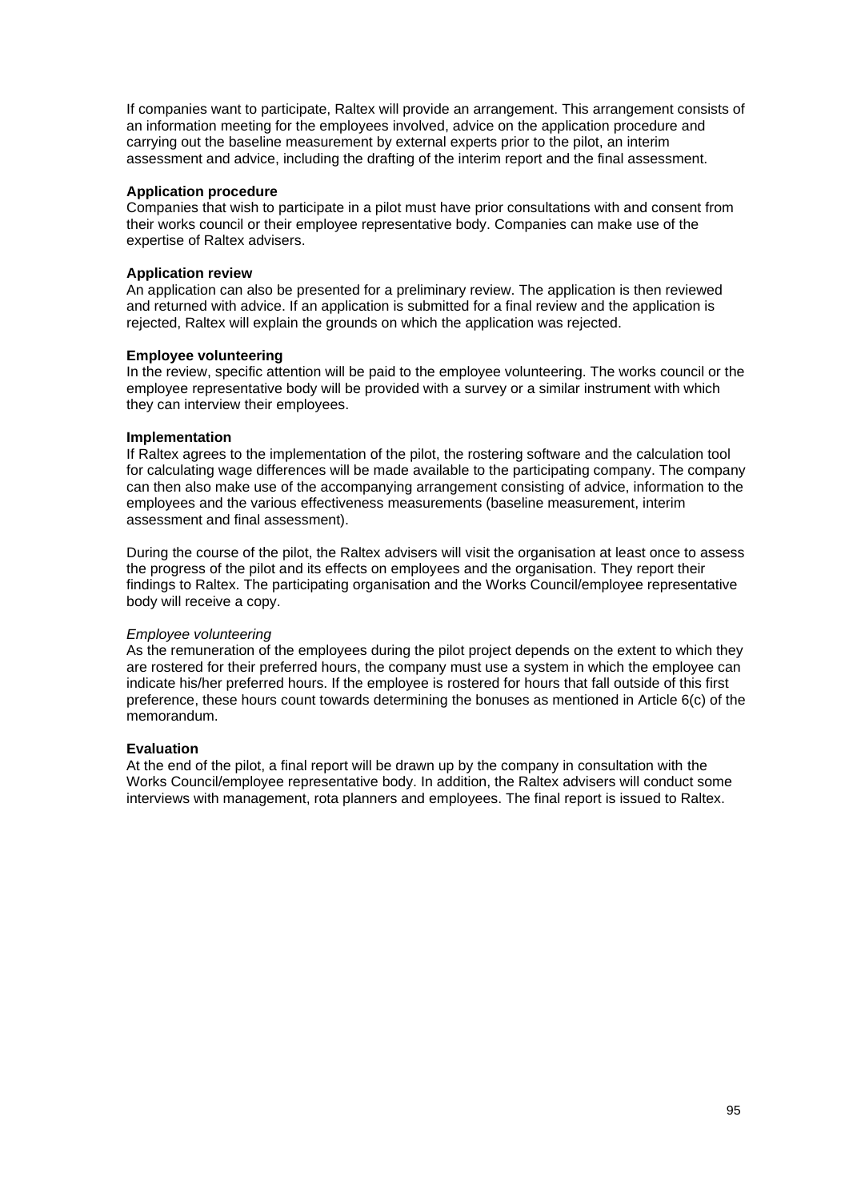If companies want to participate, Raltex will provide an arrangement. This arrangement consists of an information meeting for the employees involved, advice on the application procedure and carrying out the baseline measurement by external experts prior to the pilot, an interim assessment and advice, including the drafting of the interim report and the final assessment.

**Application procedure**

Companies that wish to participate in a pilot must have prior consultations with and consent from their works council or their employee representative body. Companies can make use of the expertise of Raltex advisers.

**Application review**

An application can also be presented for a preliminary review. The application is then reviewed and returned with advice. If an application is submitted for a final review and the application is rejected, Raltex will explain the grounds on which the application was rejected.

**Employee volunteering**

In the review, specific attention will be paid to the employee volunteering. The works council or the employee representative body will be provided with a survey or a similar instrument with which they can interview their employees.

**Implementation**

If Raltex agrees to the implementation of the pilot, the rostering software and the calculation tool for calculating wage differences will be made available to the participating company. The company can then also make use of the accompanying arrangement consisting of advice, information to the employees and the various effectiveness measurements (baseline measurement, interim assessment and final assessment).

During the course of the pilot, the Raltex advisers will visit the organisation at least once to assess the progress of the pilot and its effects on employees and the organisation. They report their findings to Raltex. The participating organisation and the Works Council/employee representative body will receive a copy.

*Employee volunteering*

As the remuneration of the employees during the pilot project depends on the extent to which they are rostered for their preferred hours, the company must use a system in which the employee can indicate his/her preferred hours. If the employee is rostered for hours that fall outside of this first preference, these hours count towards determining the bonuses as mentioned in Article 6(c) of the memorandum.

**Evaluation**

At the end of the pilot, a final report will be drawn up by the company in consultation with the Works Council/employee representative body. In addition, the Raltex advisers will conduct some interviews with management, rota planners and employees. The final report is issued to Raltex.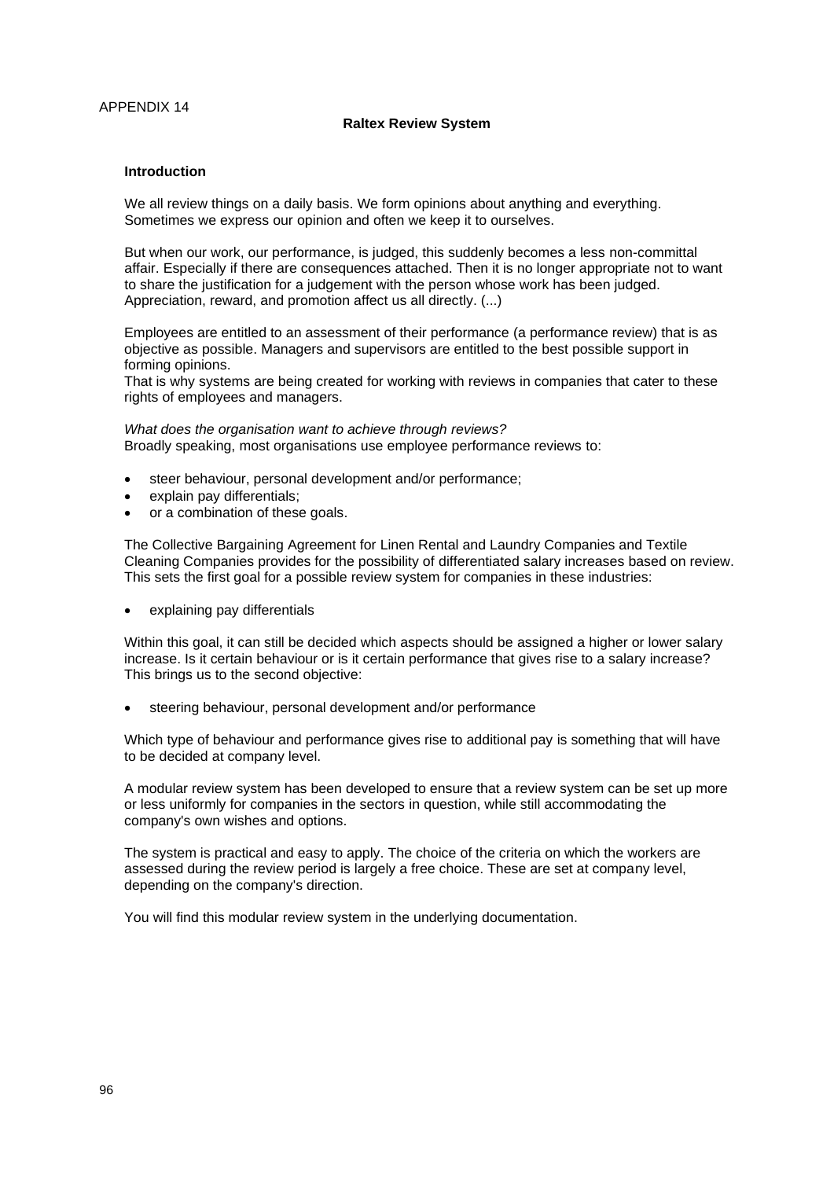APPENDIX 14

## Raltex Review System

### Introduction

We all review things on a daily basis. We form opinions about anything and everything. Sometimes we express our opinion and often we keep it to ourselves.

But when our work, our performance, is judged, this suddenly becomes a less non-committal affair. Especially if there are consequences attached. Then it is no longer appropriate not to want to share the justification for a judgement with the person whose work has been judged. Appreciation, reward, and promotion affect us all directly. (...)

Employees are entitled to an assessment of their performance (a performance review) that is as objective as possible. Managers and supervisors are entitled to the best possible support in forming opinions.
That is why systems are being created for working with reviews in companies that cater to these rights of employees and managers.

*What does the organisation want to achieve through reviews?*
Broadly speaking, most organisations use employee performance reviews to:

- steer behaviour, personal development and/or performance;
- explain pay differentials;
- or a combination of these goals.

The Collective Bargaining Agreement for Linen Rental and Laundry Companies and Textile Cleaning Companies provides for the possibility of differentiated salary increases based on review. This sets the first goal for a possible review system for companies in these industries:

- explaining pay differentials

Within this goal, it can still be decided which aspects should be assigned a higher or lower salary increase. Is it certain behaviour or is it certain performance that gives rise to a salary increase? This brings us to the second objective:

- steering behaviour, personal development and/or performance

Which type of behaviour and performance gives rise to additional pay is something that will have to be decided at company level.

A modular review system has been developed to ensure that a review system can be set up more or less uniformly for companies in the sectors in question, while still accommodating the company's own wishes and options.

The system is practical and easy to apply. The choice of the criteria on which the workers are assessed during the review period is largely a free choice. These are set at company level, depending on the company's direction.

You will find this modular review system in the underlying documentation.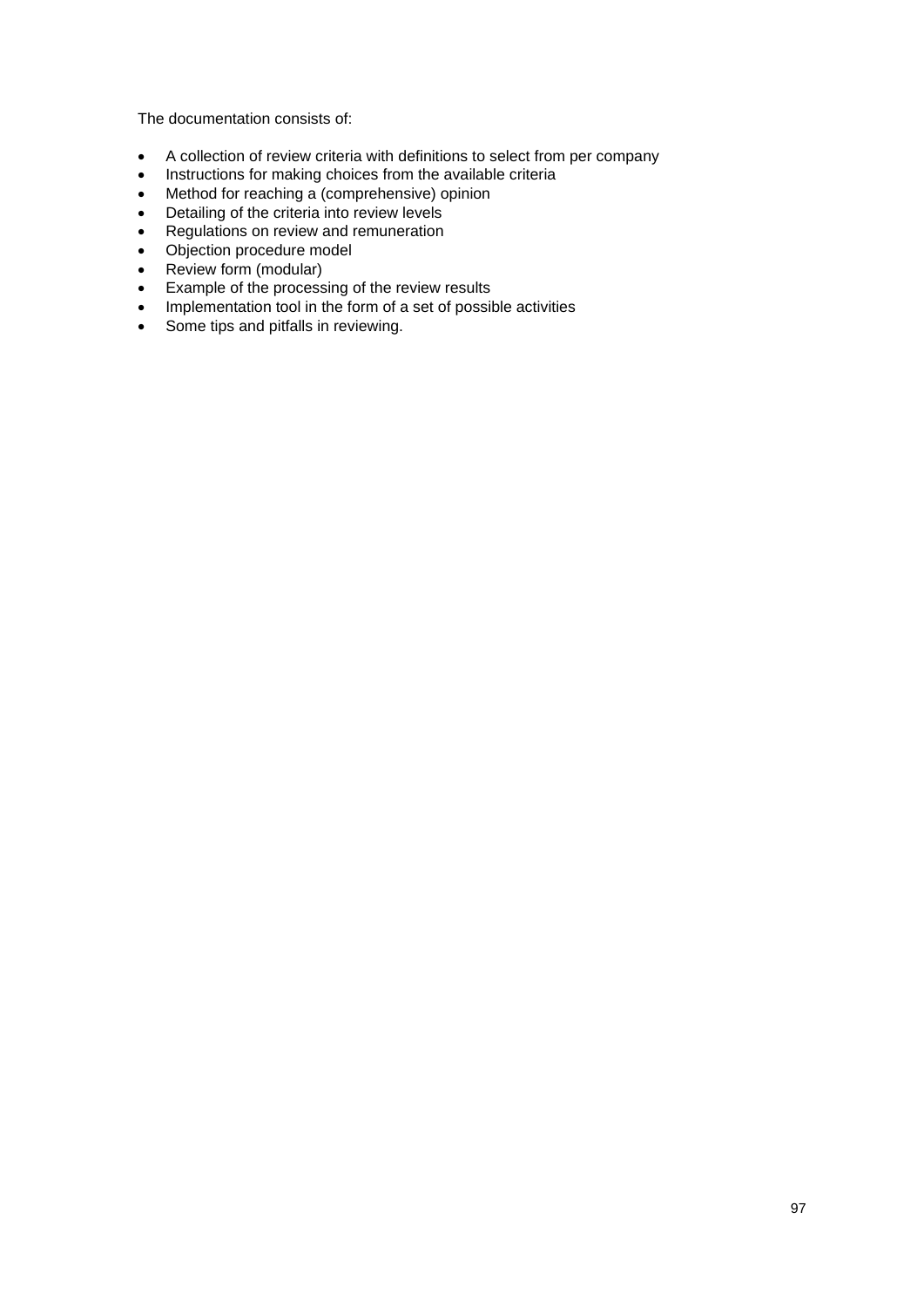The documentation consists of:

- A collection of review criteria with definitions to select from per company
- Instructions for making choices from the available criteria
- Method for reaching a (comprehensive) opinion
- Detailing of the criteria into review levels
- Regulations on review and remuneration
- Objection procedure model
- Review form (modular)
- Example of the processing of the review results
- Implementation tool in the form of a set of possible activities
- Some tips and pitfalls in reviewing.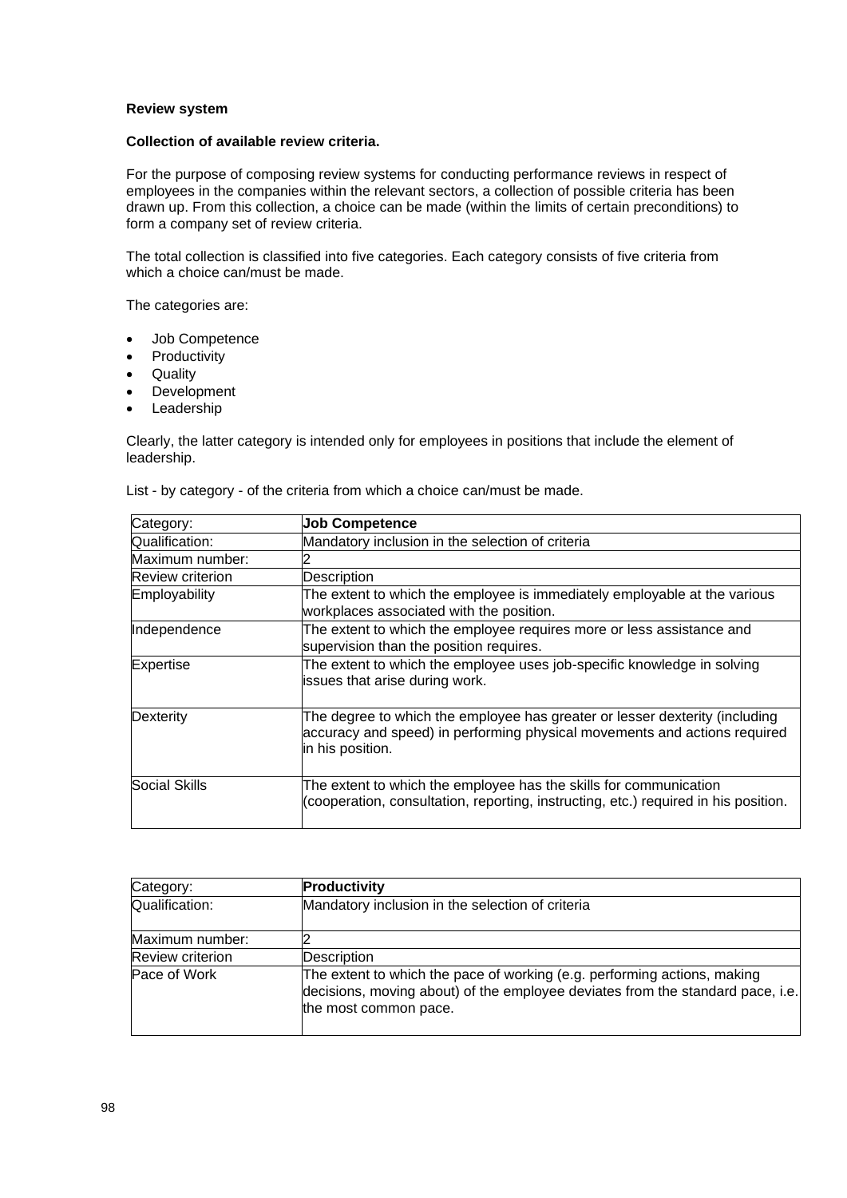**Review system**

**Collection of available review criteria.**

For the purpose of composing review systems for conducting performance reviews in respect of employees in the companies within the relevant sectors, a collection of possible criteria has been drawn up. From this collection, a choice can be made (within the limits of certain preconditions) to form a company set of review criteria.

The total collection is classified into five categories. Each category consists of five criteria from which a choice can/must be made.

The categories are:

- Job Competence
- Productivity
- Quality
- Development
- Leadership

Clearly, the latter category is intended only for employees in positions that include the element of leadership.

List - by category - of the criteria from which a choice can/must be made.

| Category: | **Job Competence** |
|---|---|
| Qualification: | Mandatory inclusion in the selection of criteria |
| Maximum number: | 2 |
| Review criterion | Description |
| Employability | The extent to which the employee is immediately employable at the various workplaces associated with the position. |
| Independence | The extent to which the employee requires more or less assistance and supervision than the position requires. |
| Expertise | The extent to which the employee uses job-specific knowledge in solving issues that arise during work. |
| Dexterity | The degree to which the employee has greater or lesser dexterity (including accuracy and speed) in performing physical movements and actions required in his position. |
| Social Skills | The extent to which the employee has the skills for communication (cooperation, consultation, reporting, instructing, etc.) required in his position. |

| Category: | **Productivity** |
|---|---|
| Qualification: | Mandatory inclusion in the selection of criteria |
| Maximum number: | 2 |
| Review criterion | Description |
| Pace of Work | The extent to which the pace of working (e.g. performing actions, making decisions, moving about) of the employee deviates from the standard pace, i.e. the most common pace. |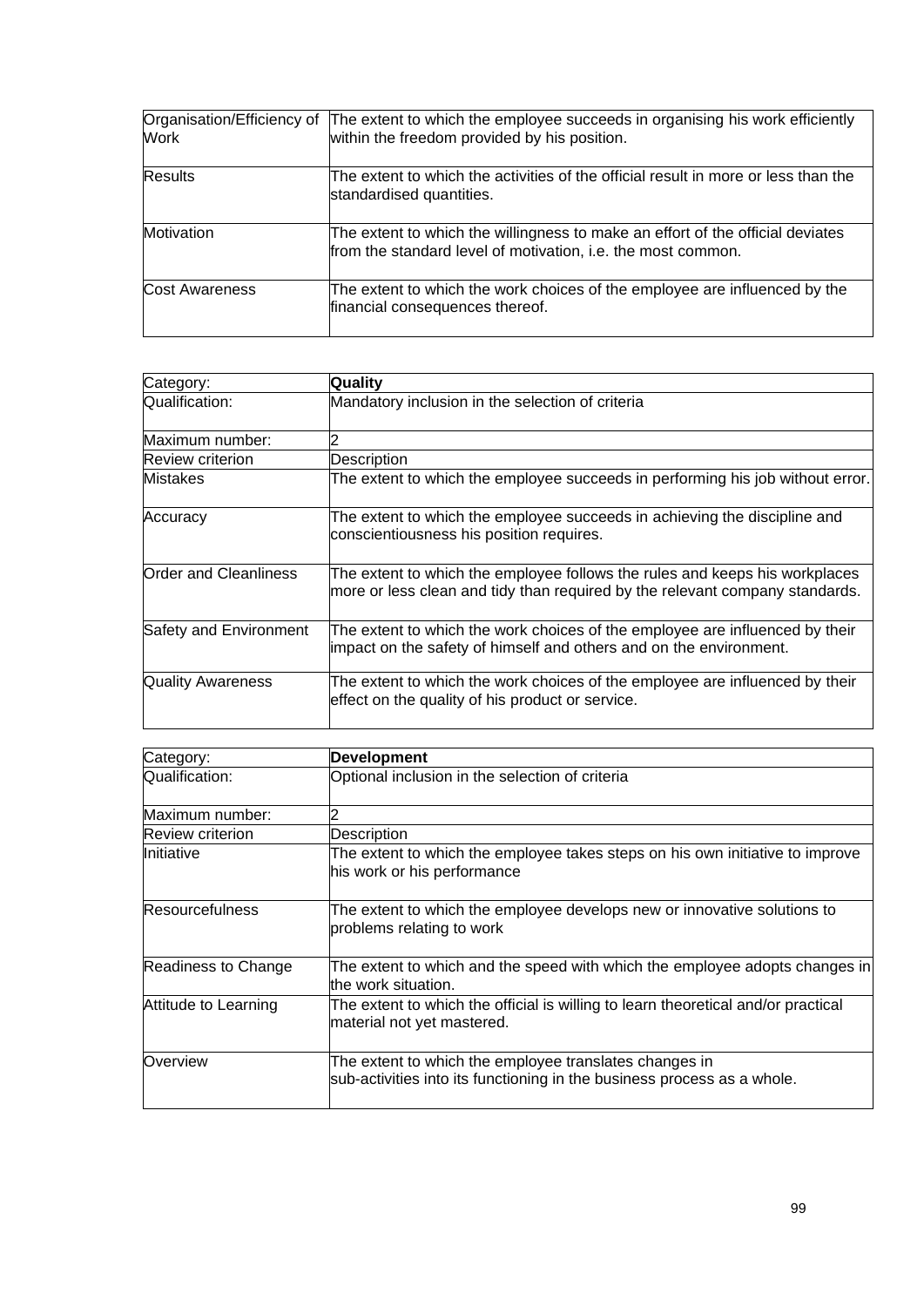| | |
|---|---|
| Organisation/Efficiency of Work | The extent to which the employee succeeds in organising his work efficiently within the freedom provided by his position. |
| Results | The extent to which the activities of the official result in more or less than the standardised quantities. |
| Motivation | The extent to which the willingness to make an effort of the official deviates from the standard level of motivation, i.e. the most common. |
| Cost Awareness | The extent to which the work choices of the employee are influenced by the financial consequences thereof. |

| Category: | **Quality** |
|---|---|
| Qualification: | Mandatory inclusion in the selection of criteria |
| Maximum number: | 2 |
| Review criterion | Description |
| Mistakes | The extent to which the employee succeeds in performing his job without error. |
| Accuracy | The extent to which the employee succeeds in achieving the discipline and conscientiousness his position requires. |
| Order and Cleanliness | The extent to which the employee follows the rules and keeps his workplaces more or less clean and tidy than required by the relevant company standards. |
| Safety and Environment | The extent to which the work choices of the employee are influenced by their impact on the safety of himself and others and on the environment. |
| Quality Awareness | The extent to which the work choices of the employee are influenced by their effect on the quality of his product or service. |

| Category: | **Development** |
|---|---|
| Qualification: | Optional inclusion in the selection of criteria |
| Maximum number: | 2 |
| Review criterion | Description |
| Initiative | The extent to which the employee takes steps on his own initiative to improve his work or his performance |
| Resourcefulness | The extent to which the employee develops new or innovative solutions to problems relating to work |
| Readiness to Change | The extent to which and the speed with which the employee adopts changes in the work situation. |
| Attitude to Learning | The extent to which the official is willing to learn theoretical and/or practical material not yet mastered. |
| Overview | The extent to which the employee translates changes in sub-activities into its functioning in the business process as a whole. |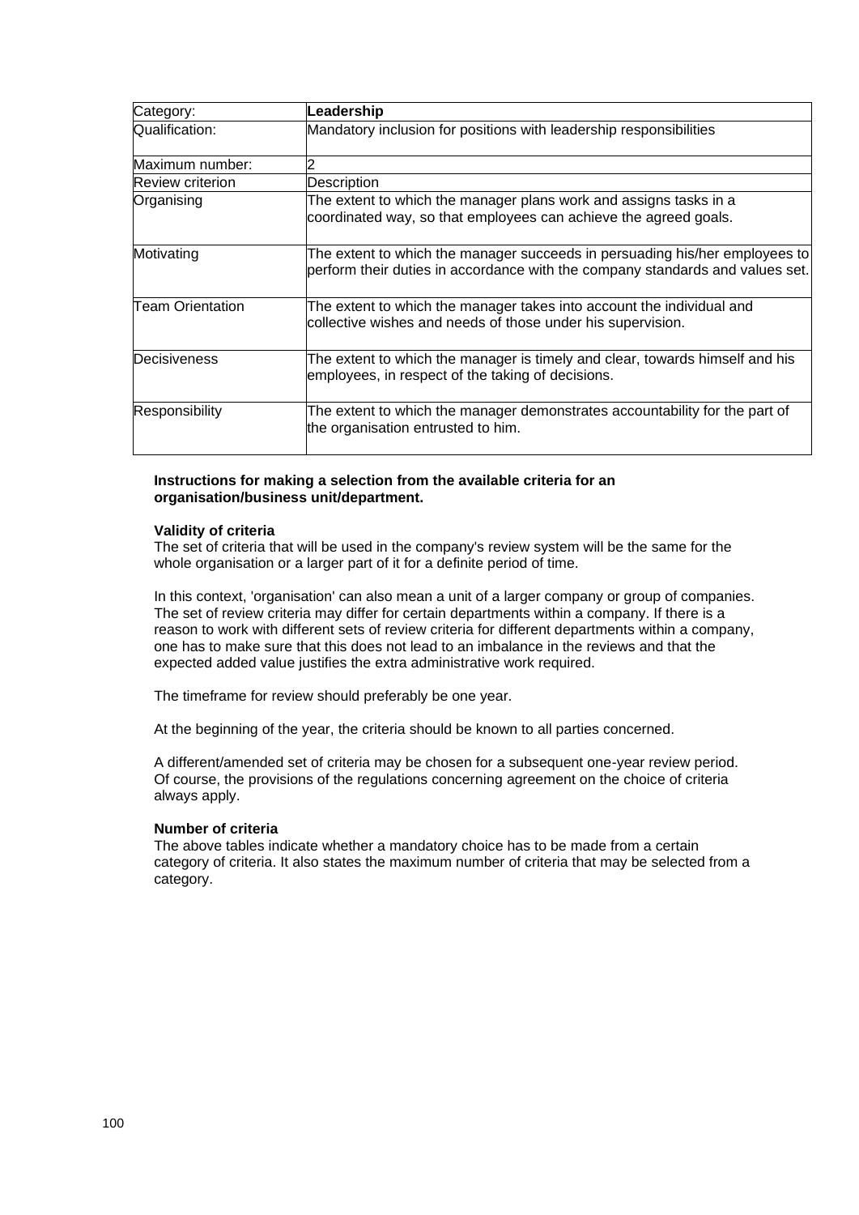| Category: | **Leadership** |
| --- | --- |
| Qualification: | Mandatory inclusion for positions with leadership responsibilities |
| Maximum number: | 2 |
| Review criterion | Description |
| Organising | The extent to which the manager plans work and assigns tasks in a coordinated way, so that employees can achieve the agreed goals. |
| Motivating | The extent to which the manager succeeds in persuading his/her employees to perform their duties in accordance with the company standards and values set. |
| Team Orientation | The extent to which the manager takes into account the individual and collective wishes and needs of those under his supervision. |
| Decisiveness | The extent to which the manager is timely and clear, towards himself and his employees, in respect of the taking of decisions. |
| Responsibility | The extent to which the manager demonstrates accountability for the part of the organisation entrusted to him. |

**Instructions for making a selection from the available criteria for an organisation/business unit/department.**

**Validity of criteria**

The set of criteria that will be used in the company's review system will be the same for the whole organisation or a larger part of it for a definite period of time.

In this context, 'organisation' can also mean a unit of a larger company or group of companies. The set of review criteria may differ for certain departments within a company. If there is a reason to work with different sets of review criteria for different departments within a company, one has to make sure that this does not lead to an imbalance in the reviews and that the expected added value justifies the extra administrative work required.

The timeframe for review should preferably be one year.

At the beginning of the year, the criteria should be known to all parties concerned.

A different/amended set of criteria may be chosen for a subsequent one-year review period. Of course, the provisions of the regulations concerning agreement on the choice of criteria always apply.

**Number of criteria**

The above tables indicate whether a mandatory choice has to be made from a certain category of criteria. It also states the maximum number of criteria that may be selected from a category.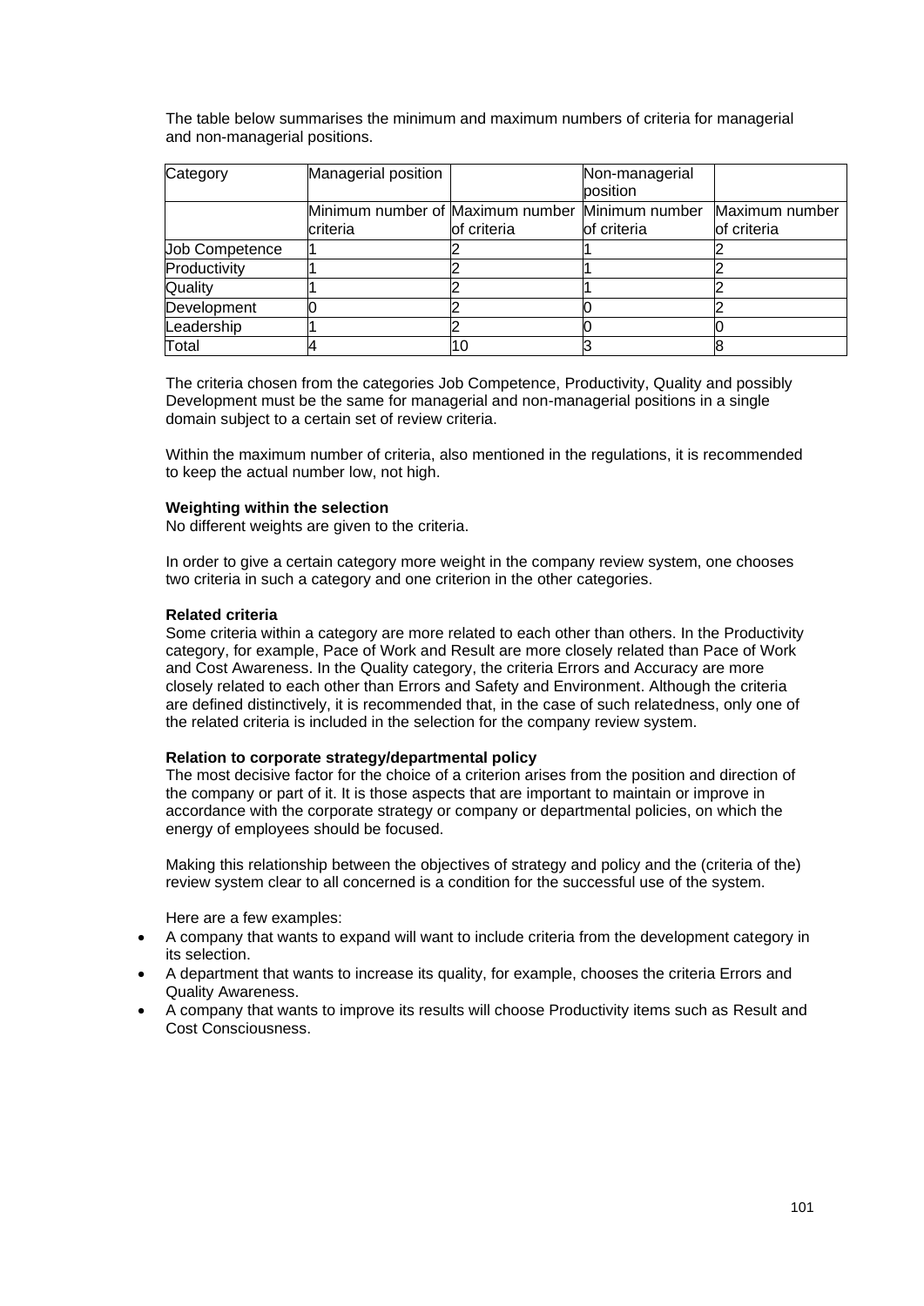The table below summarises the minimum and maximum numbers of criteria for managerial and non-managerial positions.

| Category | Managerial position | | Non-managerial position | |
|---|---|---|---|---|
| | Minimum number of criteria | Maximum number of criteria | Minimum number of criteria | Maximum number of criteria |
| Job Competence | 1 | 2 | 1 | 2 |
| Productivity | 1 | 2 | 1 | 2 |
| Quality | 1 | 2 | 1 | 2 |
| Development | 0 | 2 | 0 | 2 |
| Leadership | 1 | 2 | 0 | 0 |
| Total | 4 | 10 | 3 | 8 |

The criteria chosen from the categories Job Competence, Productivity, Quality and possibly Development must be the same for managerial and non-managerial positions in a single domain subject to a certain set of review criteria.

Within the maximum number of criteria, also mentioned in the regulations, it is recommended to keep the actual number low, not high.

**Weighting within the selection**
No different weights are given to the criteria.

In order to give a certain category more weight in the company review system, one chooses two criteria in such a category and one criterion in the other categories.

**Related criteria**
Some criteria within a category are more related to each other than others. In the Productivity category, for example, Pace of Work and Result are more closely related than Pace of Work and Cost Awareness. In the Quality category, the criteria Errors and Accuracy are more closely related to each other than Errors and Safety and Environment. Although the criteria are defined distinctively, it is recommended that, in the case of such relatedness, only one of the related criteria is included in the selection for the company review system.

**Relation to corporate strategy/departmental policy**
The most decisive factor for the choice of a criterion arises from the position and direction of the company or part of it. It is those aspects that are important to maintain or improve in accordance with the corporate strategy or company or departmental policies, on which the energy of employees should be focused.

Making this relationship between the objectives of strategy and policy and the (criteria of the) review system clear to all concerned is a condition for the successful use of the system.

Here are a few examples:

- A company that wants to expand will want to include criteria from the development category in its selection.
- A department that wants to increase its quality, for example, chooses the criteria Errors and Quality Awareness.
- A company that wants to improve its results will choose Productivity items such as Result and Cost Consciousness.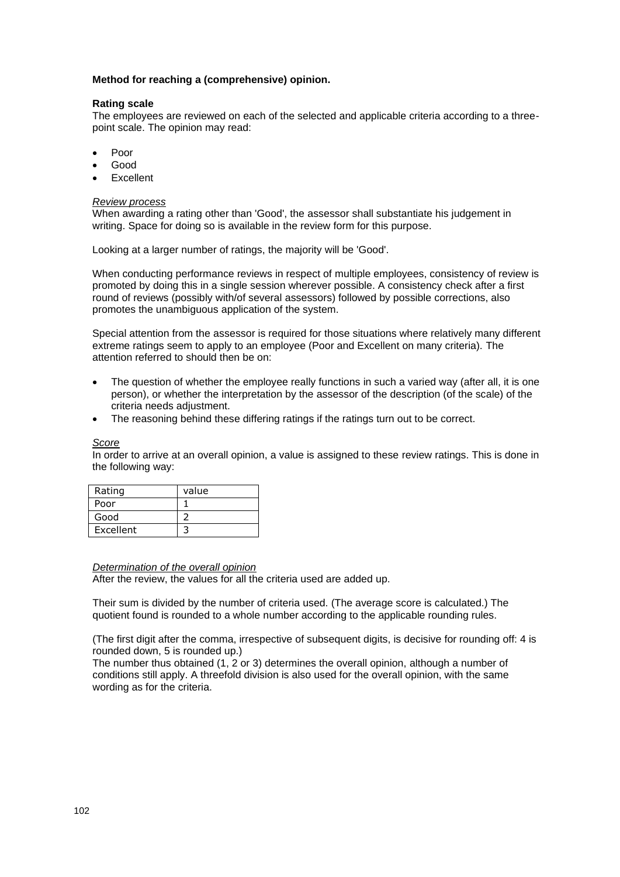**Method for reaching a (comprehensive) opinion.**

**Rating scale**

The employees are reviewed on each of the selected and applicable criteria according to a three-point scale. The opinion may read:

- Poor
- Good
- Excellent

*Review process*

When awarding a rating other than 'Good', the assessor shall substantiate his judgement in writing. Space for doing so is available in the review form for this purpose.

Looking at a larger number of ratings, the majority will be 'Good'.

When conducting performance reviews in respect of multiple employees, consistency of review is promoted by doing this in a single session wherever possible. A consistency check after a first round of reviews (possibly with/of several assessors) followed by possible corrections, also promotes the unambiguous application of the system.

Special attention from the assessor is required for those situations where relatively many different extreme ratings seem to apply to an employee (Poor and Excellent on many criteria). The attention referred to should then be on:

- The question of whether the employee really functions in such a varied way (after all, it is one person), or whether the interpretation by the assessor of the description (of the scale) of the criteria needs adjustment.
- The reasoning behind these differing ratings if the ratings turn out to be correct.

*Score*

In order to arrive at an overall opinion, a value is assigned to these review ratings. This is done in the following way:

| Rating | value |
|---|---|
| Poor | 1 |
| Good | 2 |
| Excellent | 3 |

*Determination of the overall opinion*

After the review, the values for all the criteria used are added up.

Their sum is divided by the number of criteria used. (The average score is calculated.) The quotient found is rounded to a whole number according to the applicable rounding rules.

(The first digit after the comma, irrespective of subsequent digits, is decisive for rounding off: 4 is rounded down, 5 is rounded up.)
The number thus obtained (1, 2 or 3) determines the overall opinion, although a number of conditions still apply. A threefold division is also used for the overall opinion, with the same wording as for the criteria.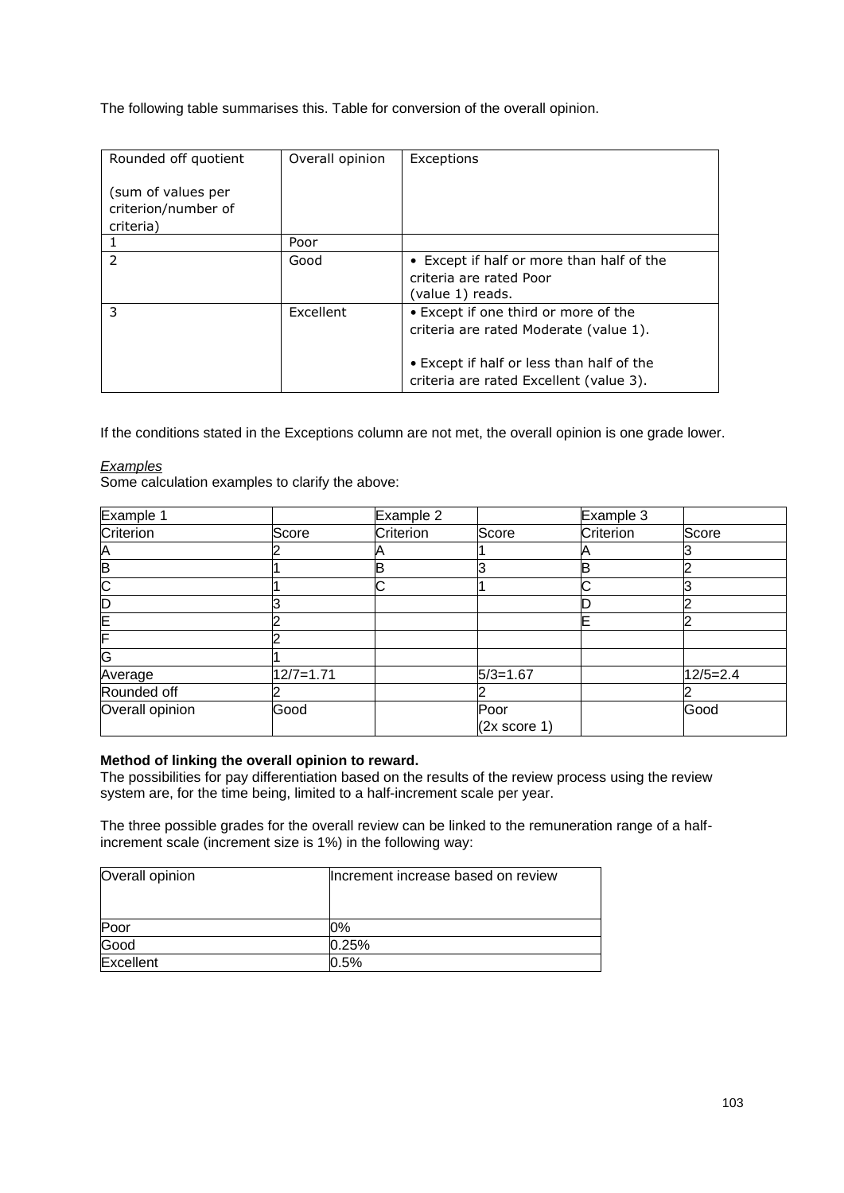The following table summarises this. Table for conversion of the overall opinion.

| Rounded off quotient<br><br>(sum of values per criterion/number of criteria) | Overall opinion | Exceptions |
|---|---|---|
| 1 | Poor | |
| 2 | Good | • Except if half or more than half of the criteria are rated Poor (value 1) reads. |
| 3 | Excellent | • Except if one third or more of the criteria are rated Moderate (value 1).<br><br>• Except if half or less than half of the criteria are rated Excellent (value 3). |

If the conditions stated in the Exceptions column are not met, the overall opinion is one grade lower.

*Examples*

Some calculation examples to clarify the above:

| Example 1 | | Example 2 | | Example 3 | |
|---|---|---|---|---|---|
| Criterion | Score | Criterion | Score | Criterion | Score |
| A | 2 | A | 1 | A | 3 |
| B | 1 | B | 3 | B | 2 |
| C | 1 | C | 1 | C | 3 |
| D | 3 | | | D | 2 |
| E | 2 | | | E | 2 |
| F | 2 | | | | |
| G | 1 | | | | |
| Average | 12/7=1.71 | | 5/3=1.67 | | 12/5=2.4 |
| Rounded off | 2 | | 2 | | 2 |
| Overall opinion | Good | | Poor<br>(2x score 1) | | Good |

**Method of linking the overall opinion to reward.**

The possibilities for pay differentiation based on the results of the review process using the review system are, for the time being, limited to a half-increment scale per year.

The three possible grades for the overall review can be linked to the remuneration range of a half-increment scale (increment size is 1%) in the following way:

| Overall opinion | Increment increase based on review |
|---|---|
| Poor | 0% |
| Good | 0.25% |
| Excellent | 0.5% |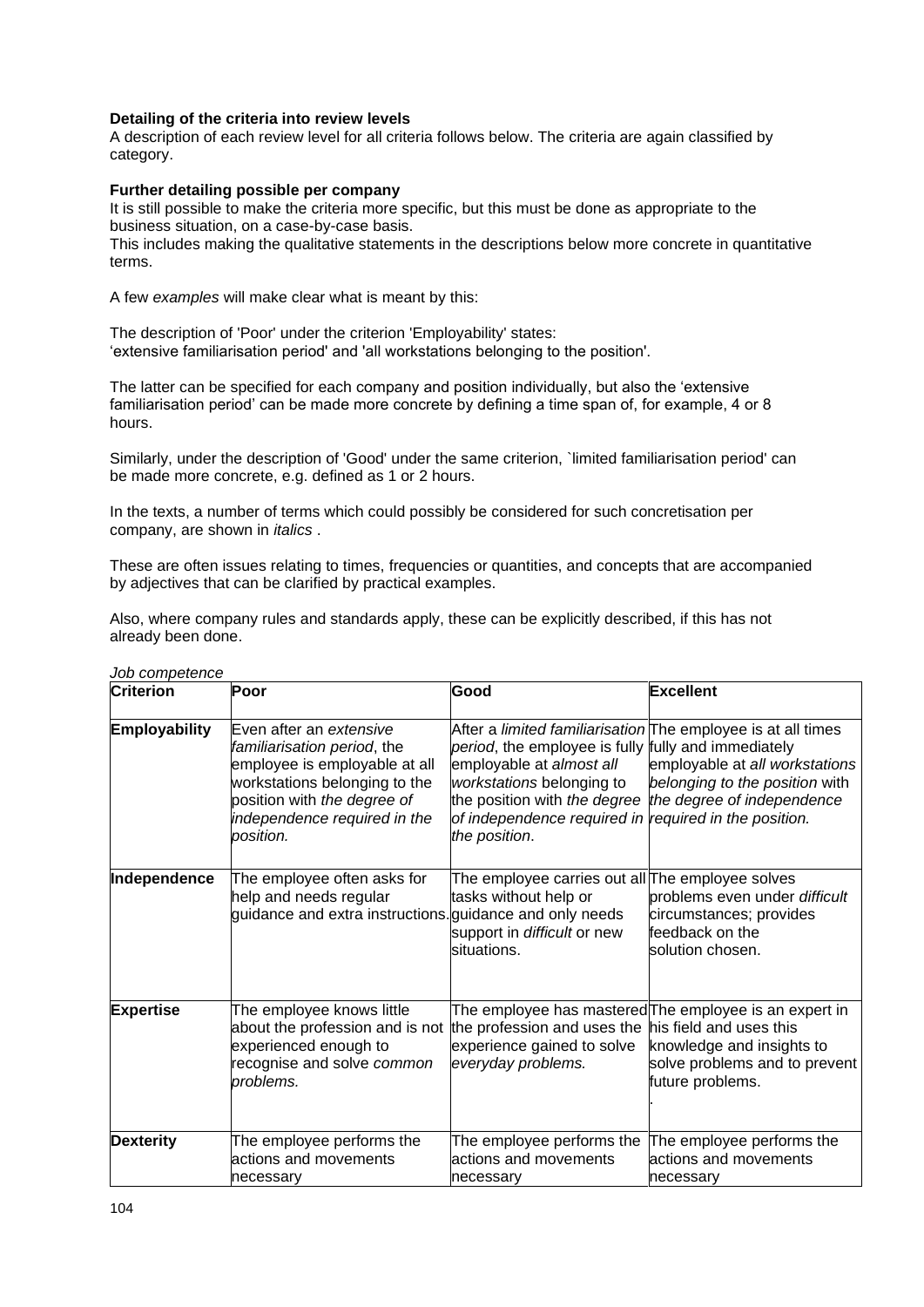**Detailing of the criteria into review levels**

A description of each review level for all criteria follows below. The criteria are again classified by category.

**Further detailing possible per company**

It is still possible to make the criteria more specific, but this must be done as appropriate to the business situation, on a case-by-case basis.
This includes making the qualitative statements in the descriptions below more concrete in quantitative terms.

A few *examples* will make clear what is meant by this:

The description of 'Poor' under the criterion 'Employability' states:
'extensive familiarisation period' and 'all workstations belonging to the position'.

The latter can be specified for each company and position individually, but also the 'extensive familiarisation period' can be made more concrete by defining a time span of, for example, 4 or 8 hours.

Similarly, under the description of 'Good' under the same criterion, `limited familiarisation period' can be made more concrete, e.g. defined as 1 or 2 hours.

In the texts, a number of terms which could possibly be considered for such concretisation per company, are shown in *italics* .

These are often issues relating to times, frequencies or quantities, and concepts that are accompanied by adjectives that can be clarified by practical examples.

Also, where company rules and standards apply, these can be explicitly described, if this has not already been done.

*Job competence*

| Criterion | Poor | Good | Excellent |
|---|---|---|---|
| **Employability** | Even after an *extensive familiarisation period*, the employee is employable at all workstations belonging to the position with *the degree of independence required in the position.* | After a *limited familiarisation period*, the employee is fully employable at *almost all workstations* belonging to the position with *the degree of independence required in the position*. | The employee is at all times fully and immediately employable at *all workstations belonging to the position* with *the degree of independence required in the position.* |
| **Independence** | The employee often asks for help and needs regular guidance and extra instructions. | The employee carries out all tasks without help or guidance and only needs support in *difficult* or new situations. | The employee solves problems even under *difficult* circumstances; provides feedback on the solution chosen. |
| **Expertise** | The employee knows little about the profession and is not experienced enough to recognise and solve *common problems.* | The employee has mastered the profession and uses the experience gained to solve *everyday problems.* | The employee is an expert in his field and uses this knowledge and insights to solve problems and to prevent future problems. . |
| **Dexterity** | The employee performs the actions and movements necessary | The employee performs the actions and movements necessary | The employee performs the actions and movements necessary |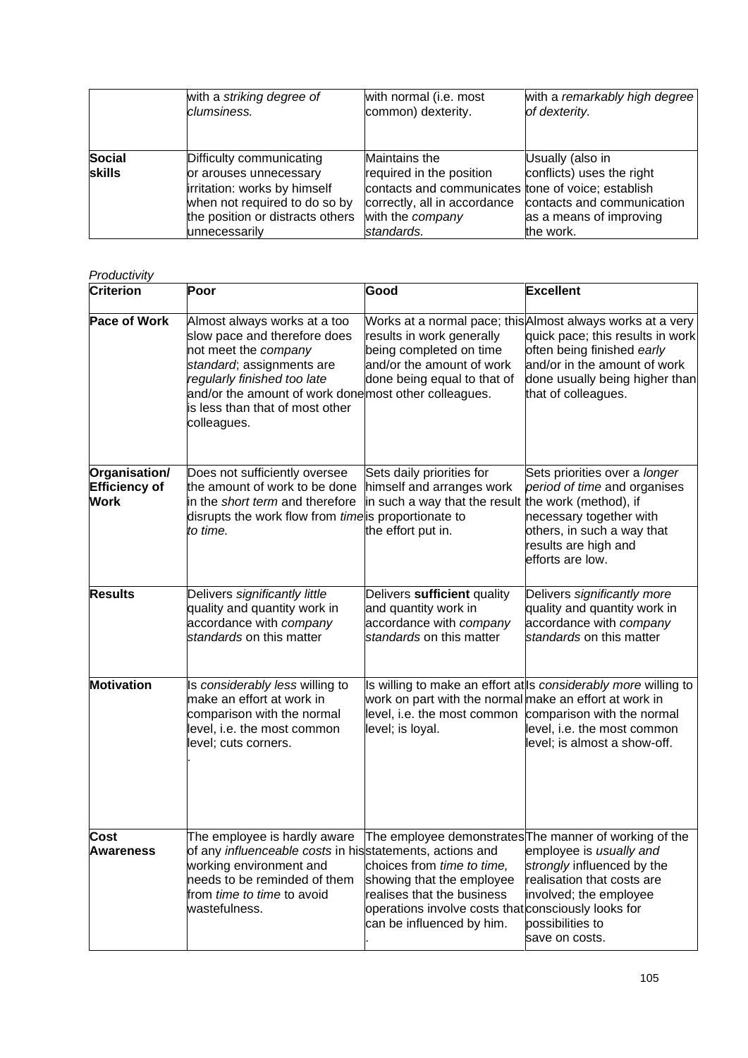| | | | |
|---|---|---|---|
| | with a *striking degree of clumsiness.* | with normal (i.e. most common) dexterity. | with a *remarkably high degree of dexterity.* |
| **Social skills** | Difficulty communicating or arouses unnecessary irritation: works by himself when not required to do so by the position or distracts others unnecessarily | Maintains the required in the position contacts and communicates correctly, all in accordance with the *company standards.* | Usually (also in conflicts) uses the right tone of voice; establish contacts and communication as a means of improving the work. |

*Productivity*

| Criterion | Poor | Good | Excellent |
|---|---|---|---|
| **Pace of Work** | Almost always works at a too slow pace and therefore does not meet the *company standard*; assignments are *regularly finished too late* and/or the amount of work done is less than that of most other colleagues. | Works at a normal pace; this results in work generally being completed on time and/or the amount of work done being equal to that of most other colleagues. | Almost always works at a very quick pace; this results in work often being finished *early* and/or in the amount of work done usually being higher than that of colleagues. |
| **Organisation/ Efficiency of Work** | Does not sufficiently oversee the amount of work to be done in the *short term* and therefore disrupts the work flow from *time to time.* | Sets daily priorities for himself and arranges work in such a way that the result is proportionate to the effort put in. | Sets priorities over a *longer period of time* and organises the work (method), if necessary together with others, in such a way that results are high and efforts are low. |
| **Results** | Delivers *significantly little* quality and quantity work in accordance with *company standards* on this matter | Delivers **sufficient** quality and quantity work in accordance with *company standards* on this matter | Delivers *significantly more* quality and quantity work in accordance with *company standards* on this matter |
| **Motivation** | Is *considerably less* willing to make an effort at work in comparison with the normal level, i.e. the most common level; cuts corners. . | Is willing to make an effort at work on part with the normal level, i.e. the most common level; is loyal. | Is *considerably more* willing to make an effort at work in comparison with the normal level, i.e. the most common level; is almost a show-off. |
| **Cost Awareness** | The employee is hardly aware of any *influenceable costs* in his working environment and needs to be reminded of them from *time to time* to avoid wastefulness. | The employee demonstrates statements, actions and choices from *time to time,* showing that the employee realises that the business operations involve costs that can be influenced by him. . | The manner of working of the employee is *usually and strongly* influenced by the realisation that costs are involved; the employee consciously looks for possibilities to save on costs. |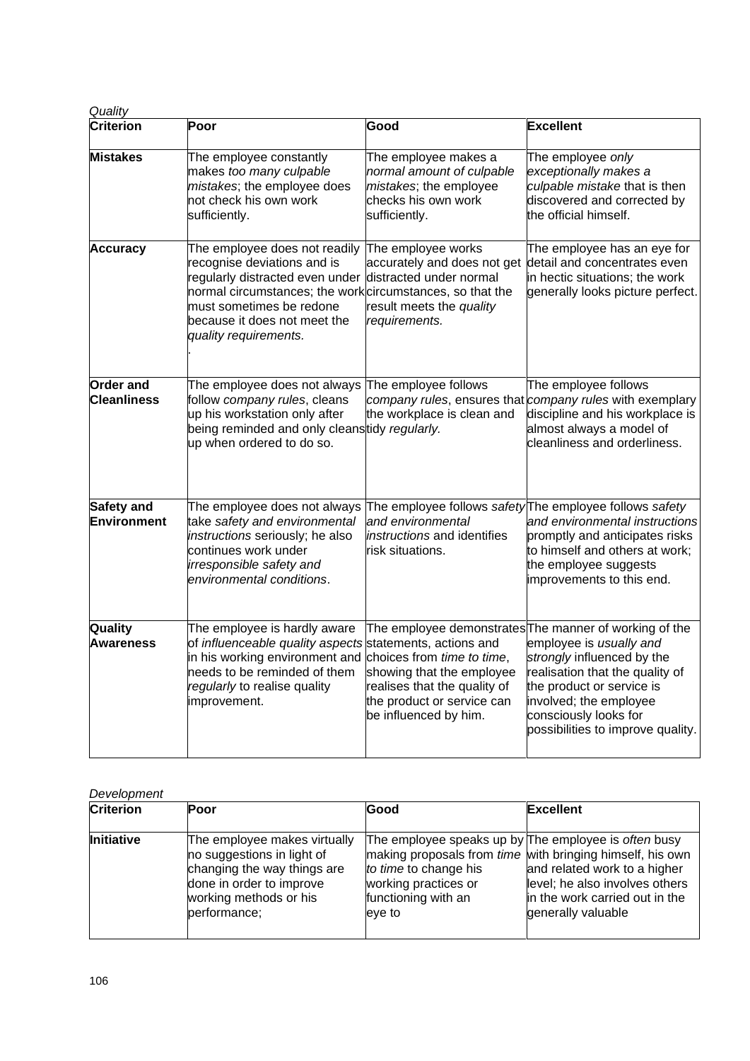*Quality*

| Criterion | Poor | Good | Excellent |
|---|---|---|---|
| **Mistakes** | The employee constantly makes *too many culpable mistakes*; the employee does not check his own work sufficiently. | The employee makes a *normal amount of culpable mistakes*; the employee checks his own work sufficiently. | The employee *only exceptionally makes a culpable mistake* that is then discovered and corrected by the official himself. |
| **Accuracy** | The employee does not readily recognise deviations and is regularly distracted even under normal circumstances; the work must sometimes be redone because it does not meet the *quality requirements.* . | The employee works accurately and does not get distracted under normal circumstances, so that the result meets the *quality requirements.* | The employee has an eye for detail and concentrates even in hectic situations; the work generally looks picture perfect. |
| **Order and Cleanliness** | The employee does not always follow *company rules*, cleans up his workstation only after being reminded and only cleans up when ordered to do so. | The employee follows *company rules*, ensures that the workplace is clean and tidy *regularly.* | The employee follows *company rules* with exemplary discipline and his workplace is almost always a model of cleanliness and orderliness. |
| **Safety and Environment** | The employee does not always take *safety and environmental instructions* seriously; he also continues work under *irresponsible safety and environmental conditions*. | The employee follows *safety and environmental instructions* and identifies risk situations. | The employee follows *safety and environmental instructions* promptly and anticipates risks to himself and others at work; the employee suggests improvements to this end. |
| **Quality Awareness** | The employee is hardly aware of *influenceable quality aspects* in his working environment and needs to be reminded of them *regularly* to realise quality improvement. | The employee demonstrates statements, actions and choices from *time to time*, showing that the employee realises that the quality of the product or service can be influenced by him. | The manner of working of the employee is *usually and strongly* influenced by the realisation that the quality of the product or service is involved; the employee consciously looks for possibilities to improve quality. |

*Development*

| Criterion | Poor | Good | Excellent |
|---|---|---|---|
| **Initiative** | The employee makes virtually no suggestions in light of changing the way things are done in order to improve working methods or his performance; | The employee speaks up by making proposals from *time to time* to change his working practices or functioning with an eye to | The employee is *often* busy with bringing himself, his own and related work to a higher level; he also involves others in the work carried out in the generally valuable |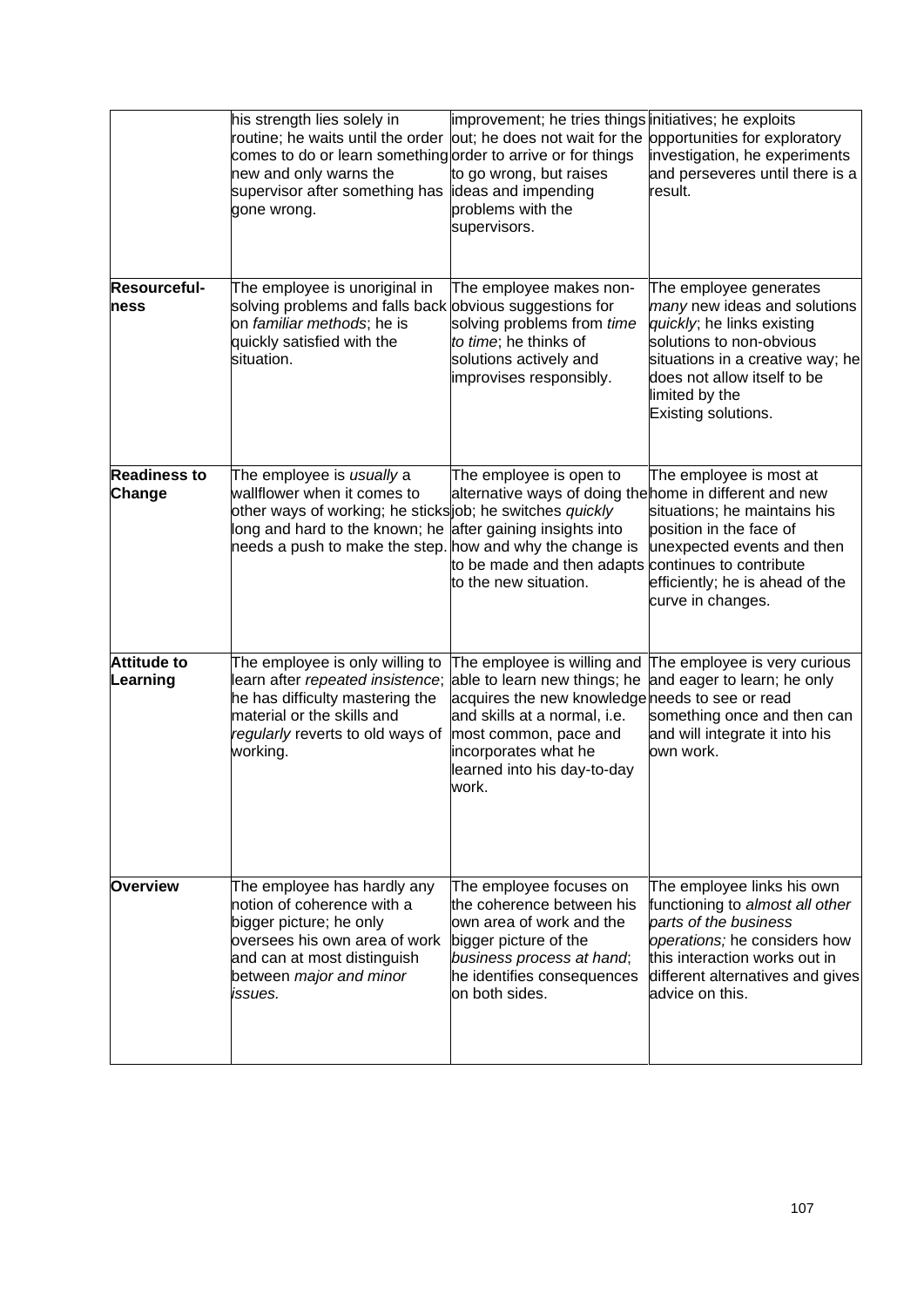| | | | |
|---|---|---|---|
| | his strength lies solely in routine; he waits until the order comes to do or learn something new and only warns the supervisor after something has gone wrong. | improvement; he tries things out; he does not wait for the order to arrive or for things to go wrong, but raises ideas and impending problems with the supervisors. | initiatives; he exploits opportunities for exploratory investigation, he experiments and perseveres until there is a result. |
| **Resourceful-ness** | The employee is unoriginal in solving problems and falls back on *familiar methods*; he is quickly satisfied with the situation. | The employee makes non-obvious suggestions for solving problems from *time to time*; he thinks of solutions actively and improvises responsibly. | The employee generates *many* new ideas and solutions *quickly*; he links existing solutions to non-obvious situations in a creative way; he does not allow itself to be limited by the Existing solutions. |
| **Readiness to Change** | The employee is *usually* a wallflower when it comes to other ways of working; he sticks long and hard to the known; he needs a push to make the step. | The employee is open to alternative ways of doing the job; he switches *quickly* after gaining insights into how and why the change is to be made and then adapts to the new situation. | The employee is most at home in different and new situations; he maintains his position in the face of unexpected events and then continues to contribute efficiently; he is ahead of the curve in changes. |
| **Attitude to Learning** | The employee is only willing to learn after *repeated insistence*; he has difficulty mastering the material or the skills and *regularly* reverts to old ways of working. | The employee is willing and able to learn new things; he acquires the new knowledge and skills at a normal, i.e. most common, pace and incorporates what he learned into his day-to-day work. | The employee is very curious and eager to learn; he only needs to see or read something once and then can and will integrate it into his own work. |
| **Overview** | The employee has hardly any notion of coherence with a bigger picture; he only oversees his own area of work and can at most distinguish between *major and minor issues.* | The employee focuses on the coherence between his own area of work and the bigger picture of the *business process at hand*; he identifies consequences on both sides. | The employee links his own functioning to *almost all other parts of the business operations;* he considers how this interaction works out in different alternatives and gives advice on this. |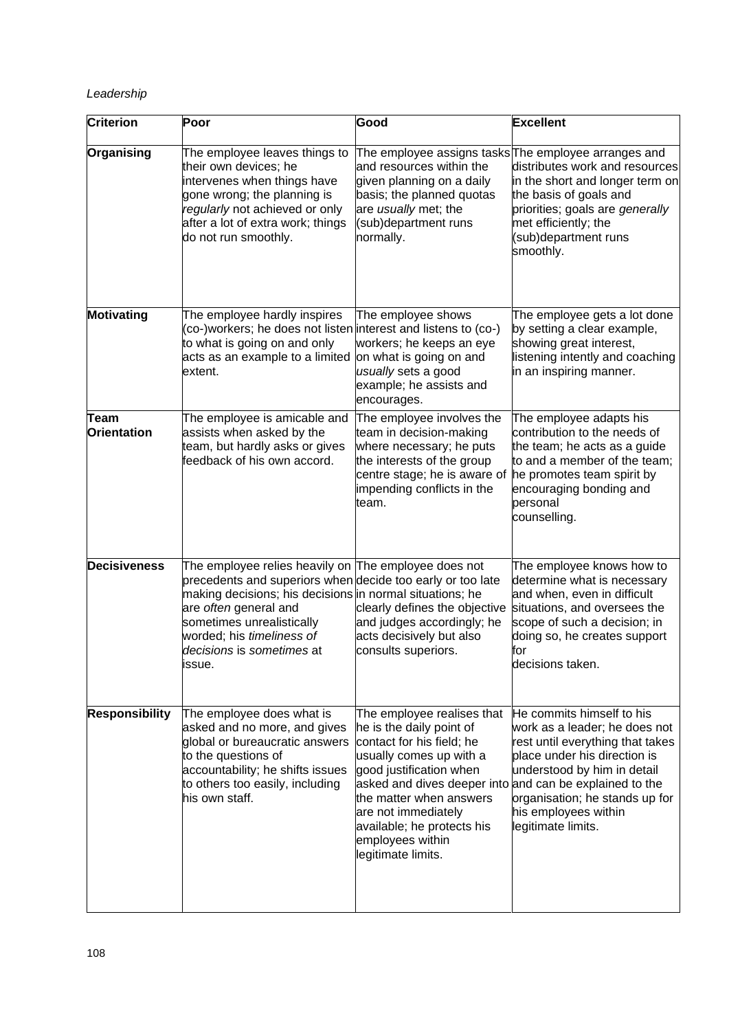*Leadership*

| **Criterion** | **Poor** | **Good** | **Excellent** |
|---|---|---|---|
| **Organising** | The employee leaves things to their own devices; he intervenes when things have gone wrong; the planning is *regularly* not achieved or only after a lot of extra work; things do not run smoothly. | The employee assigns tasks and resources within the given planning on a daily basis; the planned quotas are *usually* met; the (sub)department runs normally. | The employee arranges and distributes work and resources in the short and longer term on the basis of goals and priorities; goals are *generally* met efficiently; the (sub)department runs smoothly. |
| **Motivating** | The employee hardly inspires (co-)workers; he does not listen to what is going on and only acts as an example to a limited extent. | The employee shows interest and listens to (co-) workers; he keeps an eye on what is going on and *usually* sets a good example; he assists and encourages. | The employee gets a lot done by setting a clear example, showing great interest, listening intently and coaching in an inspiring manner. |
| **Team Orientation** | The employee is amicable and assists when asked by the team, but hardly asks or gives feedback of his own accord. | The employee involves the team in decision-making where necessary; he puts the interests of the group centre stage; he is aware of impending conflicts in the team. | The employee adapts his contribution to the needs of the team; he acts as a guide to and a member of the team; he promotes team spirit by encouraging bonding and personal counselling. |
| **Decisiveness** | The employee relies heavily on precedents and superiors when making decisions; his decisions are *often* general and sometimes unrealistically worded; his *timeliness of decisions* is *sometimes* at issue. | The employee does not decide too early or too late in normal situations; he clearly defines the objective and judges accordingly; he acts decisively but also consults superiors. | The employee knows how to determine what is necessary and when, even in difficult situations, and oversees the scope of such a decision; in doing so, he creates support for decisions taken. |
| **Responsibility** | The employee does what is asked and no more, and gives global or bureaucratic answers to the questions of accountability; he shifts issues to others too easily, including his own staff. | The employee realises that he is the daily point of contact for his field; he usually comes up with a good justification when asked and dives deeper into the matter when answers are not immediately available; he protects his employees within legitimate limits. | He commits himself to his work as a leader; he does not rest until everything that takes place under his direction is understood by him in detail and can be explained to the organisation; he stands up for his employees within legitimate limits. |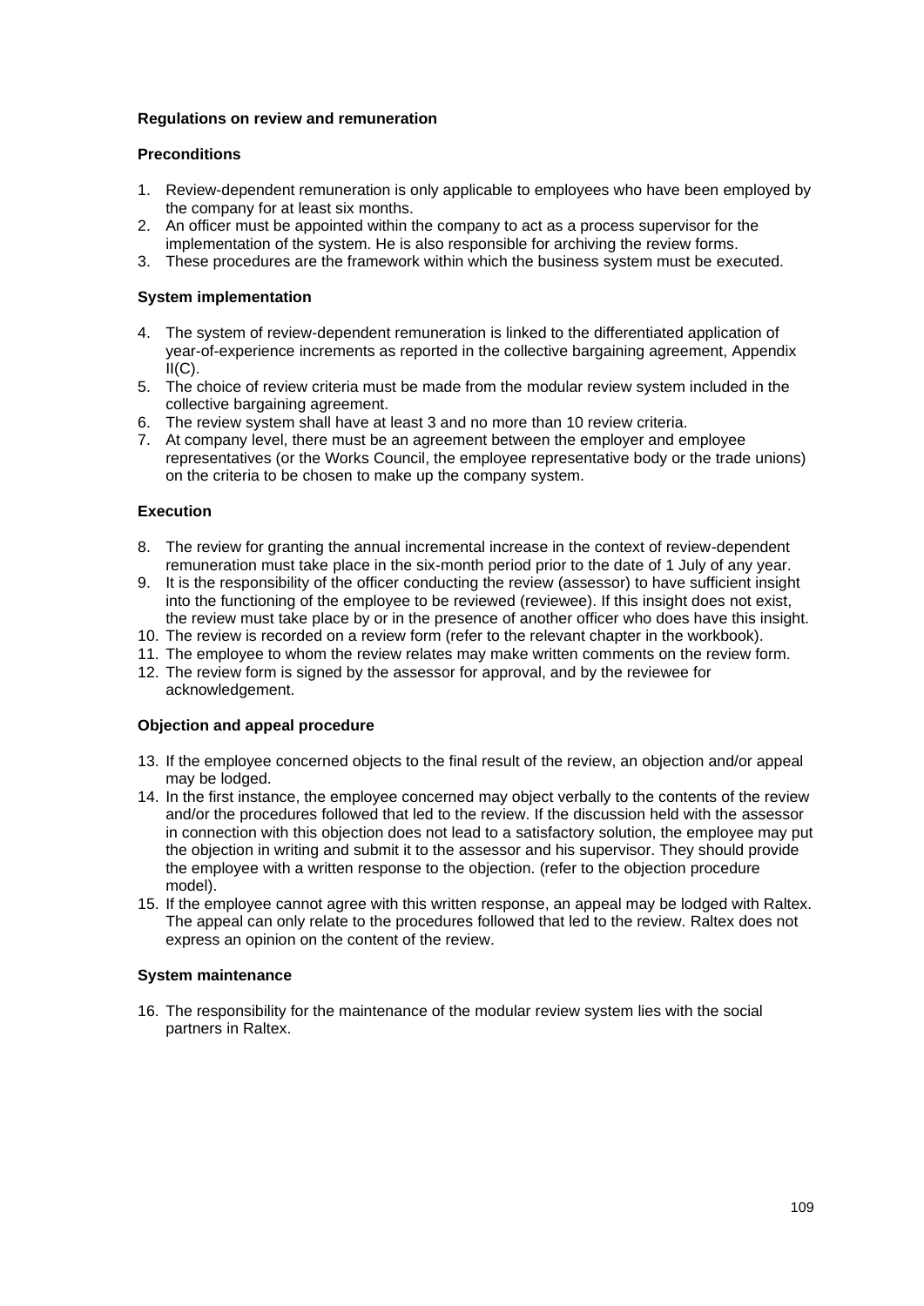**Regulations on review and remuneration**

**Preconditions**

1. Review-dependent remuneration is only applicable to employees who have been employed by the company for at least six months.
2. An officer must be appointed within the company to act as a process supervisor for the implementation of the system. He is also responsible for archiving the review forms.
3. These procedures are the framework within which the business system must be executed.

**System implementation**

4. The system of review-dependent remuneration is linked to the differentiated application of year-of-experience increments as reported in the collective bargaining agreement, Appendix II(C).
5. The choice of review criteria must be made from the modular review system included in the collective bargaining agreement.
6. The review system shall have at least 3 and no more than 10 review criteria.
7. At company level, there must be an agreement between the employer and employee representatives (or the Works Council, the employee representative body or the trade unions) on the criteria to be chosen to make up the company system.

**Execution**

8. The review for granting the annual incremental increase in the context of review-dependent remuneration must take place in the six-month period prior to the date of 1 July of any year.
9. It is the responsibility of the officer conducting the review (assessor) to have sufficient insight into the functioning of the employee to be reviewed (reviewee). If this insight does not exist, the review must take place by or in the presence of another officer who does have this insight.
10. The review is recorded on a review form (refer to the relevant chapter in the workbook).
11. The employee to whom the review relates may make written comments on the review form.
12. The review form is signed by the assessor for approval, and by the reviewee for acknowledgement.

**Objection and appeal procedure**

13. If the employee concerned objects to the final result of the review, an objection and/or appeal may be lodged.
14. In the first instance, the employee concerned may object verbally to the contents of the review and/or the procedures followed that led to the review. If the discussion held with the assessor in connection with this objection does not lead to a satisfactory solution, the employee may put the objection in writing and submit it to the assessor and his supervisor. They should provide the employee with a written response to the objection. (refer to the objection procedure model).
15. If the employee cannot agree with this written response, an appeal may be lodged with Raltex. The appeal can only relate to the procedures followed that led to the review. Raltex does not express an opinion on the content of the review.

**System maintenance**

16. The responsibility for the maintenance of the modular review system lies with the social partners in Raltex.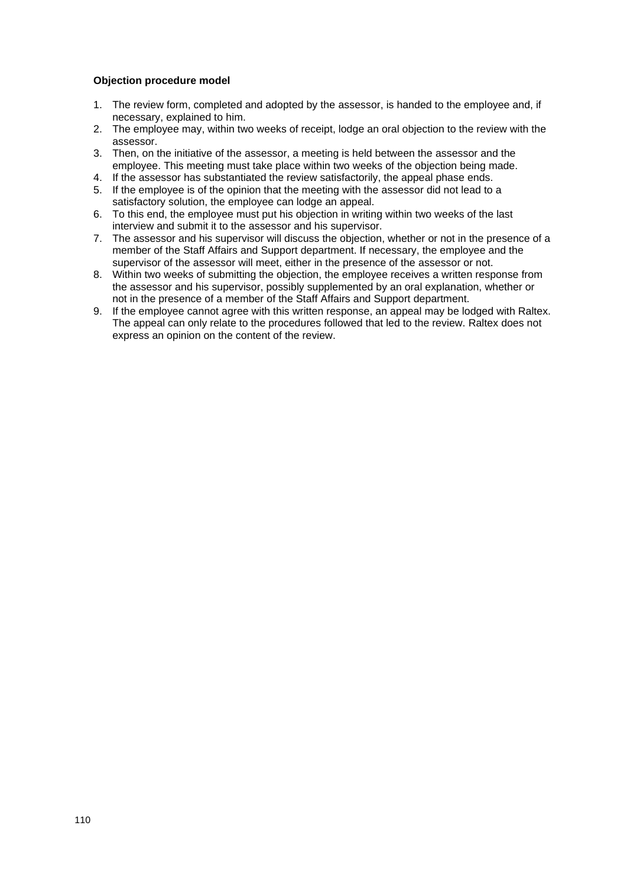**Objection procedure model**

1. The review form, completed and adopted by the assessor, is handed to the employee and, if necessary, explained to him.
2. The employee may, within two weeks of receipt, lodge an oral objection to the review with the assessor.
3. Then, on the initiative of the assessor, a meeting is held between the assessor and the employee. This meeting must take place within two weeks of the objection being made.
4. If the assessor has substantiated the review satisfactorily, the appeal phase ends.
5. If the employee is of the opinion that the meeting with the assessor did not lead to a satisfactory solution, the employee can lodge an appeal.
6. To this end, the employee must put his objection in writing within two weeks of the last interview and submit it to the assessor and his supervisor.
7. The assessor and his supervisor will discuss the objection, whether or not in the presence of a member of the Staff Affairs and Support department. If necessary, the employee and the supervisor of the assessor will meet, either in the presence of the assessor or not.
8. Within two weeks of submitting the objection, the employee receives a written response from the assessor and his supervisor, possibly supplemented by an oral explanation, whether or not in the presence of a member of the Staff Affairs and Support department.
9. If the employee cannot agree with this written response, an appeal may be lodged with Raltex. The appeal can only relate to the procedures followed that led to the review. Raltex does not express an opinion on the content of the review.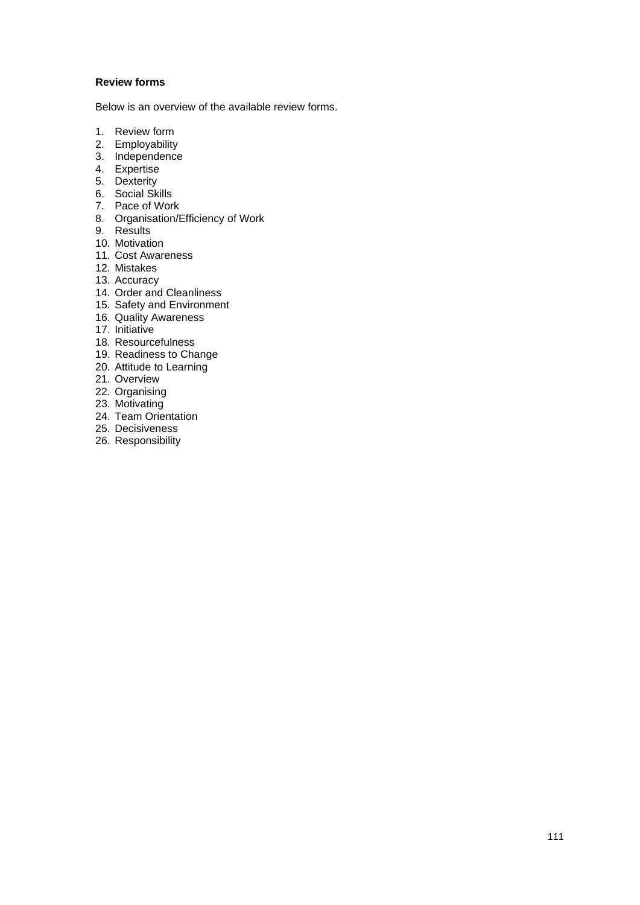**Review forms**

Below is an overview of the available review forms.

1. Review form
2. Employability
3. Independence
4. Expertise
5. Dexterity
6. Social Skills
7. Pace of Work
8. Organisation/Efficiency of Work
9. Results
10. Motivation
11. Cost Awareness
12. Mistakes
13. Accuracy
14. Order and Cleanliness
15. Safety and Environment
16. Quality Awareness
17. Initiative
18. Resourcefulness
19. Readiness to Change
20. Attitude to Learning
21. Overview
22. Organising
23. Motivating
24. Team Orientation
25. Decisiveness
26. Responsibility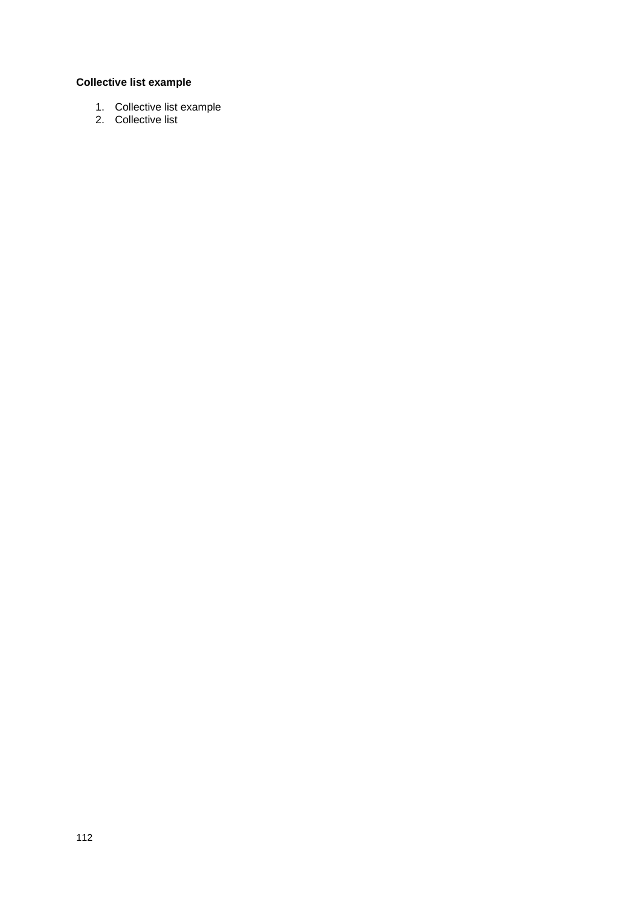**Collective list example**

1. Collective list example
2. Collective list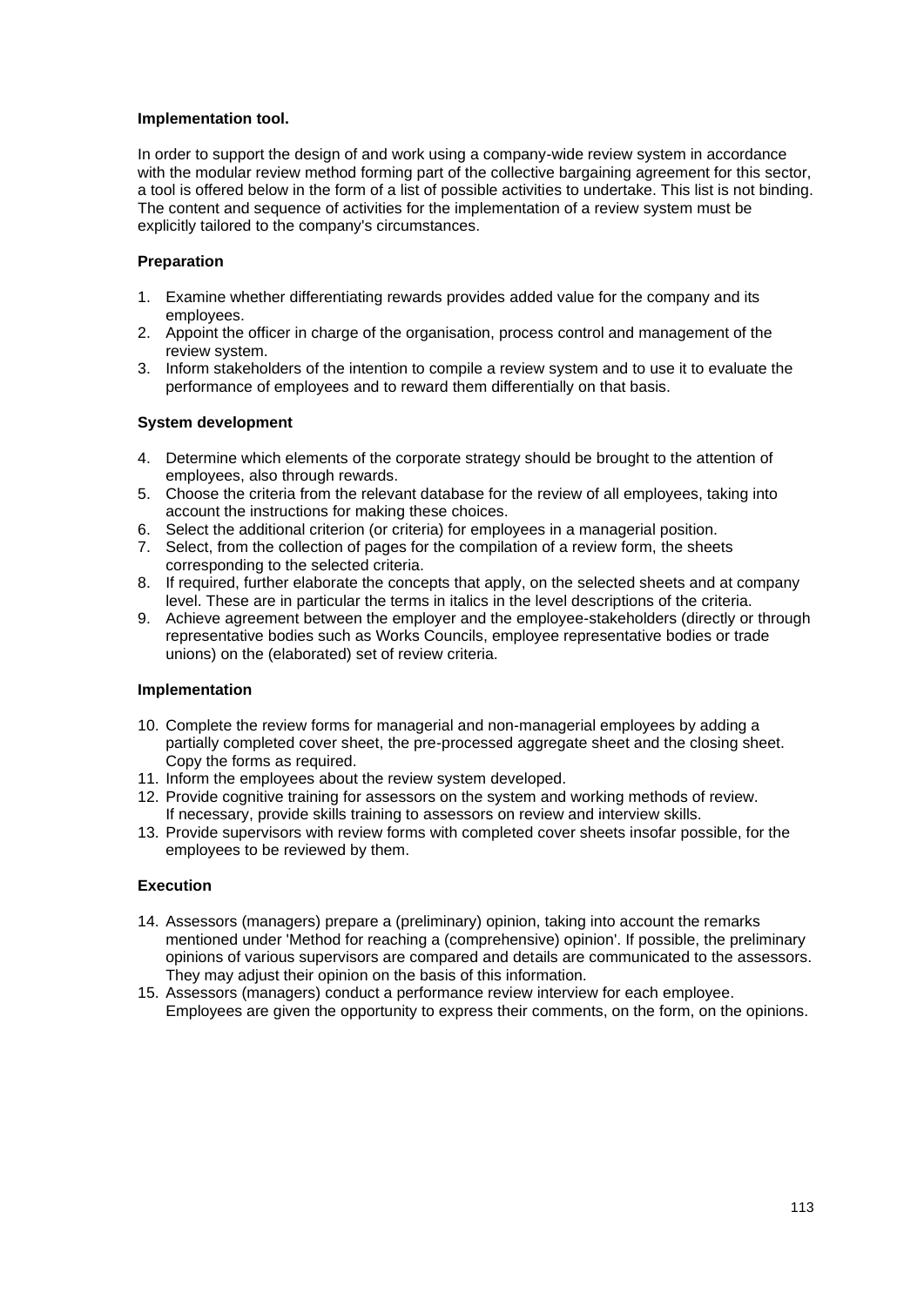**Implementation tool.**

In order to support the design of and work using a company-wide review system in accordance with the modular review method forming part of the collective bargaining agreement for this sector, a tool is offered below in the form of a list of possible activities to undertake. This list is not binding. The content and sequence of activities for the implementation of a review system must be explicitly tailored to the company's circumstances.

**Preparation**

1. Examine whether differentiating rewards provides added value for the company and its employees.
2. Appoint the officer in charge of the organisation, process control and management of the review system.
3. Inform stakeholders of the intention to compile a review system and to use it to evaluate the performance of employees and to reward them differentially on that basis.

**System development**

4. Determine which elements of the corporate strategy should be brought to the attention of employees, also through rewards.
5. Choose the criteria from the relevant database for the review of all employees, taking into account the instructions for making these choices.
6. Select the additional criterion (or criteria) for employees in a managerial position.
7. Select, from the collection of pages for the compilation of a review form, the sheets corresponding to the selected criteria.
8. If required, further elaborate the concepts that apply, on the selected sheets and at company level. These are in particular the terms in italics in the level descriptions of the criteria.
9. Achieve agreement between the employer and the employee-stakeholders (directly or through representative bodies such as Works Councils, employee representative bodies or trade unions) on the (elaborated) set of review criteria.

**Implementation**

10. Complete the review forms for managerial and non-managerial employees by adding a partially completed cover sheet, the pre-processed aggregate sheet and the closing sheet. Copy the forms as required.
11. Inform the employees about the review system developed.
12. Provide cognitive training for assessors on the system and working methods of review. If necessary, provide skills training to assessors on review and interview skills.
13. Provide supervisors with review forms with completed cover sheets insofar possible, for the employees to be reviewed by them.

**Execution**

14. Assessors (managers) prepare a (preliminary) opinion, taking into account the remarks mentioned under 'Method for reaching a (comprehensive) opinion'. If possible, the preliminary opinions of various supervisors are compared and details are communicated to the assessors. They may adjust their opinion on the basis of this information.
15. Assessors (managers) conduct a performance review interview for each employee. Employees are given the opportunity to express their comments, on the form, on the opinions.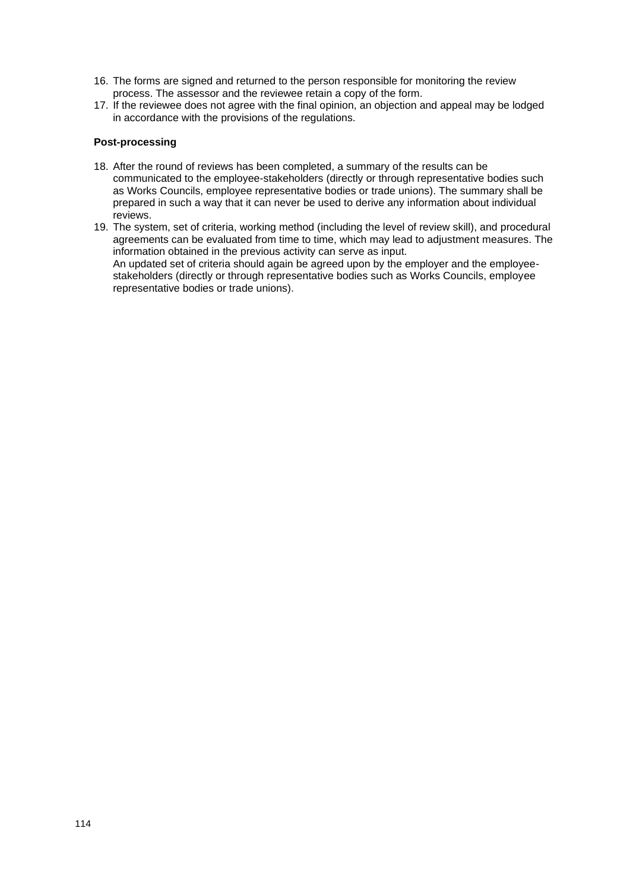16. The forms are signed and returned to the person responsible for monitoring the review process. The assessor and the reviewee retain a copy of the form.
17. If the reviewee does not agree with the final opinion, an objection and appeal may be lodged in accordance with the provisions of the regulations.

**Post-processing**

18. After the round of reviews has been completed, a summary of the results can be communicated to the employee-stakeholders (directly or through representative bodies such as Works Councils, employee representative bodies or trade unions). The summary shall be prepared in such a way that it can never be used to derive any information about individual reviews.
19. The system, set of criteria, working method (including the level of review skill), and procedural agreements can be evaluated from time to time, which may lead to adjustment measures. The information obtained in the previous activity can serve as input.
    An updated set of criteria should again be agreed upon by the employer and the employee-stakeholders (directly or through representative bodies such as Works Councils, employee representative bodies or trade unions).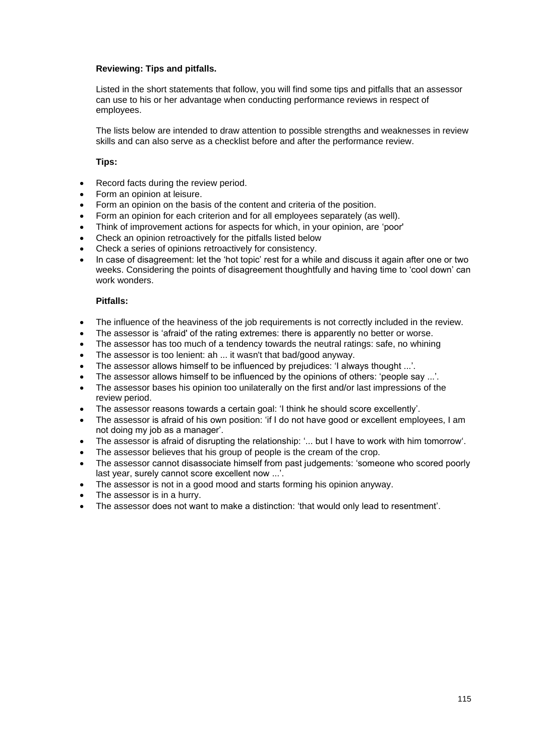**Reviewing: Tips and pitfalls.**

Listed in the short statements that follow, you will find some tips and pitfalls that an assessor can use to his or her advantage when conducting performance reviews in respect of employees.

The lists below are intended to draw attention to possible strengths and weaknesses in review skills and can also serve as a checklist before and after the performance review.

**Tips:**

- Record facts during the review period.
- Form an opinion at leisure.
- Form an opinion on the basis of the content and criteria of the position.
- Form an opinion for each criterion and for all employees separately (as well).
- Think of improvement actions for aspects for which, in your opinion, are 'poor'
- Check an opinion retroactively for the pitfalls listed below
- Check a series of opinions retroactively for consistency.
- In case of disagreement: let the 'hot topic' rest for a while and discuss it again after one or two weeks. Considering the points of disagreement thoughtfully and having time to 'cool down' can work wonders.

**Pitfalls:**

- The influence of the heaviness of the job requirements is not correctly included in the review.
- The assessor is 'afraid' of the rating extremes: there is apparently no better or worse.
- The assessor has too much of a tendency towards the neutral ratings: safe, no whining
- The assessor is too lenient: ah ... it wasn't that bad/good anyway.
- The assessor allows himself to be influenced by prejudices: 'I always thought ...'.
- The assessor allows himself to be influenced by the opinions of others: 'people say ...'.
- The assessor bases his opinion too unilaterally on the first and/or last impressions of the review period.
- The assessor reasons towards a certain goal: 'I think he should score excellently'.
- The assessor is afraid of his own position: 'if I do not have good or excellent employees, I am not doing my job as a manager'.
- The assessor is afraid of disrupting the relationship: '... but I have to work with him tomorrow'.
- The assessor believes that his group of people is the cream of the crop.
- The assessor cannot disassociate himself from past judgements: 'someone who scored poorly last year, surely cannot score excellent now ...'.
- The assessor is not in a good mood and starts forming his opinion anyway.
- The assessor is in a hurry.
- The assessor does not want to make a distinction: 'that would only lead to resentment'.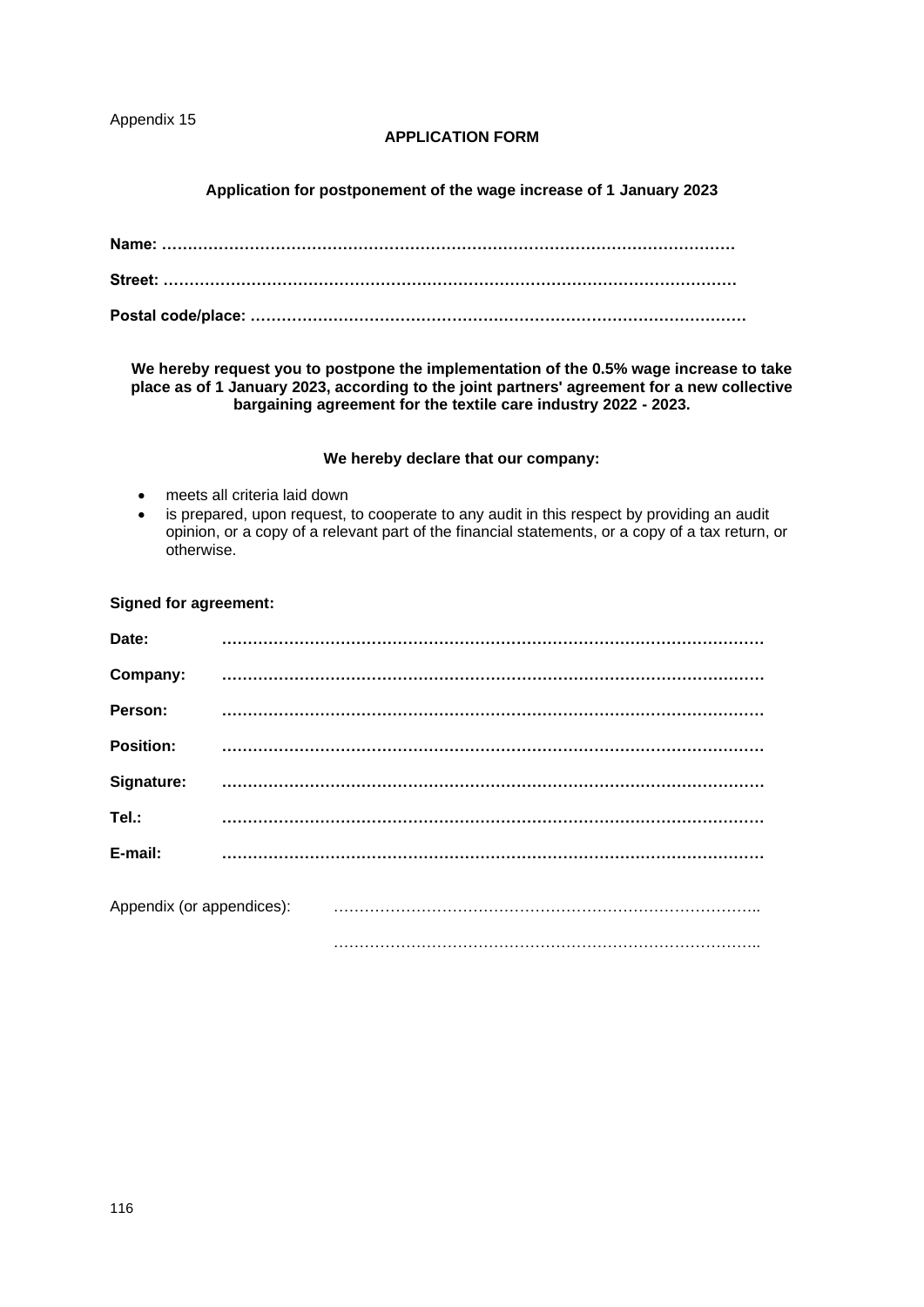Appendix 15

**APPLICATION FORM**

**Application for postponement of the wage increase of 1 January 2023**

**Name: ……………………………………………………………………………………………….**

**Street: ……………………………………………………………………………………………….**

**Postal code/place: ………………………………………………………………………………….**

**We hereby request you to postpone the implementation of the 0.5% wage increase to take place as of 1 January 2023, according to the joint partners' agreement for a new collective bargaining agreement for the textile care industry 2022 - 2023.**

**We hereby declare that our company:**

- meets all criteria laid down
- is prepared, upon request, to cooperate to any audit in this respect by providing an audit opinion, or a copy of a relevant part of the financial statements, or a copy of a tax return, or otherwise.

**Signed for agreement:**

**Date:** ……………………………………………………………………………………………

**Company:** ……………………………………………………………………………………………

**Person:** ……………………………………………………………………………………………

**Position:** ……………………………………………………………………………………………

**Signature:** ……………………………………………………………………………………………

**Tel.:** ……………………………………………………………………………………………

**E-mail:** ……………………………………………………………………………………………

Appendix (or appendices): ………………………………………………………………………..

………………………………………………………………………..